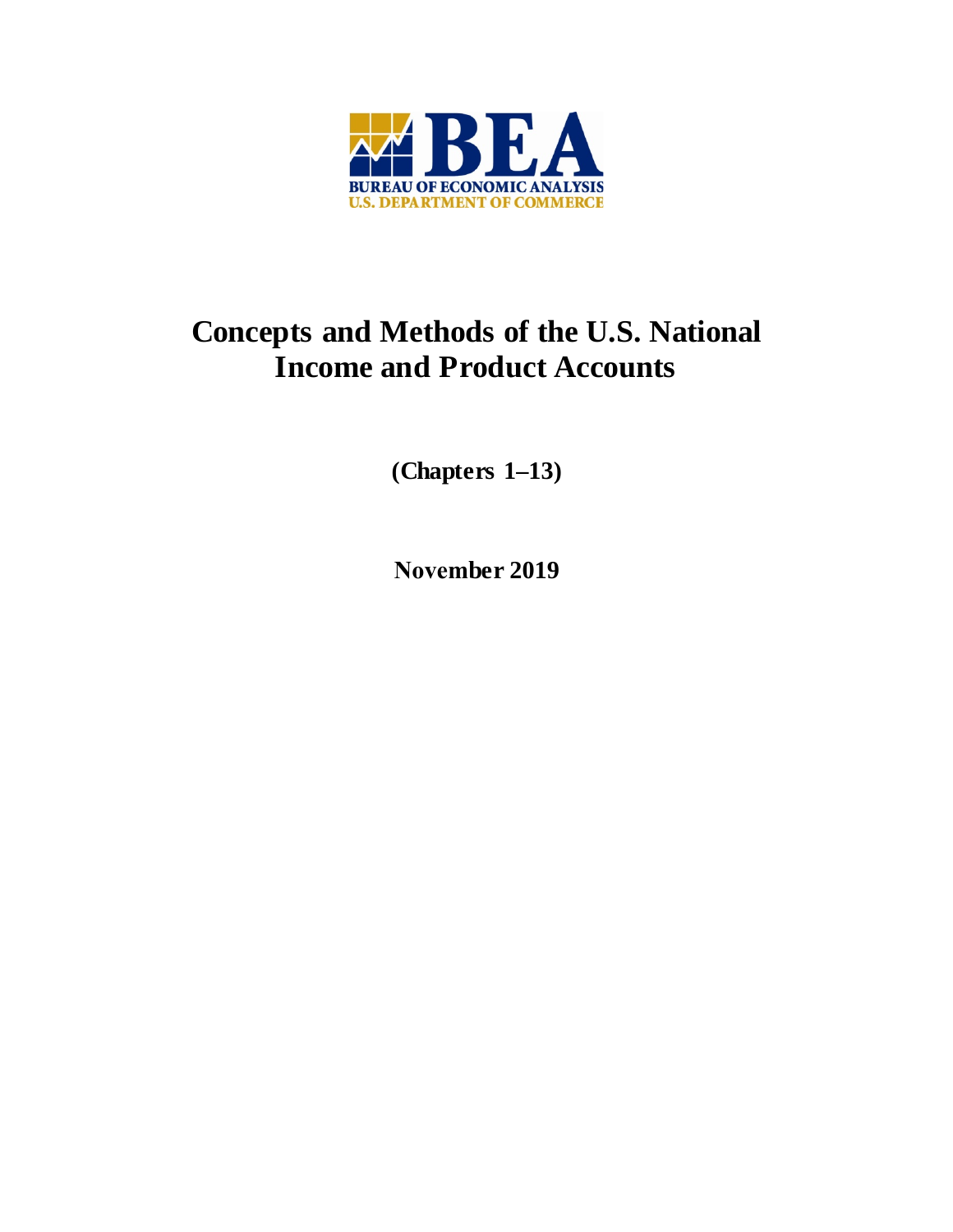BEA

BUREAU OF ECONOMIC ANALYSIS
U.S. DEPARTMENT OF COMMERCE

# Concepts and Methods of the U.S. National Income and Product Accounts

**(Chapters 1–13)**

**November 2019**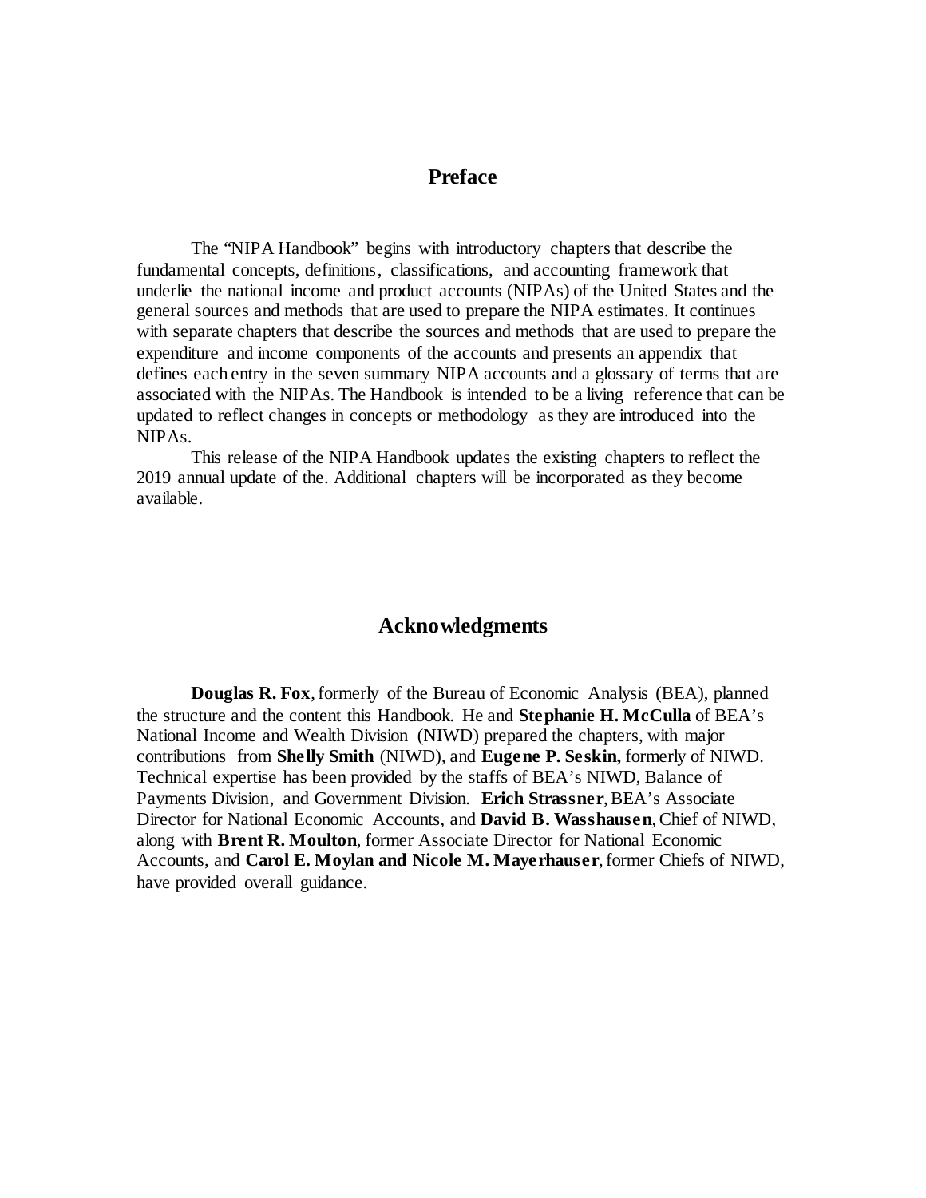## Preface

The "NIPA Handbook" begins with introductory chapters that describe the fundamental concepts, definitions, classifications, and accounting framework that underlie the national income and product accounts (NIPAs) of the United States and the general sources and methods that are used to prepare the NIPA estimates. It continues with separate chapters that describe the sources and methods that are used to prepare the expenditure and income components of the accounts and presents an appendix that defines each entry in the seven summary NIPA accounts and a glossary of terms that are associated with the NIPAs. The Handbook is intended to be a living reference that can be updated to reflect changes in concepts or methodology as they are introduced into the NIPAs.

This release of the NIPA Handbook updates the existing chapters to reflect the 2019 annual update of the. Additional chapters will be incorporated as they become available.

## Acknowledgments

**Douglas R. Fox**, formerly of the Bureau of Economic Analysis (BEA), planned the structure and the content this Handbook. He and **Stephanie H. McCulla** of BEA's National Income and Wealth Division (NIWD) prepared the chapters, with major contributions from **Shelly Smith** (NIWD), and **Eugene P. Seskin,** formerly of NIWD. Technical expertise has been provided by the staffs of BEA's NIWD, Balance of Payments Division, and Government Division. **Erich Strassner**, BEA's Associate Director for National Economic Accounts, and **David B. Wasshausen**, Chief of NIWD, along with **Brent R. Moulton**, former Associate Director for National Economic Accounts, and **Carol E. Moylan and Nicole M. Mayerhauser**, former Chiefs of NIWD, have provided overall guidance.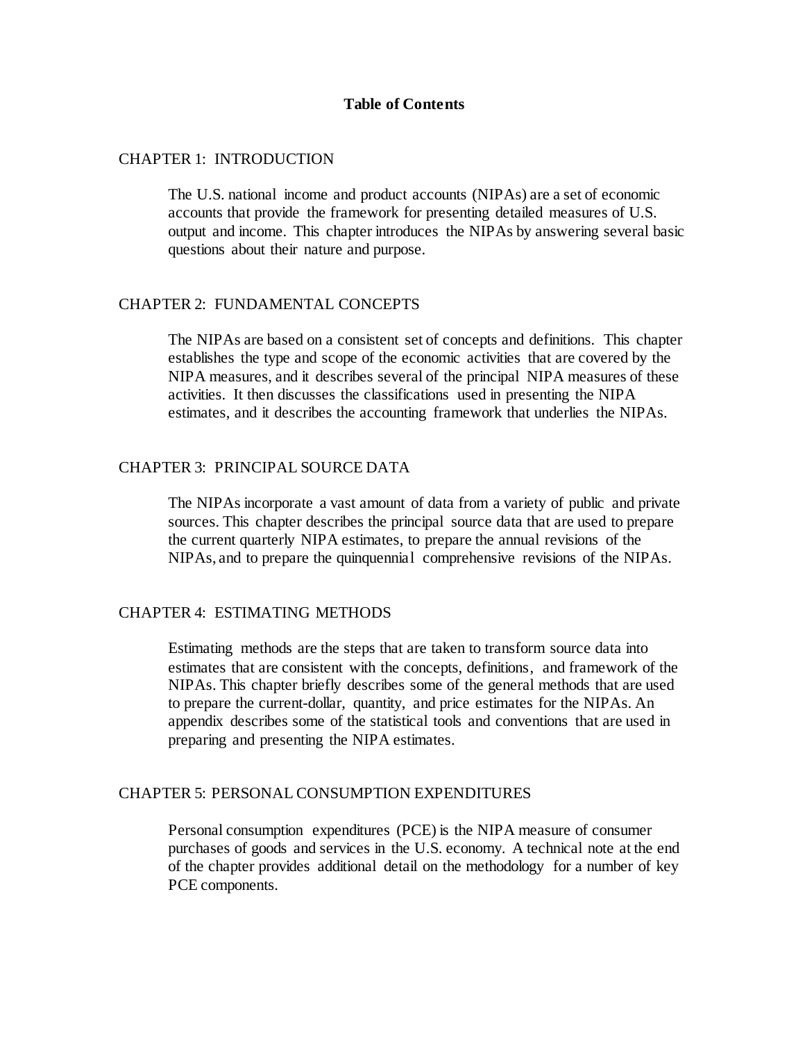# Table of Contents

## CHAPTER 1: INTRODUCTION

The U.S. national income and product accounts (NIPAs) are a set of economic accounts that provide the framework for presenting detailed measures of U.S. output and income. This chapter introduces the NIPAs by answering several basic questions about their nature and purpose.

## CHAPTER 2: FUNDAMENTAL CONCEPTS

The NIPAs are based on a consistent set of concepts and definitions. This chapter establishes the type and scope of the economic activities that are covered by the NIPA measures, and it describes several of the principal NIPA measures of these activities. It then discusses the classifications used in presenting the NIPA estimates, and it describes the accounting framework that underlies the NIPAs.

## CHAPTER 3: PRINCIPAL SOURCE DATA

The NIPAs incorporate a vast amount of data from a variety of public and private sources. This chapter describes the principal source data that are used to prepare the current quarterly NIPA estimates, to prepare the annual revisions of the NIPAs, and to prepare the quinquennial comprehensive revisions of the NIPAs.

## CHAPTER 4: ESTIMATING METHODS

Estimating methods are the steps that are taken to transform source data into estimates that are consistent with the concepts, definitions, and framework of the NIPAs. This chapter briefly describes some of the general methods that are used to prepare the current-dollar, quantity, and price estimates for the NIPAs. An appendix describes some of the statistical tools and conventions that are used in preparing and presenting the NIPA estimates.

## CHAPTER 5: PERSONAL CONSUMPTION EXPENDITURES

Personal consumption expenditures (PCE) is the NIPA measure of consumer purchases of goods and services in the U.S. economy. A technical note at the end of the chapter provides additional detail on the methodology for a number of key PCE components.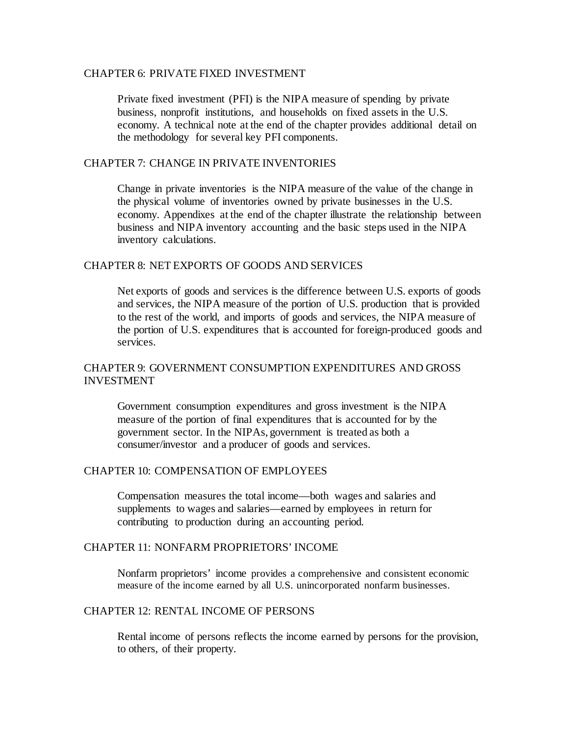## CHAPTER 6: PRIVATE FIXED INVESTMENT

Private fixed investment (PFI) is the NIPA measure of spending by private business, nonprofit institutions, and households on fixed assets in the U.S. economy. A technical note at the end of the chapter provides additional detail on the methodology for several key PFI components.

## CHAPTER 7: CHANGE IN PRIVATE INVENTORIES

Change in private inventories is the NIPA measure of the value of the change in the physical volume of inventories owned by private businesses in the U.S. economy. Appendixes at the end of the chapter illustrate the relationship between business and NIPA inventory accounting and the basic steps used in the NIPA inventory calculations.

## CHAPTER 8: NET EXPORTS OF GOODS AND SERVICES

Net exports of goods and services is the difference between U.S. exports of goods and services, the NIPA measure of the portion of U.S. production that is provided to the rest of the world, and imports of goods and services, the NIPA measure of the portion of U.S. expenditures that is accounted for foreign-produced goods and services.

## CHAPTER 9: GOVERNMENT CONSUMPTION EXPENDITURES AND GROSS INVESTMENT

Government consumption expenditures and gross investment is the NIPA measure of the portion of final expenditures that is accounted for by the government sector. In the NIPAs, government is treated as both a consumer/investor and a producer of goods and services.

## CHAPTER 10: COMPENSATION OF EMPLOYEES

Compensation measures the total income—both wages and salaries and supplements to wages and salaries—earned by employees in return for contributing to production during an accounting period.

## CHAPTER 11: NONFARM PROPRIETORS' INCOME

Nonfarm proprietors' income provides a comprehensive and consistent economic measure of the income earned by all U.S. unincorporated nonfarm businesses.

## CHAPTER 12: RENTAL INCOME OF PERSONS

Rental income of persons reflects the income earned by persons for the provision, to others, of their property.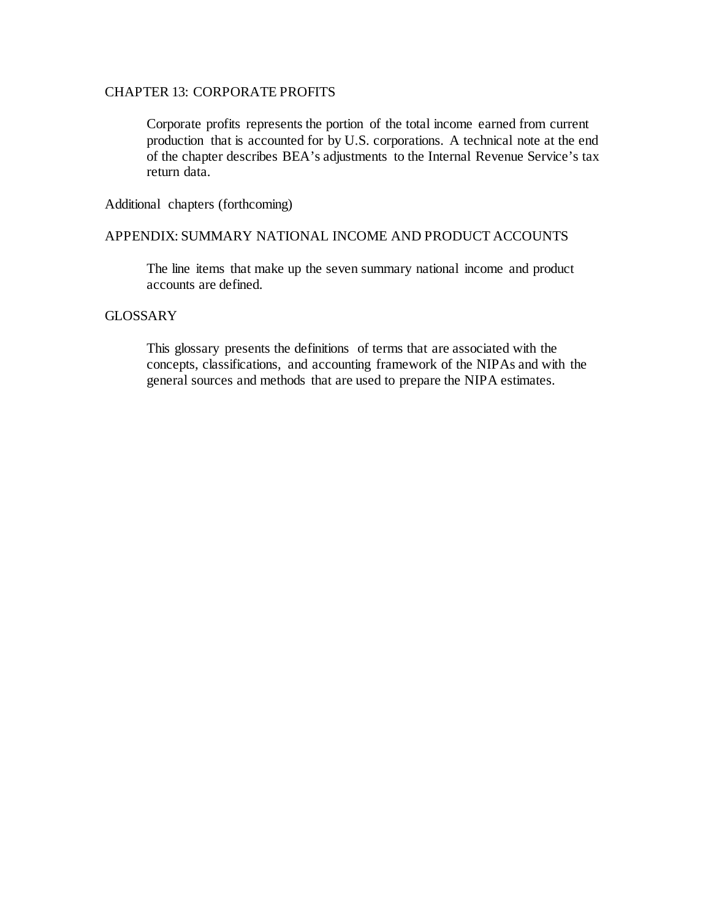CHAPTER 13: CORPORATE PROFITS

Corporate profits represents the portion of the total income earned from current production that is accounted for by U.S. corporations. A technical note at the end of the chapter describes BEA's adjustments to the Internal Revenue Service's tax return data.

Additional chapters (forthcoming)

APPENDIX: SUMMARY NATIONAL INCOME AND PRODUCT ACCOUNTS

The line items that make up the seven summary national income and product accounts are defined.

GLOSSARY

This glossary presents the definitions of terms that are associated with the concepts, classifications, and accounting framework of the NIPAs and with the general sources and methods that are used to prepare the NIPA estimates.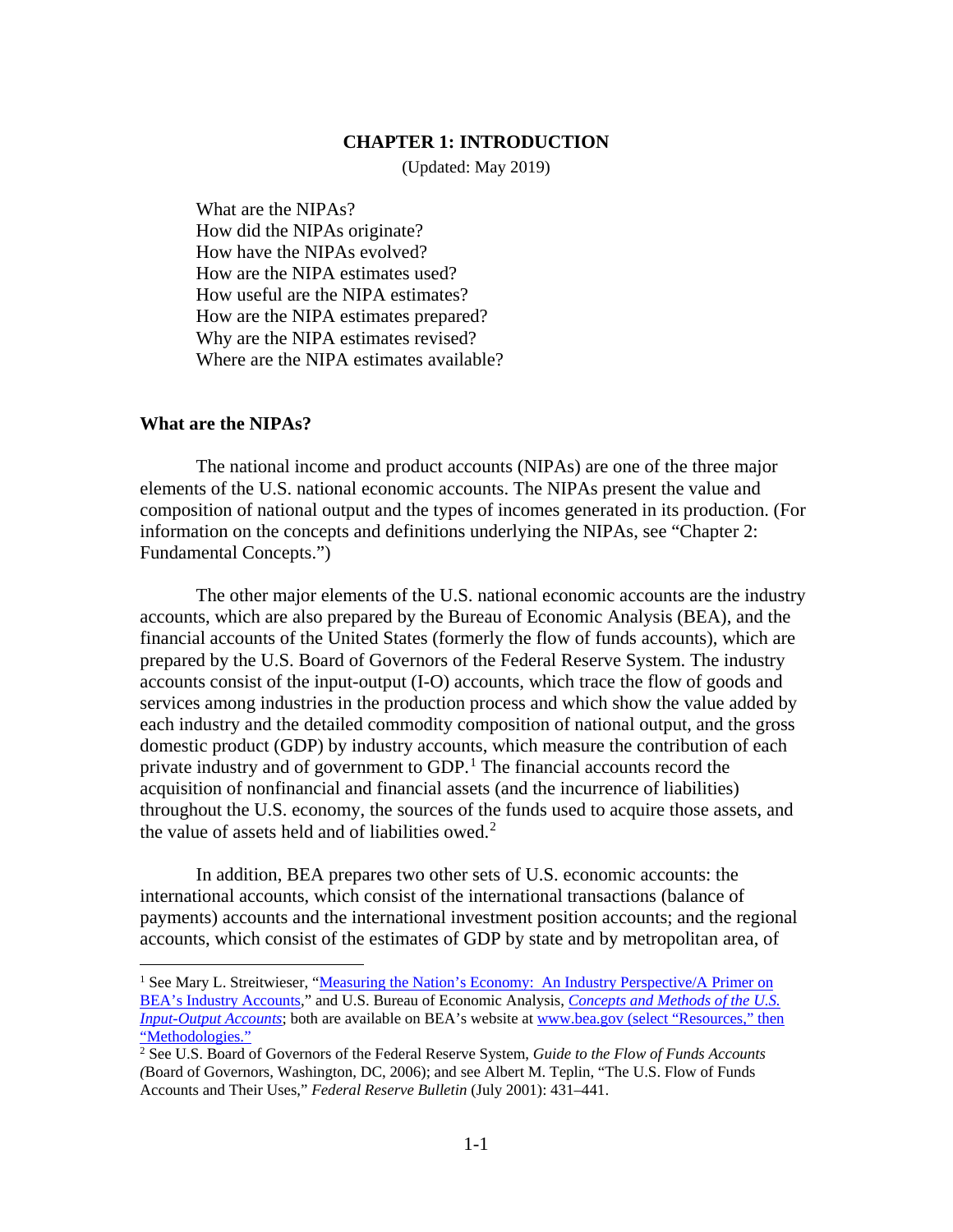## CHAPTER 1: INTRODUCTION

(Updated: May 2019)

What are the NIPAs?
How did the NIPAs originate?
How have the NIPAs evolved?
How are the NIPA estimates used?
How useful are the NIPA estimates?
How are the NIPA estimates prepared?
Why are the NIPA estimates revised?
Where are the NIPA estimates available?

### What are the NIPAs?

The national income and product accounts (NIPAs) are one of the three major elements of the U.S. national economic accounts. The NIPAs present the value and composition of national output and the types of incomes generated in its production. (For information on the concepts and definitions underlying the NIPAs, see "Chapter 2: Fundamental Concepts.")

The other major elements of the U.S. national economic accounts are the industry accounts, which are also prepared by the Bureau of Economic Analysis (BEA), and the financial accounts of the United States (formerly the flow of funds accounts), which are prepared by the U.S. Board of Governors of the Federal Reserve System. The industry accounts consist of the input-output (I-O) accounts, which trace the flow of goods and services among industries in the production process and which show the value added by each industry and the detailed commodity composition of national output, and the gross domestic product (GDP) by industry accounts, which measure the contribution of each private industry and of government to GDP.[1] The financial accounts record the acquisition of nonfinancial and financial assets (and the incurrence of liabilities) throughout the U.S. economy, the sources of the funds used to acquire those assets, and the value of assets held and of liabilities owed.[2]

In addition, BEA prepares two other sets of U.S. economic accounts: the international accounts, which consist of the international transactions (balance of payments) accounts and the international investment position accounts; and the regional accounts, which consist of the estimates of GDP by state and by metropolitan area, of

---

[1] See Mary L. Streitwieser, "Measuring the Nation's Economy: An Industry Perspective/A Primer on BEA's Industry Accounts," and U.S. Bureau of Economic Analysis, *Concepts and Methods of the U.S. Input-Output Accounts*; both are available on BEA's website at www.bea.gov (select "Resources," then "Methodologies."

[2] See U.S. Board of Governors of the Federal Reserve System, *Guide to the Flow of Funds Accounts* (Board of Governors, Washington, DC, 2006); and see Albert M. Teplin, "The U.S. Flow of Funds Accounts and Their Uses," *Federal Reserve Bulletin* (July 2001): 431–441.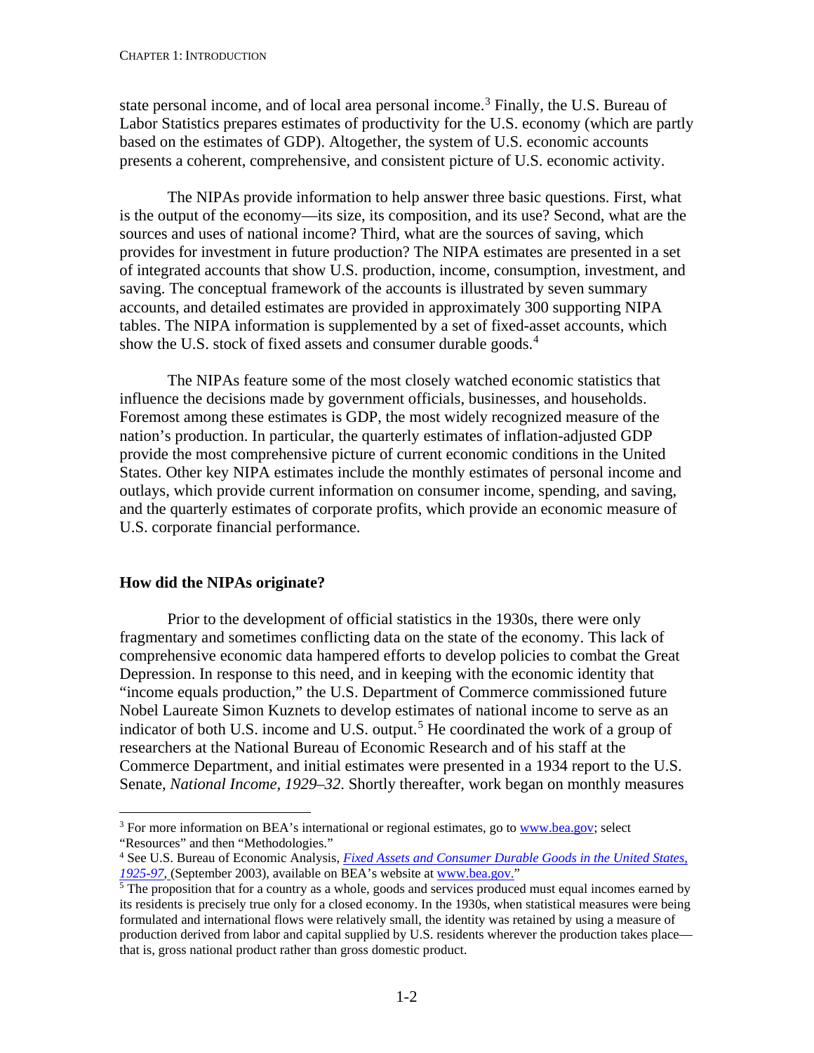state personal income, and of local area personal income.[3] Finally, the U.S. Bureau of Labor Statistics prepares estimates of productivity for the U.S. economy (which are partly based on the estimates of GDP). Altogether, the system of U.S. economic accounts presents a coherent, comprehensive, and consistent picture of U.S. economic activity.

The NIPAs provide information to help answer three basic questions. First, what is the output of the economy—its size, its composition, and its use? Second, what are the sources and uses of national income? Third, what are the sources of saving, which provides for investment in future production? The NIPA estimates are presented in a set of integrated accounts that show U.S. production, income, consumption, investment, and saving. The conceptual framework of the accounts is illustrated by seven summary accounts, and detailed estimates are provided in approximately 300 supporting NIPA tables. The NIPA information is supplemented by a set of fixed-asset accounts, which show the U.S. stock of fixed assets and consumer durable goods.[4]

The NIPAs feature some of the most closely watched economic statistics that influence the decisions made by government officials, businesses, and households. Foremost among these estimates is GDP, the most widely recognized measure of the nation's production. In particular, the quarterly estimates of inflation-adjusted GDP provide the most comprehensive picture of current economic conditions in the United States. Other key NIPA estimates include the monthly estimates of personal income and outlays, which provide current information on consumer income, spending, and saving, and the quarterly estimates of corporate profits, which provide an economic measure of U.S. corporate financial performance.

**How did the NIPAs originate?**

Prior to the development of official statistics in the 1930s, there were only fragmentary and sometimes conflicting data on the state of the economy. This lack of comprehensive economic data hampered efforts to develop policies to combat the Great Depression. In response to this need, and in keeping with the economic identity that "income equals production," the U.S. Department of Commerce commissioned future Nobel Laureate Simon Kuznets to develop estimates of national income to serve as an indicator of both U.S. income and U.S. output.[5] He coordinated the work of a group of researchers at the National Bureau of Economic Research and of his staff at the Commerce Department, and initial estimates were presented in a 1934 report to the U.S. Senate, *National Income, 1929–32*. Shortly thereafter, work began on monthly measures

---

[3] For more information on BEA's international or regional estimates, go to www.bea.gov; select "Resources" and then "Methodologies."

[4] See U.S. Bureau of Economic Analysis, *Fixed Assets and Consumer Durable Goods in the United States, 1925-97*, (September 2003), available on BEA's website at www.bea.gov."

[5] The proposition that for a country as a whole, goods and services produced must equal incomes earned by its residents is precisely true only for a closed economy. In the 1930s, when statistical measures were being formulated and international flows were relatively small, the identity was retained by using a measure of production derived from labor and capital supplied by U.S. residents wherever the production takes place—that is, gross national product rather than gross domestic product.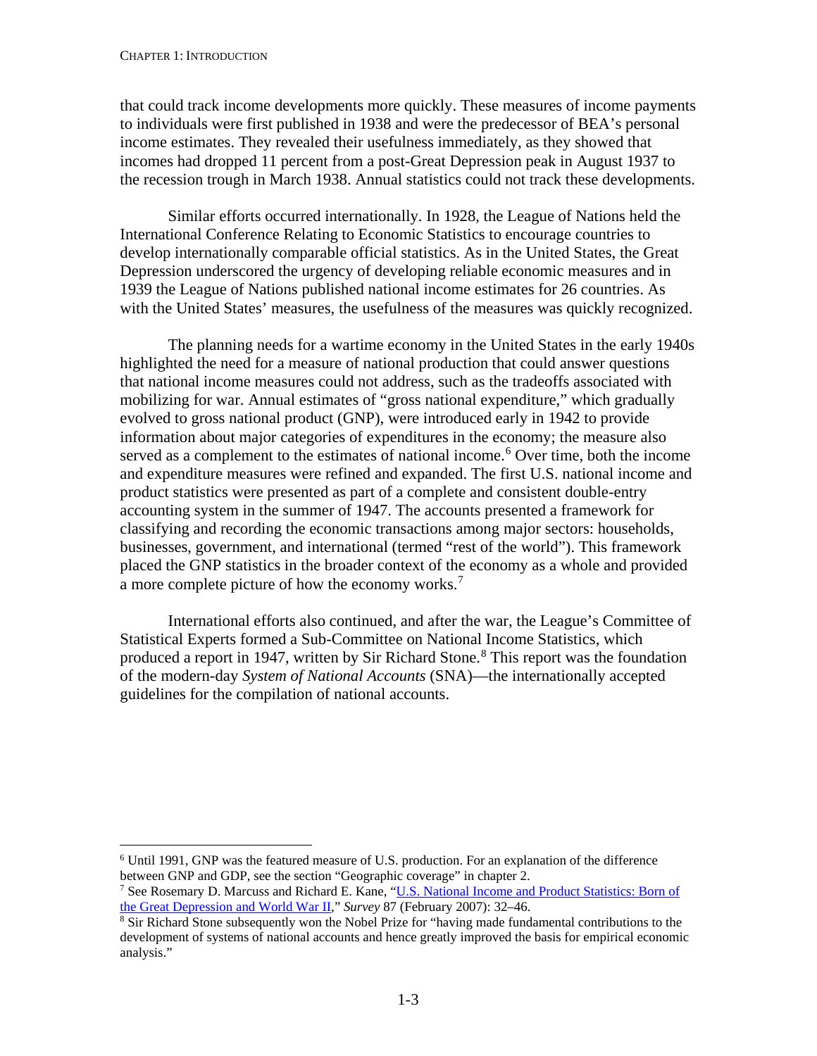that could track income developments more quickly. These measures of income payments to individuals were first published in 1938 and were the predecessor of BEA's personal income estimates. They revealed their usefulness immediately, as they showed that incomes had dropped 11 percent from a post-Great Depression peak in August 1937 to the recession trough in March 1938. Annual statistics could not track these developments.

Similar efforts occurred internationally. In 1928, the League of Nations held the International Conference Relating to Economic Statistics to encourage countries to develop internationally comparable official statistics. As in the United States, the Great Depression underscored the urgency of developing reliable economic measures and in 1939 the League of Nations published national income estimates for 26 countries. As with the United States' measures, the usefulness of the measures was quickly recognized.

The planning needs for a wartime economy in the United States in the early 1940s highlighted the need for a measure of national production that could answer questions that national income measures could not address, such as the tradeoffs associated with mobilizing for war. Annual estimates of "gross national expenditure," which gradually evolved to gross national product (GNP), were introduced early in 1942 to provide information about major categories of expenditures in the economy; the measure also served as a complement to the estimates of national income.[6] Over time, both the income and expenditure measures were refined and expanded. The first U.S. national income and product statistics were presented as part of a complete and consistent double-entry accounting system in the summer of 1947. The accounts presented a framework for classifying and recording the economic transactions among major sectors: households, businesses, government, and international (termed "rest of the world"). This framework placed the GNP statistics in the broader context of the economy as a whole and provided a more complete picture of how the economy works.[7]

International efforts also continued, and after the war, the League's Committee of Statistical Experts formed a Sub-Committee on National Income Statistics, which produced a report in 1947, written by Sir Richard Stone.[8] This report was the foundation of the modern-day *System of National Accounts* (SNA)—the internationally accepted guidelines for the compilation of national accounts.

---

[6] Until 1991, GNP was the featured measure of U.S. production. For an explanation of the difference between GNP and GDP, see the section "Geographic coverage" in chapter 2.

[7] See Rosemary D. Marcuss and Richard E. Kane, "U.S. National Income and Product Statistics: Born of the Great Depression and World War II," *Survey* 87 (February 2007): 32–46.

[8] Sir Richard Stone subsequently won the Nobel Prize for "having made fundamental contributions to the development of systems of national accounts and hence greatly improved the basis for empirical economic analysis."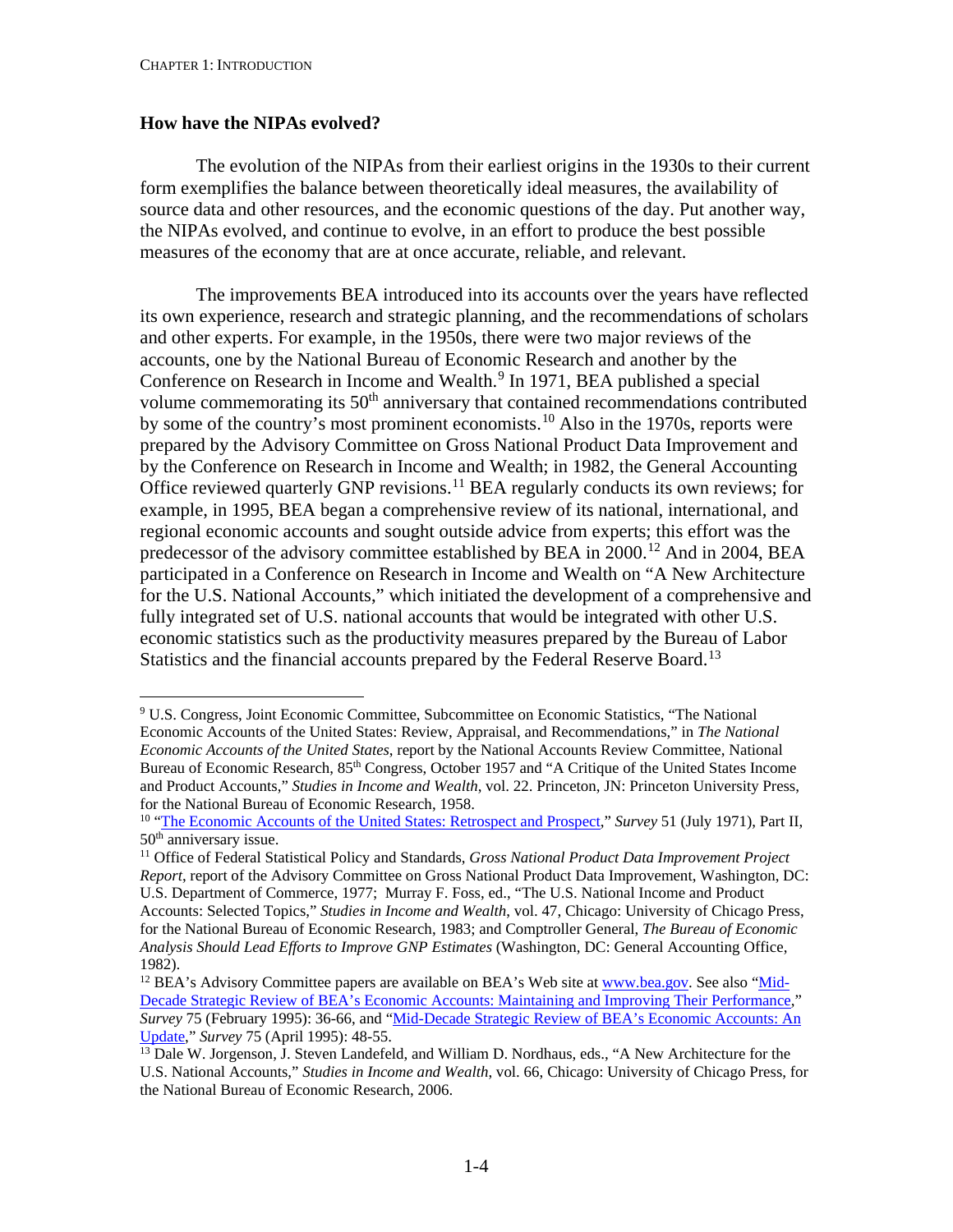### How have the NIPAs evolved?

The evolution of the NIPAs from their earliest origins in the 1930s to their current form exemplifies the balance between theoretically ideal measures, the availability of source data and other resources, and the economic questions of the day. Put another way, the NIPAs evolved, and continue to evolve, in an effort to produce the best possible measures of the economy that are at once accurate, reliable, and relevant.

The improvements BEA introduced into its accounts over the years have reflected its own experience, research and strategic planning, and the recommendations of scholars and other experts. For example, in the 1950s, there were two major reviews of the accounts, one by the National Bureau of Economic Research and another by the Conference on Research in Income and Wealth.[9] In 1971, BEA published a special volume commemorating its 50th anniversary that contained recommendations contributed by some of the country's most prominent economists.[10] Also in the 1970s, reports were prepared by the Advisory Committee on Gross National Product Data Improvement and by the Conference on Research in Income and Wealth; in 1982, the General Accounting Office reviewed quarterly GNP revisions.[11] BEA regularly conducts its own reviews; for example, in 1995, BEA began a comprehensive review of its national, international, and regional economic accounts and sought outside advice from experts; this effort was the predecessor of the advisory committee established by BEA in 2000.[12] And in 2004, BEA participated in a Conference on Research in Income and Wealth on "A New Architecture for the U.S. National Accounts," which initiated the development of a comprehensive and fully integrated set of U.S. national accounts that would be integrated with other U.S. economic statistics such as the productivity measures prepared by the Bureau of Labor Statistics and the financial accounts prepared by the Federal Reserve Board.[13]

---

[9] U.S. Congress, Joint Economic Committee, Subcommittee on Economic Statistics, "The National Economic Accounts of the United States: Review, Appraisal, and Recommendations," in *The National Economic Accounts of the United States*, report by the National Accounts Review Committee, National Bureau of Economic Research, 85th Congress, October 1957 and "A Critique of the United States Income and Product Accounts," *Studies in Income and Wealth*, vol. 22. Princeton, JN: Princeton University Press, for the National Bureau of Economic Research, 1958.

[10] "The Economic Accounts of the United States: Retrospect and Prospect," *Survey* 51 (July 1971), Part II, 50th anniversary issue.

[11] Office of Federal Statistical Policy and Standards, *Gross National Product Data Improvement Project Report*, report of the Advisory Committee on Gross National Product Data Improvement, Washington, DC: U.S. Department of Commerce, 1977; Murray F. Foss, ed., "The U.S. National Income and Product Accounts: Selected Topics," *Studies in Income and Wealth*, vol. 47, Chicago: University of Chicago Press, for the National Bureau of Economic Research, 1983; and Comptroller General, *The Bureau of Economic Analysis Should Lead Efforts to Improve GNP Estimates* (Washington, DC: General Accounting Office, 1982).

[12] BEA's Advisory Committee papers are available on BEA's Web site at www.bea.gov. See also "Mid-Decade Strategic Review of BEA's Economic Accounts: Maintaining and Improving Their Performance," *Survey* 75 (February 1995): 36-66, and "Mid-Decade Strategic Review of BEA's Economic Accounts: An Update," *Survey* 75 (April 1995): 48-55.

[13] Dale W. Jorgenson, J. Steven Landefeld, and William D. Nordhaus, eds., "A New Architecture for the U.S. National Accounts," *Studies in Income and Wealth*, vol. 66, Chicago: University of Chicago Press, for the National Bureau of Economic Research, 2006.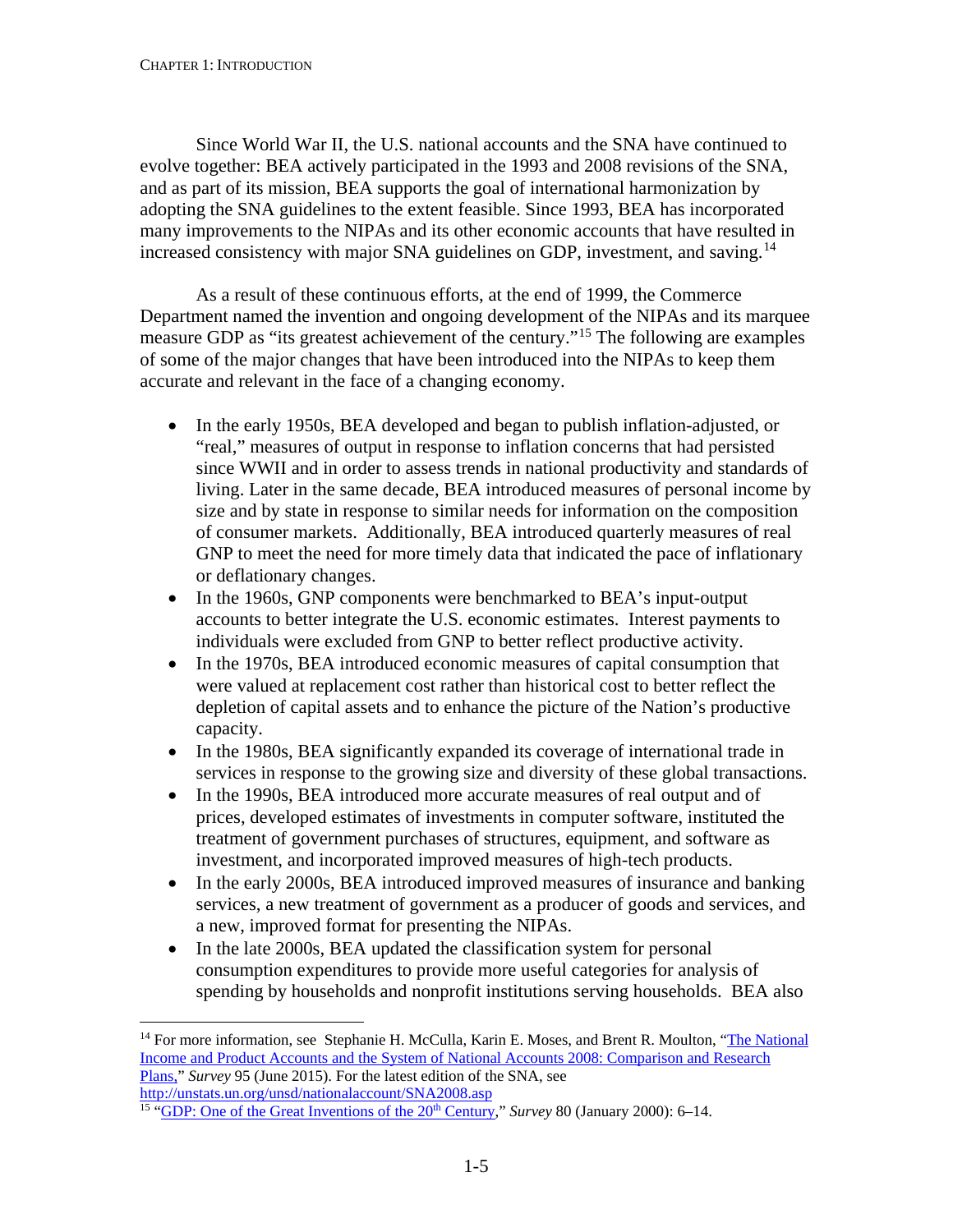Since World War II, the U.S. national accounts and the SNA have continued to evolve together: BEA actively participated in the 1993 and 2008 revisions of the SNA, and as part of its mission, BEA supports the goal of international harmonization by adopting the SNA guidelines to the extent feasible. Since 1993, BEA has incorporated many improvements to the NIPAs and its other economic accounts that have resulted in increased consistency with major SNA guidelines on GDP, investment, and saving.[14]

As a result of these continuous efforts, at the end of 1999, the Commerce Department named the invention and ongoing development of the NIPAs and its marquee measure GDP as "its greatest achievement of the century."[15] The following are examples of some of the major changes that have been introduced into the NIPAs to keep them accurate and relevant in the face of a changing economy.

- In the early 1950s, BEA developed and began to publish inflation-adjusted, or "real," measures of output in response to inflation concerns that had persisted since WWII and in order to assess trends in national productivity and standards of living. Later in the same decade, BEA introduced measures of personal income by size and by state in response to similar needs for information on the composition of consumer markets. Additionally, BEA introduced quarterly measures of real GNP to meet the need for more timely data that indicated the pace of inflationary or deflationary changes.
- In the 1960s, GNP components were benchmarked to BEA's input-output accounts to better integrate the U.S. economic estimates. Interest payments to individuals were excluded from GNP to better reflect productive activity.
- In the 1970s, BEA introduced economic measures of capital consumption that were valued at replacement cost rather than historical cost to better reflect the depletion of capital assets and to enhance the picture of the Nation's productive capacity.
- In the 1980s, BEA significantly expanded its coverage of international trade in services in response to the growing size and diversity of these global transactions.
- In the 1990s, BEA introduced more accurate measures of real output and of prices, developed estimates of investments in computer software, instituted the treatment of government purchases of structures, equipment, and software as investment, and incorporated improved measures of high-tech products.
- In the early 2000s, BEA introduced improved measures of insurance and banking services, a new treatment of government as a producer of goods and services, and a new, improved format for presenting the NIPAs.
- In the late 2000s, BEA updated the classification system for personal consumption expenditures to provide more useful categories for analysis of spending by households and nonprofit institutions serving households. BEA also

---

[14] For more information, see Stephanie H. McCulla, Karin E. Moses, and Brent R. Moulton, "The National Income and Product Accounts and the System of National Accounts 2008: Comparison and Research Plans," *Survey* 95 (June 2015). For the latest edition of the SNA, see http://unstats.un.org/unsd/nationalaccount/SNA2008.asp

[15] "GDP: One of the Great Inventions of the 20th Century," *Survey* 80 (January 2000): 6–14.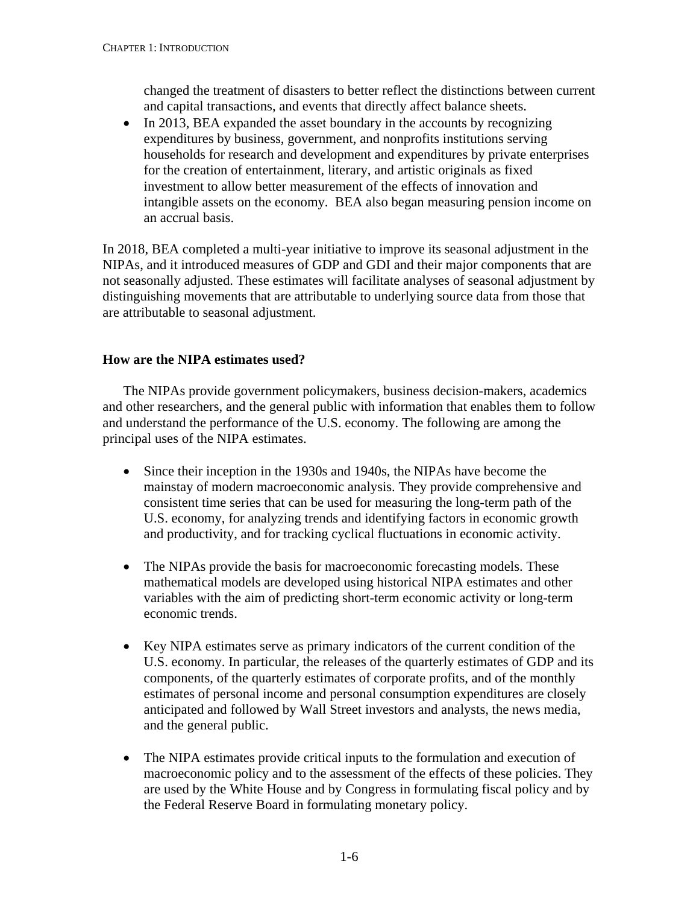changed the treatment of disasters to better reflect the distinctions between current and capital transactions, and events that directly affect balance sheets.

- In 2013, BEA expanded the asset boundary in the accounts by recognizing expenditures by business, government, and nonprofits institutions serving households for research and development and expenditures by private enterprises for the creation of entertainment, literary, and artistic originals as fixed investment to allow better measurement of the effects of innovation and intangible assets on the economy. BEA also began measuring pension income on an accrual basis.

In 2018, BEA completed a multi-year initiative to improve its seasonal adjustment in the NIPAs, and it introduced measures of GDP and GDI and their major components that are not seasonally adjusted. These estimates will facilitate analyses of seasonal adjustment by distinguishing movements that are attributable to underlying source data from those that are attributable to seasonal adjustment.

### How are the NIPA estimates used?

The NIPAs provide government policymakers, business decision-makers, academics and other researchers, and the general public with information that enables them to follow and understand the performance of the U.S. economy. The following are among the principal uses of the NIPA estimates.

- Since their inception in the 1930s and 1940s, the NIPAs have become the mainstay of modern macroeconomic analysis. They provide comprehensive and consistent time series that can be used for measuring the long-term path of the U.S. economy, for analyzing trends and identifying factors in economic growth and productivity, and for tracking cyclical fluctuations in economic activity.

- The NIPAs provide the basis for macroeconomic forecasting models. These mathematical models are developed using historical NIPA estimates and other variables with the aim of predicting short-term economic activity or long-term economic trends.

- Key NIPA estimates serve as primary indicators of the current condition of the U.S. economy. In particular, the releases of the quarterly estimates of GDP and its components, of the quarterly estimates of corporate profits, and of the monthly estimates of personal income and personal consumption expenditures are closely anticipated and followed by Wall Street investors and analysts, the news media, and the general public.

- The NIPA estimates provide critical inputs to the formulation and execution of macroeconomic policy and to the assessment of the effects of these policies. They are used by the White House and by Congress in formulating fiscal policy and by the Federal Reserve Board in formulating monetary policy.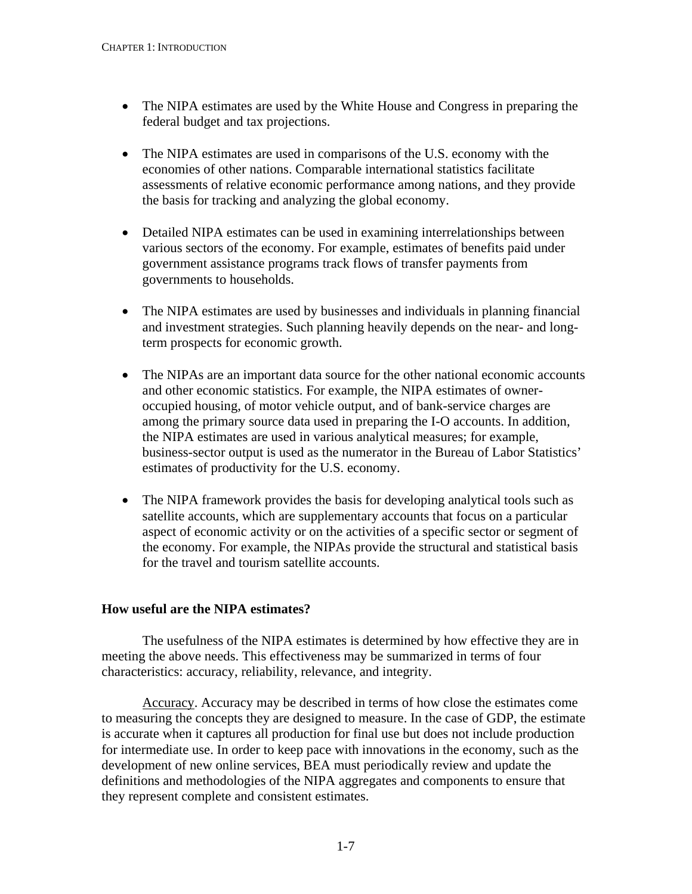- The NIPA estimates are used by the White House and Congress in preparing the federal budget and tax projections.

- The NIPA estimates are used in comparisons of the U.S. economy with the economies of other nations. Comparable international statistics facilitate assessments of relative economic performance among nations, and they provide the basis for tracking and analyzing the global economy.

- Detailed NIPA estimates can be used in examining interrelationships between various sectors of the economy. For example, estimates of benefits paid under government assistance programs track flows of transfer payments from governments to households.

- The NIPA estimates are used by businesses and individuals in planning financial and investment strategies. Such planning heavily depends on the near- and long-term prospects for economic growth.

- The NIPAs are an important data source for the other national economic accounts and other economic statistics. For example, the NIPA estimates of owner-occupied housing, of motor vehicle output, and of bank-service charges are among the primary source data used in preparing the I-O accounts. In addition, the NIPA estimates are used in various analytical measures; for example, business-sector output is used as the numerator in the Bureau of Labor Statistics' estimates of productivity for the U.S. economy.

- The NIPA framework provides the basis for developing analytical tools such as satellite accounts, which are supplementary accounts that focus on a particular aspect of economic activity or on the activities of a specific sector or segment of the economy. For example, the NIPAs provide the structural and statistical basis for the travel and tourism satellite accounts.

**How useful are the NIPA estimates?**

The usefulness of the NIPA estimates is determined by how effective they are in meeting the above needs. This effectiveness may be summarized in terms of four characteristics: accuracy, reliability, relevance, and integrity.

Accuracy. Accuracy may be described in terms of how close the estimates come to measuring the concepts they are designed to measure. In the case of GDP, the estimate is accurate when it captures all production for final use but does not include production for intermediate use. In order to keep pace with innovations in the economy, such as the development of new online services, BEA must periodically review and update the definitions and methodologies of the NIPA aggregates and components to ensure that they represent complete and consistent estimates.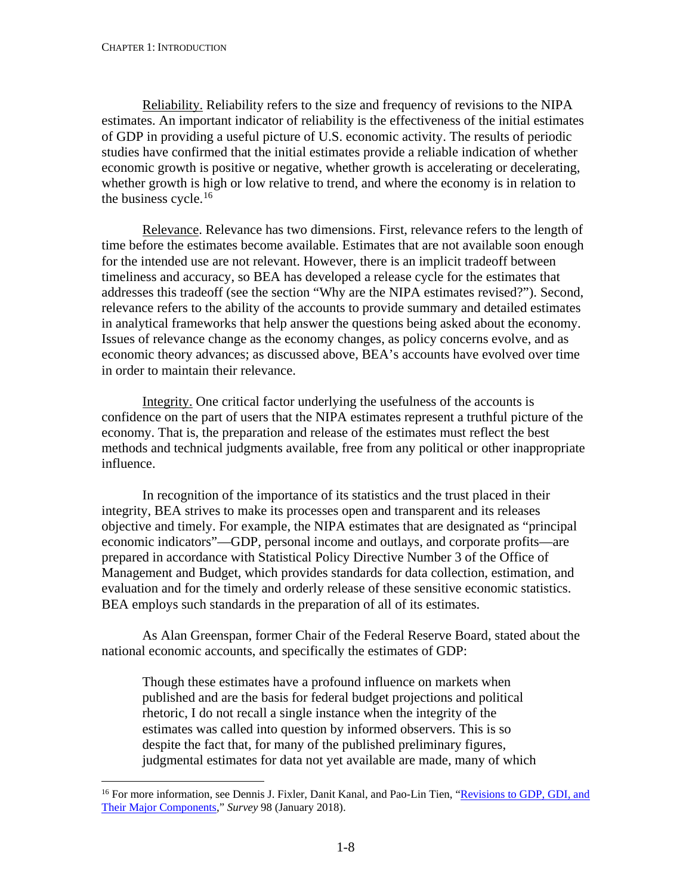Reliability. Reliability refers to the size and frequency of revisions to the NIPA estimates. An important indicator of reliability is the effectiveness of the initial estimates of GDP in providing a useful picture of U.S. economic activity. The results of periodic studies have confirmed that the initial estimates provide a reliable indication of whether economic growth is positive or negative, whether growth is accelerating or decelerating, whether growth is high or low relative to trend, and where the economy is in relation to the business cycle.[16]

Relevance. Relevance has two dimensions. First, relevance refers to the length of time before the estimates become available. Estimates that are not available soon enough for the intended use are not relevant. However, there is an implicit tradeoff between timeliness and accuracy, so BEA has developed a release cycle for the estimates that addresses this tradeoff (see the section "Why are the NIPA estimates revised?"). Second, relevance refers to the ability of the accounts to provide summary and detailed estimates in analytical frameworks that help answer the questions being asked about the economy. Issues of relevance change as the economy changes, as policy concerns evolve, and as economic theory advances; as discussed above, BEA's accounts have evolved over time in order to maintain their relevance.

Integrity. One critical factor underlying the usefulness of the accounts is confidence on the part of users that the NIPA estimates represent a truthful picture of the economy. That is, the preparation and release of the estimates must reflect the best methods and technical judgments available, free from any political or other inappropriate influence.

In recognition of the importance of its statistics and the trust placed in their integrity, BEA strives to make its processes open and transparent and its releases objective and timely. For example, the NIPA estimates that are designated as "principal economic indicators"—GDP, personal income and outlays, and corporate profits—are prepared in accordance with Statistical Policy Directive Number 3 of the Office of Management and Budget, which provides standards for data collection, estimation, and evaluation and for the timely and orderly release of these sensitive economic statistics. BEA employs such standards in the preparation of all of its estimates.

As Alan Greenspan, former Chair of the Federal Reserve Board, stated about the national economic accounts, and specifically the estimates of GDP:

> Though these estimates have a profound influence on markets when published and are the basis for federal budget projections and political rhetoric, I do not recall a single instance when the integrity of the estimates was called into question by informed observers. This is so despite the fact that, for many of the published preliminary figures, judgmental estimates for data not yet available are made, many of which

---

[16] For more information, see Dennis J. Fixler, Danit Kanal, and Pao-Lin Tien, "Revisions to GDP, GDI, and Their Major Components," *Survey* 98 (January 2018).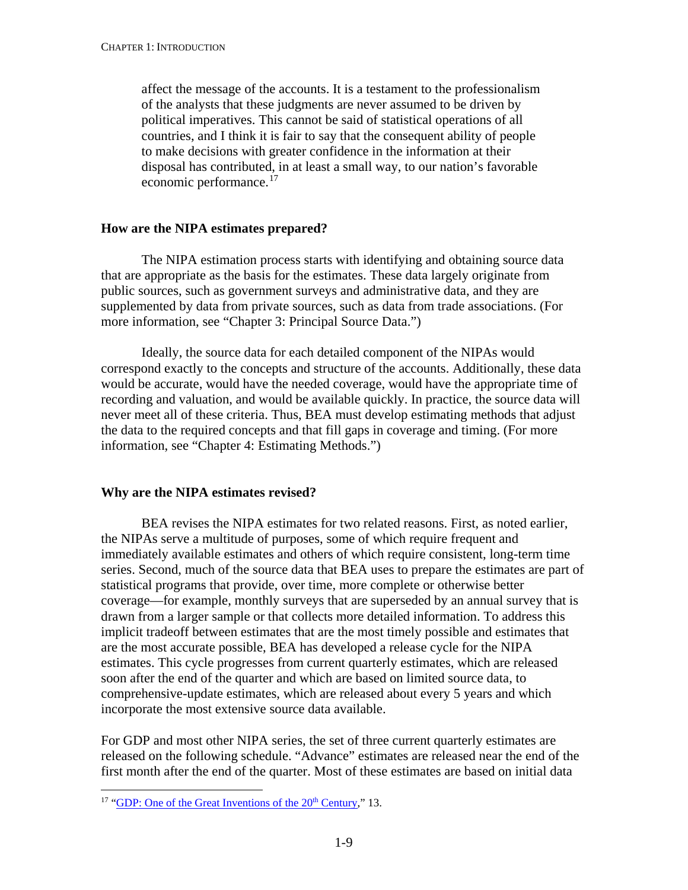affect the message of the accounts. It is a testament to the professionalism of the analysts that these judgments are never assumed to be driven by political imperatives. This cannot be said of statistical operations of all countries, and I think it is fair to say that the consequent ability of people to make decisions with greater confidence in the information at their disposal has contributed, in at least a small way, to our nation's favorable economic performance.[17]

### How are the NIPA estimates prepared?

The NIPA estimation process starts with identifying and obtaining source data that are appropriate as the basis for the estimates. These data largely originate from public sources, such as government surveys and administrative data, and they are supplemented by data from private sources, such as data from trade associations. (For more information, see "Chapter 3: Principal Source Data.")

Ideally, the source data for each detailed component of the NIPAs would correspond exactly to the concepts and structure of the accounts. Additionally, these data would be accurate, would have the needed coverage, would have the appropriate time of recording and valuation, and would be available quickly. In practice, the source data will never meet all of these criteria. Thus, BEA must develop estimating methods that adjust the data to the required concepts and that fill gaps in coverage and timing. (For more information, see "Chapter 4: Estimating Methods.")

### Why are the NIPA estimates revised?

BEA revises the NIPA estimates for two related reasons. First, as noted earlier, the NIPAs serve a multitude of purposes, some of which require frequent and immediately available estimates and others of which require consistent, long-term time series. Second, much of the source data that BEA uses to prepare the estimates are part of statistical programs that provide, over time, more complete or otherwise better coverage—for example, monthly surveys that are superseded by an annual survey that is drawn from a larger sample or that collects more detailed information. To address this implicit tradeoff between estimates that are the most timely possible and estimates that are the most accurate possible, BEA has developed a release cycle for the NIPA estimates. This cycle progresses from current quarterly estimates, which are released soon after the end of the quarter and which are based on limited source data, to comprehensive-update estimates, which are released about every 5 years and which incorporate the most extensive source data available.

For GDP and most other NIPA series, the set of three current quarterly estimates are released on the following schedule. "Advance" estimates are released near the end of the first month after the end of the quarter. Most of these estimates are based on initial data

---

[17] "GDP: One of the Great Inventions of the 20th Century," 13.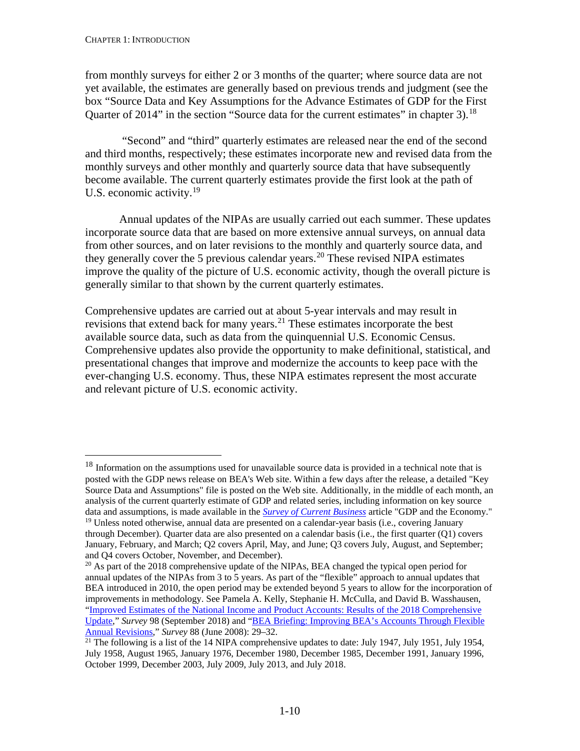from monthly surveys for either 2 or 3 months of the quarter; where source data are not yet available, the estimates are generally based on previous trends and judgment (see the box "Source Data and Key Assumptions for the Advance Estimates of GDP for the First Quarter of 2014" in the section "Source data for the current estimates" in chapter 3).[18]

"Second" and "third" quarterly estimates are released near the end of the second and third months, respectively; these estimates incorporate new and revised data from the monthly surveys and other monthly and quarterly source data that have subsequently become available. The current quarterly estimates provide the first look at the path of U.S. economic activity.[19]

Annual updates of the NIPAs are usually carried out each summer. These updates incorporate source data that are based on more extensive annual surveys, on annual data from other sources, and on later revisions to the monthly and quarterly source data, and they generally cover the 5 previous calendar years.[20] These revised NIPA estimates improve the quality of the picture of U.S. economic activity, though the overall picture is generally similar to that shown by the current quarterly estimates.

Comprehensive updates are carried out at about 5-year intervals and may result in revisions that extend back for many years.[21] These estimates incorporate the best available source data, such as data from the quinquennial U.S. Economic Census. Comprehensive updates also provide the opportunity to make definitional, statistical, and presentational changes that improve and modernize the accounts to keep pace with the ever-changing U.S. economy. Thus, these NIPA estimates represent the most accurate and relevant picture of U.S. economic activity.

---

[18] Information on the assumptions used for unavailable source data is provided in a technical note that is posted with the GDP news release on BEA's Web site. Within a few days after the release, a detailed "Key Source Data and Assumptions" file is posted on the Web site. Additionally, in the middle of each month, an analysis of the current quarterly estimate of GDP and related series, including information on key source data and assumptions, is made available in the *Survey of Current Business* article "GDP and the Economy."

[19] Unless noted otherwise, annual data are presented on a calendar-year basis (i.e., covering January through December). Quarter data are also presented on a calendar basis (i.e., the first quarter (Q1) covers January, February, and March; Q2 covers April, May, and June; Q3 covers July, August, and September; and Q4 covers October, November, and December).

[20] As part of the 2018 comprehensive update of the NIPAs, BEA changed the typical open period for annual updates of the NIPAs from 3 to 5 years. As part of the "flexible" approach to annual updates that BEA introduced in 2010, the open period may be extended beyond 5 years to allow for the incorporation of improvements in methodology. See Pamela A. Kelly, Stephanie H. McCulla, and David B. Wasshausen, "Improved Estimates of the National Income and Product Accounts: Results of the 2018 Comprehensive Update," *Survey* 98 (September 2018) and "BEA Briefing: Improving BEA's Accounts Through Flexible Annual Revisions," *Survey* 88 (June 2008): 29–32.

[21] The following is a list of the 14 NIPA comprehensive updates to date: July 1947, July 1951, July 1954, July 1958, August 1965, January 1976, December 1980, December 1985, December 1991, January 1996, October 1999, December 2003, July 2009, July 2013, and July 2018.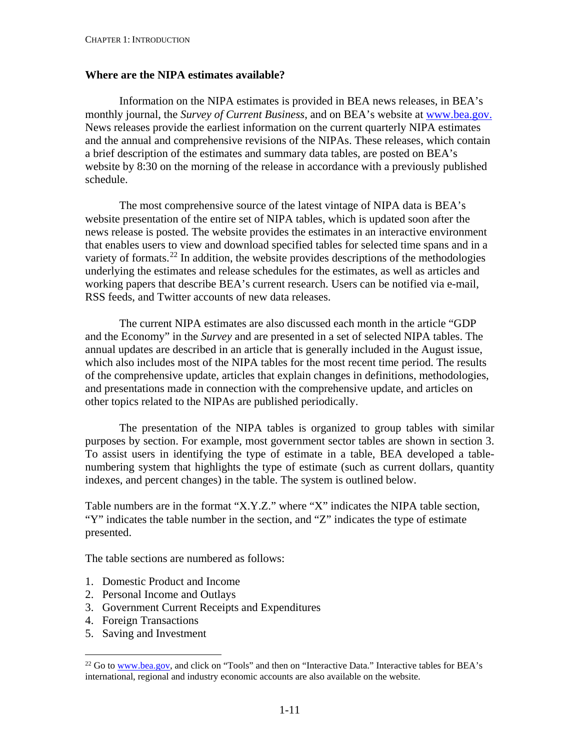### Where are the NIPA estimates available?

Information on the NIPA estimates is provided in BEA news releases, in BEA's monthly journal, the *Survey of Current Business*, and on BEA's website at www.bea.gov. News releases provide the earliest information on the current quarterly NIPA estimates and the annual and comprehensive revisions of the NIPAs. These releases, which contain a brief description of the estimates and summary data tables, are posted on BEA's website by 8:30 on the morning of the release in accordance with a previously published schedule.

The most comprehensive source of the latest vintage of NIPA data is BEA's website presentation of the entire set of NIPA tables, which is updated soon after the news release is posted. The website provides the estimates in an interactive environment that enables users to view and download specified tables for selected time spans and in a variety of formats.[22] In addition, the website provides descriptions of the methodologies underlying the estimates and release schedules for the estimates, as well as articles and working papers that describe BEA's current research. Users can be notified via e-mail, RSS feeds, and Twitter accounts of new data releases.

The current NIPA estimates are also discussed each month in the article "GDP and the Economy" in the *Survey* and are presented in a set of selected NIPA tables. The annual updates are described in an article that is generally included in the August issue, which also includes most of the NIPA tables for the most recent time period. The results of the comprehensive update, articles that explain changes in definitions, methodologies, and presentations made in connection with the comprehensive update, and articles on other topics related to the NIPAs are published periodically.

The presentation of the NIPA tables is organized to group tables with similar purposes by section. For example, most government sector tables are shown in section 3. To assist users in identifying the type of estimate in a table, BEA developed a table-numbering system that highlights the type of estimate (such as current dollars, quantity indexes, and percent changes) in the table. The system is outlined below.

Table numbers are in the format "X.Y.Z." where "X" indicates the NIPA table section, "Y" indicates the table number in the section, and "Z" indicates the type of estimate presented.

The table sections are numbered as follows:

1. Domestic Product and Income
2. Personal Income and Outlays
3. Government Current Receipts and Expenditures
4. Foreign Transactions
5. Saving and Investment

---

[22] Go to www.bea.gov, and click on "Tools" and then on "Interactive Data." Interactive tables for BEA's international, regional and industry economic accounts are also available on the website.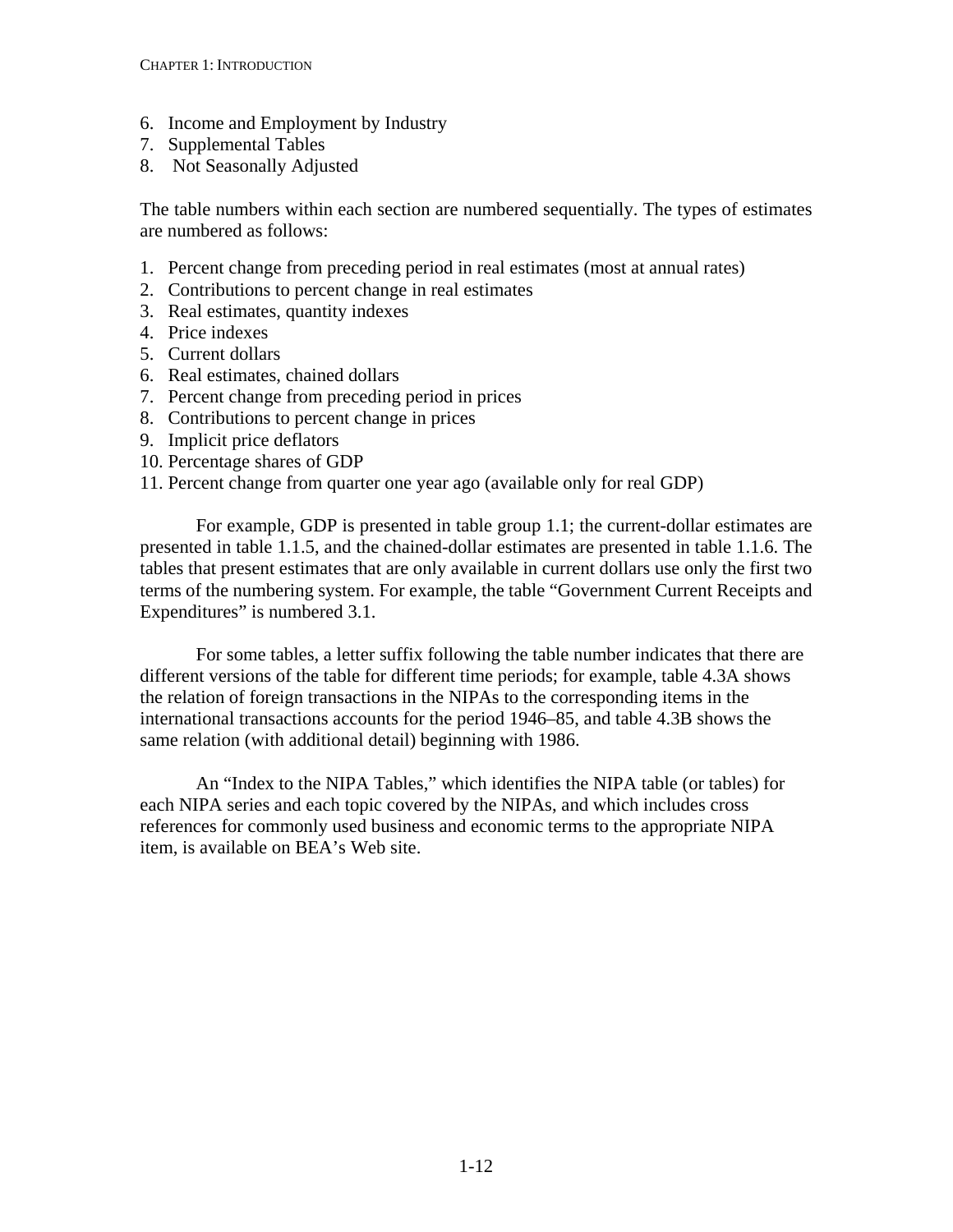6. Income and Employment by Industry
7. Supplemental Tables
8. Not Seasonally Adjusted

The table numbers within each section are numbered sequentially. The types of estimates are numbered as follows:

1. Percent change from preceding period in real estimates (most at annual rates)
2. Contributions to percent change in real estimates
3. Real estimates, quantity indexes
4. Price indexes
5. Current dollars
6. Real estimates, chained dollars
7. Percent change from preceding period in prices
8. Contributions to percent change in prices
9. Implicit price deflators
10. Percentage shares of GDP
11. Percent change from quarter one year ago (available only for real GDP)

For example, GDP is presented in table group 1.1; the current-dollar estimates are presented in table 1.1.5, and the chained-dollar estimates are presented in table 1.1.6. The tables that present estimates that are only available in current dollars use only the first two terms of the numbering system. For example, the table "Government Current Receipts and Expenditures" is numbered 3.1.

For some tables, a letter suffix following the table number indicates that there are different versions of the table for different time periods; for example, table 4.3A shows the relation of foreign transactions in the NIPAs to the corresponding items in the international transactions accounts for the period 1946–85, and table 4.3B shows the same relation (with additional detail) beginning with 1986.

An "Index to the NIPA Tables," which identifies the NIPA table (or tables) for each NIPA series and each topic covered by the NIPAs, and which includes cross references for commonly used business and economic terms to the appropriate NIPA item, is available on BEA's Web site.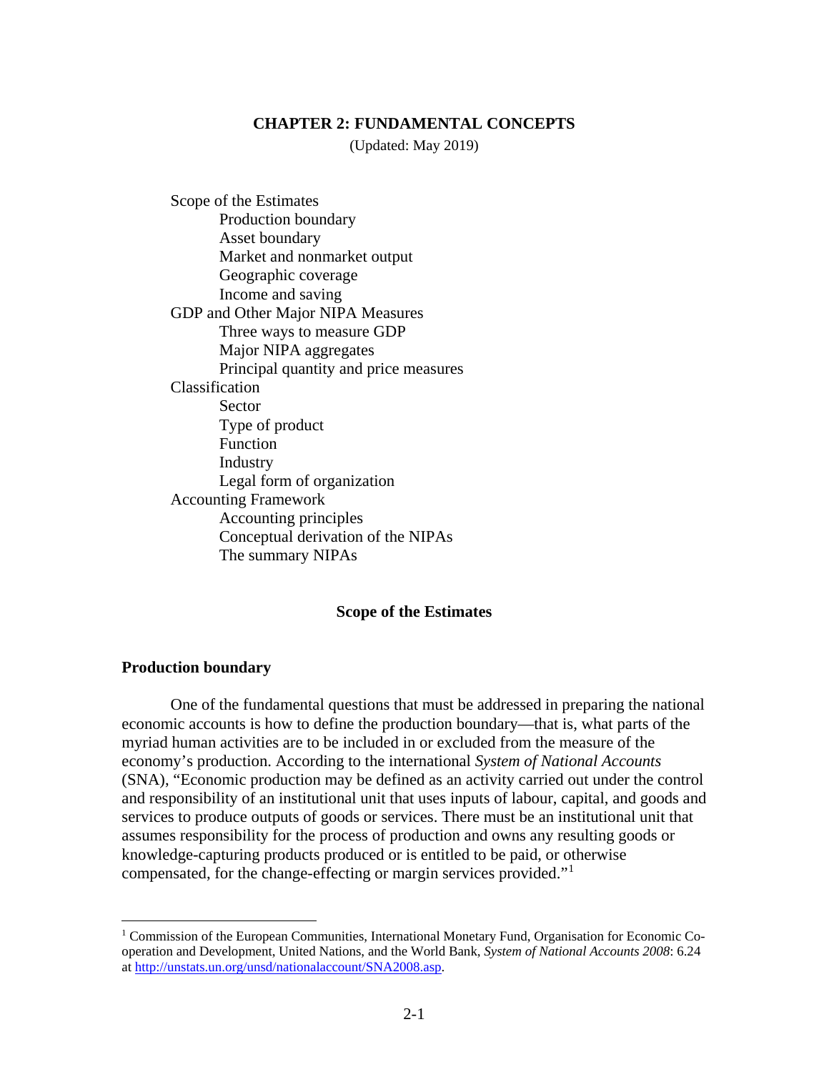# CHAPTER 2: FUNDAMENTAL CONCEPTS

(Updated: May 2019)

- Scope of the Estimates
  - Production boundary
  - Asset boundary
  - Market and nonmarket output
  - Geographic coverage
  - Income and saving
- GDP and Other Major NIPA Measures
  - Three ways to measure GDP
  - Major NIPA aggregates
  - Principal quantity and price measures
- Classification
  - Sector
  - Type of product
  - Function
  - Industry
  - Legal form of organization
- Accounting Framework
  - Accounting principles
  - Conceptual derivation of the NIPAs
  - The summary NIPAs

## Scope of the Estimates

### Production boundary

One of the fundamental questions that must be addressed in preparing the national economic accounts is how to define the production boundary—that is, what parts of the myriad human activities are to be included in or excluded from the measure of the economy's production. According to the international *System of National Accounts* (SNA), "Economic production may be defined as an activity carried out under the control and responsibility of an institutional unit that uses inputs of labour, capital, and goods and services to produce outputs of goods or services. There must be an institutional unit that assumes responsibility for the process of production and owns any resulting goods or knowledge-capturing products produced or is entitled to be paid, or otherwise compensated, for the change-effecting or margin services provided."[1]

---

[1] Commission of the European Communities, International Monetary Fund, Organisation for Economic Co-operation and Development, United Nations, and the World Bank, *System of National Accounts 2008*: 6.24 at http://unstats.un.org/unsd/nationalaccount/SNA2008.asp.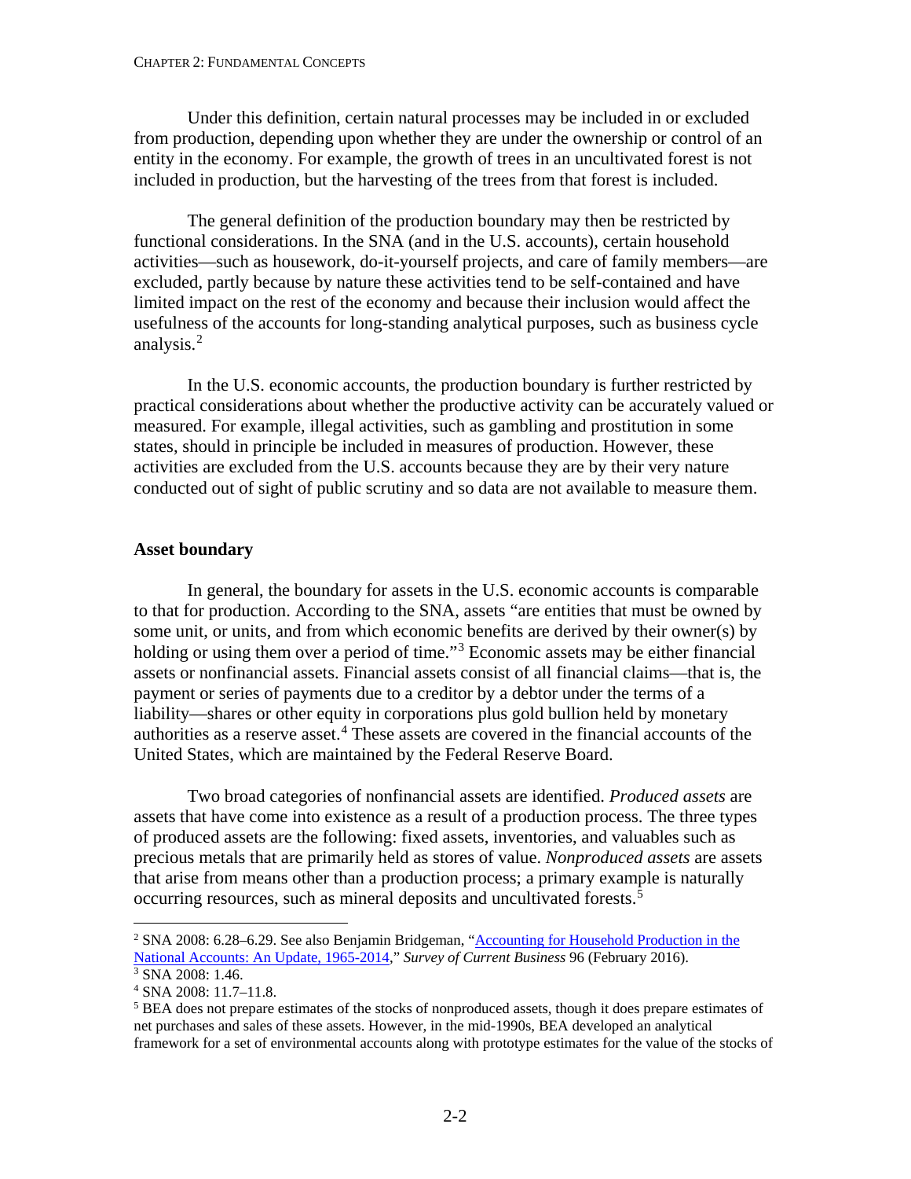Under this definition, certain natural processes may be included in or excluded from production, depending upon whether they are under the ownership or control of an entity in the economy. For example, the growth of trees in an uncultivated forest is not included in production, but the harvesting of the trees from that forest is included.

The general definition of the production boundary may then be restricted by functional considerations. In the SNA (and in the U.S. accounts), certain household activities—such as housework, do-it-yourself projects, and care of family members—are excluded, partly because by nature these activities tend to be self-contained and have limited impact on the rest of the economy and because their inclusion would affect the usefulness of the accounts for long-standing analytical purposes, such as business cycle analysis.[2]

In the U.S. economic accounts, the production boundary is further restricted by practical considerations about whether the productive activity can be accurately valued or measured. For example, illegal activities, such as gambling and prostitution in some states, should in principle be included in measures of production. However, these activities are excluded from the U.S. accounts because they are by their very nature conducted out of sight of public scrutiny and so data are not available to measure them.

### Asset boundary

In general, the boundary for assets in the U.S. economic accounts is comparable to that for production. According to the SNA, assets "are entities that must be owned by some unit, or units, and from which economic benefits are derived by their owner(s) by holding or using them over a period of time."[3] Economic assets may be either financial assets or nonfinancial assets. Financial assets consist of all financial claims—that is, the payment or series of payments due to a creditor by a debtor under the terms of a liability—shares or other equity in corporations plus gold bullion held by monetary authorities as a reserve asset.[4] These assets are covered in the financial accounts of the United States, which are maintained by the Federal Reserve Board.

Two broad categories of nonfinancial assets are identified. *Produced assets* are assets that have come into existence as a result of a production process. The three types of produced assets are the following: fixed assets, inventories, and valuables such as precious metals that are primarily held as stores of value. *Nonproduced assets* are assets that arise from means other than a production process; a primary example is naturally occurring resources, such as mineral deposits and uncultivated forests.[5]

---

[2] SNA 2008: 6.28–6.29. See also Benjamin Bridgeman, "Accounting for Household Production in the National Accounts: An Update, 1965-2014," *Survey of Current Business* 96 (February 2016).

[3] SNA 2008: 1.46.

[4] SNA 2008: 11.7–11.8.

[5] BEA does not prepare estimates of the stocks of nonproduced assets, though it does prepare estimates of net purchases and sales of these assets. However, in the mid-1990s, BEA developed an analytical framework for a set of environmental accounts along with prototype estimates for the value of the stocks of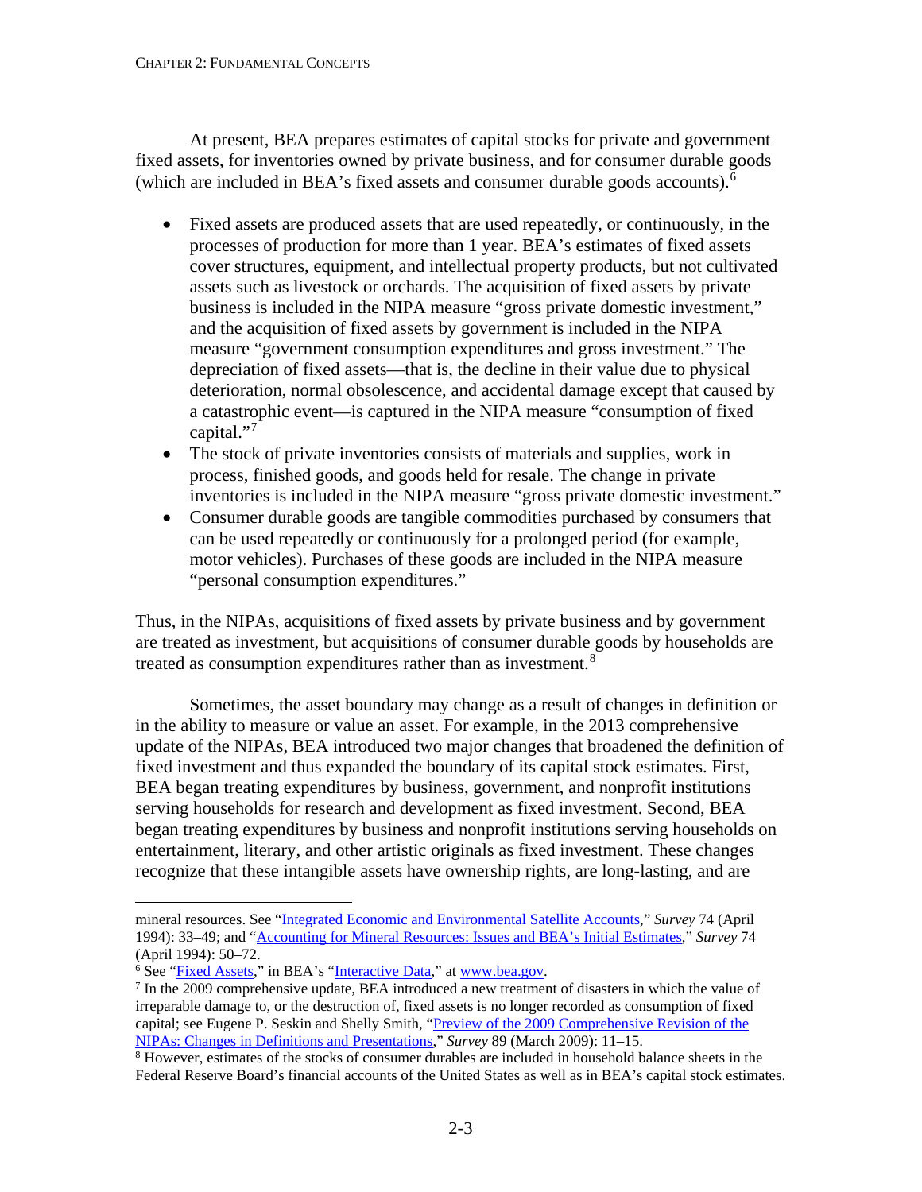At present, BEA prepares estimates of capital stocks for private and government fixed assets, for inventories owned by private business, and for consumer durable goods (which are included in BEA's fixed assets and consumer durable goods accounts).[6]

- Fixed assets are produced assets that are used repeatedly, or continuously, in the processes of production for more than 1 year. BEA's estimates of fixed assets cover structures, equipment, and intellectual property products, but not cultivated assets such as livestock or orchards. The acquisition of fixed assets by private business is included in the NIPA measure "gross private domestic investment," and the acquisition of fixed assets by government is included in the NIPA measure "government consumption expenditures and gross investment." The depreciation of fixed assets—that is, the decline in their value due to physical deterioration, normal obsolescence, and accidental damage except that caused by a catastrophic event—is captured in the NIPA measure "consumption of fixed capital."[7]
- The stock of private inventories consists of materials and supplies, work in process, finished goods, and goods held for resale. The change in private inventories is included in the NIPA measure "gross private domestic investment."
- Consumer durable goods are tangible commodities purchased by consumers that can be used repeatedly or continuously for a prolonged period (for example, motor vehicles). Purchases of these goods are included in the NIPA measure "personal consumption expenditures."

Thus, in the NIPAs, acquisitions of fixed assets by private business and by government are treated as investment, but acquisitions of consumer durable goods by households are treated as consumption expenditures rather than as investment.[8]

Sometimes, the asset boundary may change as a result of changes in definition or in the ability to measure or value an asset. For example, in the 2013 comprehensive update of the NIPAs, BEA introduced two major changes that broadened the definition of fixed investment and thus expanded the boundary of its capital stock estimates. First, BEA began treating expenditures by business, government, and nonprofit institutions serving households for research and development as fixed investment. Second, BEA began treating expenditures by business and nonprofit institutions serving households on entertainment, literary, and other artistic originals as fixed investment. These changes recognize that these intangible assets have ownership rights, are long-lasting, and are

---

mineral resources. See "Integrated Economic and Environmental Satellite Accounts," *Survey* 74 (April 1994): 33–49; and "Accounting for Mineral Resources: Issues and BEA's Initial Estimates," *Survey* 74 (April 1994): 50–72.

[6] See "Fixed Assets," in BEA's "Interactive Data," at www.bea.gov.

[7] In the 2009 comprehensive update, BEA introduced a new treatment of disasters in which the value of irreparable damage to, or the destruction of, fixed assets is no longer recorded as consumption of fixed capital; see Eugene P. Seskin and Shelly Smith, "Preview of the 2009 Comprehensive Revision of the NIPAs: Changes in Definitions and Presentations," *Survey* 89 (March 2009): 11–15.

[8] However, estimates of the stocks of consumer durables are included in household balance sheets in the Federal Reserve Board's financial accounts of the United States as well as in BEA's capital stock estimates.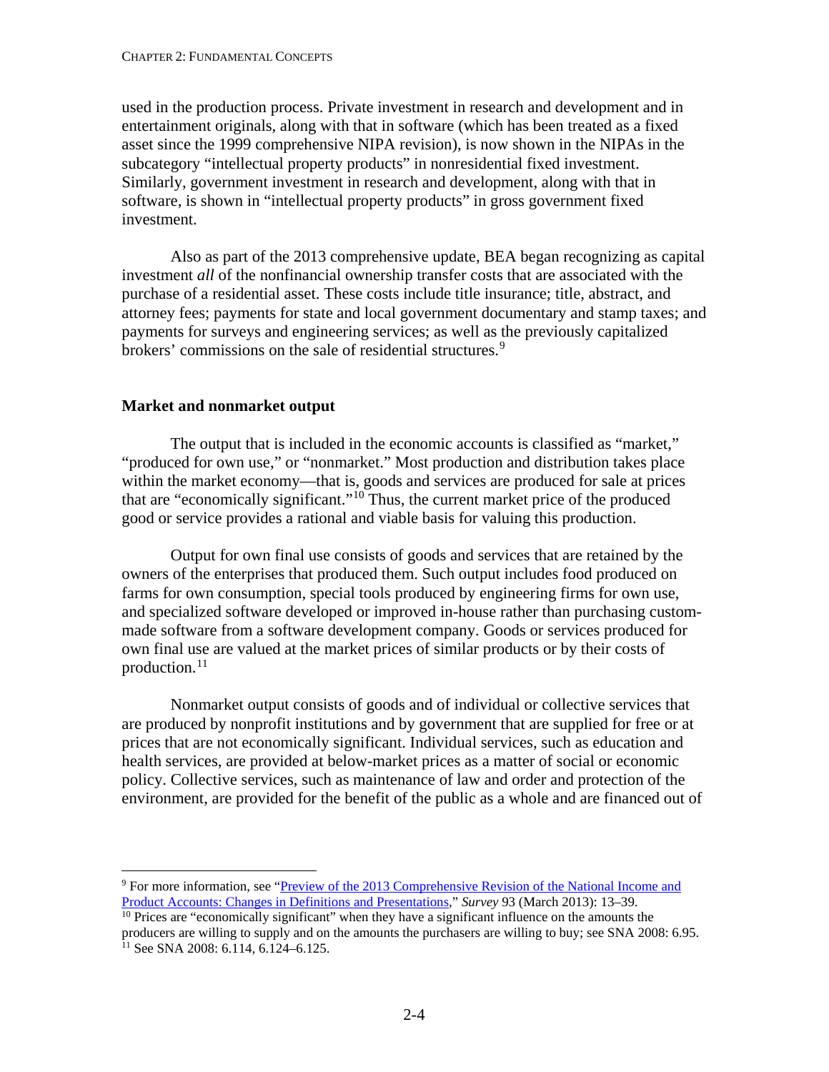used in the production process. Private investment in research and development and in entertainment originals, along with that in software (which has been treated as a fixed asset since the 1999 comprehensive NIPA revision), is now shown in the NIPAs in the subcategory "intellectual property products" in nonresidential fixed investment. Similarly, government investment in research and development, along with that in software, is shown in "intellectual property products" in gross government fixed investment.

Also as part of the 2013 comprehensive update, BEA began recognizing as capital investment *all* of the nonfinancial ownership transfer costs that are associated with the purchase of a residential asset. These costs include title insurance; title, abstract, and attorney fees; payments for state and local government documentary and stamp taxes; and payments for surveys and engineering services; as well as the previously capitalized brokers' commissions on the sale of residential structures.[9]

### Market and nonmarket output

The output that is included in the economic accounts is classified as "market," "produced for own use," or "nonmarket." Most production and distribution takes place within the market economy—that is, goods and services are produced for sale at prices that are "economically significant."[10] Thus, the current market price of the produced good or service provides a rational and viable basis for valuing this production.

Output for own final use consists of goods and services that are retained by the owners of the enterprises that produced them. Such output includes food produced on farms for own consumption, special tools produced by engineering firms for own use, and specialized software developed or improved in-house rather than purchasing custom-made software from a software development company. Goods or services produced for own final use are valued at the market prices of similar products or by their costs of production.[11]

Nonmarket output consists of goods and of individual or collective services that are produced by nonprofit institutions and by government that are supplied for free or at prices that are not economically significant. Individual services, such as education and health services, are provided at below-market prices as a matter of social or economic policy. Collective services, such as maintenance of law and order and protection of the environment, are provided for the benefit of the public as a whole and are financed out of

---

[9] For more information, see "Preview of the 2013 Comprehensive Revision of the National Income and Product Accounts: Changes in Definitions and Presentations," *Survey* 93 (March 2013): 13–39.

[10] Prices are "economically significant" when they have a significant influence on the amounts the producers are willing to supply and on the amounts the purchasers are willing to buy; see SNA 2008: 6.95.

[11] See SNA 2008: 6.114, 6.124–6.125.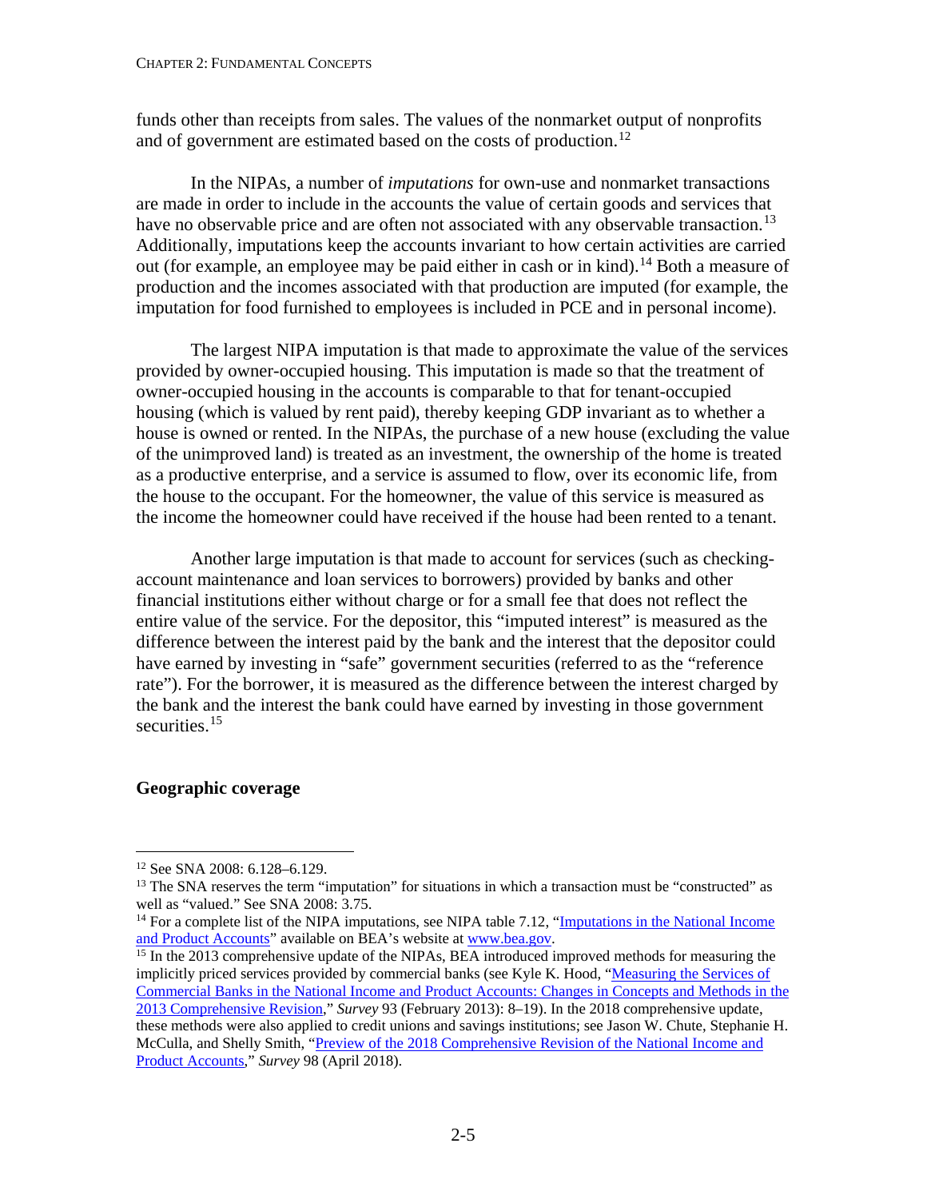funds other than receipts from sales. The values of the nonmarket output of nonprofits and of government are estimated based on the costs of production.[12]

In the NIPAs, a number of *imputations* for own-use and nonmarket transactions are made in order to include in the accounts the value of certain goods and services that have no observable price and are often not associated with any observable transaction.[13] Additionally, imputations keep the accounts invariant to how certain activities are carried out (for example, an employee may be paid either in cash or in kind).[14] Both a measure of production and the incomes associated with that production are imputed (for example, the imputation for food furnished to employees is included in PCE and in personal income).

The largest NIPA imputation is that made to approximate the value of the services provided by owner-occupied housing. This imputation is made so that the treatment of owner-occupied housing in the accounts is comparable to that for tenant-occupied housing (which is valued by rent paid), thereby keeping GDP invariant as to whether a house is owned or rented. In the NIPAs, the purchase of a new house (excluding the value of the unimproved land) is treated as an investment, the ownership of the home is treated as a productive enterprise, and a service is assumed to flow, over its economic life, from the house to the occupant. For the homeowner, the value of this service is measured as the income the homeowner could have received if the house had been rented to a tenant.

Another large imputation is that made to account for services (such as checking-account maintenance and loan services to borrowers) provided by banks and other financial institutions either without charge or for a small fee that does not reflect the entire value of the service. For the depositor, this "imputed interest" is measured as the difference between the interest paid by the bank and the interest that the depositor could have earned by investing in "safe" government securities (referred to as the "reference rate"). For the borrower, it is measured as the difference between the interest charged by the bank and the interest the bank could have earned by investing in those government securities.[15]

### Geographic coverage

---

[12] See SNA 2008: 6.128–6.129.

[13] The SNA reserves the term "imputation" for situations in which a transaction must be "constructed" as well as "valued." See SNA 2008: 3.75.

[14] For a complete list of the NIPA imputations, see NIPA table 7.12, "Imputations in the National Income and Product Accounts" available on BEA's website at www.bea.gov.

[15] In the 2013 comprehensive update of the NIPAs, BEA introduced improved methods for measuring the implicitly priced services provided by commercial banks (see Kyle K. Hood, "Measuring the Services of Commercial Banks in the National Income and Product Accounts: Changes in Concepts and Methods in the 2013 Comprehensive Revision," *Survey* 93 (February 2013): 8–19). In the 2018 comprehensive update, these methods were also applied to credit unions and savings institutions; see Jason W. Chute, Stephanie H. McCulla, and Shelly Smith, "Preview of the 2018 Comprehensive Revision of the National Income and Product Accounts," *Survey* 98 (April 2018).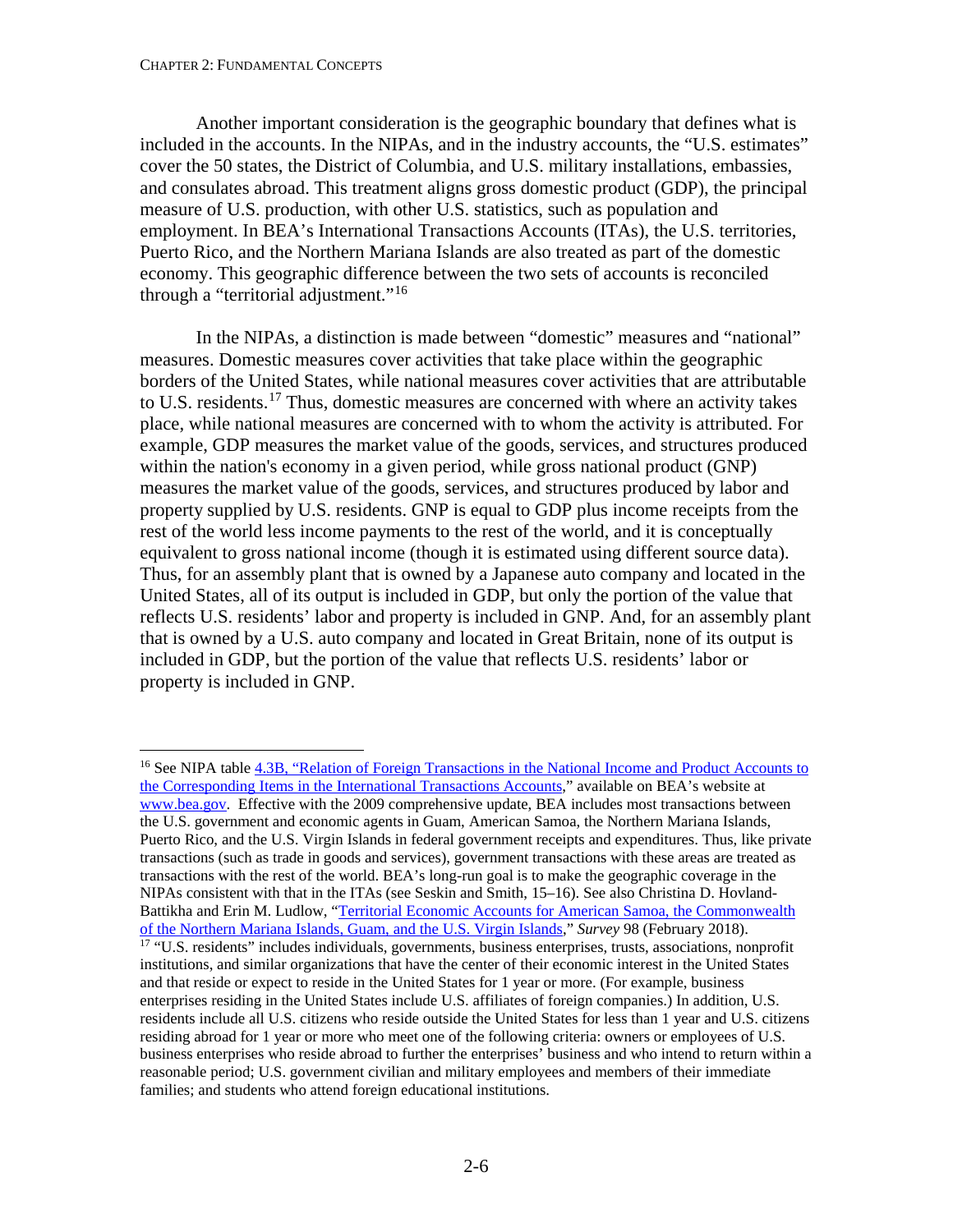Another important consideration is the geographic boundary that defines what is included in the accounts. In the NIPAs, and in the industry accounts, the "U.S. estimates" cover the 50 states, the District of Columbia, and U.S. military installations, embassies, and consulates abroad. This treatment aligns gross domestic product (GDP), the principal measure of U.S. production, with other U.S. statistics, such as population and employment. In BEA's International Transactions Accounts (ITAs), the U.S. territories, Puerto Rico, and the Northern Mariana Islands are also treated as part of the domestic economy. This geographic difference between the two sets of accounts is reconciled through a "territorial adjustment."[16]

In the NIPAs, a distinction is made between "domestic" measures and "national" measures. Domestic measures cover activities that take place within the geographic borders of the United States, while national measures cover activities that are attributable to U.S. residents.[17] Thus, domestic measures are concerned with where an activity takes place, while national measures are concerned with to whom the activity is attributed. For example, GDP measures the market value of the goods, services, and structures produced within the nation's economy in a given period, while gross national product (GNP) measures the market value of the goods, services, and structures produced by labor and property supplied by U.S. residents. GNP is equal to GDP plus income receipts from the rest of the world less income payments to the rest of the world, and it is conceptually equivalent to gross national income (though it is estimated using different source data). Thus, for an assembly plant that is owned by a Japanese auto company and located in the United States, all of its output is included in GDP, but only the portion of the value that reflects U.S. residents' labor and property is included in GNP. And, for an assembly plant that is owned by a U.S. auto company and located in Great Britain, none of its output is included in GDP, but the portion of the value that reflects U.S. residents' labor or property is included in GNP.

---

[16] See NIPA table 4.3B, "Relation of Foreign Transactions in the National Income and Product Accounts to the Corresponding Items in the International Transactions Accounts," available on BEA's website at www.bea.gov. Effective with the 2009 comprehensive update, BEA includes most transactions between the U.S. government and economic agents in Guam, American Samoa, the Northern Mariana Islands, Puerto Rico, and the U.S. Virgin Islands in federal government receipts and expenditures. Thus, like private transactions (such as trade in goods and services), government transactions with these areas are treated as transactions with the rest of the world. BEA's long-run goal is to make the geographic coverage in the NIPAs consistent with that in the ITAs (see Seskin and Smith, 15–16). See also Christina D. Hovland-Battikha and Erin M. Ludlow, "Territorial Economic Accounts for American Samoa, the Commonwealth of the Northern Mariana Islands, Guam, and the U.S. Virgin Islands," *Survey* 98 (February 2018).

[17] "U.S. residents" includes individuals, governments, business enterprises, trusts, associations, nonprofit institutions, and similar organizations that have the center of their economic interest in the United States and that reside or expect to reside in the United States for 1 year or more. (For example, business enterprises residing in the United States include U.S. affiliates of foreign companies.) In addition, U.S. residents include all U.S. citizens who reside outside the United States for less than 1 year and U.S. citizens residing abroad for 1 year or more who meet one of the following criteria: owners or employees of U.S. business enterprises who reside abroad to further the enterprises' business and who intend to return within a reasonable period; U.S. government civilian and military employees and members of their immediate families; and students who attend foreign educational institutions.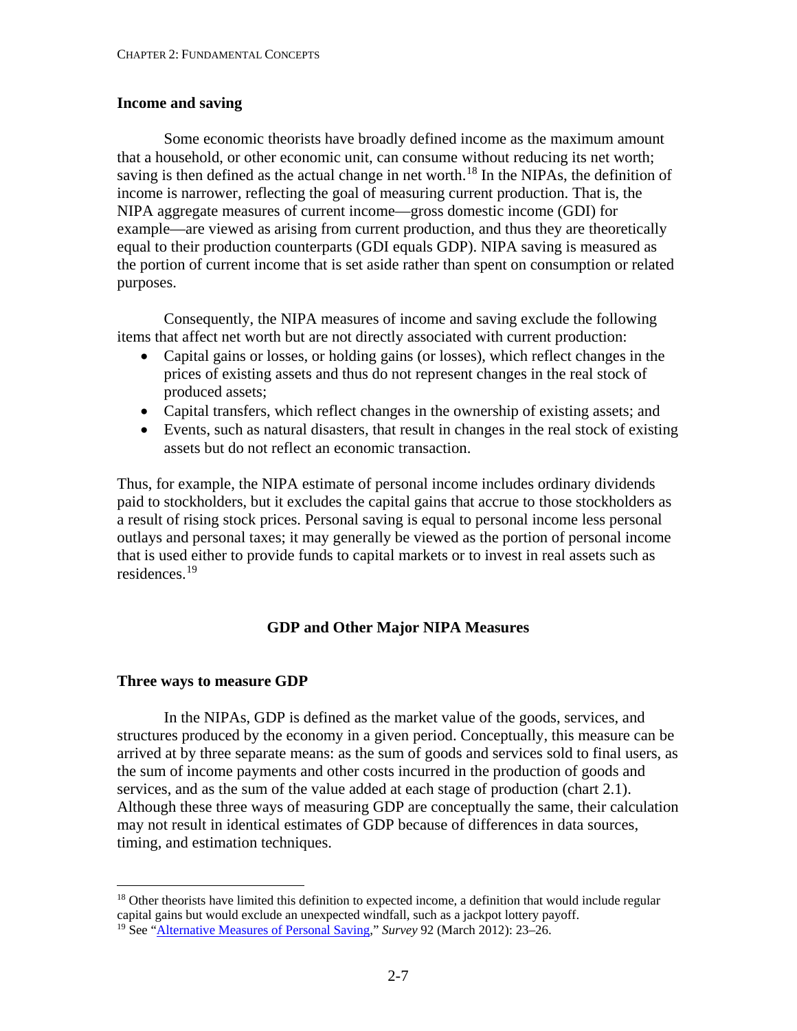### Income and saving

Some economic theorists have broadly defined income as the maximum amount that a household, or other economic unit, can consume without reducing its net worth; saving is then defined as the actual change in net worth.[18] In the NIPAs, the definition of income is narrower, reflecting the goal of measuring current production. That is, the NIPA aggregate measures of current income—gross domestic income (GDI) for example—are viewed as arising from current production, and thus they are theoretically equal to their production counterparts (GDI equals GDP). NIPA saving is measured as the portion of current income that is set aside rather than spent on consumption or related purposes.

Consequently, the NIPA measures of income and saving exclude the following items that affect net worth but are not directly associated with current production:

- Capital gains or losses, or holding gains (or losses), which reflect changes in the prices of existing assets and thus do not represent changes in the real stock of produced assets;
- Capital transfers, which reflect changes in the ownership of existing assets; and
- Events, such as natural disasters, that result in changes in the real stock of existing assets but do not reflect an economic transaction.

Thus, for example, the NIPA estimate of personal income includes ordinary dividends paid to stockholders, but it excludes the capital gains that accrue to those stockholders as a result of rising stock prices. Personal saving is equal to personal income less personal outlays and personal taxes; it may generally be viewed as the portion of personal income that is used either to provide funds to capital markets or to invest in real assets such as residences.[19]

## GDP and Other Major NIPA Measures

### Three ways to measure GDP

In the NIPAs, GDP is defined as the market value of the goods, services, and structures produced by the economy in a given period. Conceptually, this measure can be arrived at by three separate means: as the sum of goods and services sold to final users, as the sum of income payments and other costs incurred in the production of goods and services, and as the sum of the value added at each stage of production (chart 2.1). Although these three ways of measuring GDP are conceptually the same, their calculation may not result in identical estimates of GDP because of differences in data sources, timing, and estimation techniques.

---

[18] Other theorists have limited this definition to expected income, a definition that would include regular capital gains but would exclude an unexpected windfall, such as a jackpot lottery payoff.

[19] See "Alternative Measures of Personal Saving," *Survey* 92 (March 2012): 23–26.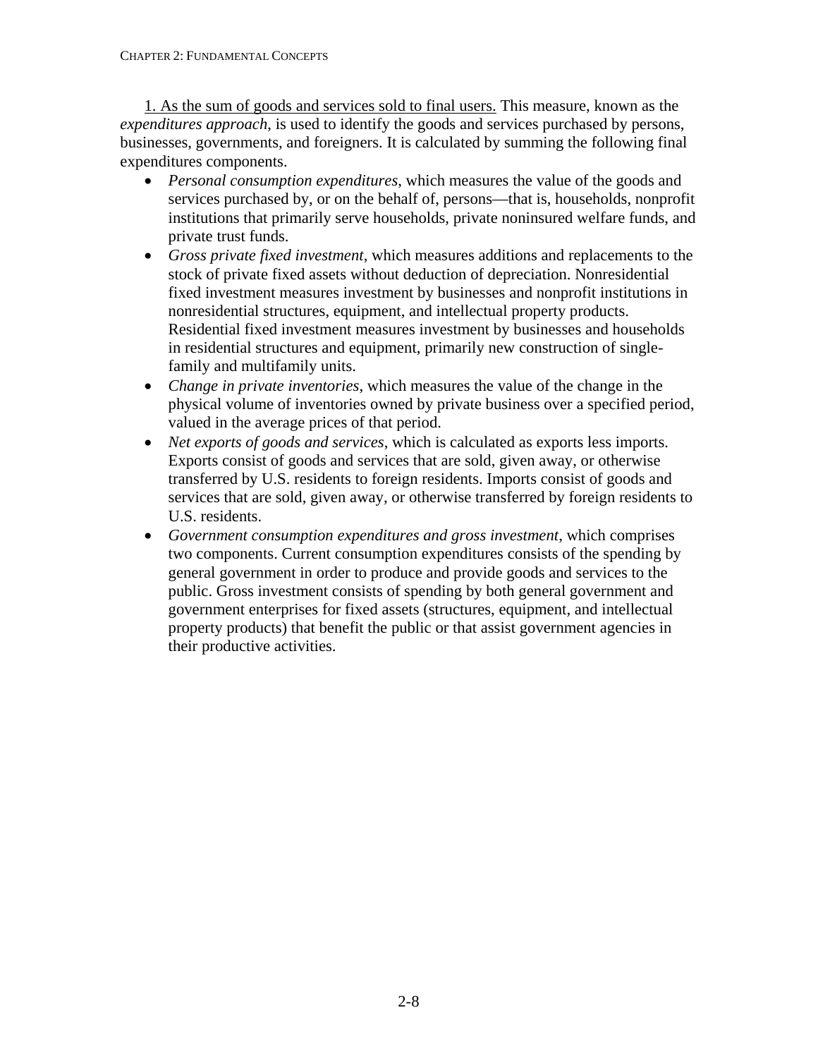<u>1. As the sum of goods and services sold to final users.</u> This measure, known as the *expenditures approach*, is used to identify the goods and services purchased by persons, businesses, governments, and foreigners. It is calculated by summing the following final expenditures components.

- *Personal consumption expenditures*, which measures the value of the goods and services purchased by, or on the behalf of, persons—that is, households, nonprofit institutions that primarily serve households, private noninsured welfare funds, and private trust funds.
- *Gross private fixed investment*, which measures additions and replacements to the stock of private fixed assets without deduction of depreciation. Nonresidential fixed investment measures investment by businesses and nonprofit institutions in nonresidential structures, equipment, and intellectual property products. Residential fixed investment measures investment by businesses and households in residential structures and equipment, primarily new construction of single-family and multifamily units.
- *Change in private inventories*, which measures the value of the change in the physical volume of inventories owned by private business over a specified period, valued in the average prices of that period.
- *Net exports of goods and services*, which is calculated as exports less imports. Exports consist of goods and services that are sold, given away, or otherwise transferred by U.S. residents to foreign residents. Imports consist of goods and services that are sold, given away, or otherwise transferred by foreign residents to U.S. residents.
- *Government consumption expenditures and gross investment*, which comprises two components. Current consumption expenditures consists of the spending by general government in order to produce and provide goods and services to the public. Gross investment consists of spending by both general government and government enterprises for fixed assets (structures, equipment, and intellectual property products) that benefit the public or that assist government agencies in their productive activities.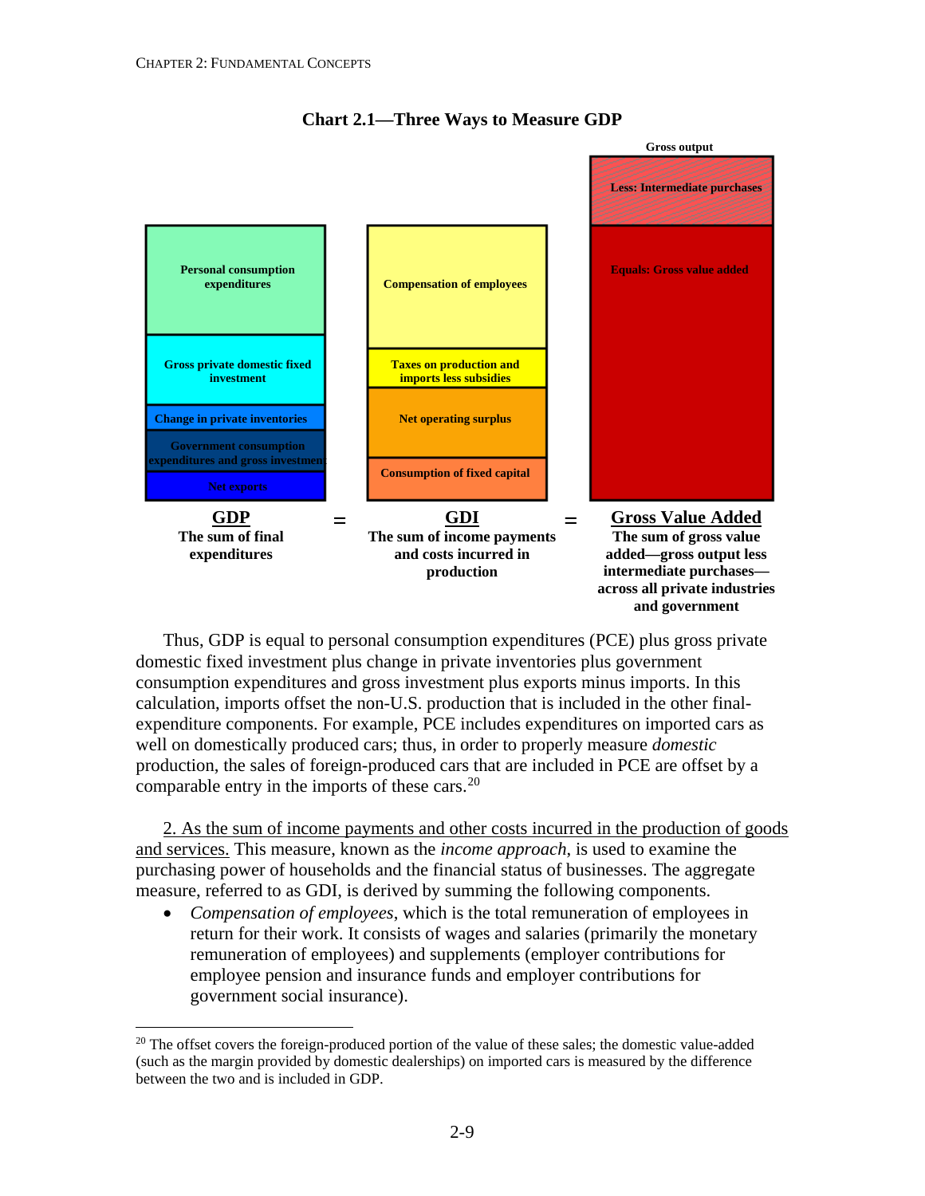**Chart 2.1—Three Ways to Measure GDP**

| GDP | = | GDI | = | Gross Value Added |
|---|---|---|---|---|
| Personal consumption expenditures | | Compensation of employees | | Gross output |
| Gross private domestic fixed investment | | Taxes on production and imports less subsidies | | Less: Intermediate purchases |
| Change in private inventories | | Net operating surplus | | Equals: Gross value added |
| Government consumption expenditures and gross investment | | Consumption of fixed capital | | |
| Net exports | | | | |
| **The sum of final expenditures** | | **The sum of income payments and costs incurred in production** | | **The sum of gross value added—gross output less intermediate purchases—across all private industries and government** |

Thus, GDP is equal to personal consumption expenditures (PCE) plus gross private domestic fixed investment plus change in private inventories plus government consumption expenditures and gross investment plus exports minus imports. In this calculation, imports offset the non-U.S. production that is included in the other final-expenditure components. For example, PCE includes expenditures on imported cars as well on domestically produced cars; thus, in order to properly measure *domestic* production, the sales of foreign-produced cars that are included in PCE are offset by a comparable entry in the imports of these cars.[20]

2. As the sum of income payments and other costs incurred in the production of goods and services. This measure, known as the *income approach*, is used to examine the purchasing power of households and the financial status of businesses. The aggregate measure, referred to as GDI, is derived by summing the following components.

- *Compensation of employees*, which is the total remuneration of employees in return for their work. It consists of wages and salaries (primarily the monetary remuneration of employees) and supplements (employer contributions for employee pension and insurance funds and employer contributions for government social insurance).

[20] The offset covers the foreign-produced portion of the value of these sales; the domestic value-added (such as the margin provided by domestic dealerships) on imported cars is measured by the difference between the two and is included in GDP.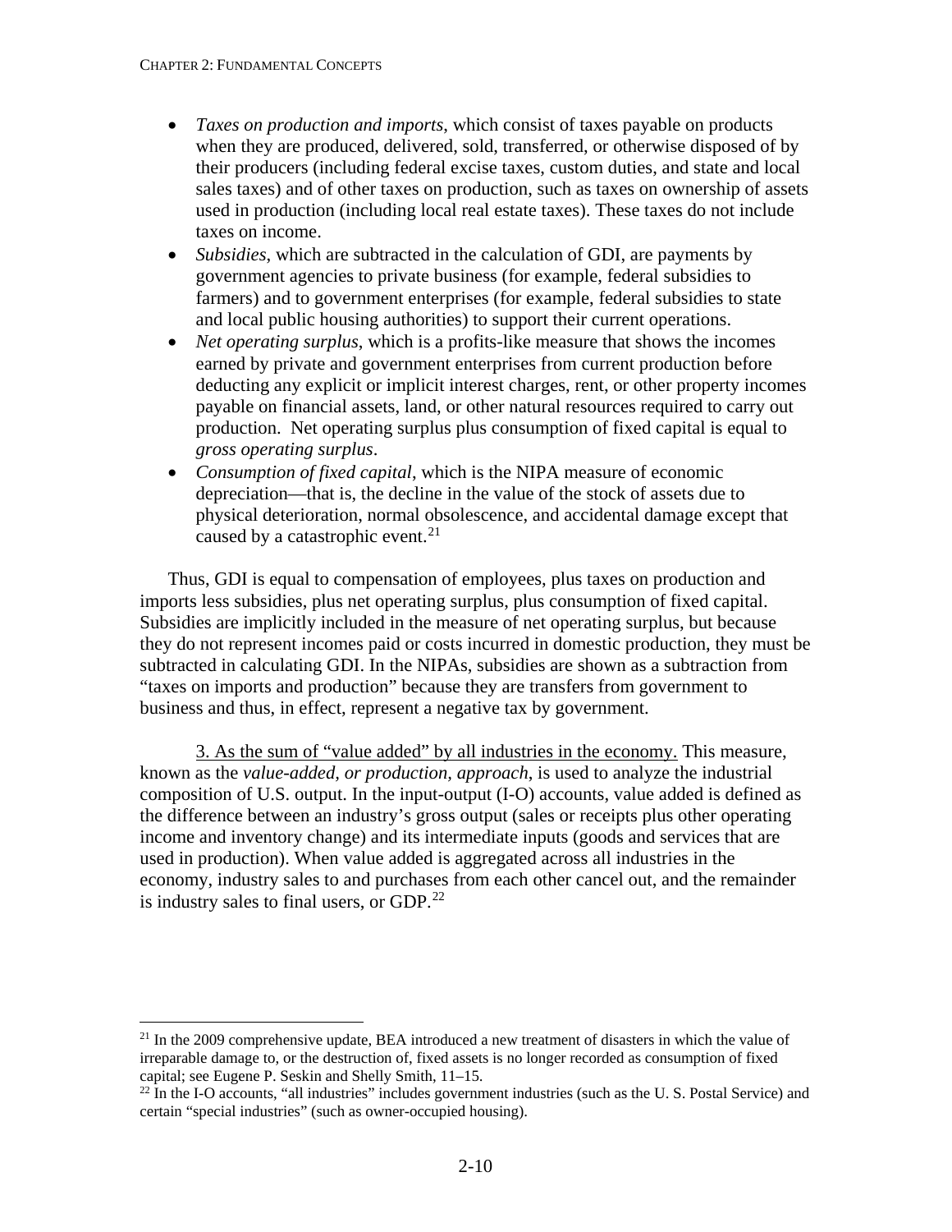- *Taxes on production and imports*, which consist of taxes payable on products when they are produced, delivered, sold, transferred, or otherwise disposed of by their producers (including federal excise taxes, custom duties, and state and local sales taxes) and of other taxes on production, such as taxes on ownership of assets used in production (including local real estate taxes). These taxes do not include taxes on income.
- *Subsidies*, which are subtracted in the calculation of GDI, are payments by government agencies to private business (for example, federal subsidies to farmers) and to government enterprises (for example, federal subsidies to state and local public housing authorities) to support their current operations.
- *Net operating surplus*, which is a profits-like measure that shows the incomes earned by private and government enterprises from current production before deducting any explicit or implicit interest charges, rent, or other property incomes payable on financial assets, land, or other natural resources required to carry out production. Net operating surplus plus consumption of fixed capital is equal to *gross operating surplus*.
- *Consumption of fixed capital*, which is the NIPA measure of economic depreciation—that is, the decline in the value of the stock of assets due to physical deterioration, normal obsolescence, and accidental damage except that caused by a catastrophic event.[21]

Thus, GDI is equal to compensation of employees, plus taxes on production and imports less subsidies, plus net operating surplus, plus consumption of fixed capital. Subsidies are implicitly included in the measure of net operating surplus, but because they do not represent incomes paid or costs incurred in domestic production, they must be subtracted in calculating GDI. In the NIPAs, subsidies are shown as a subtraction from "taxes on imports and production" because they are transfers from government to business and thus, in effect, represent a negative tax by government.

3. As the sum of "value added" by all industries in the economy. This measure, known as the *value-added, or production, approach*, is used to analyze the industrial composition of U.S. output. In the input-output (I-O) accounts, value added is defined as the difference between an industry's gross output (sales or receipts plus other operating income and inventory change) and its intermediate inputs (goods and services that are used in production). When value added is aggregated across all industries in the economy, industry sales to and purchases from each other cancel out, and the remainder is industry sales to final users, or GDP.[22]

---

[21] In the 2009 comprehensive update, BEA introduced a new treatment of disasters in which the value of irreparable damage to, or the destruction of, fixed assets is no longer recorded as consumption of fixed capital; see Eugene P. Seskin and Shelly Smith, 11–15.

[22] In the I-O accounts, "all industries" includes government industries (such as the U. S. Postal Service) and certain "special industries" (such as owner-occupied housing).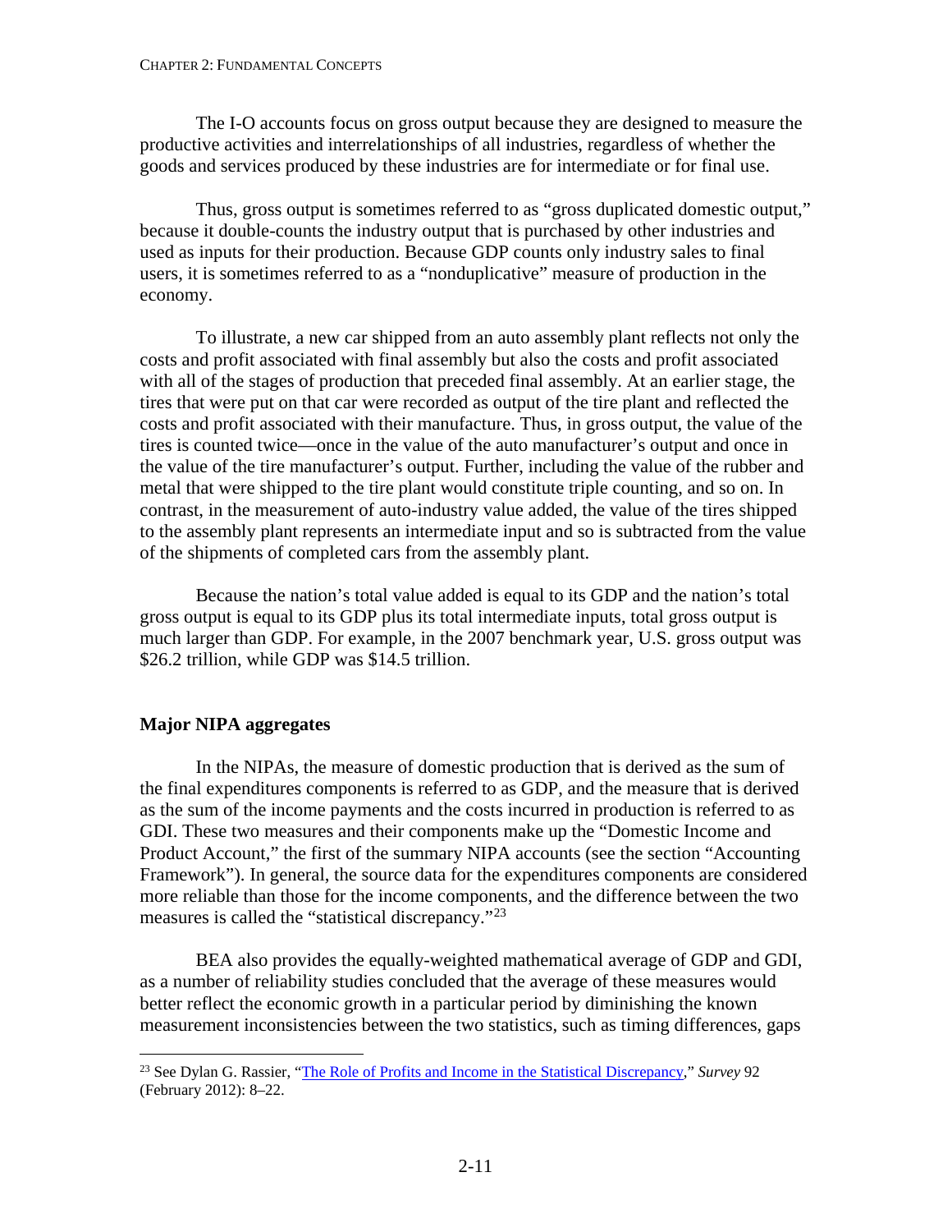The I-O accounts focus on gross output because they are designed to measure the productive activities and interrelationships of all industries, regardless of whether the goods and services produced by these industries are for intermediate or for final use.

Thus, gross output is sometimes referred to as "gross duplicated domestic output," because it double-counts the industry output that is purchased by other industries and used as inputs for their production. Because GDP counts only industry sales to final users, it is sometimes referred to as a "nonduplicative" measure of production in the economy.

To illustrate, a new car shipped from an auto assembly plant reflects not only the costs and profit associated with final assembly but also the costs and profit associated with all of the stages of production that preceded final assembly. At an earlier stage, the tires that were put on that car were recorded as output of the tire plant and reflected the costs and profit associated with their manufacture. Thus, in gross output, the value of the tires is counted twice—once in the value of the auto manufacturer's output and once in the value of the tire manufacturer's output. Further, including the value of the rubber and metal that were shipped to the tire plant would constitute triple counting, and so on. In contrast, in the measurement of auto-industry value added, the value of the tires shipped to the assembly plant represents an intermediate input and so is subtracted from the value of the shipments of completed cars from the assembly plant.

Because the nation's total value added is equal to its GDP and the nation's total gross output is equal to its GDP plus its total intermediate inputs, total gross output is much larger than GDP. For example, in the 2007 benchmark year, U.S. gross output was $26.2 trillion, while GDP was $14.5 trillion.

## Major NIPA aggregates

In the NIPAs, the measure of domestic production that is derived as the sum of the final expenditures components is referred to as GDP, and the measure that is derived as the sum of the income payments and the costs incurred in production is referred to as GDI. These two measures and their components make up the "Domestic Income and Product Account," the first of the summary NIPA accounts (see the section "Accounting Framework"). In general, the source data for the expenditures components are considered more reliable than those for the income components, and the difference between the two measures is called the "statistical discrepancy."[23]

BEA also provides the equally-weighted mathematical average of GDP and GDI, as a number of reliability studies concluded that the average of these measures would better reflect the economic growth in a particular period by diminishing the known measurement inconsistencies between the two statistics, such as timing differences, gaps

---

[23] See Dylan G. Rassier, "The Role of Profits and Income in the Statistical Discrepancy," *Survey* 92 (February 2012): 8–22.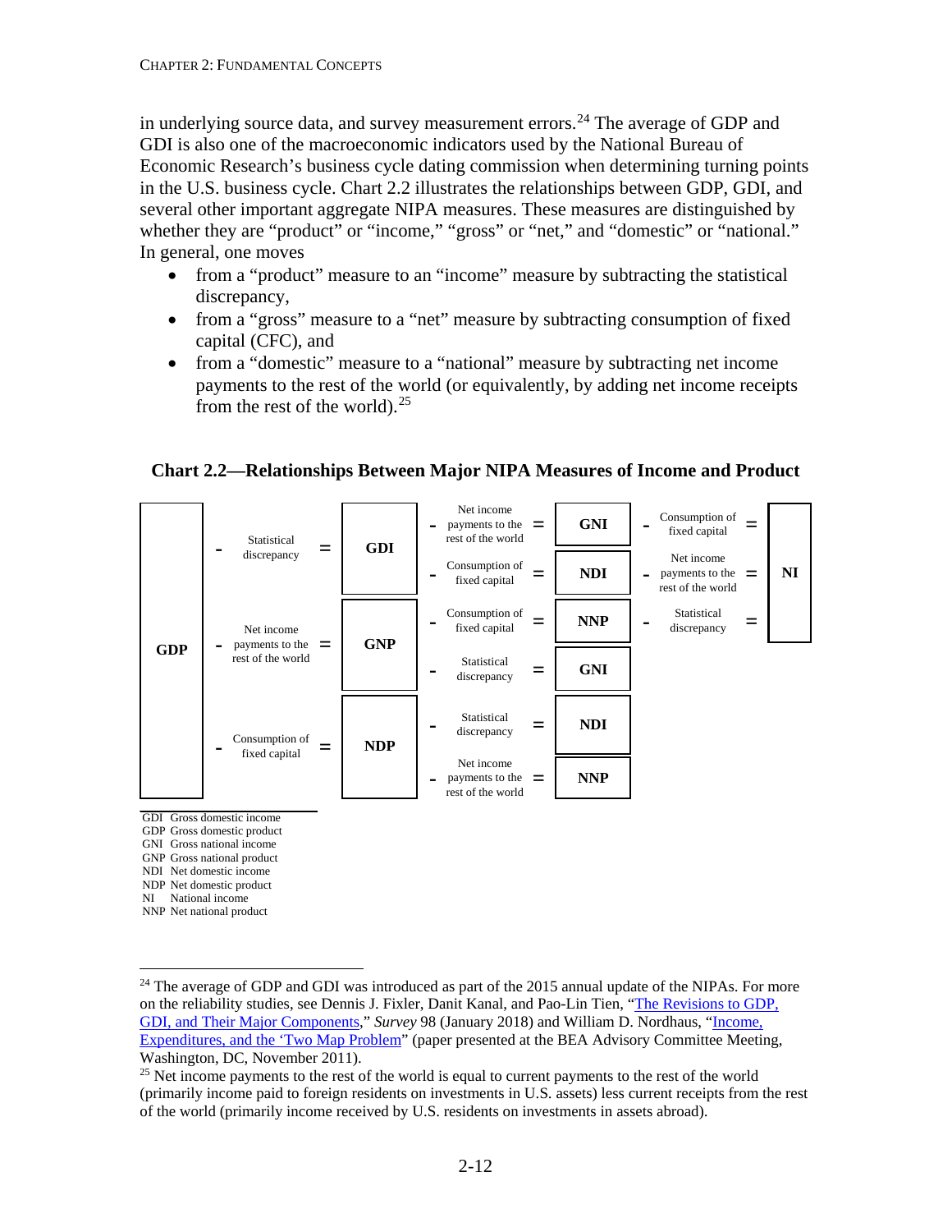in underlying source data, and survey measurement errors.[24] The average of GDP and GDI is also one of the macroeconomic indicators used by the National Bureau of Economic Research's business cycle dating commission when determining turning points in the U.S. business cycle. Chart 2.2 illustrates the relationships between GDP, GDI, and several other important aggregate NIPA measures. These measures are distinguished by whether they are "product" or "income," "gross" or "net," and "domestic" or "national." In general, one moves

- from a "product" measure to an "income" measure by subtracting the statistical discrepancy,
- from a "gross" measure to a "net" measure by subtracting consumption of fixed capital (CFC), and
- from a "domestic" measure to a "national" measure by subtracting net income payments to the rest of the world (or equivalently, by adding net income receipts from the rest of the world).[25]

**Chart 2.2—Relationships Between Major NIPA Measures of Income and Product**

| Starting measure | Subtract | Result | Subtract | Result | Subtract | Result |
|---|---|---|---|---|---|---|
| GDP | Statistical discrepancy | GDI | Net income payments to the rest of the world | GNI | Consumption of fixed capital | NI |
| | | | Consumption of fixed capital | NDI | Net income payments to the rest of the world | NI |
| GDP | Net income payments to the rest of the world | GNP | Consumption of fixed capital | NNP | Statistical discrepancy | NI |
| | | | Statistical discrepancy | GNI | | |
| GDP | Consumption of fixed capital | NDP | Statistical discrepancy | NDI | | |
| | | | Net income payments to the rest of the world | NNP | | |

GDI Gross domestic income
GDP Gross domestic product
GNI Gross national income
GNP Gross national product
NDI Net domestic income
NDP Net domestic product
NI National income
NNP Net national product

---

[24] The average of GDP and GDI was introduced as part of the 2015 annual update of the NIPAs. For more on the reliability studies, see Dennis J. Fixler, Danit Kanal, and Pao-Lin Tien, "The Revisions to GDP, GDI, and Their Major Components," *Survey* 98 (January 2018) and William D. Nordhaus, "Income, Expenditures, and the 'Two Map Problem" (paper presented at the BEA Advisory Committee Meeting, Washington, DC, November 2011).

[25] Net income payments to the rest of the world is equal to current payments to the rest of the world (primarily income paid to foreign residents on investments in U.S. assets) less current receipts from the rest of the world (primarily income received by U.S. residents on investments in assets abroad).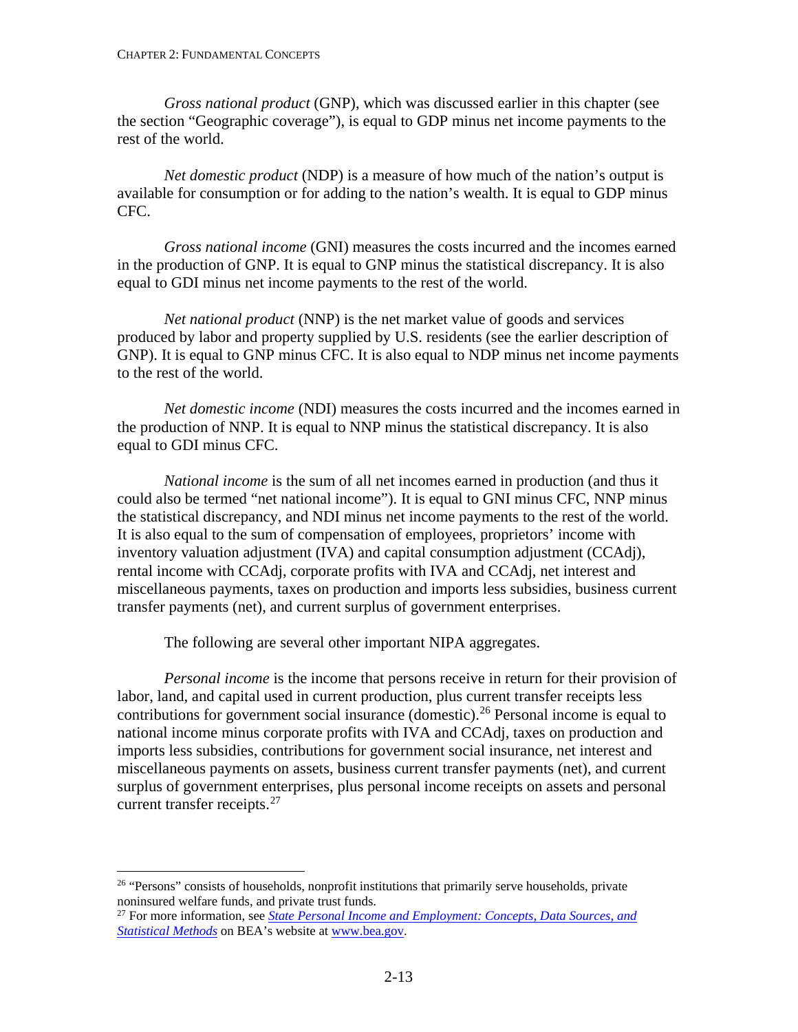*Gross national product* (GNP), which was discussed earlier in this chapter (see the section "Geographic coverage"), is equal to GDP minus net income payments to the rest of the world.

*Net domestic product* (NDP) is a measure of how much of the nation's output is available for consumption or for adding to the nation's wealth. It is equal to GDP minus CFC.

*Gross national income* (GNI) measures the costs incurred and the incomes earned in the production of GNP. It is equal to GNP minus the statistical discrepancy. It is also equal to GDI minus net income payments to the rest of the world.

*Net national product* (NNP) is the net market value of goods and services produced by labor and property supplied by U.S. residents (see the earlier description of GNP). It is equal to GNP minus CFC. It is also equal to NDP minus net income payments to the rest of the world.

*Net domestic income* (NDI) measures the costs incurred and the incomes earned in the production of NNP. It is equal to NNP minus the statistical discrepancy. It is also equal to GDI minus CFC.

*National income* is the sum of all net incomes earned in production (and thus it could also be termed "net national income"). It is equal to GNI minus CFC, NNP minus the statistical discrepancy, and NDI minus net income payments to the rest of the world. It is also equal to the sum of compensation of employees, proprietors' income with inventory valuation adjustment (IVA) and capital consumption adjustment (CCAdj), rental income with CCAdj, corporate profits with IVA and CCAdj, net interest and miscellaneous payments, taxes on production and imports less subsidies, business current transfer payments (net), and current surplus of government enterprises.

The following are several other important NIPA aggregates.

*Personal income* is the income that persons receive in return for their provision of labor, land, and capital used in current production, plus current transfer receipts less contributions for government social insurance (domestic).[26] Personal income is equal to national income minus corporate profits with IVA and CCAdj, taxes on production and imports less subsidies, contributions for government social insurance, net interest and miscellaneous payments on assets, business current transfer payments (net), and current surplus of government enterprises, plus personal income receipts on assets and personal current transfer receipts.[27]

---

[26] "Persons" consists of households, nonprofit institutions that primarily serve households, private noninsured welfare funds, and private trust funds.

[27] For more information, see *State Personal Income and Employment: Concepts, Data Sources, and Statistical Methods* on BEA's website at www.bea.gov.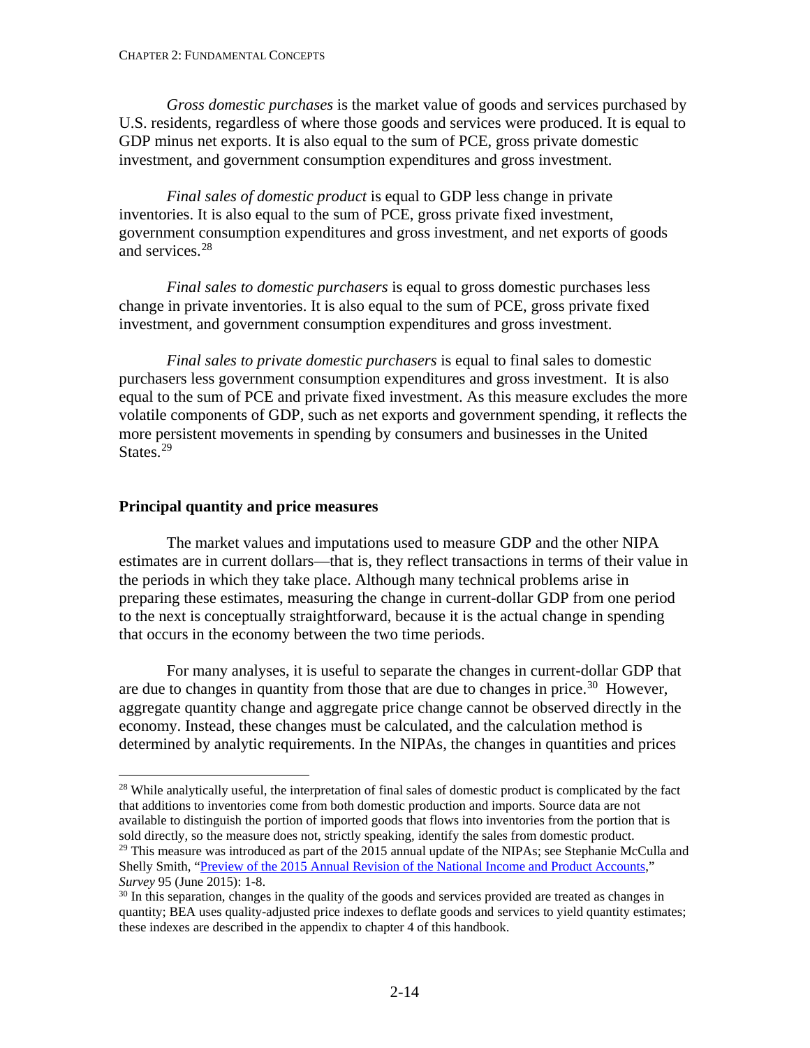*Gross domestic purchases* is the market value of goods and services purchased by U.S. residents, regardless of where those goods and services were produced. It is equal to GDP minus net exports. It is also equal to the sum of PCE, gross private domestic investment, and government consumption expenditures and gross investment.

*Final sales of domestic product* is equal to GDP less change in private inventories. It is also equal to the sum of PCE, gross private fixed investment, government consumption expenditures and gross investment, and net exports of goods and services.[28]

*Final sales to domestic purchasers* is equal to gross domestic purchases less change in private inventories. It is also equal to the sum of PCE, gross private fixed investment, and government consumption expenditures and gross investment.

*Final sales to private domestic purchasers* is equal to final sales to domestic purchasers less government consumption expenditures and gross investment. It is also equal to the sum of PCE and private fixed investment. As this measure excludes the more volatile components of GDP, such as net exports and government spending, it reflects the more persistent movements in spending by consumers and businesses in the United States.[29]

**Principal quantity and price measures**

The market values and imputations used to measure GDP and the other NIPA estimates are in current dollars—that is, they reflect transactions in terms of their value in the periods in which they take place. Although many technical problems arise in preparing these estimates, measuring the change in current-dollar GDP from one period to the next is conceptually straightforward, because it is the actual change in spending that occurs in the economy between the two time periods.

For many analyses, it is useful to separate the changes in current-dollar GDP that are due to changes in quantity from those that are due to changes in price.[30] However, aggregate quantity change and aggregate price change cannot be observed directly in the economy. Instead, these changes must be calculated, and the calculation method is determined by analytic requirements. In the NIPAs, the changes in quantities and prices

---

[28] While analytically useful, the interpretation of final sales of domestic product is complicated by the fact that additions to inventories come from both domestic production and imports. Source data are not available to distinguish the portion of imported goods that flows into inventories from the portion that is sold directly, so the measure does not, strictly speaking, identify the sales from domestic product.

[29] This measure was introduced as part of the 2015 annual update of the NIPAs; see Stephanie McCulla and Shelly Smith, "Preview of the 2015 Annual Revision of the National Income and Product Accounts," *Survey* 95 (June 2015): 1-8.

[30] In this separation, changes in the quality of the goods and services provided are treated as changes in quantity; BEA uses quality-adjusted price indexes to deflate goods and services to yield quantity estimates; these indexes are described in the appendix to chapter 4 of this handbook.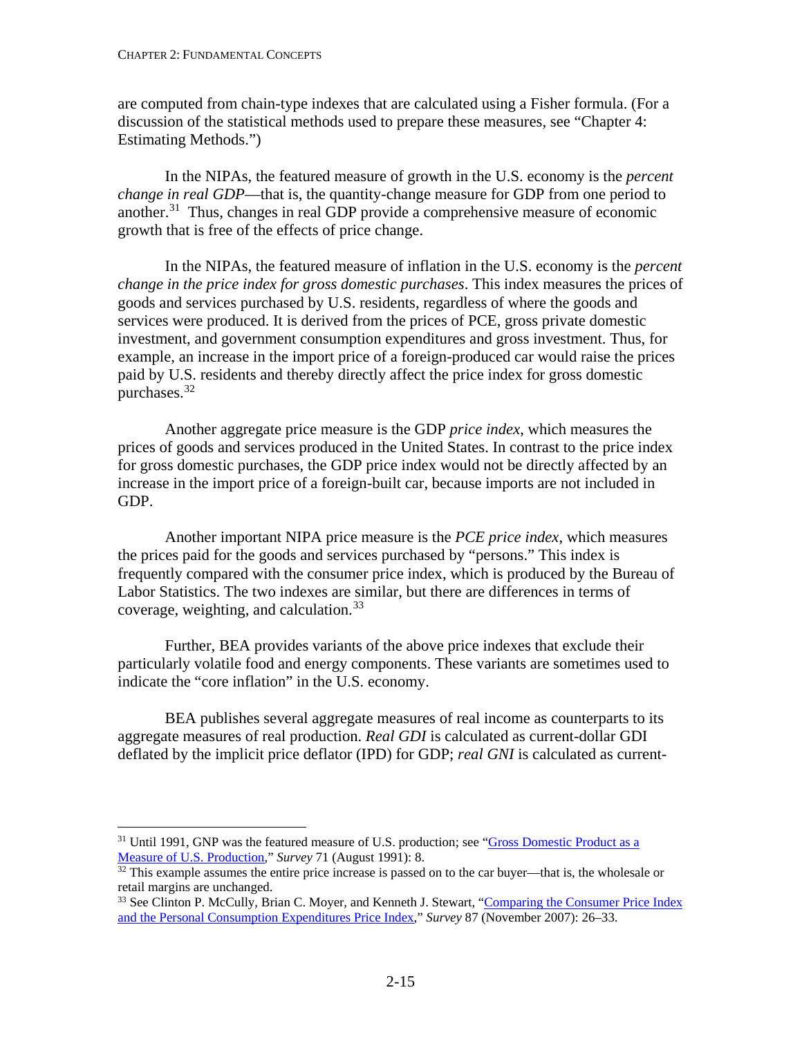are computed from chain-type indexes that are calculated using a Fisher formula. (For a discussion of the statistical methods used to prepare these measures, see "Chapter 4: Estimating Methods.")

In the NIPAs, the featured measure of growth in the U.S. economy is the *percent change in real GDP*—that is, the quantity-change measure for GDP from one period to another.[31] Thus, changes in real GDP provide a comprehensive measure of economic growth that is free of the effects of price change.

In the NIPAs, the featured measure of inflation in the U.S. economy is the *percent change in the price index for gross domestic purchases*. This index measures the prices of goods and services purchased by U.S. residents, regardless of where the goods and services were produced. It is derived from the prices of PCE, gross private domestic investment, and government consumption expenditures and gross investment. Thus, for example, an increase in the import price of a foreign-produced car would raise the prices paid by U.S. residents and thereby directly affect the price index for gross domestic purchases.[32]

Another aggregate price measure is the GDP *price index*, which measures the prices of goods and services produced in the United States. In contrast to the price index for gross domestic purchases, the GDP price index would not be directly affected by an increase in the import price of a foreign-built car, because imports are not included in GDP.

Another important NIPA price measure is the *PCE price index*, which measures the prices paid for the goods and services purchased by "persons." This index is frequently compared with the consumer price index, which is produced by the Bureau of Labor Statistics. The two indexes are similar, but there are differences in terms of coverage, weighting, and calculation.[33]

Further, BEA provides variants of the above price indexes that exclude their particularly volatile food and energy components. These variants are sometimes used to indicate the "core inflation" in the U.S. economy.

BEA publishes several aggregate measures of real income as counterparts to its aggregate measures of real production. *Real GDI* is calculated as current-dollar GDI deflated by the implicit price deflator (IPD) for GDP; *real GNI* is calculated as current-

---

[31] Until 1991, GNP was the featured measure of U.S. production; see "Gross Domestic Product as a Measure of U.S. Production," *Survey* 71 (August 1991): 8.

[32] This example assumes the entire price increase is passed on to the car buyer—that is, the wholesale or retail margins are unchanged.

[33] See Clinton P. McCully, Brian C. Moyer, and Kenneth J. Stewart, "Comparing the Consumer Price Index and the Personal Consumption Expenditures Price Index," *Survey* 87 (November 2007): 26–33.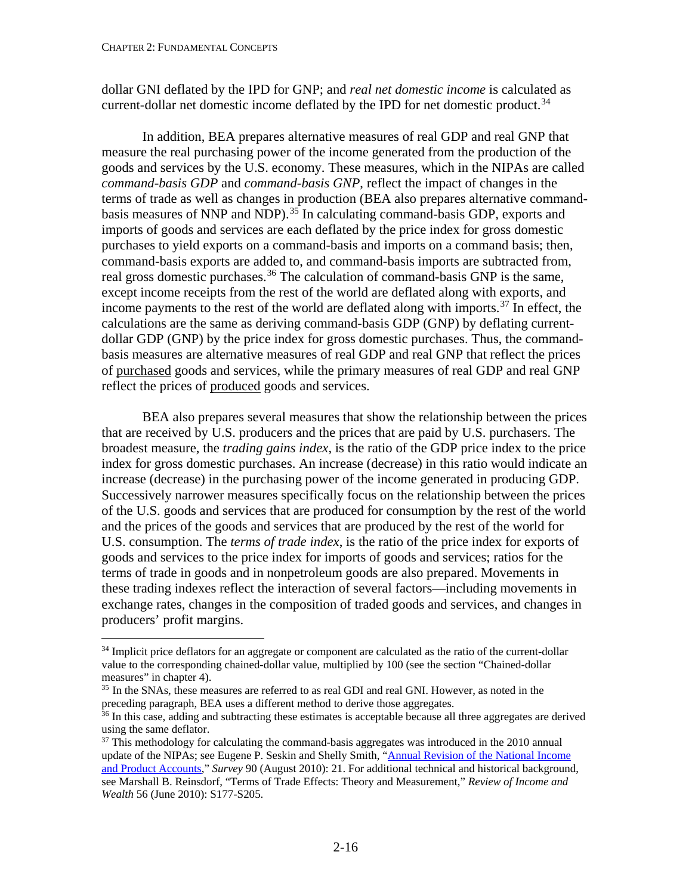dollar GNI deflated by the IPD for GNP; and *real net domestic income* is calculated as current-dollar net domestic income deflated by the IPD for net domestic product.[34]

In addition, BEA prepares alternative measures of real GDP and real GNP that measure the real purchasing power of the income generated from the production of the goods and services by the U.S. economy. These measures, which in the NIPAs are called *command-basis GDP* and *command-basis GNP*, reflect the impact of changes in the terms of trade as well as changes in production (BEA also prepares alternative command-basis measures of NNP and NDP).[35] In calculating command-basis GDP, exports and imports of goods and services are each deflated by the price index for gross domestic purchases to yield exports on a command-basis and imports on a command basis; then, command-basis exports are added to, and command-basis imports are subtracted from, real gross domestic purchases.[36] The calculation of command-basis GNP is the same, except income receipts from the rest of the world are deflated along with exports, and income payments to the rest of the world are deflated along with imports.[37] In effect, the calculations are the same as deriving command-basis GDP (GNP) by deflating current-dollar GDP (GNP) by the price index for gross domestic purchases. Thus, the command-basis measures are alternative measures of real GDP and real GNP that reflect the prices of purchased goods and services, while the primary measures of real GDP and real GNP reflect the prices of produced goods and services.

BEA also prepares several measures that show the relationship between the prices that are received by U.S. producers and the prices that are paid by U.S. purchasers. The broadest measure, the *trading gains index*, is the ratio of the GDP price index to the price index for gross domestic purchases. An increase (decrease) in this ratio would indicate an increase (decrease) in the purchasing power of the income generated in producing GDP. Successively narrower measures specifically focus on the relationship between the prices of the U.S. goods and services that are produced for consumption by the rest of the world and the prices of the goods and services that are produced by the rest of the world for U.S. consumption. The *terms of trade index*, is the ratio of the price index for exports of goods and services to the price index for imports of goods and services; ratios for the terms of trade in goods and in nonpetroleum goods are also prepared. Movements in these trading indexes reflect the interaction of several factors—including movements in exchange rates, changes in the composition of traded goods and services, and changes in producers' profit margins.

---

[34] Implicit price deflators for an aggregate or component are calculated as the ratio of the current-dollar value to the corresponding chained-dollar value, multiplied by 100 (see the section "Chained-dollar measures" in chapter 4).

[35] In the SNAs, these measures are referred to as real GDI and real GNI. However, as noted in the preceding paragraph, BEA uses a different method to derive those aggregates.

[36] In this case, adding and subtracting these estimates is acceptable because all three aggregates are derived using the same deflator.

[37] This methodology for calculating the command-basis aggregates was introduced in the 2010 annual update of the NIPAs; see Eugene P. Seskin and Shelly Smith, "Annual Revision of the National Income and Product Accounts," *Survey* 90 (August 2010): 21. For additional technical and historical background, see Marshall B. Reinsdorf, "Terms of Trade Effects: Theory and Measurement," *Review of Income and Wealth* 56 (June 2010): S177-S205.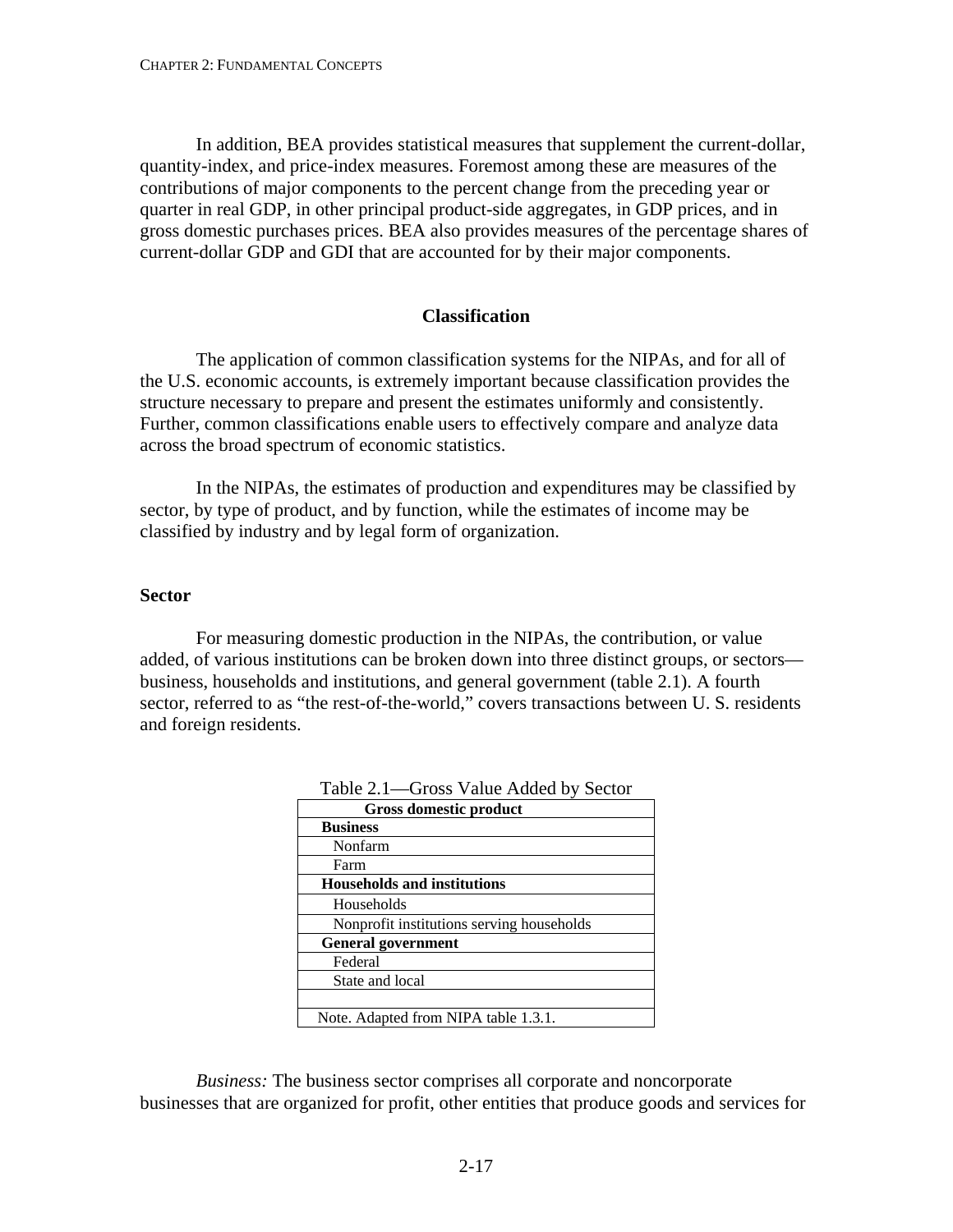In addition, BEA provides statistical measures that supplement the current-dollar, quantity-index, and price-index measures. Foremost among these are measures of the contributions of major components to the percent change from the preceding year or quarter in real GDP, in other principal product-side aggregates, in GDP prices, and in gross domestic purchases prices. BEA also provides measures of the percentage shares of current-dollar GDP and GDI that are accounted for by their major components.

## Classification

The application of common classification systems for the NIPAs, and for all of the U.S. economic accounts, is extremely important because classification provides the structure necessary to prepare and present the estimates uniformly and consistently. Further, common classifications enable users to effectively compare and analyze data across the broad spectrum of economic statistics.

In the NIPAs, the estimates of production and expenditures may be classified by sector, by type of product, and by function, while the estimates of income may be classified by industry and by legal form of organization.

### Sector

For measuring domestic production in the NIPAs, the contribution, or value added, of various institutions can be broken down into three distinct groups, or sectors—business, households and institutions, and general government (table 2.1). A fourth sector, referred to as “the rest-of-the-world,” covers transactions between U. S. residents and foreign residents.

Table 2.1—Gross Value Added by Sector

| **Gross domestic product** |
|---|
| **Business** |
| Nonfarm |
| Farm |
| **Households and institutions** |
| Households |
| Nonprofit institutions serving households |
| **General government** |
| Federal |
| State and local |
| |
| Note. Adapted from NIPA table 1.3.1. |

*Business:* The business sector comprises all corporate and noncorporate businesses that are organized for profit, other entities that produce goods and services for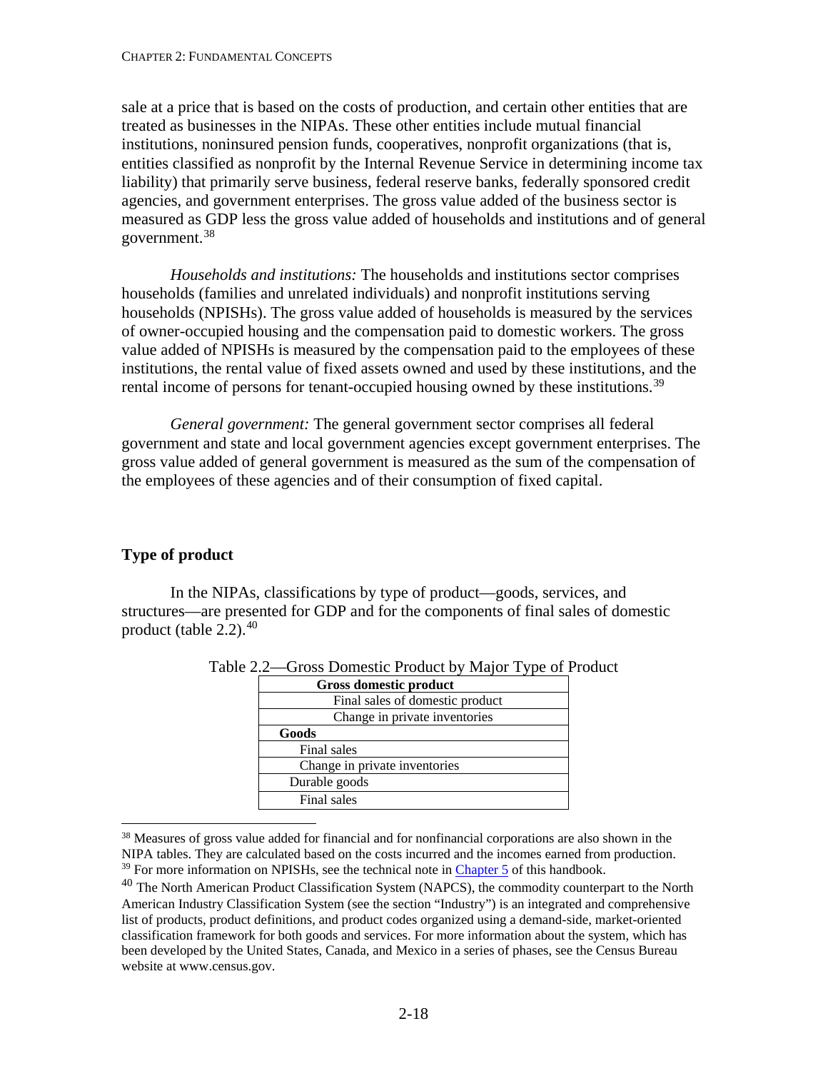sale at a price that is based on the costs of production, and certain other entities that are treated as businesses in the NIPAs. These other entities include mutual financial institutions, noninsured pension funds, cooperatives, nonprofit organizations (that is, entities classified as nonprofit by the Internal Revenue Service in determining income tax liability) that primarily serve business, federal reserve banks, federally sponsored credit agencies, and government enterprises. The gross value added of the business sector is measured as GDP less the gross value added of households and institutions and of general government.[38]

*Households and institutions:* The households and institutions sector comprises households (families and unrelated individuals) and nonprofit institutions serving households (NPISHs). The gross value added of households is measured by the services of owner-occupied housing and the compensation paid to domestic workers. The gross value added of NPISHs is measured by the compensation paid to the employees of these institutions, the rental value of fixed assets owned and used by these institutions, and the rental income of persons for tenant-occupied housing owned by these institutions.[39]

*General government:* The general government sector comprises all federal government and state and local government agencies except government enterprises. The gross value added of general government is measured as the sum of the compensation of the employees of these agencies and of their consumption of fixed capital.

## Type of product

In the NIPAs, classifications by type of product—goods, services, and structures—are presented for GDP and for the components of final sales of domestic product (table 2.2).[40]

Table 2.2—Gross Domestic Product by Major Type of Product

| **Gross domestic product** |
|---|
| Final sales of domestic product |
| Change in private inventories |
| **Goods** |
| Final sales |
| Change in private inventories |
| Durable goods |
| Final sales |

[38] Measures of gross value added for financial and for nonfinancial corporations are also shown in the NIPA tables. They are calculated based on the costs incurred and the incomes earned from production.

[39] For more information on NPISHs, see the technical note in Chapter 5 of this handbook.

[40] The North American Product Classification System (NAPCS), the commodity counterpart to the North American Industry Classification System (see the section "Industry") is an integrated and comprehensive list of products, product definitions, and product codes organized using a demand-side, market-oriented classification framework for both goods and services. For more information about the system, which has been developed by the United States, Canada, and Mexico in a series of phases, see the Census Bureau website at www.census.gov.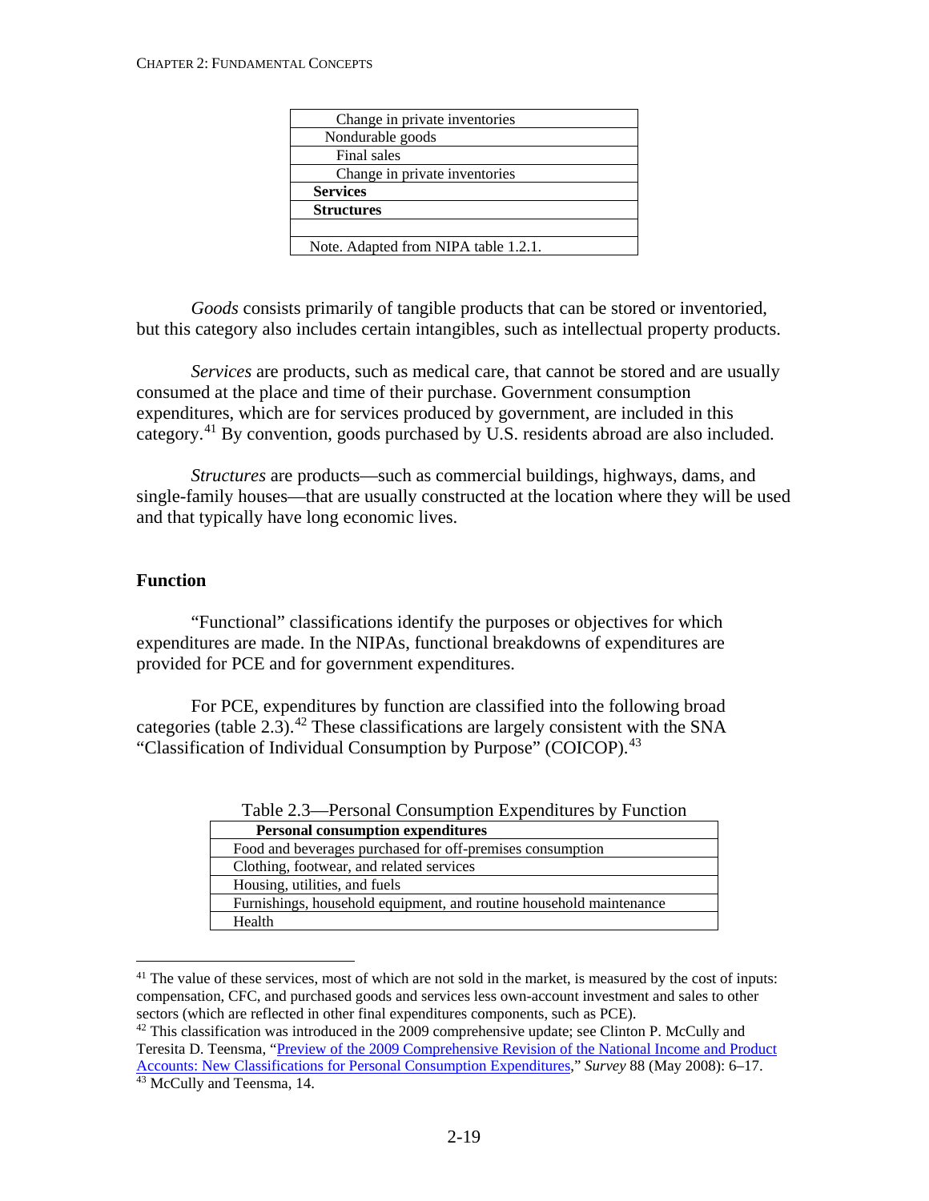| |
|---|
| Change in private inventories |
| Nondurable goods |
| Final sales |
| Change in private inventories |
| **Services** |
| **Structures** |
| |
| Note. Adapted from NIPA table 1.2.1. |

*Goods* consists primarily of tangible products that can be stored or inventoried, but this category also includes certain intangibles, such as intellectual property products.

*Services* are products, such as medical care, that cannot be stored and are usually consumed at the place and time of their purchase. Government consumption expenditures, which are for services produced by government, are included in this category.[41] By convention, goods purchased by U.S. residents abroad are also included.

*Structures* are products—such as commercial buildings, highways, dams, and single-family houses—that are usually constructed at the location where they will be used and that typically have long economic lives.

### Function

"Functional" classifications identify the purposes or objectives for which expenditures are made. In the NIPAs, functional breakdowns of expenditures are provided for PCE and for government expenditures.

For PCE, expenditures by function are classified into the following broad categories (table 2.3).[42] These classifications are largely consistent with the SNA "Classification of Individual Consumption by Purpose" (COICOP).[43]

Table 2.3—Personal Consumption Expenditures by Function

| **Personal consumption expenditures** |
|---|
| Food and beverages purchased for off-premises consumption |
| Clothing, footwear, and related services |
| Housing, utilities, and fuels |
| Furnishings, household equipment, and routine household maintenance |
| Health |

[41] The value of these services, most of which are not sold in the market, is measured by the cost of inputs: compensation, CFC, and purchased goods and services less own-account investment and sales to other sectors (which are reflected in other final expenditures components, such as PCE).

[42] This classification was introduced in the 2009 comprehensive update; see Clinton P. McCully and Teresita D. Teensma, "Preview of the 2009 Comprehensive Revision of the National Income and Product Accounts: New Classifications for Personal Consumption Expenditures," *Survey* 88 (May 2008): 6–17.

[43] McCully and Teensma, 14.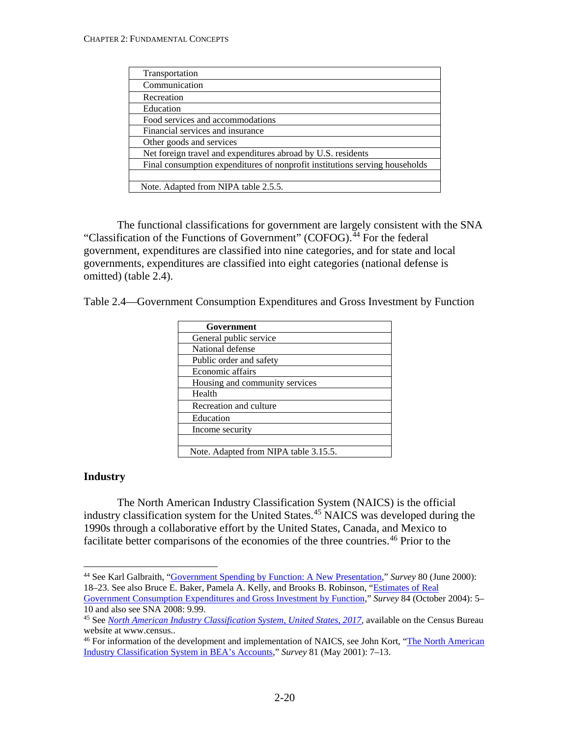| Transportation |
|---|
| Communication |
| Recreation |
| Education |
| Food services and accommodations |
| Financial services and insurance |
| Other goods and services |
| Net foreign travel and expenditures abroad by U.S. residents |
| Final consumption expenditures of nonprofit institutions serving households |
| |
| Note. Adapted from NIPA table 2.5.5. |

The functional classifications for government are largely consistent with the SNA "Classification of the Functions of Government" (COFOG).[44] For the federal government, expenditures are classified into nine categories, and for state and local governments, expenditures are classified into eight categories (national defense is omitted) (table 2.4).

Table 2.4—Government Consumption Expenditures and Gross Investment by Function

| **Government** |
|---|
| General public service |
| National defense |
| Public order and safety |
| Economic affairs |
| Housing and community services |
| Health |
| Recreation and culture |
| Education |
| Income security |
| |
| Note. Adapted from NIPA table 3.15.5. |

### Industry

The North American Industry Classification System (NAICS) is the official industry classification system for the United States.[45] NAICS was developed during the 1990s through a collaborative effort by the United States, Canada, and Mexico to facilitate better comparisons of the economies of the three countries.[46] Prior to the

---

[44] See Karl Galbraith, "Government Spending by Function: A New Presentation," *Survey* 80 (June 2000): 18–23. See also Bruce E. Baker, Pamela A. Kelly, and Brooks B. Robinson, "Estimates of Real Government Consumption Expenditures and Gross Investment by Function," *Survey* 84 (October 2004): 5–10 and also see SNA 2008: 9.99.

[45] See *North American Industry Classification System, United States, 2017*, available on the Census Bureau website at www.census..

[46] For information of the development and implementation of NAICS, see John Kort, "The North American Industry Classification System in BEA's Accounts," *Survey* 81 (May 2001): 7–13.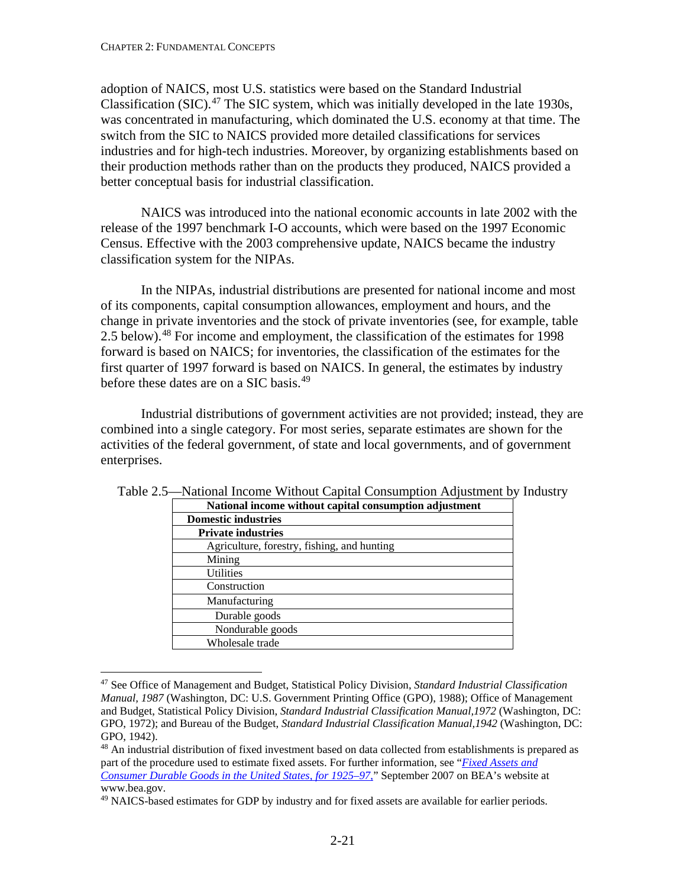adoption of NAICS, most U.S. statistics were based on the Standard Industrial Classification (SIC).[47] The SIC system, which was initially developed in the late 1930s, was concentrated in manufacturing, which dominated the U.S. economy at that time. The switch from the SIC to NAICS provided more detailed classifications for services industries and for high-tech industries. Moreover, by organizing establishments based on their production methods rather than on the products they produced, NAICS provided a better conceptual basis for industrial classification.

NAICS was introduced into the national economic accounts in late 2002 with the release of the 1997 benchmark I-O accounts, which were based on the 1997 Economic Census. Effective with the 2003 comprehensive update, NAICS became the industry classification system for the NIPAs.

In the NIPAs, industrial distributions are presented for national income and most of its components, capital consumption allowances, employment and hours, and the change in private inventories and the stock of private inventories (see, for example, table 2.5 below).[48] For income and employment, the classification of the estimates for 1998 forward is based on NAICS; for inventories, the classification of the estimates for the first quarter of 1997 forward is based on NAICS. In general, the estimates by industry before these dates are on a SIC basis.[49]

Industrial distributions of government activities are not provided; instead, they are combined into a single category. For most series, separate estimates are shown for the activities of the federal government, of state and local governments, and of government enterprises.

Table 2.5—National Income Without Capital Consumption Adjustment by Industry

| **National income without capital consumption adjustment** |
|---|
| **Domestic industries** |
| **Private industries** |
| Agriculture, forestry, fishing, and hunting |
| Mining |
| Utilities |
| Construction |
| Manufacturing |
| Durable goods |
| Nondurable goods |
| Wholesale trade |

[47] See Office of Management and Budget, Statistical Policy Division, *Standard Industrial Classification Manual, 1987* (Washington, DC: U.S. Government Printing Office (GPO), 1988); Office of Management and Budget, Statistical Policy Division, *Standard Industrial Classification Manual,1972* (Washington, DC: GPO, 1972); and Bureau of the Budget, *Standard Industrial Classification Manual,1942* (Washington, DC: GPO, 1942).

[48] An industrial distribution of fixed investment based on data collected from establishments is prepared as part of the procedure used to estimate fixed assets. For further information, see "*Fixed Assets and Consumer Durable Goods in the United States, for 1925–97*," September 2007 on BEA's website at www.bea.gov.

[49] NAICS-based estimates for GDP by industry and for fixed assets are available for earlier periods.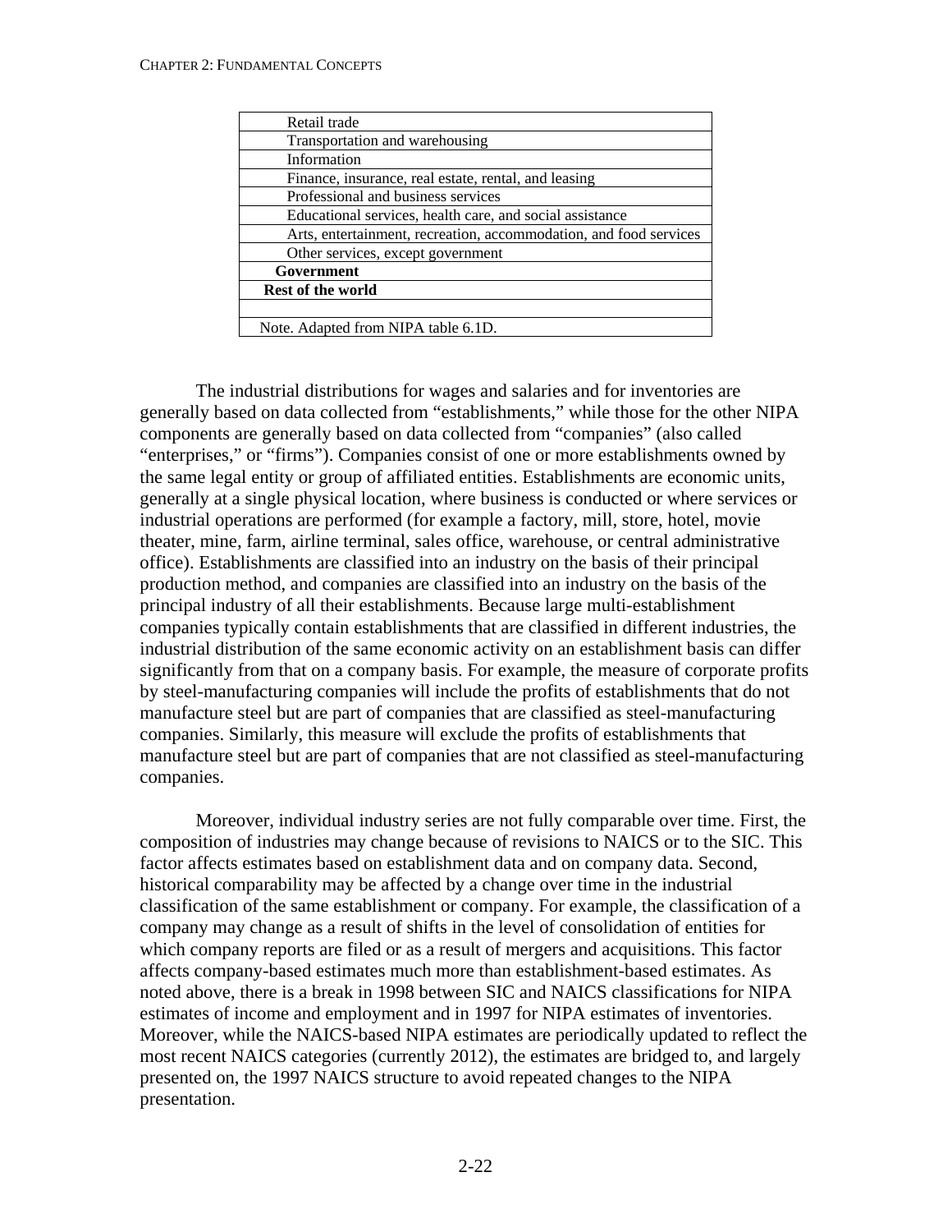| |
|---|
| Retail trade |
| Transportation and warehousing |
| Information |
| Finance, insurance, real estate, rental, and leasing |
| Professional and business services |
| Educational services, health care, and social assistance |
| Arts, entertainment, recreation, accommodation, and food services |
| Other services, except government |
| **Government** |
| **Rest of the world** |
| |
| Note. Adapted from NIPA table 6.1D. |

The industrial distributions for wages and salaries and for inventories are generally based on data collected from "establishments," while those for the other NIPA components are generally based on data collected from "companies" (also called "enterprises," or "firms"). Companies consist of one or more establishments owned by the same legal entity or group of affiliated entities. Establishments are economic units, generally at a single physical location, where business is conducted or where services or industrial operations are performed (for example a factory, mill, store, hotel, movie theater, mine, farm, airline terminal, sales office, warehouse, or central administrative office). Establishments are classified into an industry on the basis of their principal production method, and companies are classified into an industry on the basis of the principal industry of all their establishments. Because large multi-establishment companies typically contain establishments that are classified in different industries, the industrial distribution of the same economic activity on an establishment basis can differ significantly from that on a company basis. For example, the measure of corporate profits by steel-manufacturing companies will include the profits of establishments that do not manufacture steel but are part of companies that are classified as steel-manufacturing companies. Similarly, this measure will exclude the profits of establishments that manufacture steel but are part of companies that are not classified as steel-manufacturing companies.

Moreover, individual industry series are not fully comparable over time. First, the composition of industries may change because of revisions to NAICS or to the SIC. This factor affects estimates based on establishment data and on company data. Second, historical comparability may be affected by a change over time in the industrial classification of the same establishment or company. For example, the classification of a company may change as a result of shifts in the level of consolidation of entities for which company reports are filed or as a result of mergers and acquisitions. This factor affects company-based estimates much more than establishment-based estimates. As noted above, there is a break in 1998 between SIC and NAICS classifications for NIPA estimates of income and employment and in 1997 for NIPA estimates of inventories. Moreover, while the NAICS-based NIPA estimates are periodically updated to reflect the most recent NAICS categories (currently 2012), the estimates are bridged to, and largely presented on, the 1997 NAICS structure to avoid repeated changes to the NIPA presentation.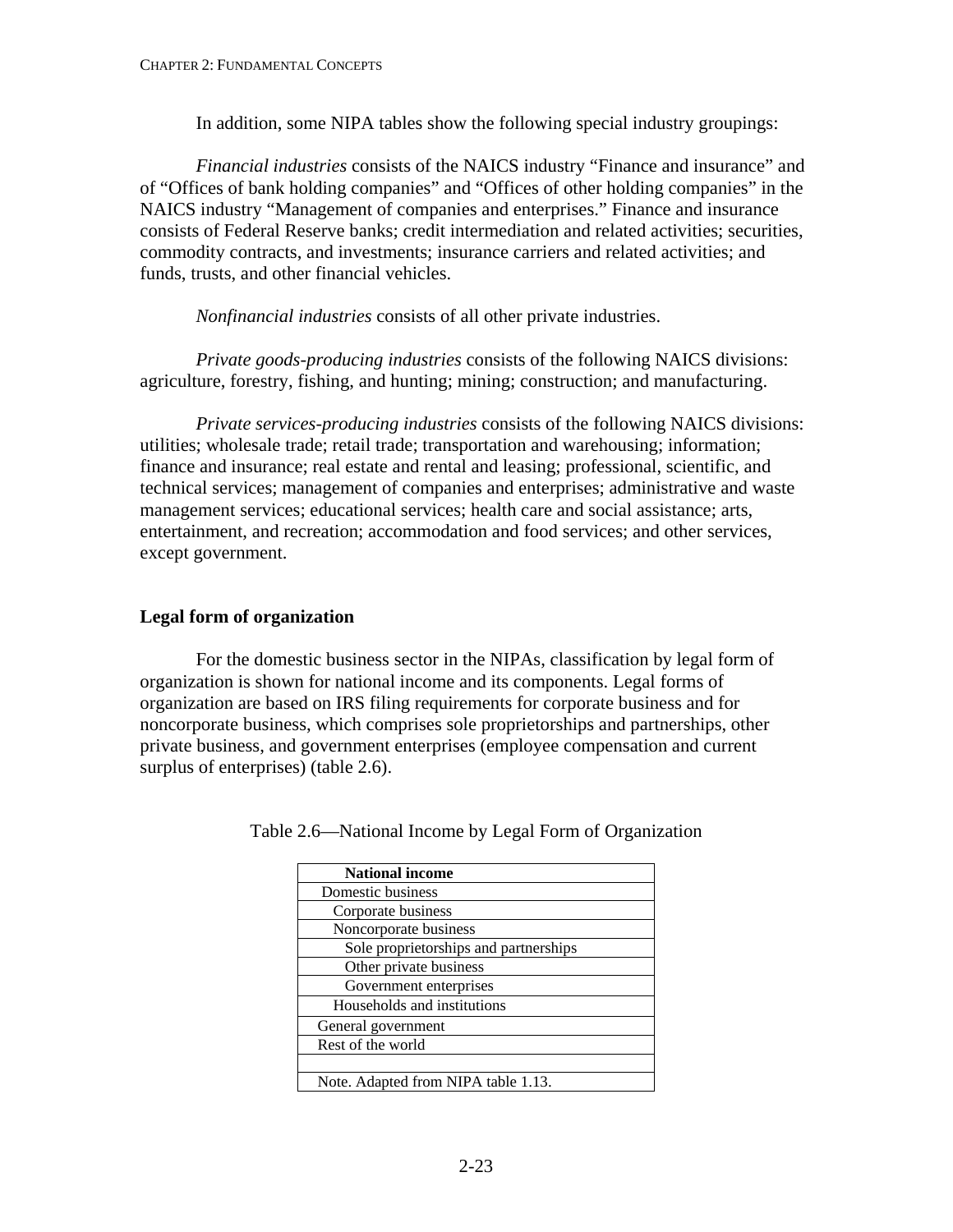In addition, some NIPA tables show the following special industry groupings:

*Financial industries* consists of the NAICS industry "Finance and insurance" and of "Offices of bank holding companies" and "Offices of other holding companies" in the NAICS industry "Management of companies and enterprises." Finance and insurance consists of Federal Reserve banks; credit intermediation and related activities; securities, commodity contracts, and investments; insurance carriers and related activities; and funds, trusts, and other financial vehicles.

*Nonfinancial industries* consists of all other private industries.

*Private goods-producing industries* consists of the following NAICS divisions: agriculture, forestry, fishing, and hunting; mining; construction; and manufacturing.

*Private services-producing industries* consists of the following NAICS divisions: utilities; wholesale trade; retail trade; transportation and warehousing; information; finance and insurance; real estate and rental and leasing; professional, scientific, and technical services; management of companies and enterprises; administrative and waste management services; educational services; health care and social assistance; arts, entertainment, and recreation; accommodation and food services; and other services, except government.

### Legal form of organization

For the domestic business sector in the NIPAs, classification by legal form of organization is shown for national income and its components. Legal forms of organization are based on IRS filing requirements for corporate business and for noncorporate business, which comprises sole proprietorships and partnerships, other private business, and government enterprises (employee compensation and current surplus of enterprises) (table 2.6).

Table 2.6—National Income by Legal Form of Organization

| **National income** |
|---|
| Domestic business |
| Corporate business |
| Noncorporate business |
| Sole proprietorships and partnerships |
| Other private business |
| Government enterprises |
| Households and institutions |
| General government |
| Rest of the world |
| |
| Note. Adapted from NIPA table 1.13. |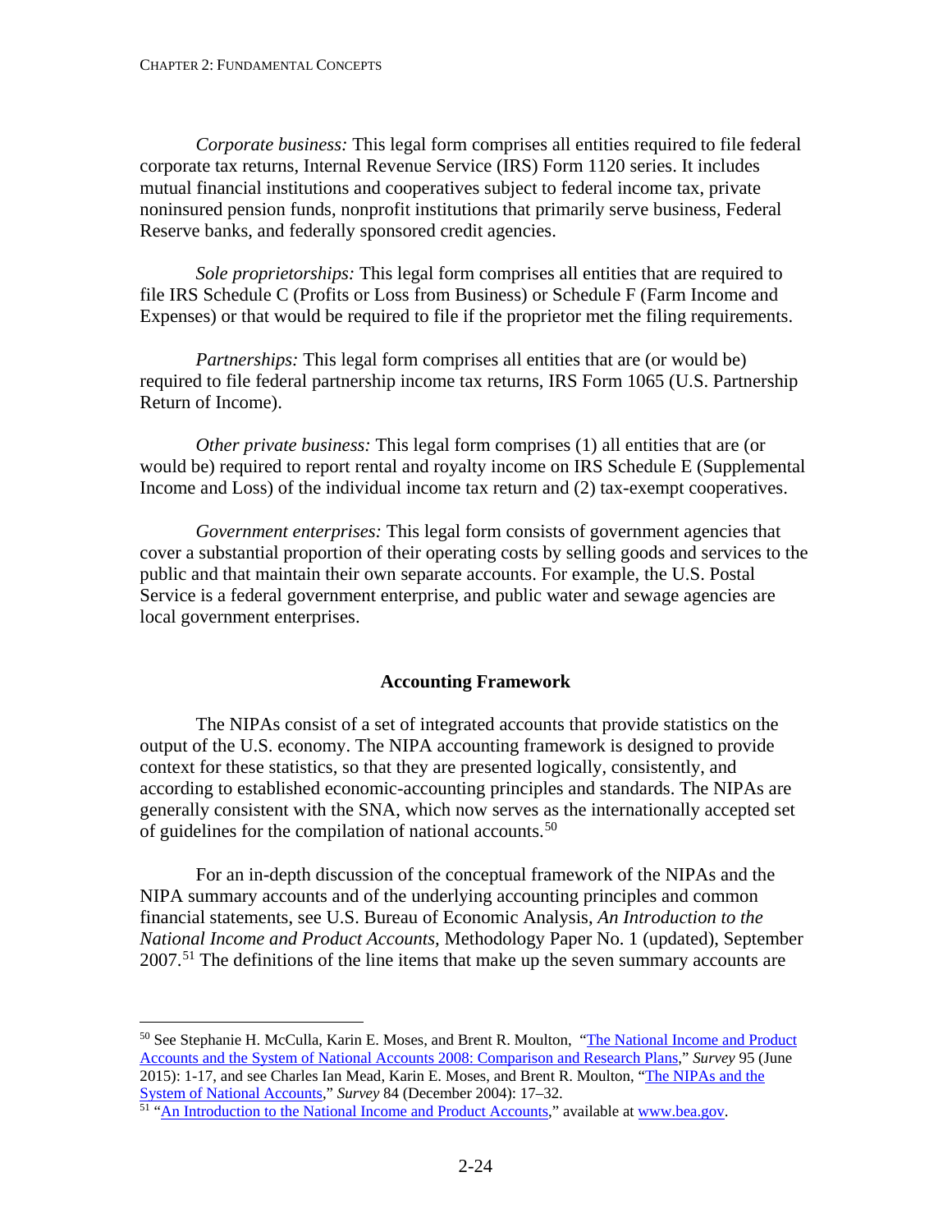*Corporate business:* This legal form comprises all entities required to file federal corporate tax returns, Internal Revenue Service (IRS) Form 1120 series. It includes mutual financial institutions and cooperatives subject to federal income tax, private noninsured pension funds, nonprofit institutions that primarily serve business, Federal Reserve banks, and federally sponsored credit agencies.

*Sole proprietorships:* This legal form comprises all entities that are required to file IRS Schedule C (Profits or Loss from Business) or Schedule F (Farm Income and Expenses) or that would be required to file if the proprietor met the filing requirements.

*Partnerships:* This legal form comprises all entities that are (or would be) required to file federal partnership income tax returns, IRS Form 1065 (U.S. Partnership Return of Income).

*Other private business:* This legal form comprises (1) all entities that are (or would be) required to report rental and royalty income on IRS Schedule E (Supplemental Income and Loss) of the individual income tax return and (2) tax-exempt cooperatives.

*Government enterprises:* This legal form consists of government agencies that cover a substantial proportion of their operating costs by selling goods and services to the public and that maintain their own separate accounts. For example, the U.S. Postal Service is a federal government enterprise, and public water and sewage agencies are local government enterprises.

## Accounting Framework

The NIPAs consist of a set of integrated accounts that provide statistics on the output of the U.S. economy. The NIPA accounting framework is designed to provide context for these statistics, so that they are presented logically, consistently, and according to established economic-accounting principles and standards. The NIPAs are generally consistent with the SNA, which now serves as the internationally accepted set of guidelines for the compilation of national accounts.[50]

For an in-depth discussion of the conceptual framework of the NIPAs and the NIPA summary accounts and of the underlying accounting principles and common financial statements, see U.S. Bureau of Economic Analysis, *An Introduction to the National Income and Product Accounts*, Methodology Paper No. 1 (updated), September 2007.[51] The definitions of the line items that make up the seven summary accounts are

---

[50] See Stephanie H. McCulla, Karin E. Moses, and Brent R. Moulton, "The National Income and Product Accounts and the System of National Accounts 2008: Comparison and Research Plans," *Survey* 95 (June 2015): 1-17, and see Charles Ian Mead, Karin E. Moses, and Brent R. Moulton, "The NIPAs and the System of National Accounts," *Survey* 84 (December 2004): 17–32.

[51] "An Introduction to the National Income and Product Accounts," available at www.bea.gov.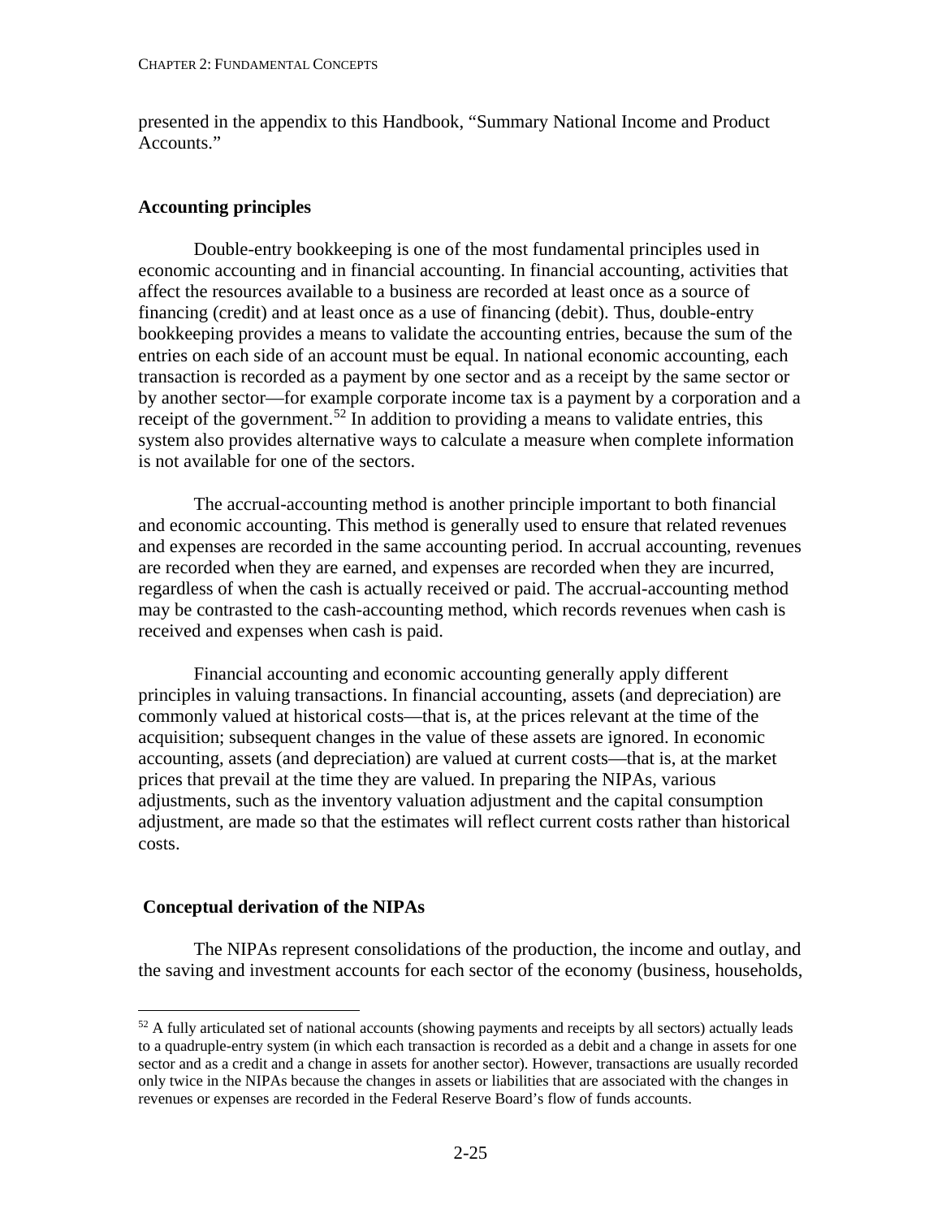presented in the appendix to this Handbook, "Summary National Income and Product Accounts."

### Accounting principles

Double-entry bookkeeping is one of the most fundamental principles used in economic accounting and in financial accounting. In financial accounting, activities that affect the resources available to a business are recorded at least once as a source of financing (credit) and at least once as a use of financing (debit). Thus, double-entry bookkeeping provides a means to validate the accounting entries, because the sum of the entries on each side of an account must be equal. In national economic accounting, each transaction is recorded as a payment by one sector and as a receipt by the same sector or by another sector—for example corporate income tax is a payment by a corporation and a receipt of the government.[52] In addition to providing a means to validate entries, this system also provides alternative ways to calculate a measure when complete information is not available for one of the sectors.

The accrual-accounting method is another principle important to both financial and economic accounting. This method is generally used to ensure that related revenues and expenses are recorded in the same accounting period. In accrual accounting, revenues are recorded when they are earned, and expenses are recorded when they are incurred, regardless of when the cash is actually received or paid. The accrual-accounting method may be contrasted to the cash-accounting method, which records revenues when cash is received and expenses when cash is paid.

Financial accounting and economic accounting generally apply different principles in valuing transactions. In financial accounting, assets (and depreciation) are commonly valued at historical costs—that is, at the prices relevant at the time of the acquisition; subsequent changes in the value of these assets are ignored. In economic accounting, assets (and depreciation) are valued at current costs—that is, at the market prices that prevail at the time they are valued. In preparing the NIPAs, various adjustments, such as the inventory valuation adjustment and the capital consumption adjustment, are made so that the estimates will reflect current costs rather than historical costs.

### Conceptual derivation of the NIPAs

The NIPAs represent consolidations of the production, the income and outlay, and the saving and investment accounts for each sector of the economy (business, households,

[52] A fully articulated set of national accounts (showing payments and receipts by all sectors) actually leads to a quadruple-entry system (in which each transaction is recorded as a debit and a change in assets for one sector and as a credit and a change in assets for another sector). However, transactions are usually recorded only twice in the NIPAs because the changes in assets or liabilities that are associated with the changes in revenues or expenses are recorded in the Federal Reserve Board's flow of funds accounts.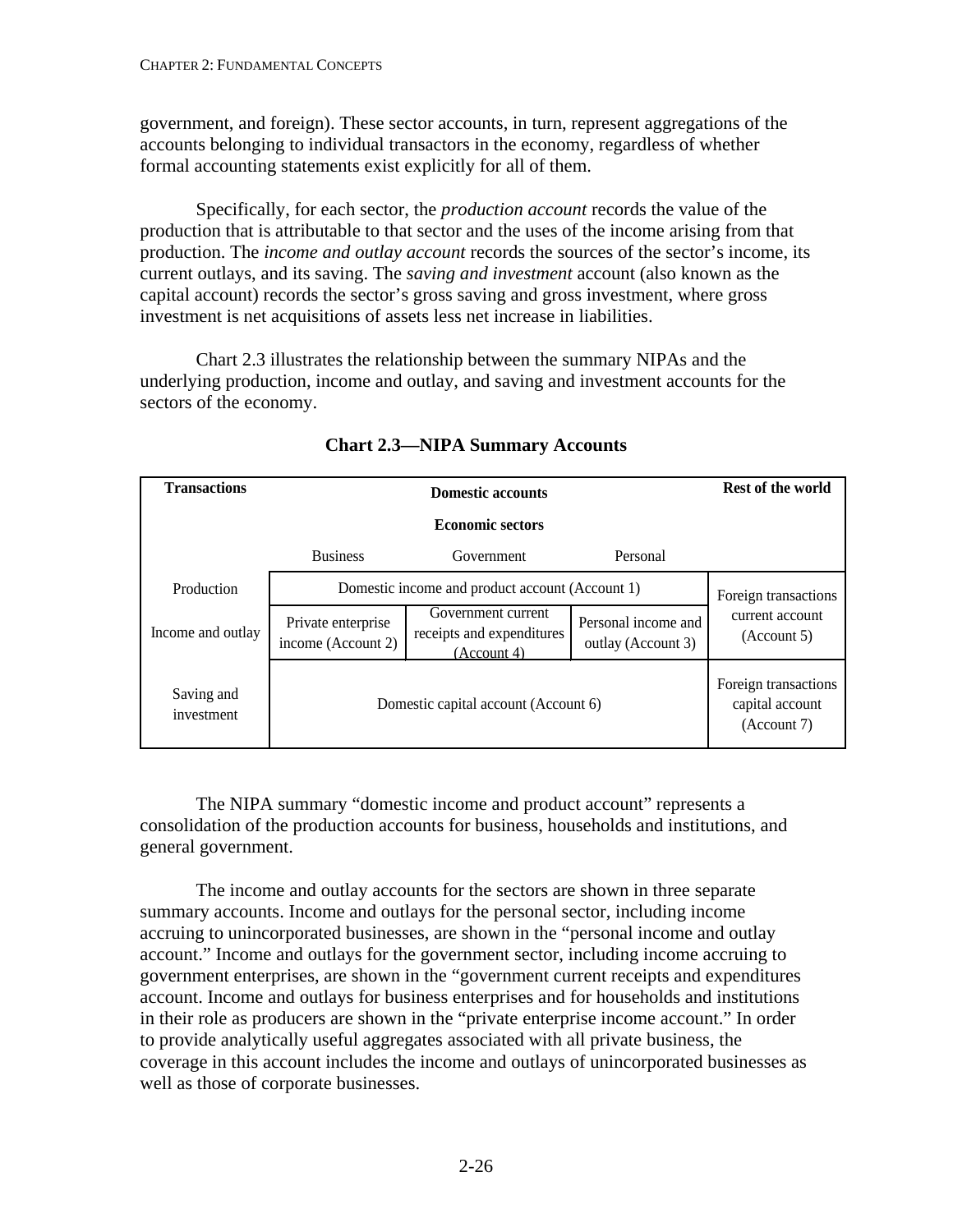government, and foreign). These sector accounts, in turn, represent aggregations of the accounts belonging to individual transactors in the economy, regardless of whether formal accounting statements exist explicitly for all of them.

Specifically, for each sector, the *production account* records the value of the production that is attributable to that sector and the uses of the income arising from that production. The *income and outlay account* records the sources of the sector's income, its current outlays, and its saving. The *saving and investment* account (also known as the capital account) records the sector's gross saving and gross investment, where gross investment is net acquisitions of assets less net increase in liabilities.

Chart 2.3 illustrates the relationship between the summary NIPAs and the underlying production, income and outlay, and saving and investment accounts for the sectors of the economy.

**Chart 2.3—NIPA Summary Accounts**

| **Transactions** | **Domestic accounts** | | | **Rest of the world** |
|---|---|---|---|---|
| | **Economic sectors** | | | |
| | Business | Government | Personal | |
| Production | Domestic income and product account (Account 1) | | | Foreign transactions current account (Account 5) |
| Income and outlay | Private enterprise income (Account 2) | Government current receipts and expenditures (Account 4) | Personal income and outlay (Account 3) | |
| Saving and investment | Domestic capital account (Account 6) | | | Foreign transactions capital account (Account 7) |

The NIPA summary "domestic income and product account" represents a consolidation of the production accounts for business, households and institutions, and general government.

The income and outlay accounts for the sectors are shown in three separate summary accounts. Income and outlays for the personal sector, including income accruing to unincorporated businesses, are shown in the "personal income and outlay account." Income and outlays for the government sector, including income accruing to government enterprises, are shown in the "government current receipts and expenditures account. Income and outlays for business enterprises and for households and institutions in their role as producers are shown in the "private enterprise income account." In order to provide analytically useful aggregates associated with all private business, the coverage in this account includes the income and outlays of unincorporated businesses as well as those of corporate businesses.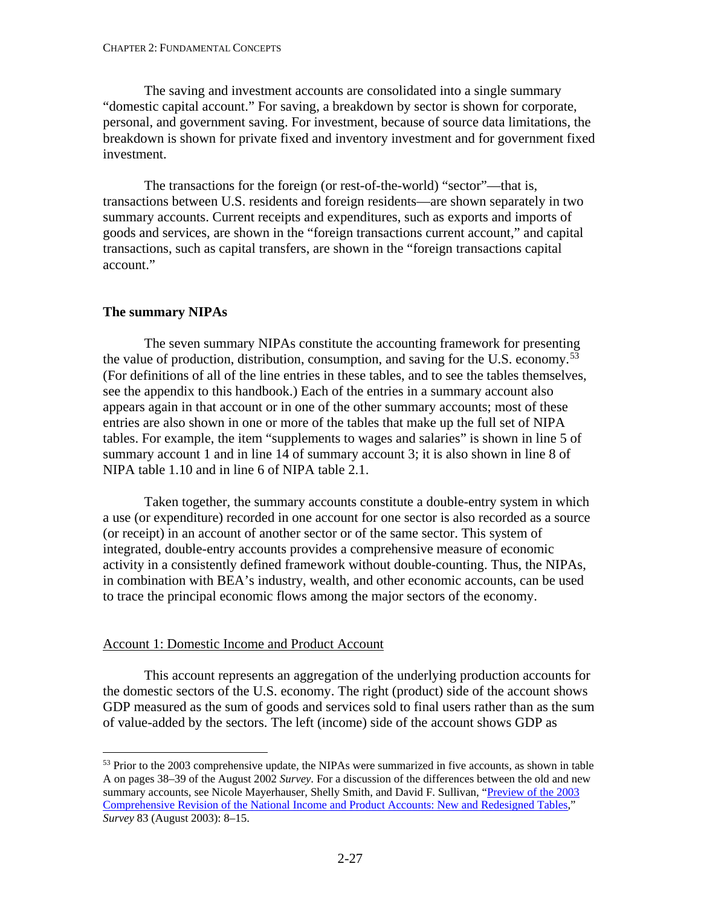The saving and investment accounts are consolidated into a single summary "domestic capital account." For saving, a breakdown by sector is shown for corporate, personal, and government saving. For investment, because of source data limitations, the breakdown is shown for private fixed and inventory investment and for government fixed investment.

The transactions for the foreign (or rest-of-the-world) "sector"—that is, transactions between U.S. residents and foreign residents—are shown separately in two summary accounts. Current receipts and expenditures, such as exports and imports of goods and services, are shown in the "foreign transactions current account," and capital transactions, such as capital transfers, are shown in the "foreign transactions capital account."

### The summary NIPAs

The seven summary NIPAs constitute the accounting framework for presenting the value of production, distribution, consumption, and saving for the U.S. economy.[53] (For definitions of all of the line entries in these tables, and to see the tables themselves, see the appendix to this handbook.) Each of the entries in a summary account also appears again in that account or in one of the other summary accounts; most of these entries are also shown in one or more of the tables that make up the full set of NIPA tables. For example, the item "supplements to wages and salaries" is shown in line 5 of summary account 1 and in line 14 of summary account 3; it is also shown in line 8 of NIPA table 1.10 and in line 6 of NIPA table 2.1.

Taken together, the summary accounts constitute a double-entry system in which a use (or expenditure) recorded in one account for one sector is also recorded as a source (or receipt) in an account of another sector or of the same sector. This system of integrated, double-entry accounts provides a comprehensive measure of economic activity in a consistently defined framework without double-counting. Thus, the NIPAs, in combination with BEA's industry, wealth, and other economic accounts, can be used to trace the principal economic flows among the major sectors of the economy.

#### Account 1: Domestic Income and Product Account

This account represents an aggregation of the underlying production accounts for the domestic sectors of the U.S. economy. The right (product) side of the account shows GDP measured as the sum of goods and services sold to final users rather than as the sum of value-added by the sectors. The left (income) side of the account shows GDP as

---

[53] Prior to the 2003 comprehensive update, the NIPAs were summarized in five accounts, as shown in table A on pages 38–39 of the August 2002 *Survey*. For a discussion of the differences between the old and new summary accounts, see Nicole Mayerhauser, Shelly Smith, and David F. Sullivan, "Preview of the 2003 Comprehensive Revision of the National Income and Product Accounts: New and Redesigned Tables," *Survey* 83 (August 2003): 8–15.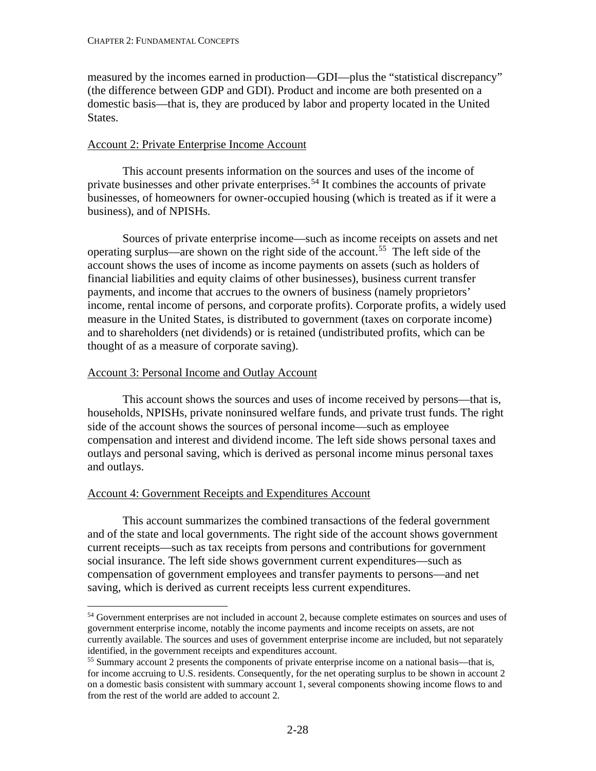measured by the incomes earned in production—GDI—plus the "statistical discrepancy" (the difference between GDP and GDI). Product and income are both presented on a domestic basis—that is, they are produced by labor and property located in the United States.

Account 2: Private Enterprise Income Account

This account presents information on the sources and uses of the income of private businesses and other private enterprises.[54] It combines the accounts of private businesses, of homeowners for owner-occupied housing (which is treated as if it were a business), and of NPISHs.

Sources of private enterprise income—such as income receipts on assets and net operating surplus—are shown on the right side of the account.[55] The left side of the account shows the uses of income as income payments on assets (such as holders of financial liabilities and equity claims of other businesses), business current transfer payments, and income that accrues to the owners of business (namely proprietors' income, rental income of persons, and corporate profits). Corporate profits, a widely used measure in the United States, is distributed to government (taxes on corporate income) and to shareholders (net dividends) or is retained (undistributed profits, which can be thought of as a measure of corporate saving).

Account 3: Personal Income and Outlay Account

This account shows the sources and uses of income received by persons—that is, households, NPISHs, private noninsured welfare funds, and private trust funds. The right side of the account shows the sources of personal income—such as employee compensation and interest and dividend income. The left side shows personal taxes and outlays and personal saving, which is derived as personal income minus personal taxes and outlays.

Account 4: Government Receipts and Expenditures Account

This account summarizes the combined transactions of the federal government and of the state and local governments. The right side of the account shows government current receipts—such as tax receipts from persons and contributions for government social insurance. The left side shows government current expenditures—such as compensation of government employees and transfer payments to persons—and net saving, which is derived as current receipts less current expenditures.

---

[54] Government enterprises are not included in account 2, because complete estimates on sources and uses of government enterprise income, notably the income payments and income receipts on assets, are not currently available. The sources and uses of government enterprise income are included, but not separately identified, in the government receipts and expenditures account.

[55] Summary account 2 presents the components of private enterprise income on a national basis—that is, for income accruing to U.S. residents. Consequently, for the net operating surplus to be shown in account 2 on a domestic basis consistent with summary account 1, several components showing income flows to and from the rest of the world are added to account 2.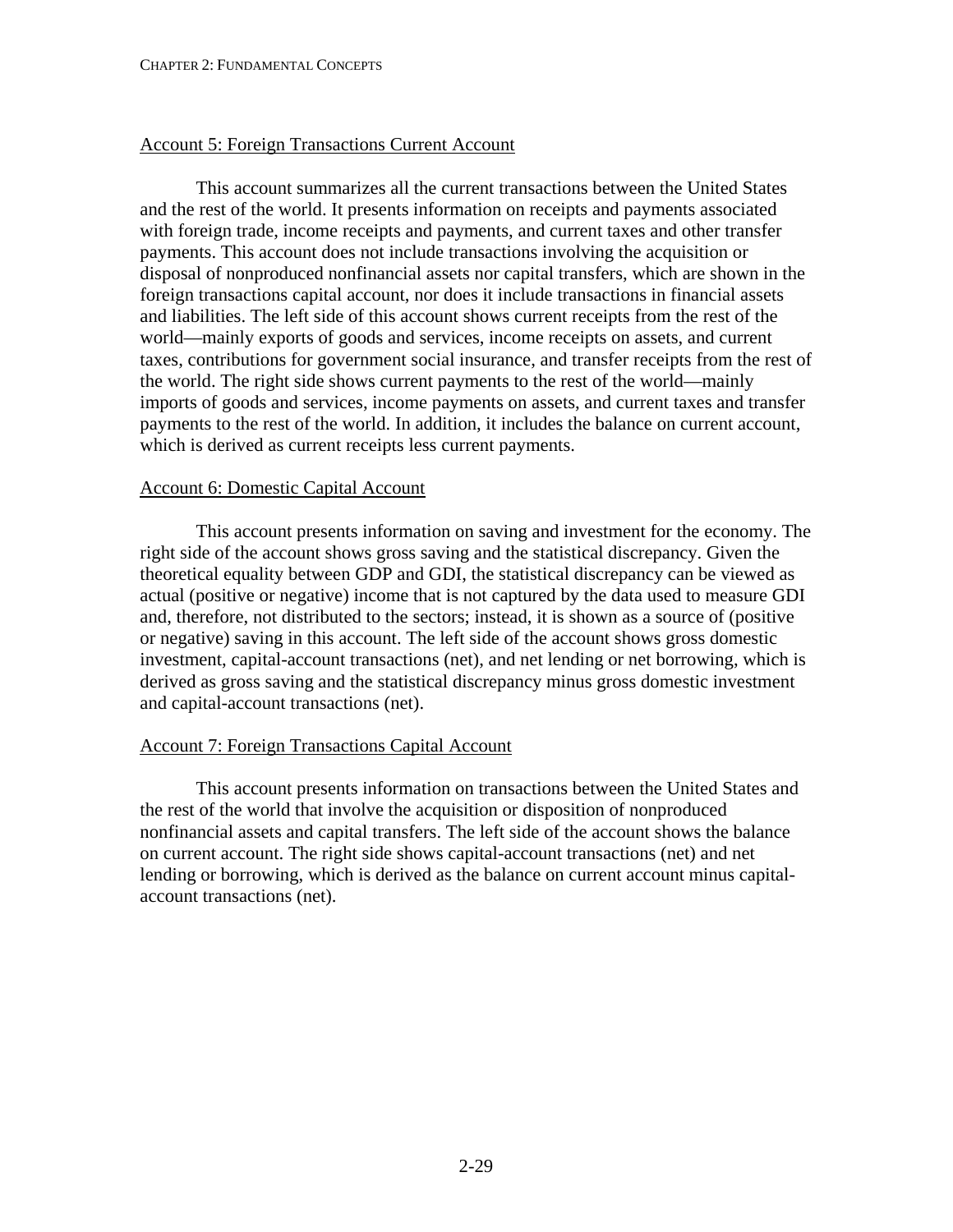### Account 5: Foreign Transactions Current Account

This account summarizes all the current transactions between the United States and the rest of the world. It presents information on receipts and payments associated with foreign trade, income receipts and payments, and current taxes and other transfer payments. This account does not include transactions involving the acquisition or disposal of nonproduced nonfinancial assets nor capital transfers, which are shown in the foreign transactions capital account, nor does it include transactions in financial assets and liabilities. The left side of this account shows current receipts from the rest of the world—mainly exports of goods and services, income receipts on assets, and current taxes, contributions for government social insurance, and transfer receipts from the rest of the world. The right side shows current payments to the rest of the world—mainly imports of goods and services, income payments on assets, and current taxes and transfer payments to the rest of the world. In addition, it includes the balance on current account, which is derived as current receipts less current payments.

### Account 6: Domestic Capital Account

This account presents information on saving and investment for the economy. The right side of the account shows gross saving and the statistical discrepancy. Given the theoretical equality between GDP and GDI, the statistical discrepancy can be viewed as actual (positive or negative) income that is not captured by the data used to measure GDI and, therefore, not distributed to the sectors; instead, it is shown as a source of (positive or negative) saving in this account. The left side of the account shows gross domestic investment, capital-account transactions (net), and net lending or net borrowing, which is derived as gross saving and the statistical discrepancy minus gross domestic investment and capital-account transactions (net).

### Account 7: Foreign Transactions Capital Account

This account presents information on transactions between the United States and the rest of the world that involve the acquisition or disposition of nonproduced nonfinancial assets and capital transfers. The left side of the account shows the balance on current account. The right side shows capital-account transactions (net) and net lending or borrowing, which is derived as the balance on current account minus capital-account transactions (net).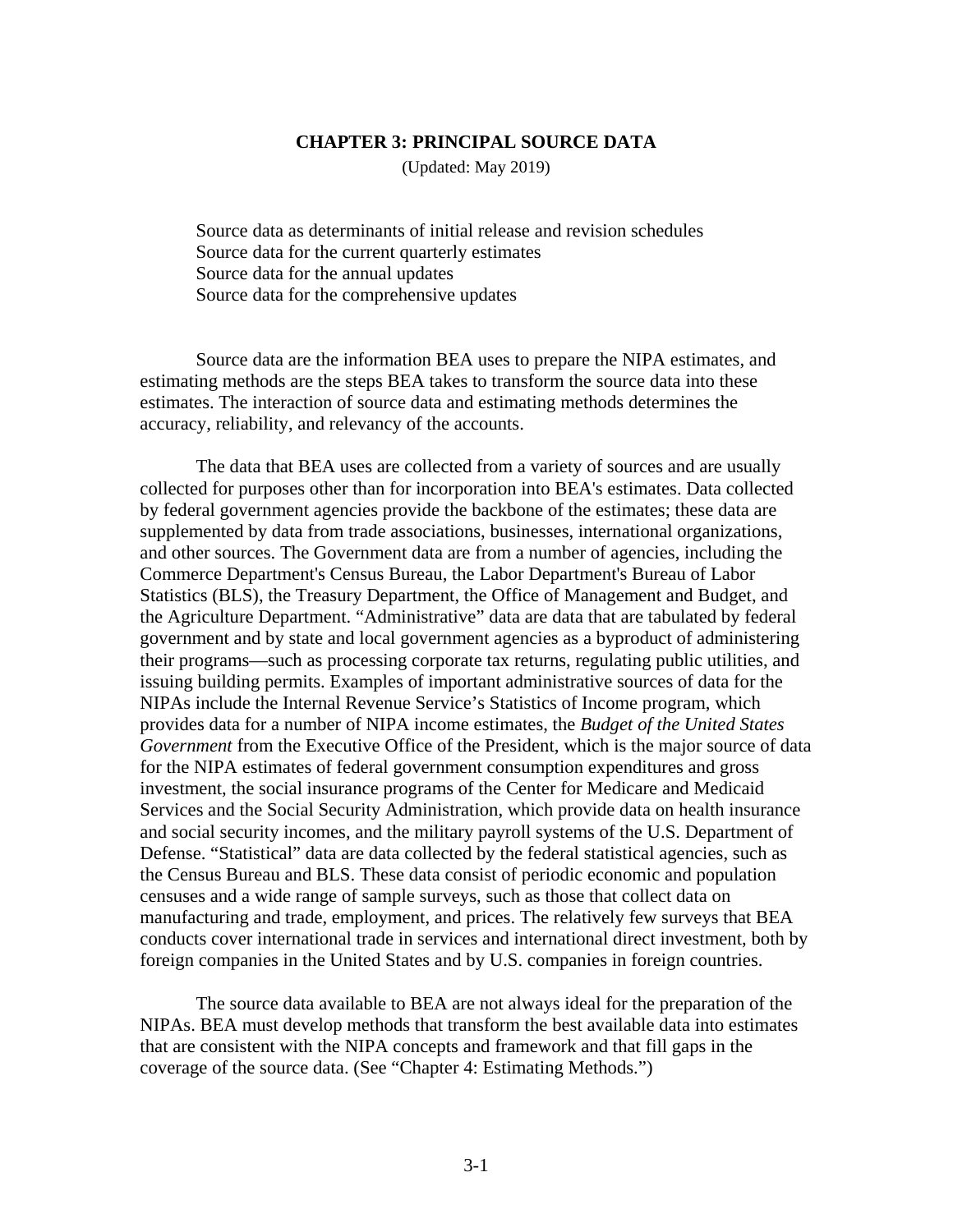# CHAPTER 3: PRINCIPAL SOURCE DATA

(Updated: May 2019)

Source data as determinants of initial release and revision schedules
Source data for the current quarterly estimates
Source data for the annual updates
Source data for the comprehensive updates

Source data are the information BEA uses to prepare the NIPA estimates, and estimating methods are the steps BEA takes to transform the source data into these estimates. The interaction of source data and estimating methods determines the accuracy, reliability, and relevancy of the accounts.

The data that BEA uses are collected from a variety of sources and are usually collected for purposes other than for incorporation into BEA's estimates. Data collected by federal government agencies provide the backbone of the estimates; these data are supplemented by data from trade associations, businesses, international organizations, and other sources. The Government data are from a number of agencies, including the Commerce Department's Census Bureau, the Labor Department's Bureau of Labor Statistics (BLS), the Treasury Department, the Office of Management and Budget, and the Agriculture Department. "Administrative" data are data that are tabulated by federal government and by state and local government agencies as a byproduct of administering their programs—such as processing corporate tax returns, regulating public utilities, and issuing building permits. Examples of important administrative sources of data for the NIPAs include the Internal Revenue Service's Statistics of Income program, which provides data for a number of NIPA income estimates, the *Budget of the United States Government* from the Executive Office of the President, which is the major source of data for the NIPA estimates of federal government consumption expenditures and gross investment, the social insurance programs of the Center for Medicare and Medicaid Services and the Social Security Administration, which provide data on health insurance and social security incomes, and the military payroll systems of the U.S. Department of Defense. "Statistical" data are data collected by the federal statistical agencies, such as the Census Bureau and BLS. These data consist of periodic economic and population censuses and a wide range of sample surveys, such as those that collect data on manufacturing and trade, employment, and prices. The relatively few surveys that BEA conducts cover international trade in services and international direct investment, both by foreign companies in the United States and by U.S. companies in foreign countries.

The source data available to BEA are not always ideal for the preparation of the NIPAs. BEA must develop methods that transform the best available data into estimates that are consistent with the NIPA concepts and framework and that fill gaps in the coverage of the source data. (See "Chapter 4: Estimating Methods.")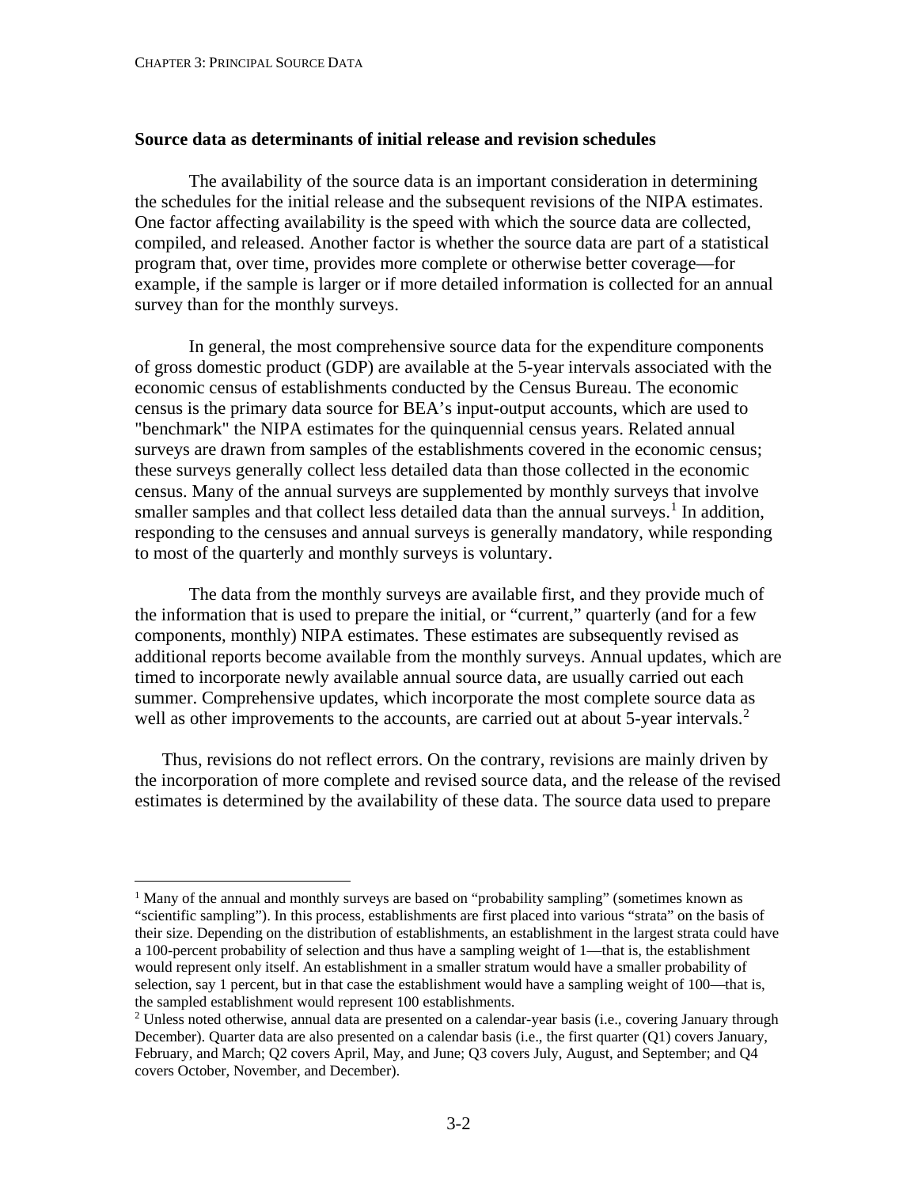### Source data as determinants of initial release and revision schedules

The availability of the source data is an important consideration in determining the schedules for the initial release and the subsequent revisions of the NIPA estimates. One factor affecting availability is the speed with which the source data are collected, compiled, and released. Another factor is whether the source data are part of a statistical program that, over time, provides more complete or otherwise better coverage—for example, if the sample is larger or if more detailed information is collected for an annual survey than for the monthly surveys.

In general, the most comprehensive source data for the expenditure components of gross domestic product (GDP) are available at the 5-year intervals associated with the economic census of establishments conducted by the Census Bureau. The economic census is the primary data source for BEA's input-output accounts, which are used to "benchmark" the NIPA estimates for the quinquennial census years. Related annual surveys are drawn from samples of the establishments covered in the economic census; these surveys generally collect less detailed data than those collected in the economic census. Many of the annual surveys are supplemented by monthly surveys that involve smaller samples and that collect less detailed data than the annual surveys.[1] In addition, responding to the censuses and annual surveys is generally mandatory, while responding to most of the quarterly and monthly surveys is voluntary.

The data from the monthly surveys are available first, and they provide much of the information that is used to prepare the initial, or "current," quarterly (and for a few components, monthly) NIPA estimates. These estimates are subsequently revised as additional reports become available from the monthly surveys. Annual updates, which are timed to incorporate newly available annual source data, are usually carried out each summer. Comprehensive updates, which incorporate the most complete source data as well as other improvements to the accounts, are carried out at about 5-year intervals.[2]

Thus, revisions do not reflect errors. On the contrary, revisions are mainly driven by the incorporation of more complete and revised source data, and the release of the revised estimates is determined by the availability of these data. The source data used to prepare

---

[1] Many of the annual and monthly surveys are based on "probability sampling" (sometimes known as "scientific sampling"). In this process, establishments are first placed into various "strata" on the basis of their size. Depending on the distribution of establishments, an establishment in the largest strata could have a 100-percent probability of selection and thus have a sampling weight of 1—that is, the establishment would represent only itself. An establishment in a smaller stratum would have a smaller probability of selection, say 1 percent, but in that case the establishment would have a sampling weight of 100—that is, the sampled establishment would represent 100 establishments.

[2] Unless noted otherwise, annual data are presented on a calendar-year basis (i.e., covering January through December). Quarter data are also presented on a calendar basis (i.e., the first quarter (Q1) covers January, February, and March; Q2 covers April, May, and June; Q3 covers July, August, and September; and Q4 covers October, November, and December).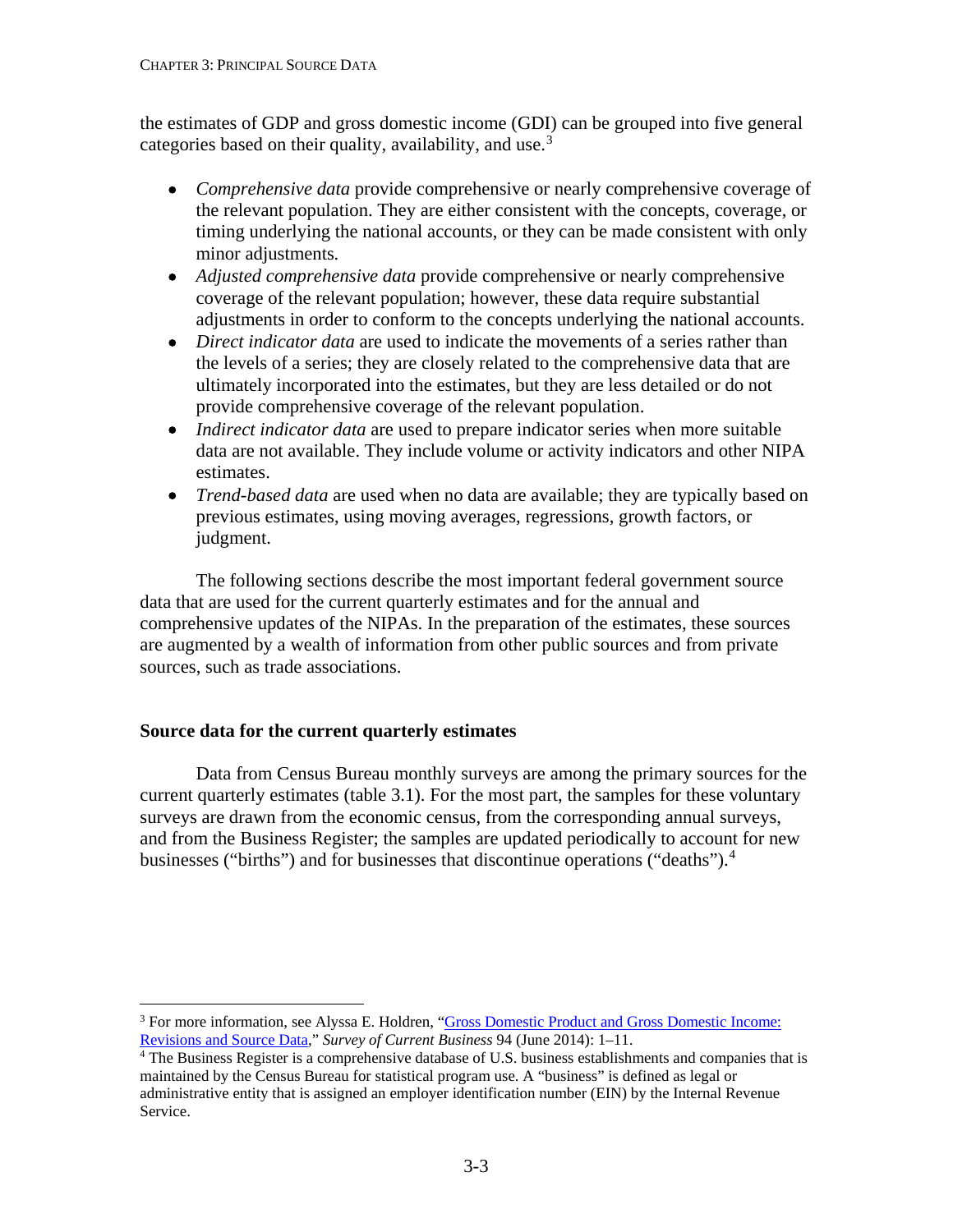the estimates of GDP and gross domestic income (GDI) can be grouped into five general categories based on their quality, availability, and use.[3]

- *Comprehensive data* provide comprehensive or nearly comprehensive coverage of the relevant population. They are either consistent with the concepts, coverage, or timing underlying the national accounts, or they can be made consistent with only minor adjustments.
- *Adjusted comprehensive data* provide comprehensive or nearly comprehensive coverage of the relevant population; however, these data require substantial adjustments in order to conform to the concepts underlying the national accounts.
- *Direct indicator data* are used to indicate the movements of a series rather than the levels of a series; they are closely related to the comprehensive data that are ultimately incorporated into the estimates, but they are less detailed or do not provide comprehensive coverage of the relevant population.
- *Indirect indicator data* are used to prepare indicator series when more suitable data are not available. They include volume or activity indicators and other NIPA estimates.
- *Trend-based data* are used when no data are available; they are typically based on previous estimates, using moving averages, regressions, growth factors, or judgment.

The following sections describe the most important federal government source data that are used for the current quarterly estimates and for the annual and comprehensive updates of the NIPAs. In the preparation of the estimates, these sources are augmented by a wealth of information from other public sources and from private sources, such as trade associations.

### Source data for the current quarterly estimates

Data from Census Bureau monthly surveys are among the primary sources for the current quarterly estimates (table 3.1). For the most part, the samples for these voluntary surveys are drawn from the economic census, from the corresponding annual surveys, and from the Business Register; the samples are updated periodically to account for new businesses ("births") and for businesses that discontinue operations ("deaths").[4]

---

[3] For more information, see Alyssa E. Holdren, "Gross Domestic Product and Gross Domestic Income: Revisions and Source Data," *Survey of Current Business* 94 (June 2014): 1–11.

[4] The Business Register is a comprehensive database of U.S. business establishments and companies that is maintained by the Census Bureau for statistical program use. A "business" is defined as legal or administrative entity that is assigned an employer identification number (EIN) by the Internal Revenue Service.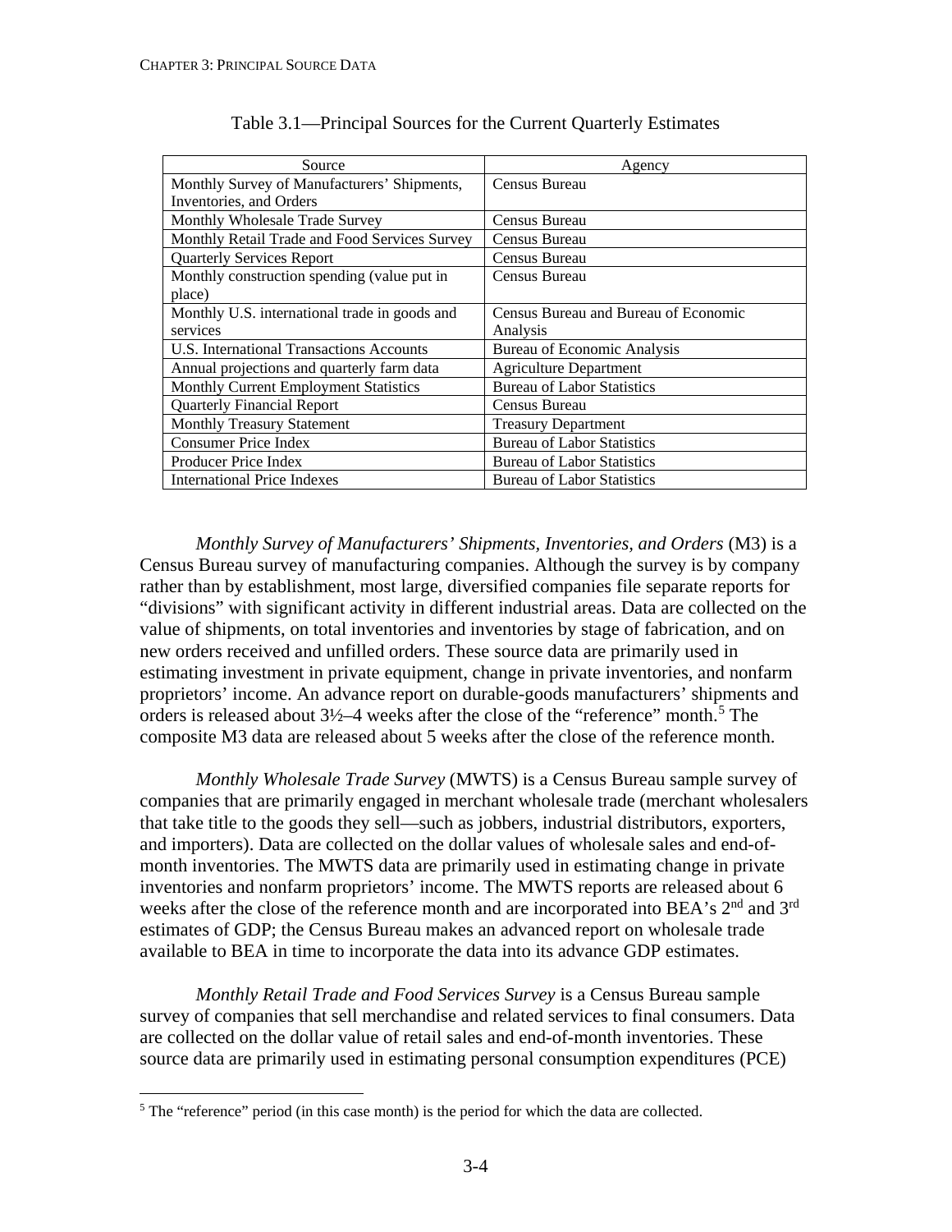Table 3.1—Principal Sources for the Current Quarterly Estimates

| Source | Agency |
|---|---|
| Monthly Survey of Manufacturers' Shipments, Inventories, and Orders | Census Bureau |
| Monthly Wholesale Trade Survey | Census Bureau |
| Monthly Retail Trade and Food Services Survey | Census Bureau |
| Quarterly Services Report | Census Bureau |
| Monthly construction spending (value put in place) | Census Bureau |
| Monthly U.S. international trade in goods and services | Census Bureau and Bureau of Economic Analysis |
| U.S. International Transactions Accounts | Bureau of Economic Analysis |
| Annual projections and quarterly farm data | Agriculture Department |
| Monthly Current Employment Statistics | Bureau of Labor Statistics |
| Quarterly Financial Report | Census Bureau |
| Monthly Treasury Statement | Treasury Department |
| Consumer Price Index | Bureau of Labor Statistics |
| Producer Price Index | Bureau of Labor Statistics |
| International Price Indexes | Bureau of Labor Statistics |

*Monthly Survey of Manufacturers' Shipments, Inventories, and Orders* (M3) is a Census Bureau survey of manufacturing companies. Although the survey is by company rather than by establishment, most large, diversified companies file separate reports for "divisions" with significant activity in different industrial areas. Data are collected on the value of shipments, on total inventories and inventories by stage of fabrication, and on new orders received and unfilled orders. These source data are primarily used in estimating investment in private equipment, change in private inventories, and nonfarm proprietors' income. An advance report on durable-goods manufacturers' shipments and orders is released about 3½–4 weeks after the close of the "reference" month.[5] The composite M3 data are released about 5 weeks after the close of the reference month.

*Monthly Wholesale Trade Survey* (MWTS) is a Census Bureau sample survey of companies that are primarily engaged in merchant wholesale trade (merchant wholesalers that take title to the goods they sell—such as jobbers, industrial distributors, exporters, and importers). Data are collected on the dollar values of wholesale sales and end-of-month inventories. The MWTS data are primarily used in estimating change in private inventories and nonfarm proprietors' income. The MWTS reports are released about 6 weeks after the close of the reference month and are incorporated into BEA's 2nd and 3rd estimates of GDP; the Census Bureau makes an advanced report on wholesale trade available to BEA in time to incorporate the data into its advance GDP estimates.

*Monthly Retail Trade and Food Services Survey* is a Census Bureau sample survey of companies that sell merchandise and related services to final consumers. Data are collected on the dollar value of retail sales and end-of-month inventories. These source data are primarily used in estimating personal consumption expenditures (PCE)

[5] The "reference" period (in this case month) is the period for which the data are collected.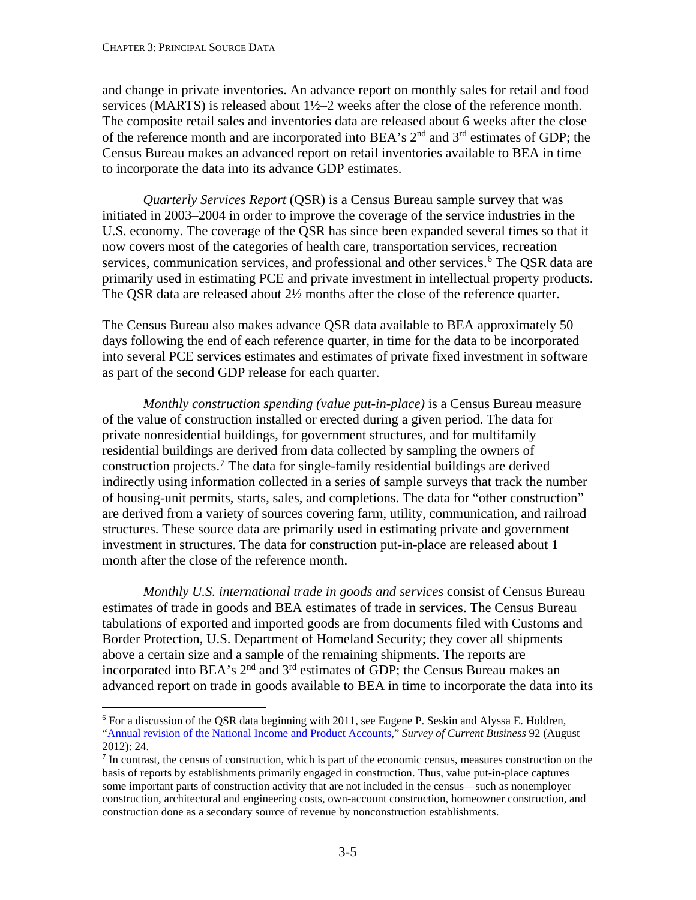and change in private inventories. An advance report on monthly sales for retail and food services (MARTS) is released about 1½–2 weeks after the close of the reference month. The composite retail sales and inventories data are released about 6 weeks after the close of the reference month and are incorporated into BEA's 2nd and 3rd estimates of GDP; the Census Bureau makes an advanced report on retail inventories available to BEA in time to incorporate the data into its advance GDP estimates.

*Quarterly Services Report* (QSR) is a Census Bureau sample survey that was initiated in 2003–2004 in order to improve the coverage of the service industries in the U.S. economy. The coverage of the QSR has since been expanded several times so that it now covers most of the categories of health care, transportation services, recreation services, communication services, and professional and other services.[6] The QSR data are primarily used in estimating PCE and private investment in intellectual property products. The QSR data are released about 2½ months after the close of the reference quarter.

The Census Bureau also makes advance QSR data available to BEA approximately 50 days following the end of each reference quarter, in time for the data to be incorporated into several PCE services estimates and estimates of private fixed investment in software as part of the second GDP release for each quarter.

*Monthly construction spending (value put-in-place)* is a Census Bureau measure of the value of construction installed or erected during a given period. The data for private nonresidential buildings, for government structures, and for multifamily residential buildings are derived from data collected by sampling the owners of construction projects.[7] The data for single-family residential buildings are derived indirectly using information collected in a series of sample surveys that track the number of housing-unit permits, starts, sales, and completions. The data for "other construction" are derived from a variety of sources covering farm, utility, communication, and railroad structures. These source data are primarily used in estimating private and government investment in structures. The data for construction put-in-place are released about 1 month after the close of the reference month.

*Monthly U.S. international trade in goods and services* consist of Census Bureau estimates of trade in goods and BEA estimates of trade in services. The Census Bureau tabulations of exported and imported goods are from documents filed with Customs and Border Protection, U.S. Department of Homeland Security; they cover all shipments above a certain size and a sample of the remaining shipments. The reports are incorporated into BEA's 2nd and 3rd estimates of GDP; the Census Bureau makes an advanced report on trade in goods available to BEA in time to incorporate the data into its

---

[6] For a discussion of the QSR data beginning with 2011, see Eugene P. Seskin and Alyssa E. Holdren, "Annual revision of the National Income and Product Accounts," *Survey of Current Business* 92 (August 2012): 24.

[7] In contrast, the census of construction, which is part of the economic census, measures construction on the basis of reports by establishments primarily engaged in construction. Thus, value put-in-place captures some important parts of construction activity that are not included in the census—such as nonemployer construction, architectural and engineering costs, own-account construction, homeowner construction, and construction done as a secondary source of revenue by nonconstruction establishments.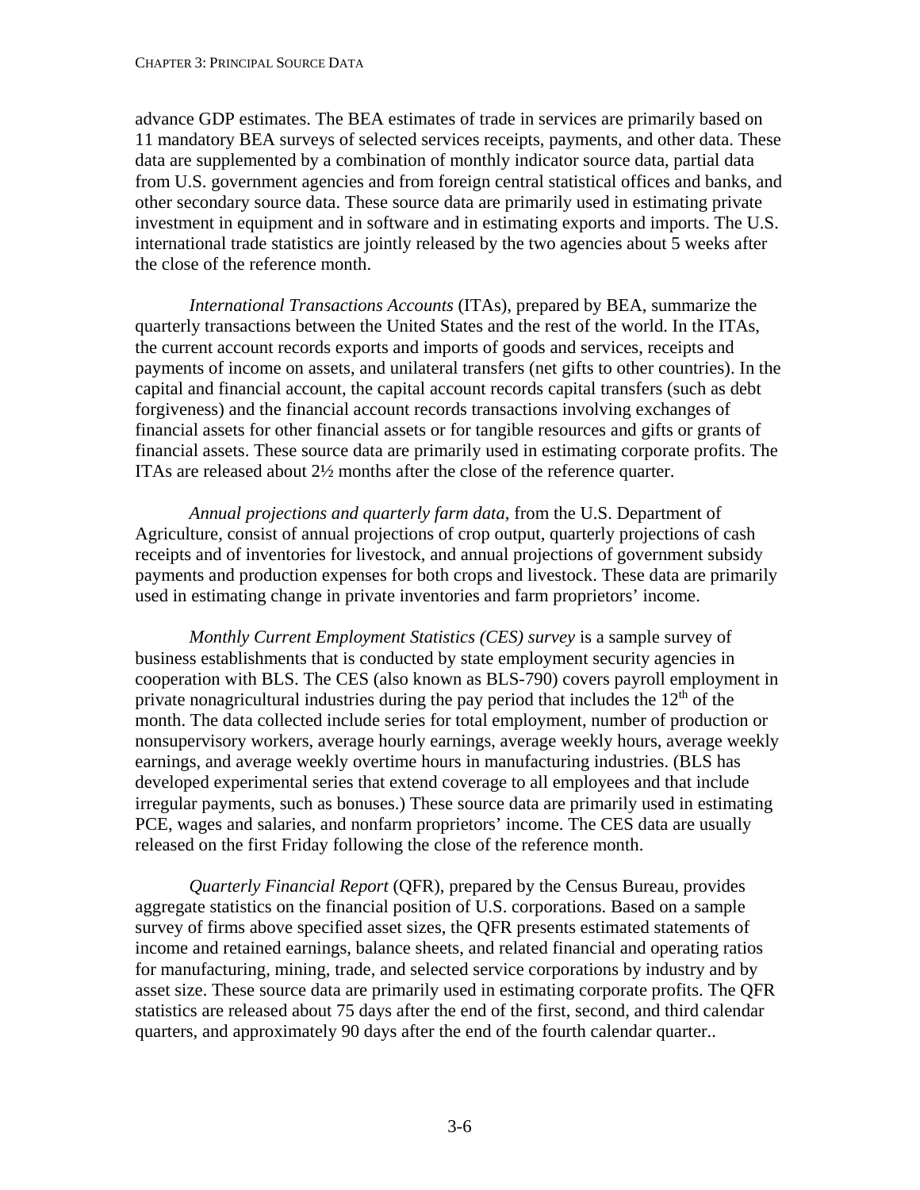advance GDP estimates. The BEA estimates of trade in services are primarily based on 11 mandatory BEA surveys of selected services receipts, payments, and other data. These data are supplemented by a combination of monthly indicator source data, partial data from U.S. government agencies and from foreign central statistical offices and banks, and other secondary source data. These source data are primarily used in estimating private investment in equipment and in software and in estimating exports and imports. The U.S. international trade statistics are jointly released by the two agencies about 5 weeks after the close of the reference month.

*International Transactions Accounts* (ITAs), prepared by BEA, summarize the quarterly transactions between the United States and the rest of the world. In the ITAs, the current account records exports and imports of goods and services, receipts and payments of income on assets, and unilateral transfers (net gifts to other countries). In the capital and financial account, the capital account records capital transfers (such as debt forgiveness) and the financial account records transactions involving exchanges of financial assets for other financial assets or for tangible resources and gifts or grants of financial assets. These source data are primarily used in estimating corporate profits. The ITAs are released about 2½ months after the close of the reference quarter.

*Annual projections and quarterly farm data*, from the U.S. Department of Agriculture, consist of annual projections of crop output, quarterly projections of cash receipts and of inventories for livestock, and annual projections of government subsidy payments and production expenses for both crops and livestock. These data are primarily used in estimating change in private inventories and farm proprietors' income.

*Monthly Current Employment Statistics (CES) survey* is a sample survey of business establishments that is conducted by state employment security agencies in cooperation with BLS. The CES (also known as BLS-790) covers payroll employment in private nonagricultural industries during the pay period that includes the 12th of the month. The data collected include series for total employment, number of production or nonsupervisory workers, average hourly earnings, average weekly hours, average weekly earnings, and average weekly overtime hours in manufacturing industries. (BLS has developed experimental series that extend coverage to all employees and that include irregular payments, such as bonuses.) These source data are primarily used in estimating PCE, wages and salaries, and nonfarm proprietors' income. The CES data are usually released on the first Friday following the close of the reference month.

*Quarterly Financial Report* (QFR), prepared by the Census Bureau, provides aggregate statistics on the financial position of U.S. corporations. Based on a sample survey of firms above specified asset sizes, the QFR presents estimated statements of income and retained earnings, balance sheets, and related financial and operating ratios for manufacturing, mining, trade, and selected service corporations by industry and by asset size. These source data are primarily used in estimating corporate profits. The QFR statistics are released about 75 days after the end of the first, second, and third calendar quarters, and approximately 90 days after the end of the fourth calendar quarter..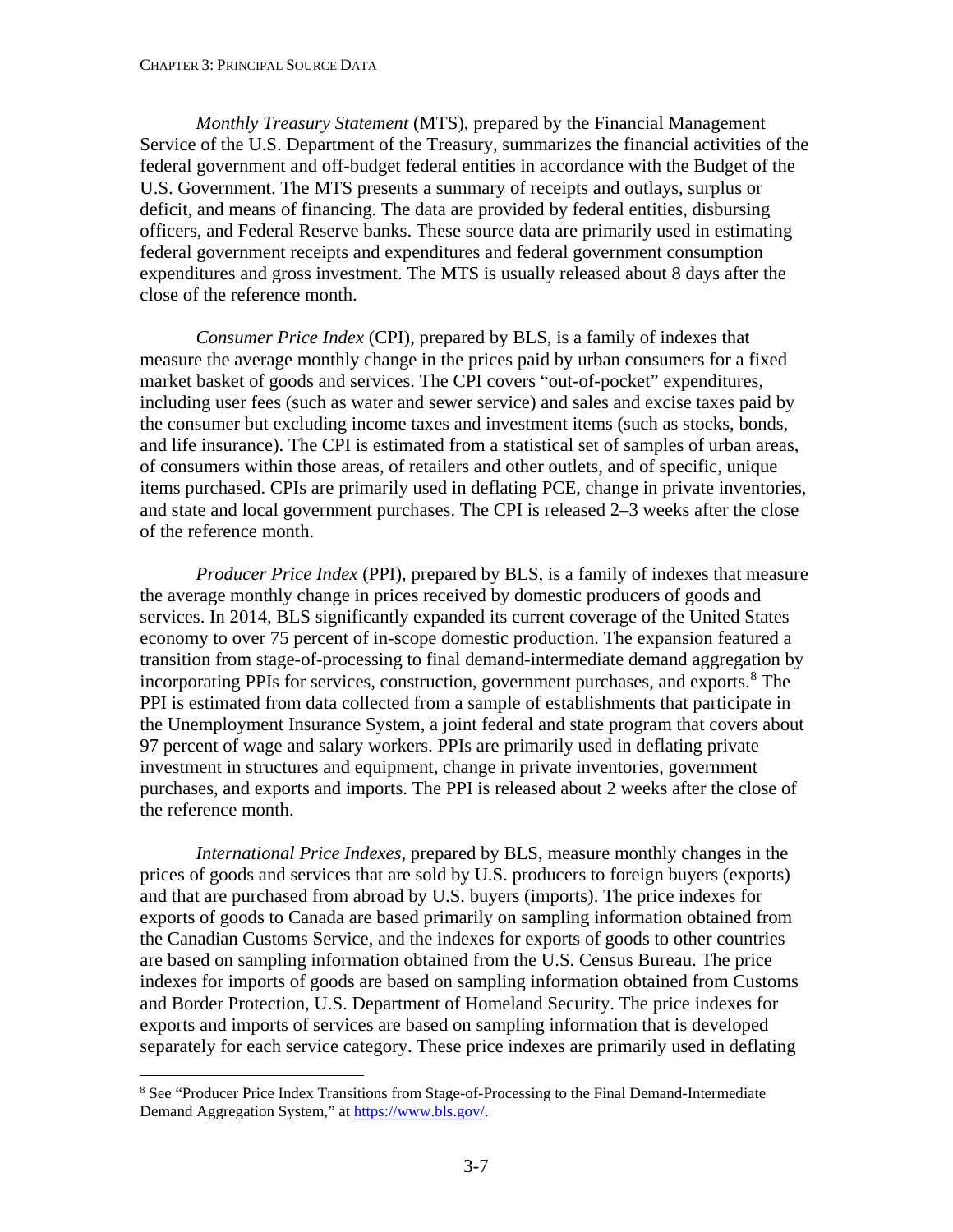*Monthly Treasury Statement* (MTS), prepared by the Financial Management Service of the U.S. Department of the Treasury, summarizes the financial activities of the federal government and off-budget federal entities in accordance with the Budget of the U.S. Government. The MTS presents a summary of receipts and outlays, surplus or deficit, and means of financing. The data are provided by federal entities, disbursing officers, and Federal Reserve banks. These source data are primarily used in estimating federal government receipts and expenditures and federal government consumption expenditures and gross investment. The MTS is usually released about 8 days after the close of the reference month.

*Consumer Price Index* (CPI), prepared by BLS, is a family of indexes that measure the average monthly change in the prices paid by urban consumers for a fixed market basket of goods and services. The CPI covers "out-of-pocket" expenditures, including user fees (such as water and sewer service) and sales and excise taxes paid by the consumer but excluding income taxes and investment items (such as stocks, bonds, and life insurance). The CPI is estimated from a statistical set of samples of urban areas, of consumers within those areas, of retailers and other outlets, and of specific, unique items purchased. CPIs are primarily used in deflating PCE, change in private inventories, and state and local government purchases. The CPI is released 2–3 weeks after the close of the reference month.

*Producer Price Index* (PPI), prepared by BLS, is a family of indexes that measure the average monthly change in prices received by domestic producers of goods and services. In 2014, BLS significantly expanded its current coverage of the United States economy to over 75 percent of in-scope domestic production. The expansion featured a transition from stage-of-processing to final demand-intermediate demand aggregation by incorporating PPIs for services, construction, government purchases, and exports.[8] The PPI is estimated from data collected from a sample of establishments that participate in the Unemployment Insurance System, a joint federal and state program that covers about 97 percent of wage and salary workers. PPIs are primarily used in deflating private investment in structures and equipment, change in private inventories, government purchases, and exports and imports. The PPI is released about 2 weeks after the close of the reference month.

*International Price Indexes*, prepared by BLS, measure monthly changes in the prices of goods and services that are sold by U.S. producers to foreign buyers (exports) and that are purchased from abroad by U.S. buyers (imports). The price indexes for exports of goods to Canada are based primarily on sampling information obtained from the Canadian Customs Service, and the indexes for exports of goods to other countries are based on sampling information obtained from the U.S. Census Bureau. The price indexes for imports of goods are based on sampling information obtained from Customs and Border Protection, U.S. Department of Homeland Security. The price indexes for exports and imports of services are based on sampling information that is developed separately for each service category. These price indexes are primarily used in deflating

[8] See "Producer Price Index Transitions from Stage-of-Processing to the Final Demand-Intermediate Demand Aggregation System," at https://www.bls.gov/.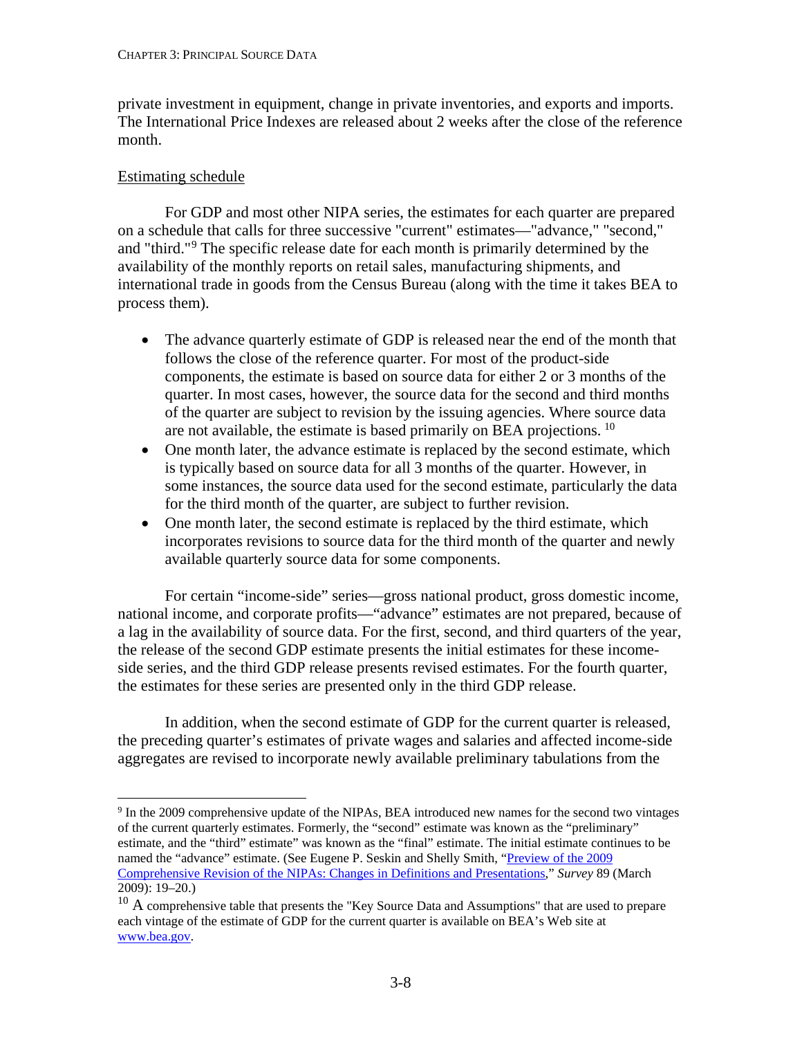private investment in equipment, change in private inventories, and exports and imports. The International Price Indexes are released about 2 weeks after the close of the reference month.

Estimating schedule

For GDP and most other NIPA series, the estimates for each quarter are prepared on a schedule that calls for three successive "current" estimates—"advance," "second," and "third."[9] The specific release date for each month is primarily determined by the availability of the monthly reports on retail sales, manufacturing shipments, and international trade in goods from the Census Bureau (along with the time it takes BEA to process them).

- The advance quarterly estimate of GDP is released near the end of the month that follows the close of the reference quarter. For most of the product-side components, the estimate is based on source data for either 2 or 3 months of the quarter. In most cases, however, the source data for the second and third months of the quarter are subject to revision by the issuing agencies. Where source data are not available, the estimate is based primarily on BEA projections. [10]
- One month later, the advance estimate is replaced by the second estimate, which is typically based on source data for all 3 months of the quarter. However, in some instances, the source data used for the second estimate, particularly the data for the third month of the quarter, are subject to further revision.
- One month later, the second estimate is replaced by the third estimate, which incorporates revisions to source data for the third month of the quarter and newly available quarterly source data for some components.

For certain "income-side" series—gross national product, gross domestic income, national income, and corporate profits—"advance" estimates are not prepared, because of a lag in the availability of source data. For the first, second, and third quarters of the year, the release of the second GDP estimate presents the initial estimates for these income-side series, and the third GDP release presents revised estimates. For the fourth quarter, the estimates for these series are presented only in the third GDP release.

In addition, when the second estimate of GDP for the current quarter is released, the preceding quarter's estimates of private wages and salaries and affected income-side aggregates are revised to incorporate newly available preliminary tabulations from the

---

[9] In the 2009 comprehensive update of the NIPAs, BEA introduced new names for the second two vintages of the current quarterly estimates. Formerly, the "second" estimate was known as the "preliminary" estimate, and the "third" estimate" was known as the "final" estimate. The initial estimate continues to be named the "advance" estimate. (See Eugene P. Seskin and Shelly Smith, "Preview of the 2009 Comprehensive Revision of the NIPAs: Changes in Definitions and Presentations," *Survey* 89 (March 2009): 19–20.)

[10] A comprehensive table that presents the "Key Source Data and Assumptions" that are used to prepare each vintage of the estimate of GDP for the current quarter is available on BEA's Web site at www.bea.gov.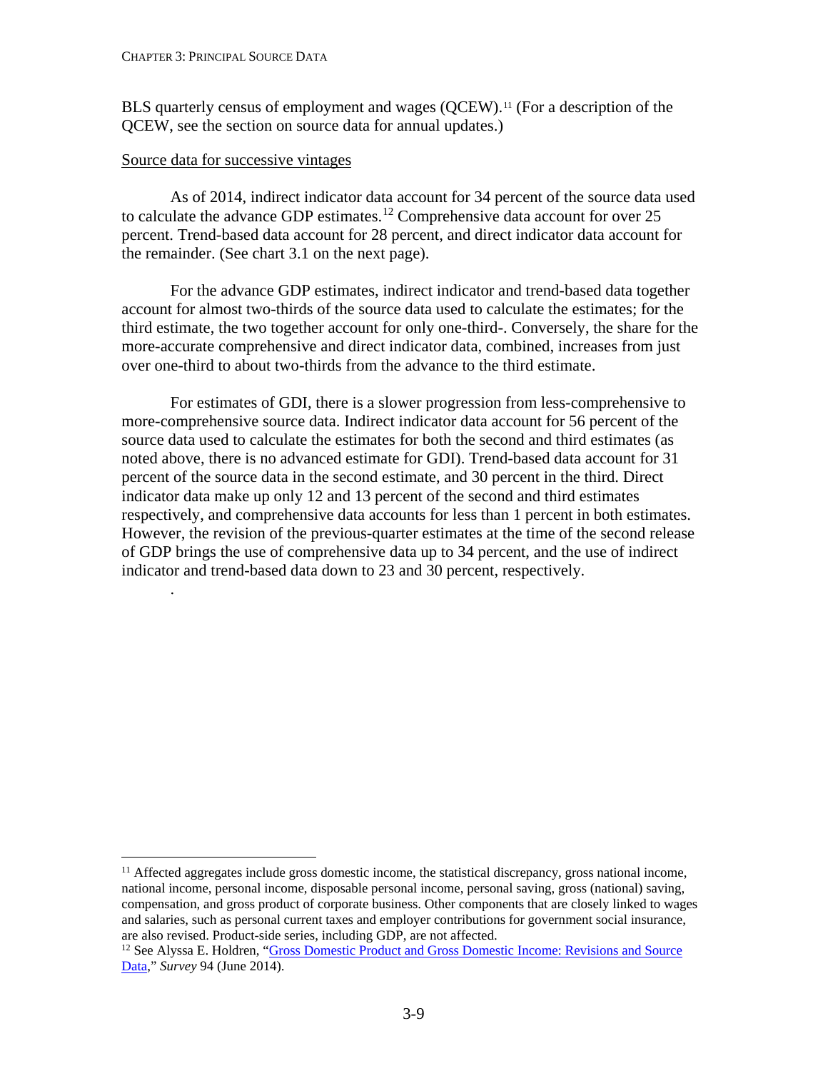BLS quarterly census of employment and wages (QCEW).[11] (For a description of the QCEW, see the section on source data for annual updates.)

Source data for successive vintages

As of 2014, indirect indicator data account for 34 percent of the source data used to calculate the advance GDP estimates.[12] Comprehensive data account for over 25 percent. Trend-based data account for 28 percent, and direct indicator data account for the remainder. (See chart 3.1 on the next page).

For the advance GDP estimates, indirect indicator and trend-based data together account for almost two-thirds of the source data used to calculate the estimates; for the third estimate, the two together account for only one-third-. Conversely, the share for the more-accurate comprehensive and direct indicator data, combined, increases from just over one-third to about two-thirds from the advance to the third estimate.

For estimates of GDI, there is a slower progression from less-comprehensive to more-comprehensive source data. Indirect indicator data account for 56 percent of the source data used to calculate the estimates for both the second and third estimates (as noted above, there is no advanced estimate for GDI). Trend-based data account for 31 percent of the source data in the second estimate, and 30 percent in the third. Direct indicator data make up only 12 and 13 percent of the second and third estimates respectively, and comprehensive data accounts for less than 1 percent in both estimates. However, the revision of the previous-quarter estimates at the time of the second release of GDP brings the use of comprehensive data up to 34 percent, and the use of indirect indicator and trend-based data down to 23 and 30 percent, respectively.

.

---

[11] Affected aggregates include gross domestic income, the statistical discrepancy, gross national income, national income, personal income, disposable personal income, personal saving, gross (national) saving, compensation, and gross product of corporate business. Other components that are closely linked to wages and salaries, such as personal current taxes and employer contributions for government social insurance, are also revised. Product-side series, including GDP, are not affected.

[12] See Alyssa E. Holdren, "Gross Domestic Product and Gross Domestic Income: Revisions and Source Data," *Survey* 94 (June 2014).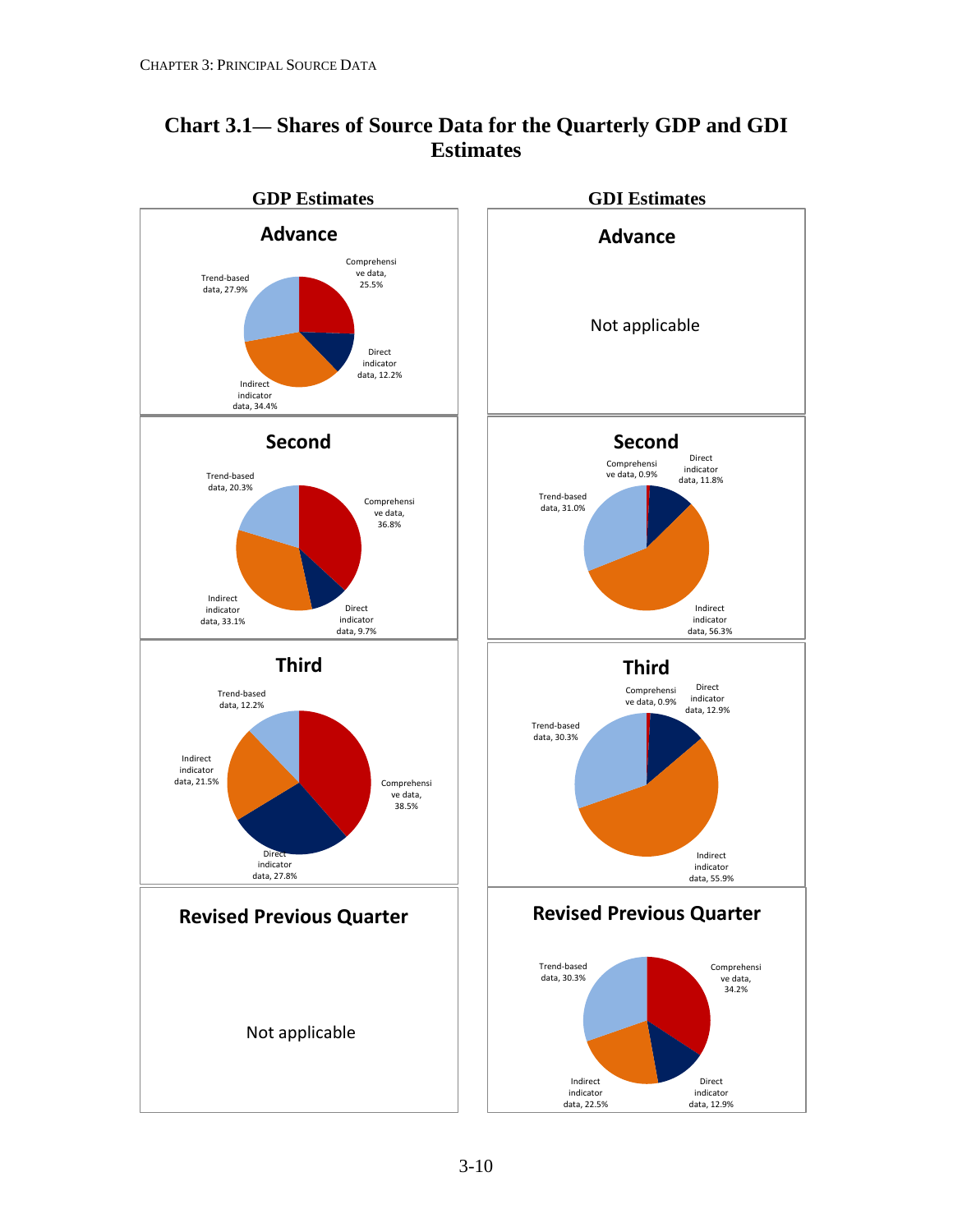## Chart 3.1— Shares of Source Data for the Quarterly GDP and GDI Estimates

### GDP Estimates

**Advance**

- Comprehensive data, 25.5%
- Direct indicator data, 12.2%
- Indirect indicator data, 34.4%
- Trend-based data, 27.9%

**Second**

- Comprehensive data, 36.8%
- Direct indicator data, 9.7%
- Indirect indicator data, 33.1%
- Trend-based data, 20.3%

**Third**

- Comprehensive data, 38.5%
- Direct indicator data, 27.8%
- Indirect indicator data, 21.5%
- Trend-based data, 12.2%

**Revised Previous Quarter**

Not applicable

### GDI Estimates

**Advance**

Not applicable

**Second**

- Comprehensive data, 0.9%
- Direct indicator data, 11.8%
- Indirect indicator data, 56.3%
- Trend-based data, 31.0%

**Third**

- Comprehensive data, 0.9%
- Direct indicator data, 12.9%
- Indirect indicator data, 55.9%
- Trend-based data, 30.3%

**Revised Previous Quarter**

- Comprehensive data, 34.2%
- Direct indicator data, 12.9%
- Indirect indicator data, 22.5%
- Trend-based data, 30.3%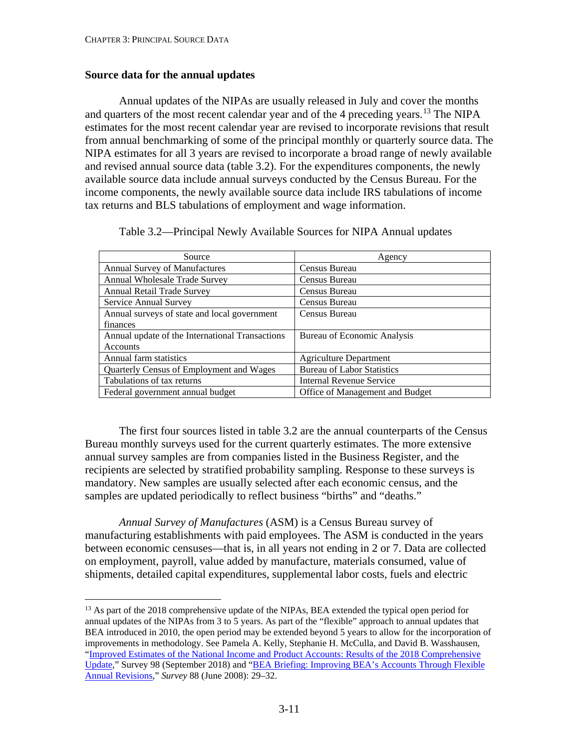## Source data for the annual updates

Annual updates of the NIPAs are usually released in July and cover the months and quarters of the most recent calendar year and of the 4 preceding years.[13] The NIPA estimates for the most recent calendar year are revised to incorporate revisions that result from annual benchmarking of some of the principal monthly or quarterly source data. The NIPA estimates for all 3 years are revised to incorporate a broad range of newly available and revised annual source data (table 3.2). For the expenditures components, the newly available source data include annual surveys conducted by the Census Bureau. For the income components, the newly available source data include IRS tabulations of income tax returns and BLS tabulations of employment and wage information.

Table 3.2—Principal Newly Available Sources for NIPA Annual updates

| Source | Agency |
|---|---|
| Annual Survey of Manufactures | Census Bureau |
| Annual Wholesale Trade Survey | Census Bureau |
| Annual Retail Trade Survey | Census Bureau |
| Service Annual Survey | Census Bureau |
| Annual surveys of state and local government finances | Census Bureau |
| Annual update of the International Transactions Accounts | Bureau of Economic Analysis |
| Annual farm statistics | Agriculture Department |
| Quarterly Census of Employment and Wages | Bureau of Labor Statistics |
| Tabulations of tax returns | Internal Revenue Service |
| Federal government annual budget | Office of Management and Budget |

The first four sources listed in table 3.2 are the annual counterparts of the Census Bureau monthly surveys used for the current quarterly estimates. The more extensive annual survey samples are from companies listed in the Business Register, and the recipients are selected by stratified probability sampling. Response to these surveys is mandatory. New samples are usually selected after each economic census, and the samples are updated periodically to reflect business "births" and "deaths."

*Annual Survey of Manufactures* (ASM) is a Census Bureau survey of manufacturing establishments with paid employees. The ASM is conducted in the years between economic censuses—that is, in all years not ending in 2 or 7. Data are collected on employment, payroll, value added by manufacture, materials consumed, value of shipments, detailed capital expenditures, supplemental labor costs, fuels and electric

[13] As part of the 2018 comprehensive update of the NIPAs, BEA extended the typical open period for annual updates of the NIPAs from 3 to 5 years. As part of the "flexible" approach to annual updates that BEA introduced in 2010, the open period may be extended beyond 5 years to allow for the incorporation of improvements in methodology. See Pamela A. Kelly, Stephanie H. McCulla, and David B. Wasshausen, "Improved Estimates of the National Income and Product Accounts: Results of the 2018 Comprehensive Update," Survey 98 (September 2018) and "BEA Briefing: Improving BEA's Accounts Through Flexible Annual Revisions," *Survey* 88 (June 2008): 29–32.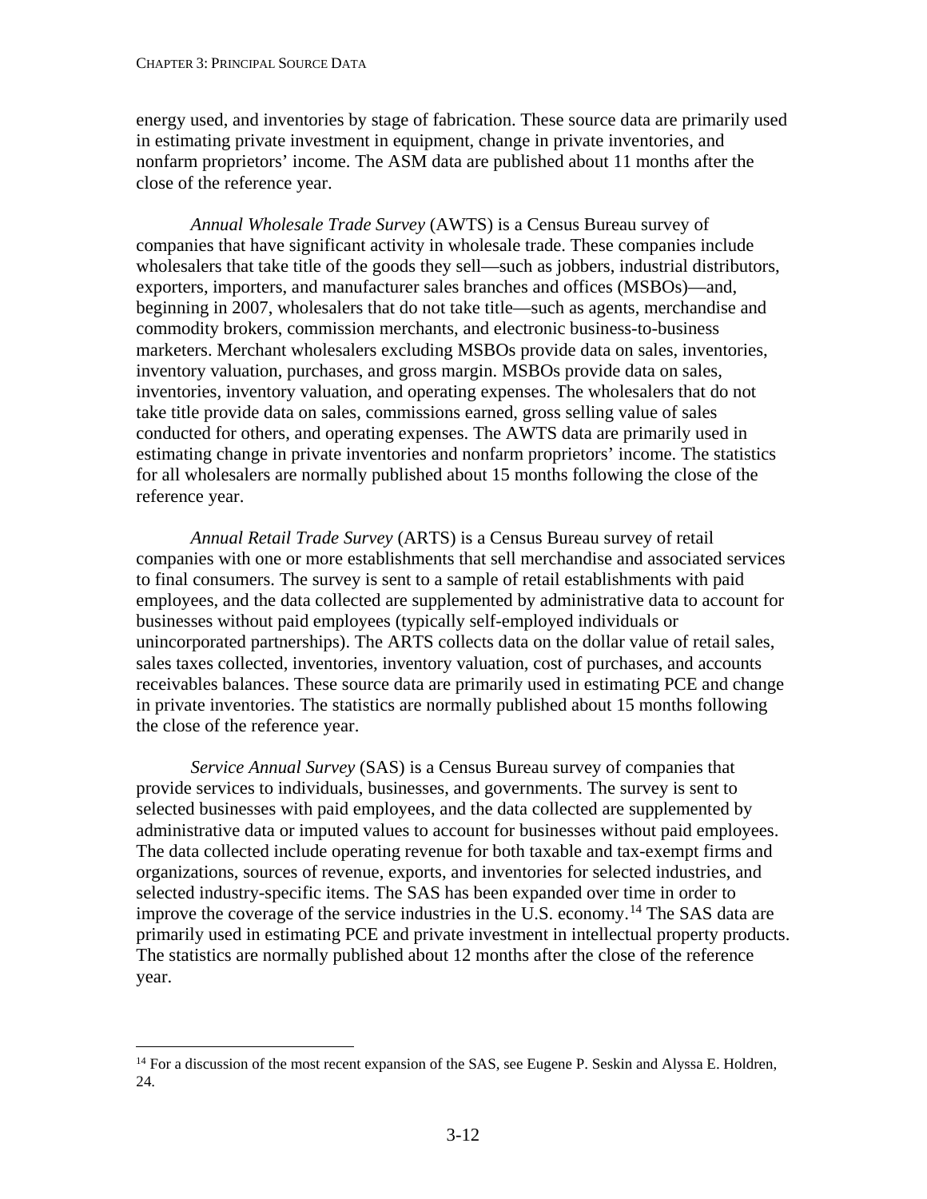energy used, and inventories by stage of fabrication. These source data are primarily used in estimating private investment in equipment, change in private inventories, and nonfarm proprietors' income. The ASM data are published about 11 months after the close of the reference year.

*Annual Wholesale Trade Survey* (AWTS) is a Census Bureau survey of companies that have significant activity in wholesale trade. These companies include wholesalers that take title of the goods they sell—such as jobbers, industrial distributors, exporters, importers, and manufacturer sales branches and offices (MSBOs)—and, beginning in 2007, wholesalers that do not take title—such as agents, merchandise and commodity brokers, commission merchants, and electronic business-to-business marketers. Merchant wholesalers excluding MSBOs provide data on sales, inventories, inventory valuation, purchases, and gross margin. MSBOs provide data on sales, inventories, inventory valuation, and operating expenses. The wholesalers that do not take title provide data on sales, commissions earned, gross selling value of sales conducted for others, and operating expenses. The AWTS data are primarily used in estimating change in private inventories and nonfarm proprietors' income. The statistics for all wholesalers are normally published about 15 months following the close of the reference year.

*Annual Retail Trade Survey* (ARTS) is a Census Bureau survey of retail companies with one or more establishments that sell merchandise and associated services to final consumers. The survey is sent to a sample of retail establishments with paid employees, and the data collected are supplemented by administrative data to account for businesses without paid employees (typically self-employed individuals or unincorporated partnerships). The ARTS collects data on the dollar value of retail sales, sales taxes collected, inventories, inventory valuation, cost of purchases, and accounts receivables balances. These source data are primarily used in estimating PCE and change in private inventories. The statistics are normally published about 15 months following the close of the reference year.

*Service Annual Survey* (SAS) is a Census Bureau survey of companies that provide services to individuals, businesses, and governments. The survey is sent to selected businesses with paid employees, and the data collected are supplemented by administrative data or imputed values to account for businesses without paid employees. The data collected include operating revenue for both taxable and tax-exempt firms and organizations, sources of revenue, exports, and inventories for selected industries, and selected industry-specific items. The SAS has been expanded over time in order to improve the coverage of the service industries in the U.S. economy.[14] The SAS data are primarily used in estimating PCE and private investment in intellectual property products. The statistics are normally published about 12 months after the close of the reference year.

---

[14] For a discussion of the most recent expansion of the SAS, see Eugene P. Seskin and Alyssa E. Holdren, 24.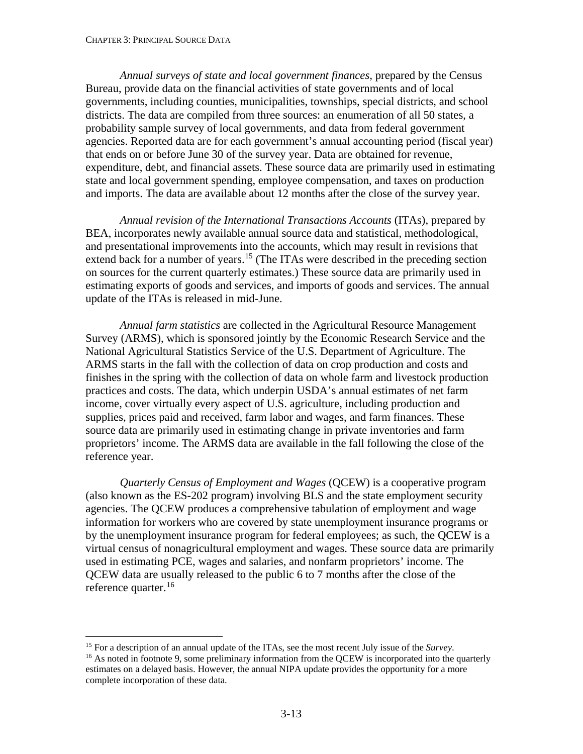*Annual surveys of state and local government finances*, prepared by the Census Bureau, provide data on the financial activities of state governments and of local governments, including counties, municipalities, townships, special districts, and school districts. The data are compiled from three sources: an enumeration of all 50 states, a probability sample survey of local governments, and data from federal government agencies. Reported data are for each government's annual accounting period (fiscal year) that ends on or before June 30 of the survey year. Data are obtained for revenue, expenditure, debt, and financial assets. These source data are primarily used in estimating state and local government spending, employee compensation, and taxes on production and imports. The data are available about 12 months after the close of the survey year.

*Annual revision of the International Transactions Accounts* (ITAs), prepared by BEA, incorporates newly available annual source data and statistical, methodological, and presentational improvements into the accounts, which may result in revisions that extend back for a number of years.[15] (The ITAs were described in the preceding section on sources for the current quarterly estimates.) These source data are primarily used in estimating exports of goods and services, and imports of goods and services. The annual update of the ITAs is released in mid-June.

*Annual farm statistics* are collected in the Agricultural Resource Management Survey (ARMS), which is sponsored jointly by the Economic Research Service and the National Agricultural Statistics Service of the U.S. Department of Agriculture. The ARMS starts in the fall with the collection of data on crop production and costs and finishes in the spring with the collection of data on whole farm and livestock production practices and costs. The data, which underpin USDA's annual estimates of net farm income, cover virtually every aspect of U.S. agriculture, including production and supplies, prices paid and received, farm labor and wages, and farm finances. These source data are primarily used in estimating change in private inventories and farm proprietors' income. The ARMS data are available in the fall following the close of the reference year.

*Quarterly Census of Employment and Wages* (QCEW) is a cooperative program (also known as the ES-202 program) involving BLS and the state employment security agencies. The QCEW produces a comprehensive tabulation of employment and wage information for workers who are covered by state unemployment insurance programs or by the unemployment insurance program for federal employees; as such, the QCEW is a virtual census of nonagricultural employment and wages. These source data are primarily used in estimating PCE, wages and salaries, and nonfarm proprietors' income. The QCEW data are usually released to the public 6 to 7 months after the close of the reference quarter.[16]

---

[15] For a description of an annual update of the ITAs, see the most recent July issue of the *Survey*.

[16] As noted in footnote 9, some preliminary information from the QCEW is incorporated into the quarterly estimates on a delayed basis. However, the annual NIPA update provides the opportunity for a more complete incorporation of these data.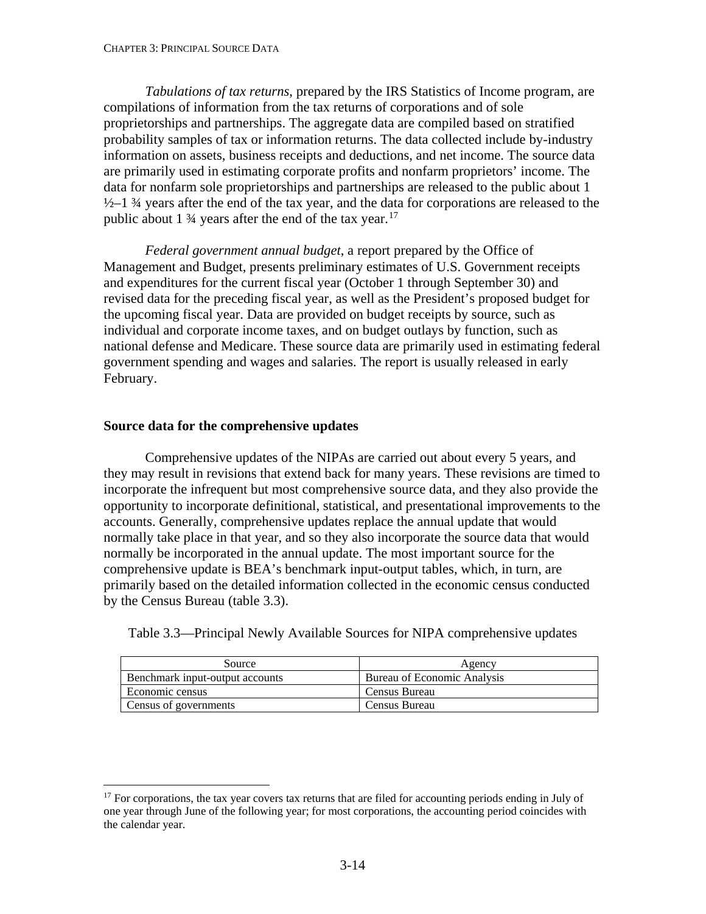*Tabulations of tax returns*, prepared by the IRS Statistics of Income program, are compilations of information from the tax returns of corporations and of sole proprietorships and partnerships. The aggregate data are compiled based on stratified probability samples of tax or information returns. The data collected include by-industry information on assets, business receipts and deductions, and net income. The source data are primarily used in estimating corporate profits and nonfarm proprietors' income. The data for nonfarm sole proprietorships and partnerships are released to the public about 1 ½–1 ¾ years after the end of the tax year, and the data for corporations are released to the public about 1 ¾ years after the end of the tax year.[17]

*Federal government annual budget*, a report prepared by the Office of Management and Budget, presents preliminary estimates of U.S. Government receipts and expenditures for the current fiscal year (October 1 through September 30) and revised data for the preceding fiscal year, as well as the President's proposed budget for the upcoming fiscal year. Data are provided on budget receipts by source, such as individual and corporate income taxes, and on budget outlays by function, such as national defense and Medicare. These source data are primarily used in estimating federal government spending and wages and salaries. The report is usually released in early February.

### Source data for the comprehensive updates

Comprehensive updates of the NIPAs are carried out about every 5 years, and they may result in revisions that extend back for many years. These revisions are timed to incorporate the infrequent but most comprehensive source data, and they also provide the opportunity to incorporate definitional, statistical, and presentational improvements to the accounts. Generally, comprehensive updates replace the annual update that would normally take place in that year, and so they also incorporate the source data that would normally be incorporated in the annual update. The most important source for the comprehensive update is BEA's benchmark input-output tables, which, in turn, are primarily based on the detailed information collected in the economic census conducted by the Census Bureau (table 3.3).

Table 3.3—Principal Newly Available Sources for NIPA comprehensive updates

| Source | Agency |
|---|---|
| Benchmark input-output accounts | Bureau of Economic Analysis |
| Economic census | Census Bureau |
| Census of governments | Census Bureau |

[17] For corporations, the tax year covers tax returns that are filed for accounting periods ending in July of one year through June of the following year; for most corporations, the accounting period coincides with the calendar year.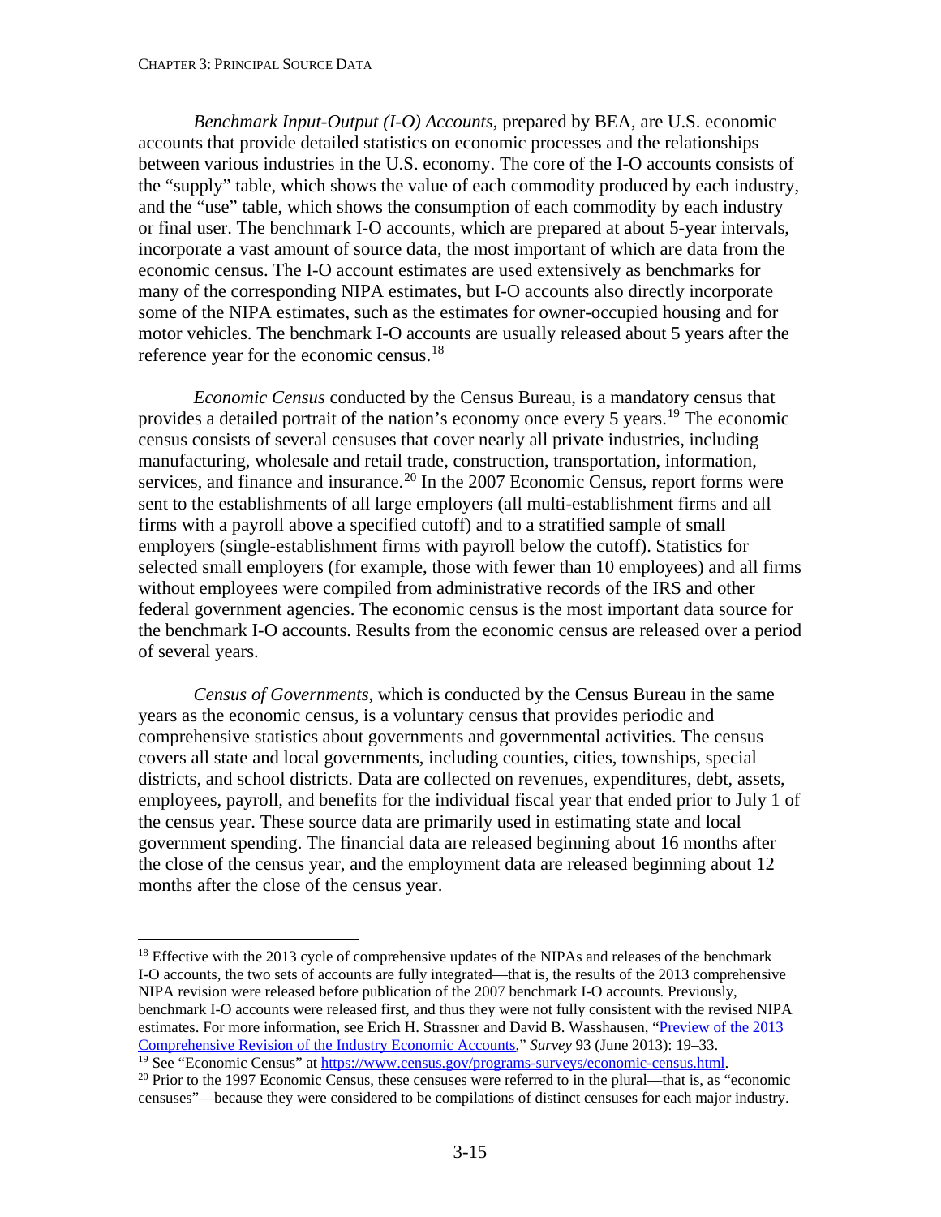*Benchmark Input-Output (I-O) Accounts*, prepared by BEA, are U.S. economic accounts that provide detailed statistics on economic processes and the relationships between various industries in the U.S. economy. The core of the I-O accounts consists of the "supply" table, which shows the value of each commodity produced by each industry, and the "use" table, which shows the consumption of each commodity by each industry or final user. The benchmark I-O accounts, which are prepared at about 5-year intervals, incorporate a vast amount of source data, the most important of which are data from the economic census. The I-O account estimates are used extensively as benchmarks for many of the corresponding NIPA estimates, but I-O accounts also directly incorporate some of the NIPA estimates, such as the estimates for owner-occupied housing and for motor vehicles. The benchmark I-O accounts are usually released about 5 years after the reference year for the economic census.[18]

*Economic Census* conducted by the Census Bureau, is a mandatory census that provides a detailed portrait of the nation's economy once every 5 years.[19] The economic census consists of several censuses that cover nearly all private industries, including manufacturing, wholesale and retail trade, construction, transportation, information, services, and finance and insurance.[20] In the 2007 Economic Census, report forms were sent to the establishments of all large employers (all multi-establishment firms and all firms with a payroll above a specified cutoff) and to a stratified sample of small employers (single-establishment firms with payroll below the cutoff). Statistics for selected small employers (for example, those with fewer than 10 employees) and all firms without employees were compiled from administrative records of the IRS and other federal government agencies. The economic census is the most important data source for the benchmark I-O accounts. Results from the economic census are released over a period of several years.

*Census of Governments*, which is conducted by the Census Bureau in the same years as the economic census, is a voluntary census that provides periodic and comprehensive statistics about governments and governmental activities. The census covers all state and local governments, including counties, cities, townships, special districts, and school districts. Data are collected on revenues, expenditures, debt, assets, employees, payroll, and benefits for the individual fiscal year that ended prior to July 1 of the census year. These source data are primarily used in estimating state and local government spending. The financial data are released beginning about 16 months after the close of the census year, and the employment data are released beginning about 12 months after the close of the census year.

---

[18] Effective with the 2013 cycle of comprehensive updates of the NIPAs and releases of the benchmark I-O accounts, the two sets of accounts are fully integrated—that is, the results of the 2013 comprehensive NIPA revision were released before publication of the 2007 benchmark I-O accounts. Previously, benchmark I-O accounts were released first, and thus they were not fully consistent with the revised NIPA estimates. For more information, see Erich H. Strassner and David B. Wasshausen, "Preview of the 2013 Comprehensive Revision of the Industry Economic Accounts," *Survey* 93 (June 2013): 19–33.

[19] See "Economic Census" at https://www.census.gov/programs-surveys/economic-census.html.

[20] Prior to the 1997 Economic Census, these censuses were referred to in the plural—that is, as "economic censuses"—because they were considered to be compilations of distinct censuses for each major industry.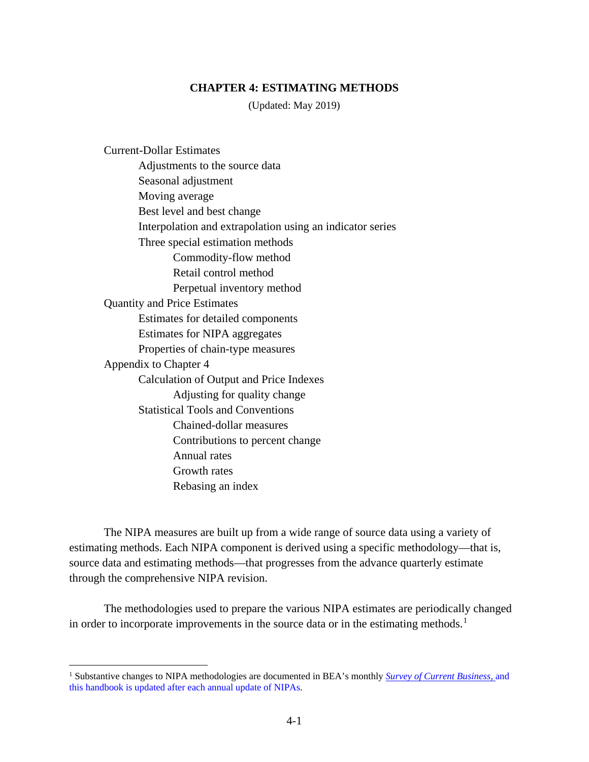# CHAPTER 4: ESTIMATING METHODS

(Updated: May 2019)

- Current-Dollar Estimates
  - Adjustments to the source data
  - Seasonal adjustment
  - Moving average
  - Best level and best change
  - Interpolation and extrapolation using an indicator series
  - Three special estimation methods
    - Commodity-flow method
    - Retail control method
    - Perpetual inventory method
- Quantity and Price Estimates
  - Estimates for detailed components
  - Estimates for NIPA aggregates
  - Properties of chain-type measures
- Appendix to Chapter 4
  - Calculation of Output and Price Indexes
    - Adjusting for quality change
  - Statistical Tools and Conventions
    - Chained-dollar measures
    - Contributions to percent change
    - Annual rates
    - Growth rates
    - Rebasing an index

The NIPA measures are built up from a wide range of source data using a variety of estimating methods. Each NIPA component is derived using a specific methodology—that is, source data and estimating methods—that progresses from the advance quarterly estimate through the comprehensive NIPA revision.

The methodologies used to prepare the various NIPA estimates are periodically changed in order to incorporate improvements in the source data or in the estimating methods.[1]

---

[1] Substantive changes to NIPA methodologies are documented in BEA's monthly *Survey of Current Business,* and this handbook is updated after each annual update of NIPAs.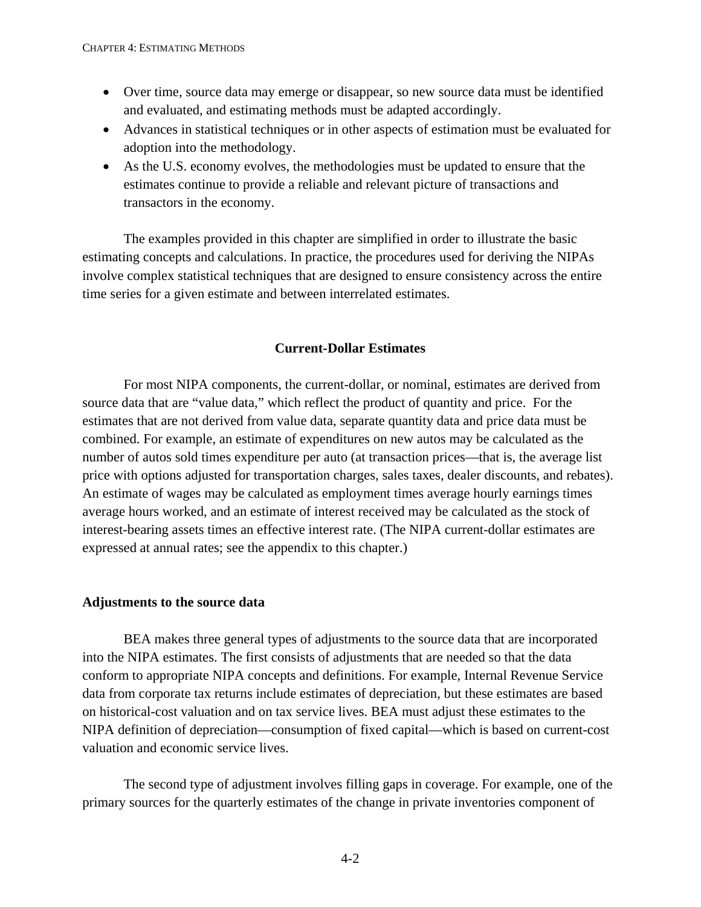- Over time, source data may emerge or disappear, so new source data must be identified and evaluated, and estimating methods must be adapted accordingly.
- Advances in statistical techniques or in other aspects of estimation must be evaluated for adoption into the methodology.
- As the U.S. economy evolves, the methodologies must be updated to ensure that the estimates continue to provide a reliable and relevant picture of transactions and transactors in the economy.

The examples provided in this chapter are simplified in order to illustrate the basic estimating concepts and calculations. In practice, the procedures used for deriving the NIPAs involve complex statistical techniques that are designed to ensure consistency across the entire time series for a given estimate and between interrelated estimates.

## Current-Dollar Estimates

For most NIPA components, the current-dollar, or nominal, estimates are derived from source data that are "value data," which reflect the product of quantity and price. For the estimates that are not derived from value data, separate quantity data and price data must be combined. For example, an estimate of expenditures on new autos may be calculated as the number of autos sold times expenditure per auto (at transaction prices—that is, the average list price with options adjusted for transportation charges, sales taxes, dealer discounts, and rebates). An estimate of wages may be calculated as employment times average hourly earnings times average hours worked, and an estimate of interest received may be calculated as the stock of interest-bearing assets times an effective interest rate. (The NIPA current-dollar estimates are expressed at annual rates; see the appendix to this chapter.)

### Adjustments to the source data

BEA makes three general types of adjustments to the source data that are incorporated into the NIPA estimates. The first consists of adjustments that are needed so that the data conform to appropriate NIPA concepts and definitions. For example, Internal Revenue Service data from corporate tax returns include estimates of depreciation, but these estimates are based on historical-cost valuation and on tax service lives. BEA must adjust these estimates to the NIPA definition of depreciation—consumption of fixed capital—which is based on current-cost valuation and economic service lives.

The second type of adjustment involves filling gaps in coverage. For example, one of the primary sources for the quarterly estimates of the change in private inventories component of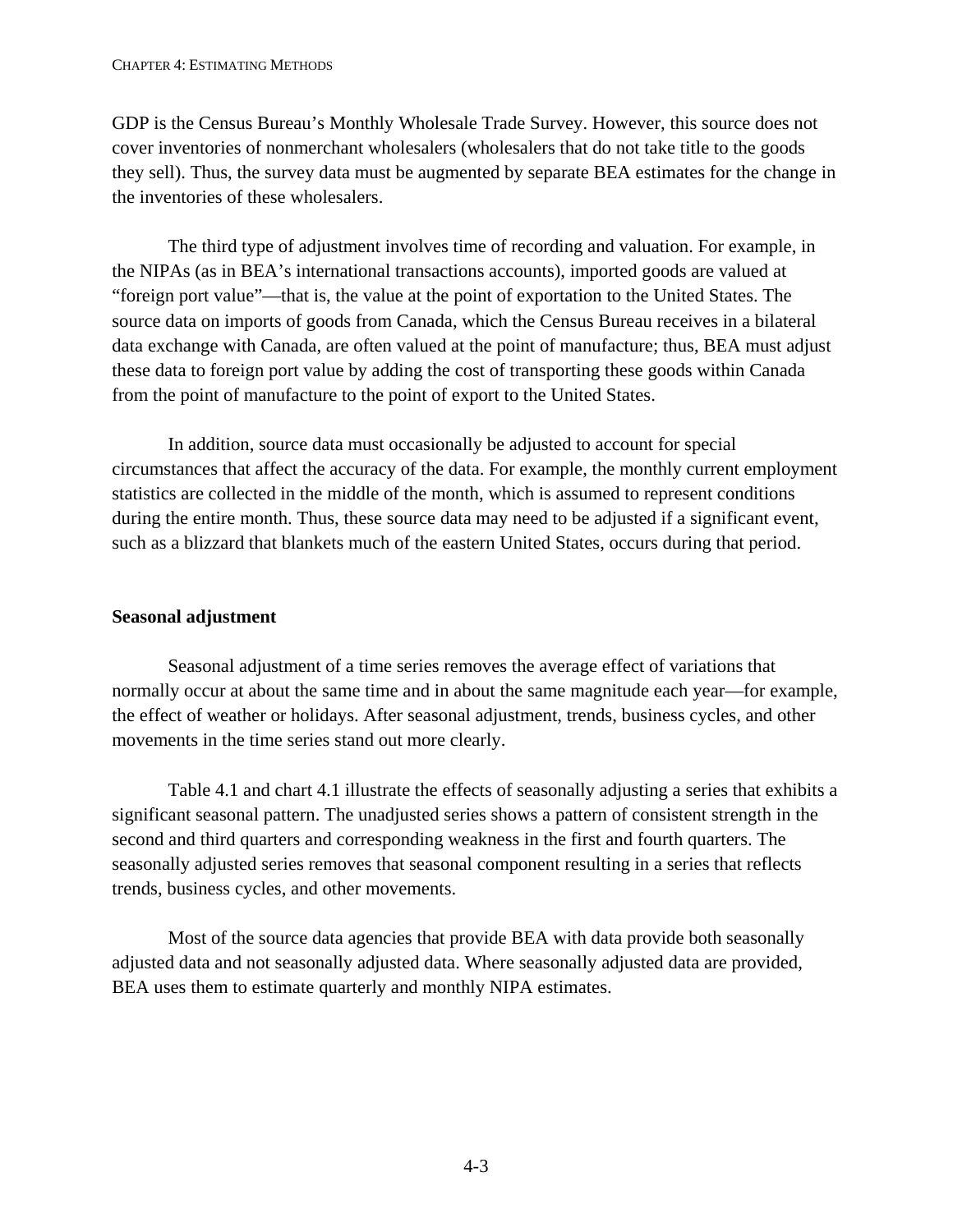GDP is the Census Bureau's Monthly Wholesale Trade Survey. However, this source does not cover inventories of nonmerchant wholesalers (wholesalers that do not take title to the goods they sell). Thus, the survey data must be augmented by separate BEA estimates for the change in the inventories of these wholesalers.

The third type of adjustment involves time of recording and valuation. For example, in the NIPAs (as in BEA's international transactions accounts), imported goods are valued at "foreign port value"—that is, the value at the point of exportation to the United States. The source data on imports of goods from Canada, which the Census Bureau receives in a bilateral data exchange with Canada, are often valued at the point of manufacture; thus, BEA must adjust these data to foreign port value by adding the cost of transporting these goods within Canada from the point of manufacture to the point of export to the United States.

In addition, source data must occasionally be adjusted to account for special circumstances that affect the accuracy of the data. For example, the monthly current employment statistics are collected in the middle of the month, which is assumed to represent conditions during the entire month. Thus, these source data may need to be adjusted if a significant event, such as a blizzard that blankets much of the eastern United States, occurs during that period.

**Seasonal adjustment**

Seasonal adjustment of a time series removes the average effect of variations that normally occur at about the same time and in about the same magnitude each year—for example, the effect of weather or holidays. After seasonal adjustment, trends, business cycles, and other movements in the time series stand out more clearly.

Table 4.1 and chart 4.1 illustrate the effects of seasonally adjusting a series that exhibits a significant seasonal pattern. The unadjusted series shows a pattern of consistent strength in the second and third quarters and corresponding weakness in the first and fourth quarters. The seasonally adjusted series removes that seasonal component resulting in a series that reflects trends, business cycles, and other movements.

Most of the source data agencies that provide BEA with data provide both seasonally adjusted data and not seasonally adjusted data. Where seasonally adjusted data are provided, BEA uses them to estimate quarterly and monthly NIPA estimates.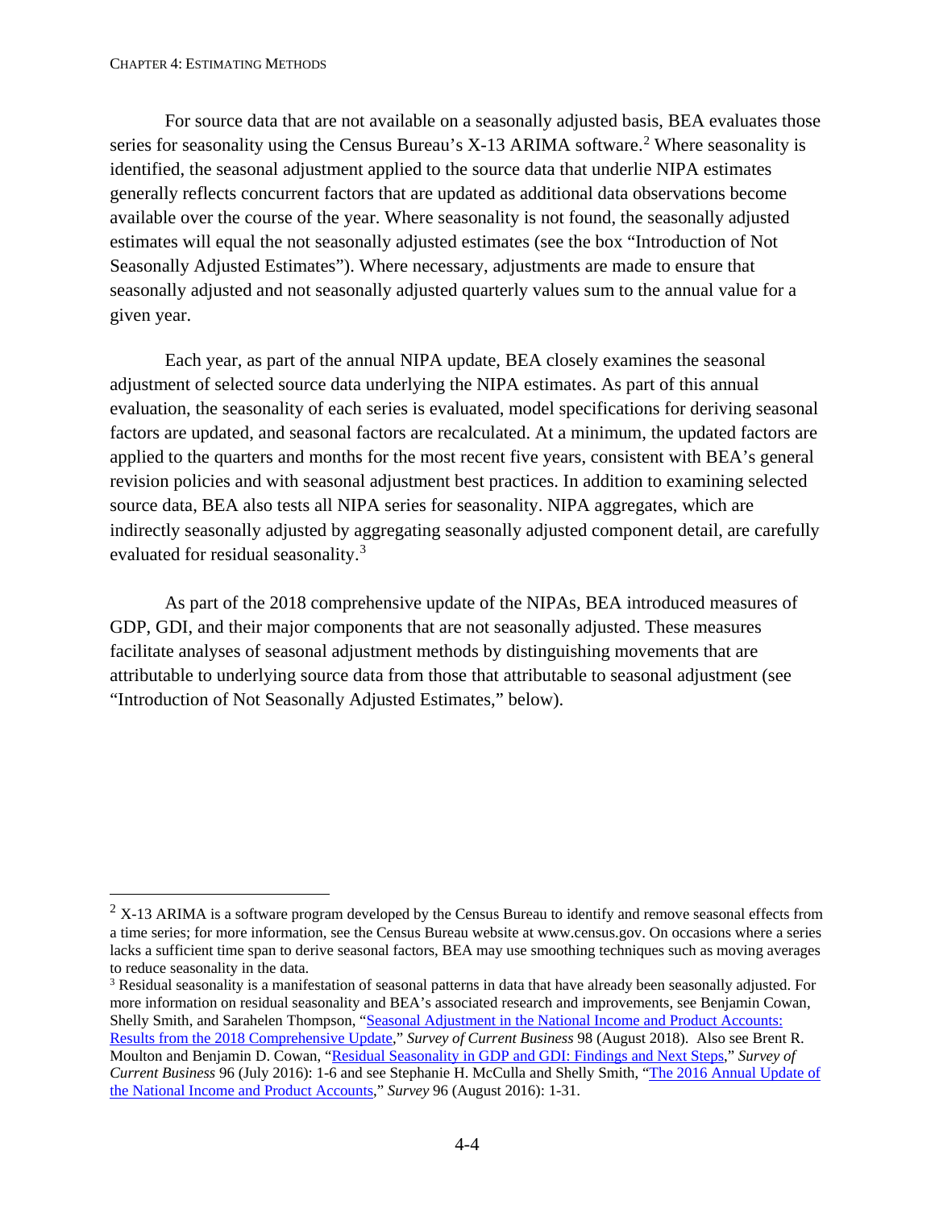For source data that are not available on a seasonally adjusted basis, BEA evaluates those series for seasonality using the Census Bureau's X-13 ARIMA software.[2] Where seasonality is identified, the seasonal adjustment applied to the source data that underlie NIPA estimates generally reflects concurrent factors that are updated as additional data observations become available over the course of the year. Where seasonality is not found, the seasonally adjusted estimates will equal the not seasonally adjusted estimates (see the box "Introduction of Not Seasonally Adjusted Estimates"). Where necessary, adjustments are made to ensure that seasonally adjusted and not seasonally adjusted quarterly values sum to the annual value for a given year.

Each year, as part of the annual NIPA update, BEA closely examines the seasonal adjustment of selected source data underlying the NIPA estimates. As part of this annual evaluation, the seasonality of each series is evaluated, model specifications for deriving seasonal factors are updated, and seasonal factors are recalculated. At a minimum, the updated factors are applied to the quarters and months for the most recent five years, consistent with BEA's general revision policies and with seasonal adjustment best practices. In addition to examining selected source data, BEA also tests all NIPA series for seasonality. NIPA aggregates, which are indirectly seasonally adjusted by aggregating seasonally adjusted component detail, are carefully evaluated for residual seasonality.[3]

As part of the 2018 comprehensive update of the NIPAs, BEA introduced measures of GDP, GDI, and their major components that are not seasonally adjusted. These measures facilitate analyses of seasonal adjustment methods by distinguishing movements that are attributable to underlying source data from those that attributable to seasonal adjustment (see "Introduction of Not Seasonally Adjusted Estimates," below).

---

[2] X-13 ARIMA is a software program developed by the Census Bureau to identify and remove seasonal effects from a time series; for more information, see the Census Bureau website at www.census.gov. On occasions where a series lacks a sufficient time span to derive seasonal factors, BEA may use smoothing techniques such as moving averages to reduce seasonality in the data.

[3] Residual seasonality is a manifestation of seasonal patterns in data that have already been seasonally adjusted. For more information on residual seasonality and BEA's associated research and improvements, see Benjamin Cowan, Shelly Smith, and Sarahelen Thompson, "Seasonal Adjustment in the National Income and Product Accounts: Results from the 2018 Comprehensive Update," *Survey of Current Business* 98 (August 2018). Also see Brent R. Moulton and Benjamin D. Cowan, "Residual Seasonality in GDP and GDI: Findings and Next Steps," *Survey of Current Business* 96 (July 2016): 1-6 and see Stephanie H. McCulla and Shelly Smith, "The 2016 Annual Update of the National Income and Product Accounts," *Survey* 96 (August 2016): 1-31.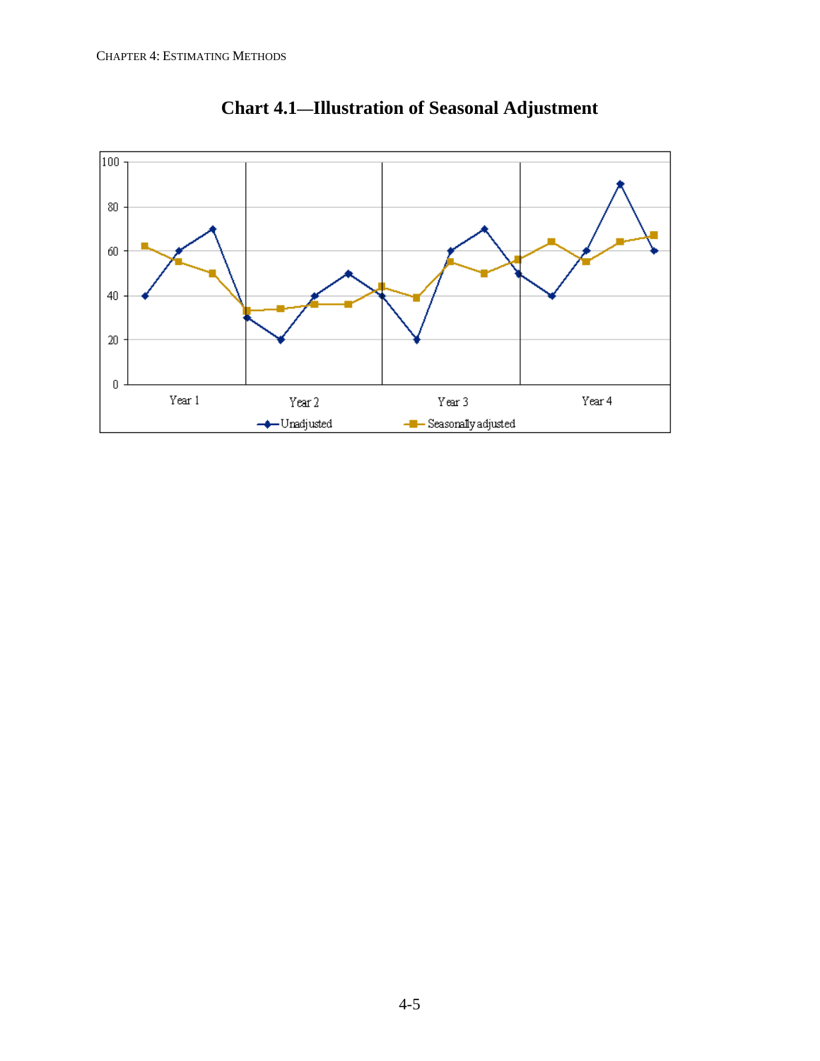**Chart 4.1—Illustration of Seasonal Adjustment**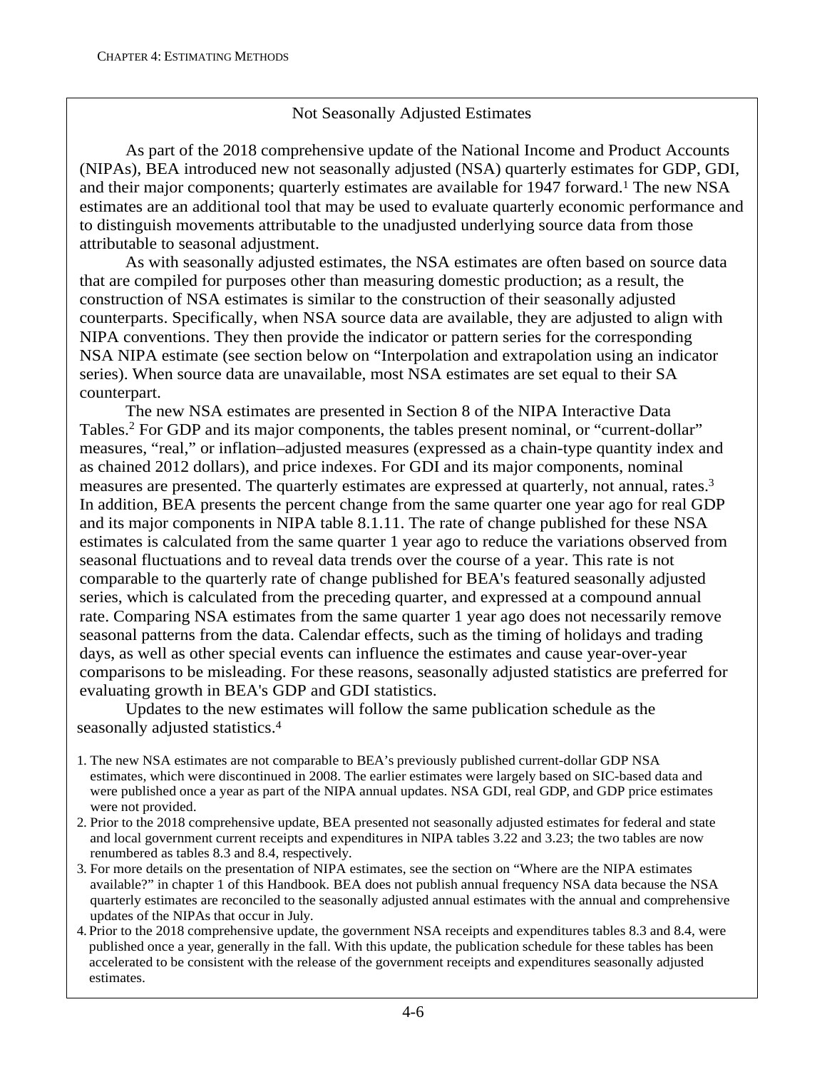## Not Seasonally Adjusted Estimates

As part of the 2018 comprehensive update of the National Income and Product Accounts (NIPAs), BEA introduced new not seasonally adjusted (NSA) quarterly estimates for GDP, GDI, and their major components; quarterly estimates are available for 1947 forward.[1] The new NSA estimates are an additional tool that may be used to evaluate quarterly economic performance and to distinguish movements attributable to the unadjusted underlying source data from those attributable to seasonal adjustment.

As with seasonally adjusted estimates, the NSA estimates are often based on source data that are compiled for purposes other than measuring domestic production; as a result, the construction of NSA estimates is similar to the construction of their seasonally adjusted counterparts. Specifically, when NSA source data are available, they are adjusted to align with NIPA conventions. They then provide the indicator or pattern series for the corresponding NSA NIPA estimate (see section below on "Interpolation and extrapolation using an indicator series). When source data are unavailable, most NSA estimates are set equal to their SA counterpart.

The new NSA estimates are presented in Section 8 of the NIPA Interactive Data Tables.[2] For GDP and its major components, the tables present nominal, or "current-dollar" measures, "real," or inflation–adjusted measures (expressed as a chain-type quantity index and as chained 2012 dollars), and price indexes. For GDI and its major components, nominal measures are presented. The quarterly estimates are expressed at quarterly, not annual, rates.[3] In addition, BEA presents the percent change from the same quarter one year ago for real GDP and its major components in NIPA table 8.1.11. The rate of change published for these NSA estimates is calculated from the same quarter 1 year ago to reduce the variations observed from seasonal fluctuations and to reveal data trends over the course of a year. This rate is not comparable to the quarterly rate of change published for BEA's featured seasonally adjusted series, which is calculated from the preceding quarter, and expressed at a compound annual rate. Comparing NSA estimates from the same quarter 1 year ago does not necessarily remove seasonal patterns from the data. Calendar effects, such as the timing of holidays and trading days, as well as other special events can influence the estimates and cause year-over-year comparisons to be misleading. For these reasons, seasonally adjusted statistics are preferred for evaluating growth in BEA's GDP and GDI statistics.

Updates to the new estimates will follow the same publication schedule as the seasonally adjusted statistics.[4]

1. The new NSA estimates are not comparable to BEA's previously published current-dollar GDP NSA estimates, which were discontinued in 2008. The earlier estimates were largely based on SIC-based data and were published once a year as part of the NIPA annual updates. NSA GDI, real GDP, and GDP price estimates were not provided.
2. Prior to the 2018 comprehensive update, BEA presented not seasonally adjusted estimates for federal and state and local government current receipts and expenditures in NIPA tables 3.22 and 3.23; the two tables are now renumbered as tables 8.3 and 8.4, respectively.
3. For more details on the presentation of NIPA estimates, see the section on "Where are the NIPA estimates available?" in chapter 1 of this Handbook. BEA does not publish annual frequency NSA data because the NSA quarterly estimates are reconciled to the seasonally adjusted annual estimates with the annual and comprehensive updates of the NIPAs that occur in July.
4. Prior to the 2018 comprehensive update, the government NSA receipts and expenditures tables 8.3 and 8.4, were published once a year, generally in the fall. With this update, the publication schedule for these tables has been accelerated to be consistent with the release of the government receipts and expenditures seasonally adjusted estimates.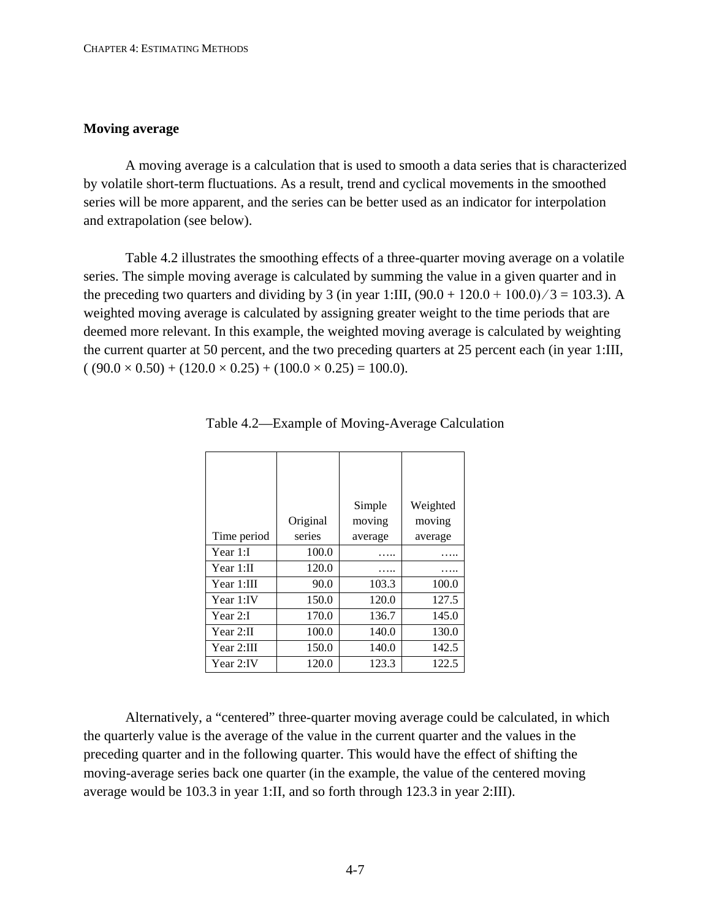## Moving average

A moving average is a calculation that is used to smooth a data series that is characterized by volatile short-term fluctuations. As a result, trend and cyclical movements in the smoothed series will be more apparent, and the series can be better used as an indicator for interpolation and extrapolation (see below).

Table 4.2 illustrates the smoothing effects of a three-quarter moving average on a volatile series. The simple moving average is calculated by summing the value in a given quarter and in the preceding two quarters and dividing by 3 (in year 1:III, (90.0 + 120.0 + 100.0) ⁄ 3 = 103.3). A weighted moving average is calculated by assigning greater weight to the time periods that are deemed more relevant. In this example, the weighted moving average is calculated by weighting the current quarter at 50 percent, and the two preceding quarters at 25 percent each (in year 1:III, ( (90.0 × 0.50) + (120.0 × 0.25) + (100.0 × 0.25) = 100.0).

Table 4.2—Example of Moving-Average Calculation

| Time period | Original series | Simple moving average | Weighted moving average |
|---|---|---|---|
| Year 1:I | 100.0 | ….. | ….. |
| Year 1:II | 120.0 | ….. | ….. |
| Year 1:III | 90.0 | 103.3 | 100.0 |
| Year 1:IV | 150.0 | 120.0 | 127.5 |
| Year 2:I | 170.0 | 136.7 | 145.0 |
| Year 2:II | 100.0 | 140.0 | 130.0 |
| Year 2:III | 150.0 | 140.0 | 142.5 |
| Year 2:IV | 120.0 | 123.3 | 122.5 |

Alternatively, a "centered" three-quarter moving average could be calculated, in which the quarterly value is the average of the value in the current quarter and the values in the preceding quarter and in the following quarter. This would have the effect of shifting the moving-average series back one quarter (in the example, the value of the centered moving average would be 103.3 in year 1:II, and so forth through 123.3 in year 2:III).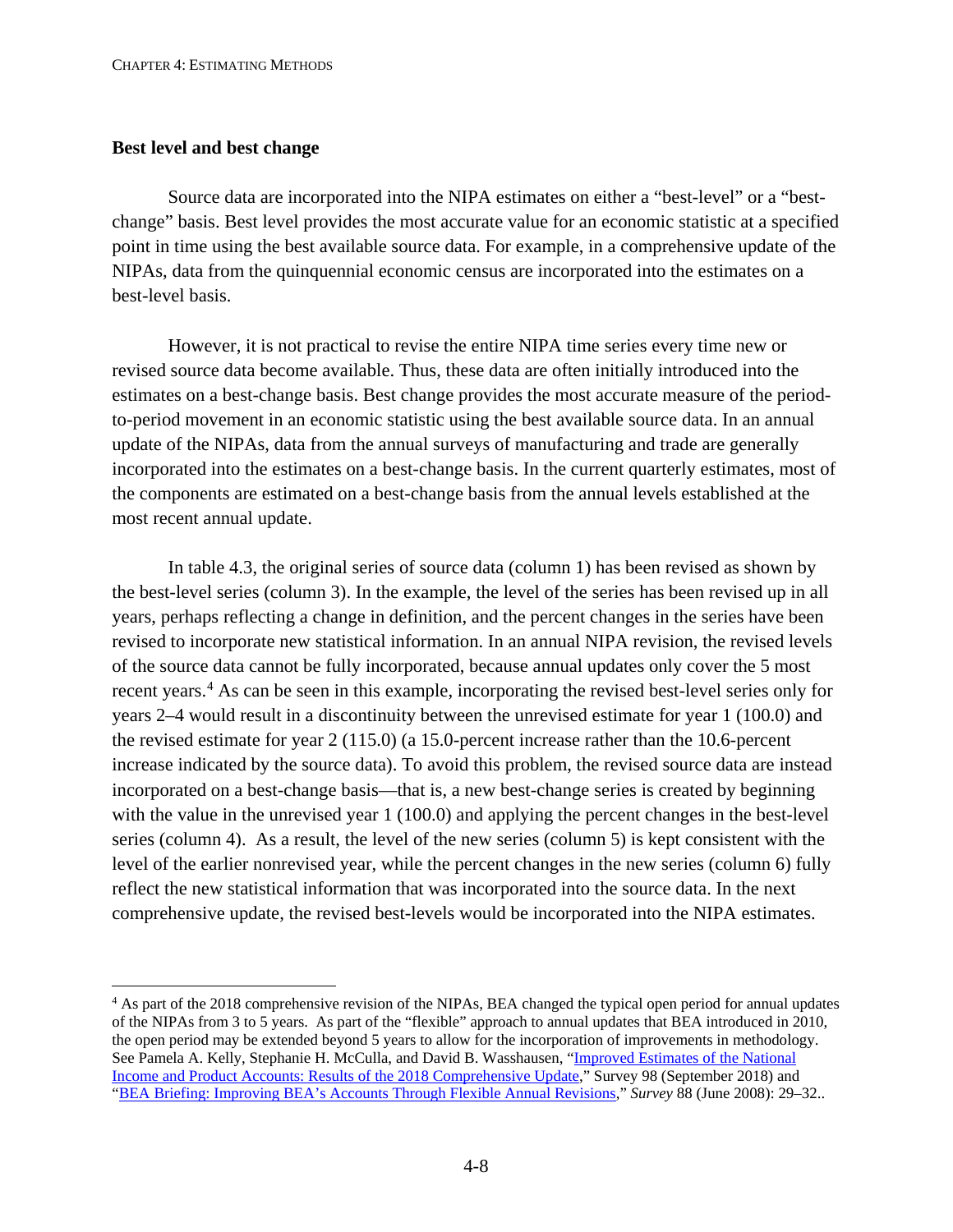### Best level and best change

Source data are incorporated into the NIPA estimates on either a "best-level" or a "best-change" basis. Best level provides the most accurate value for an economic statistic at a specified point in time using the best available source data. For example, in a comprehensive update of the NIPAs, data from the quinquennial economic census are incorporated into the estimates on a best-level basis.

However, it is not practical to revise the entire NIPA time series every time new or revised source data become available. Thus, these data are often initially introduced into the estimates on a best-change basis. Best change provides the most accurate measure of the period-to-period movement in an economic statistic using the best available source data. In an annual update of the NIPAs, data from the annual surveys of manufacturing and trade are generally incorporated into the estimates on a best-change basis. In the current quarterly estimates, most of the components are estimated on a best-change basis from the annual levels established at the most recent annual update.

In table 4.3, the original series of source data (column 1) has been revised as shown by the best-level series (column 3). In the example, the level of the series has been revised up in all years, perhaps reflecting a change in definition, and the percent changes in the series have been revised to incorporate new statistical information. In an annual NIPA revision, the revised levels of the source data cannot be fully incorporated, because annual updates only cover the 5 most recent years.[4] As can be seen in this example, incorporating the revised best-level series only for years 2–4 would result in a discontinuity between the unrevised estimate for year 1 (100.0) and the revised estimate for year 2 (115.0) (a 15.0-percent increase rather than the 10.6-percent increase indicated by the source data). To avoid this problem, the revised source data are instead incorporated on a best-change basis—that is, a new best-change series is created by beginning with the value in the unrevised year 1 (100.0) and applying the percent changes in the best-level series (column 4). As a result, the level of the new series (column 5) is kept consistent with the level of the earlier nonrevised year, while the percent changes in the new series (column 6) fully reflect the new statistical information that was incorporated into the source data. In the next comprehensive update, the revised best-levels would be incorporated into the NIPA estimates.

[4] As part of the 2018 comprehensive revision of the NIPAs, BEA changed the typical open period for annual updates of the NIPAs from 3 to 5 years. As part of the "flexible" approach to annual updates that BEA introduced in 2010, the open period may be extended beyond 5 years to allow for the incorporation of improvements in methodology. See Pamela A. Kelly, Stephanie H. McCulla, and David B. Wasshausen, "Improved Estimates of the National Income and Product Accounts: Results of the 2018 Comprehensive Update," Survey 98 (September 2018) and "BEA Briefing: Improving BEA's Accounts Through Flexible Annual Revisions," *Survey* 88 (June 2008): 29–32..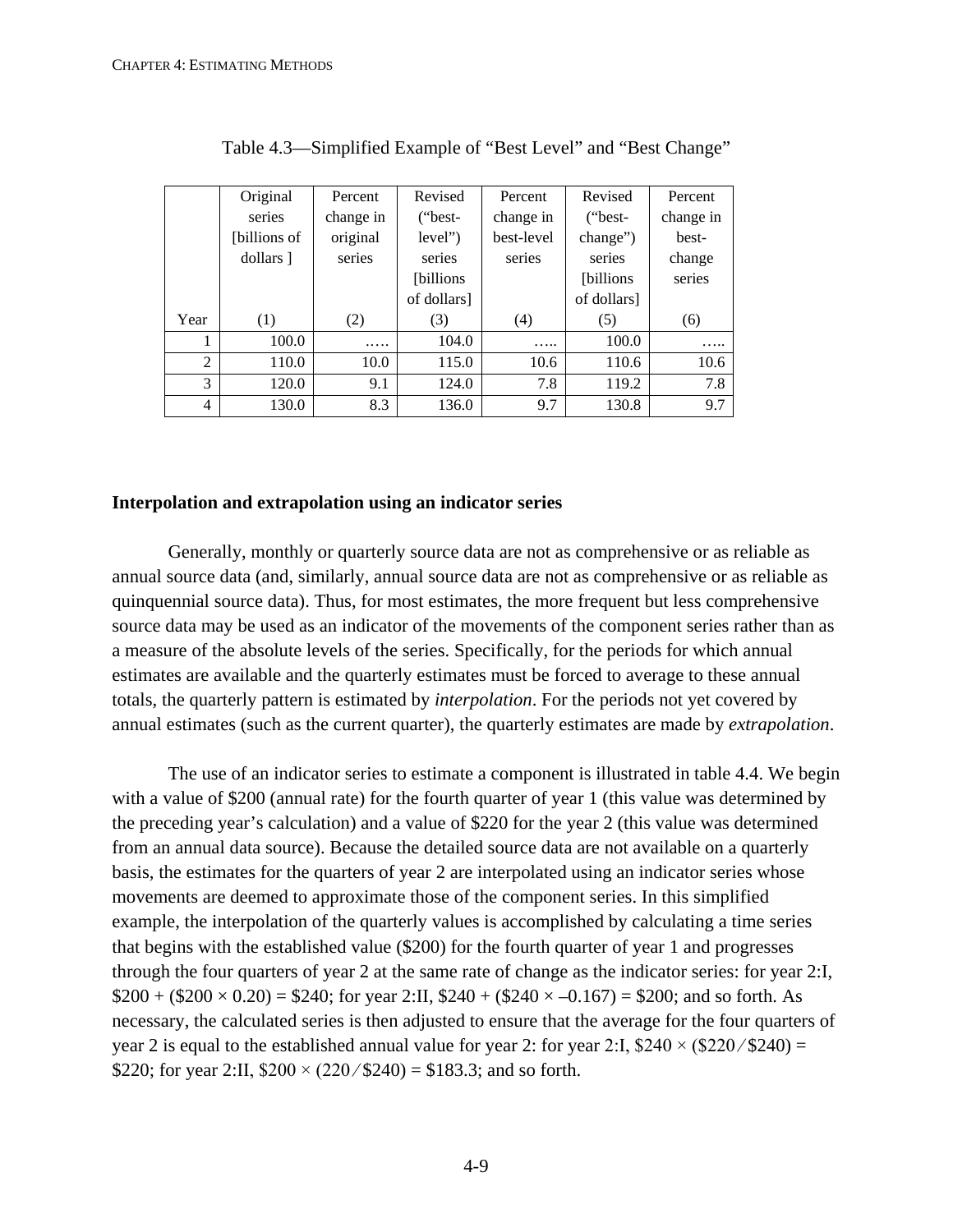Table 4.3—Simplified Example of “Best Level” and “Best Change”

| Year | Original series [billions of dollars ] (1) | Percent change in original series (2) | Revised (“best-level”) series [billions of dollars] (3) | Percent change in best-level series (4) | Revised (“best-change”) series [billions of dollars] (5) | Percent change in best-change series (6) |
|---|---|---|---|---|---|---|
| 1 | 100.0 | ….. | 104.0 | ….. | 100.0 | ….. |
| 2 | 110.0 | 10.0 | 115.0 | 10.6 | 110.6 | 10.6 |
| 3 | 120.0 | 9.1 | 124.0 | 7.8 | 119.2 | 7.8 |
| 4 | 130.0 | 8.3 | 136.0 | 9.7 | 130.8 | 9.7 |

**Interpolation and extrapolation using an indicator series**

Generally, monthly or quarterly source data are not as comprehensive or as reliable as annual source data (and, similarly, annual source data are not as comprehensive or as reliable as quinquennial source data). Thus, for most estimates, the more frequent but less comprehensive source data may be used as an indicator of the movements of the component series rather than as a measure of the absolute levels of the series. Specifically, for the periods for which annual estimates are available and the quarterly estimates must be forced to average to these annual totals, the quarterly pattern is estimated by *interpolation*. For the periods not yet covered by annual estimates (such as the current quarter), the quarterly estimates are made by *extrapolation*.

The use of an indicator series to estimate a component is illustrated in table 4.4. We begin with a value of $200 (annual rate) for the fourth quarter of year 1 (this value was determined by the preceding year’s calculation) and a value of $220 for the year 2 (this value was determined from an annual data source). Because the detailed source data are not available on a quarterly basis, the estimates for the quarters of year 2 are interpolated using an indicator series whose movements are deemed to approximate those of the component series. In this simplified example, the interpolation of the quarterly values is accomplished by calculating a time series that begins with the established value ($200) for the fourth quarter of year 1 and progresses through the four quarters of year 2 at the same rate of change as the indicator series: for year 2:I, $200 + ($200 × 0.20) = $240; for year 2:II, $240 + ($240 × –0.167) = $200; and so forth. As necessary, the calculated series is then adjusted to ensure that the average for the four quarters of year 2 is equal to the established annual value for year 2: for year 2:I, $240 × ($220 ⁄ $240) = $220; for year 2:II, $200 × (220 ⁄ $240) = $183.3; and so forth.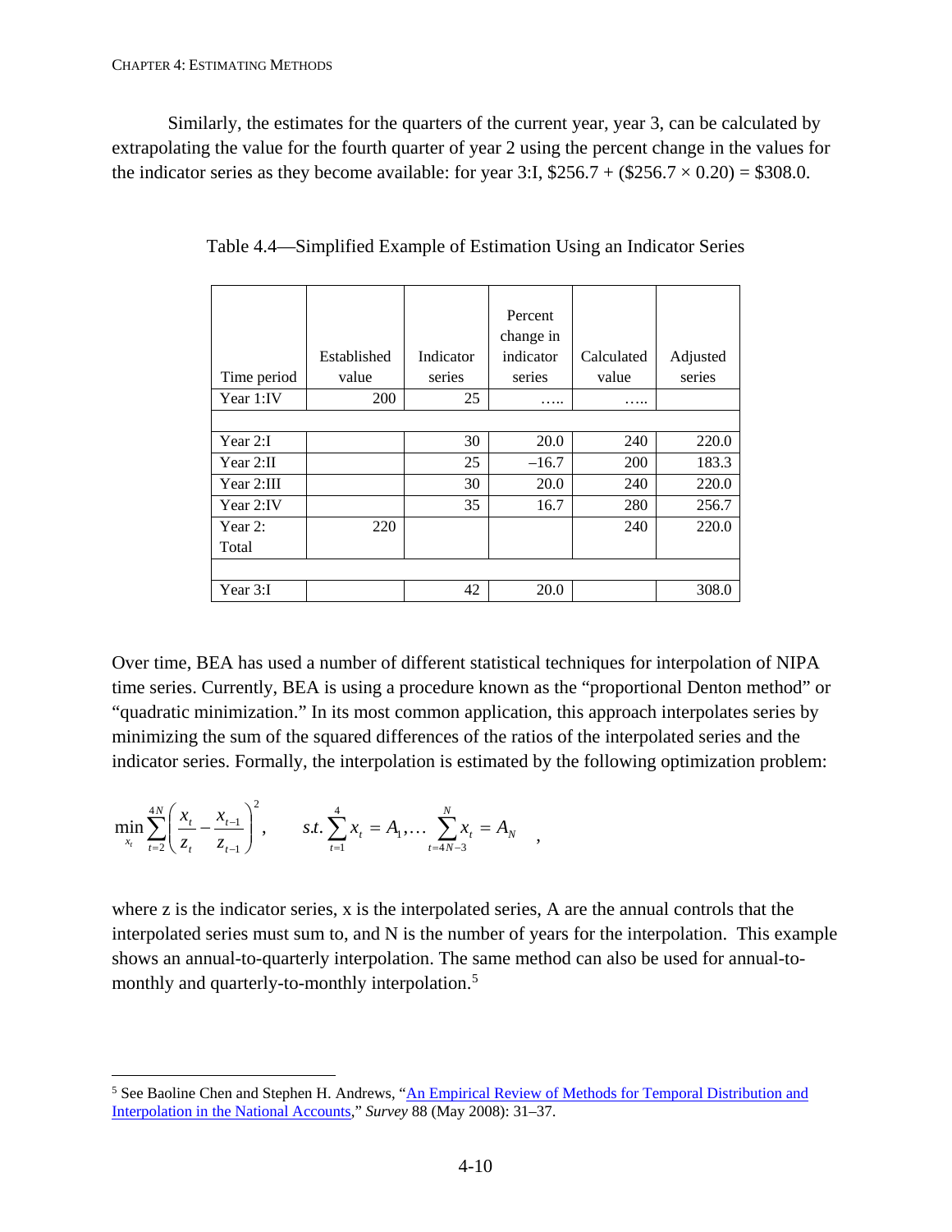Similarly, the estimates for the quarters of the current year, year 3, can be calculated by extrapolating the value for the fourth quarter of year 2 using the percent change in the values for the indicator series as they become available: for year 3:I, $256.7 + ($256.7 × 0.20) = $308.0.

Table 4.4—Simplified Example of Estimation Using an Indicator Series

| Time period | Established value | Indicator series | Percent change in indicator series | Calculated value | Adjusted series |
|---|---|---|---|---|---|
| Year 1:IV | 200 | 25 | ….. | ….. | |
| | | | | | |
| Year 2:I | | 30 | 20.0 | 240 | 220.0 |
| Year 2:II | | 25 | –16.7 | 200 | 183.3 |
| Year 2:III | | 30 | 20.0 | 240 | 220.0 |
| Year 2:IV | | 35 | 16.7 | 280 | 256.7 |
| Year 2: Total | 220 | | | 240 | 220.0 |
| | | | | | |
| Year 3:I | | 42 | 20.0 | | 308.0 |

Over time, BEA has used a number of different statistical techniques for interpolation of NIPA time series. Currently, BEA is using a procedure known as the "proportional Denton method" or "quadratic minimization." In its most common application, this approach interpolates series by minimizing the sum of the squared differences of the ratios of the interpolated series and the indicator series. Formally, the interpolation is estimated by the following optimization problem:

$$\min_{x_t} \sum_{t=2}^{4N} \left( \frac{x_t}{z_t} - \frac{x_{t-1}}{z_{t-1}} \right)^2, \qquad s.t. \sum_{t=1}^{4} x_t = A_1, \ldots \sum_{t=4N-3}^{N} x_t = A_N \quad ,$$

where z is the indicator series, x is the interpolated series, A are the annual controls that the interpolated series must sum to, and N is the number of years for the interpolation. This example shows an annual-to-quarterly interpolation. The same method can also be used for annual-to-monthly and quarterly-to-monthly interpolation.[5]

[5] See Baoline Chen and Stephen H. Andrews, "An Empirical Review of Methods for Temporal Distribution and Interpolation in the National Accounts," *Survey* 88 (May 2008): 31–37.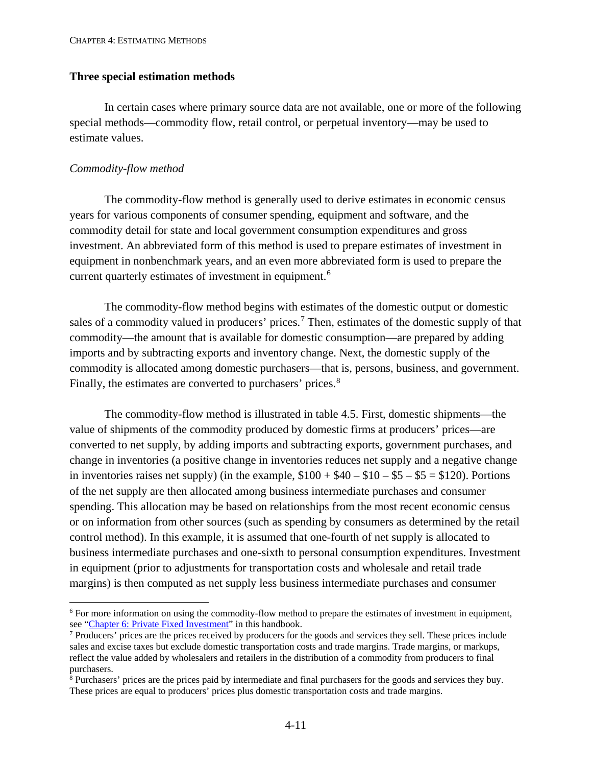### Three special estimation methods

In certain cases where primary source data are not available, one or more of the following special methods—commodity flow, retail control, or perpetual inventory—may be used to estimate values.

*Commodity-flow method*

The commodity-flow method is generally used to derive estimates in economic census years for various components of consumer spending, equipment and software, and the commodity detail for state and local government consumption expenditures and gross investment. An abbreviated form of this method is used to prepare estimates of investment in equipment in nonbenchmark years, and an even more abbreviated form is used to prepare the current quarterly estimates of investment in equipment.[6]

The commodity-flow method begins with estimates of the domestic output or domestic sales of a commodity valued in producers' prices.[7] Then, estimates of the domestic supply of that commodity—the amount that is available for domestic consumption—are prepared by adding imports and by subtracting exports and inventory change. Next, the domestic supply of the commodity is allocated among domestic purchasers—that is, persons, business, and government. Finally, the estimates are converted to purchasers' prices.[8]

The commodity-flow method is illustrated in table 4.5. First, domestic shipments—the value of shipments of the commodity produced by domestic firms at producers' prices—are converted to net supply, by adding imports and subtracting exports, government purchases, and change in inventories (a positive change in inventories reduces net supply and a negative change in inventories raises net supply) (in the example, $100 + $40 – $10 – $5 – $5 = $120). Portions of the net supply are then allocated among business intermediate purchases and consumer spending. This allocation may be based on relationships from the most recent economic census or on information from other sources (such as spending by consumers as determined by the retail control method). In this example, it is assumed that one-fourth of net supply is allocated to business intermediate purchases and one-sixth to personal consumption expenditures. Investment in equipment (prior to adjustments for transportation costs and wholesale and retail trade margins) is then computed as net supply less business intermediate purchases and consumer

---

[6] For more information on using the commodity-flow method to prepare the estimates of investment in equipment, see "Chapter 6: Private Fixed Investment" in this handbook.

[7] Producers' prices are the prices received by producers for the goods and services they sell. These prices include sales and excise taxes but exclude domestic transportation costs and trade margins. Trade margins, or markups, reflect the value added by wholesalers and retailers in the distribution of a commodity from producers to final purchasers.

[8] Purchasers' prices are the prices paid by intermediate and final purchasers for the goods and services they buy. These prices are equal to producers' prices plus domestic transportation costs and trade margins.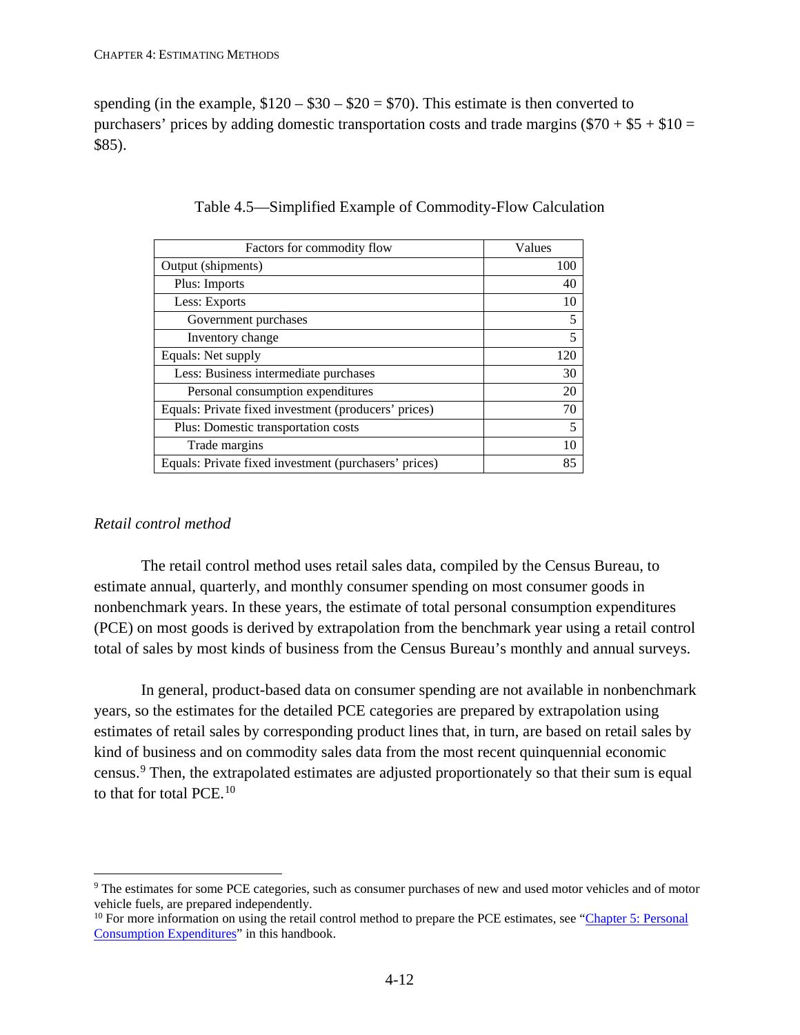spending (in the example, $120 – $30 – $20 = $70). This estimate is then converted to purchasers' prices by adding domestic transportation costs and trade margins ($70 + $5 + $10 = $85).

Table 4.5—Simplified Example of Commodity-Flow Calculation

| Factors for commodity flow | Values |
|---|---|
| Output (shipments) | 100 |
| Plus: Imports | 40 |
| Less: Exports | 10 |
| Government purchases | 5 |
| Inventory change | 5 |
| Equals: Net supply | 120 |
| Less: Business intermediate purchases | 30 |
| Personal consumption expenditures | 20 |
| Equals: Private fixed investment (producers' prices) | 70 |
| Plus: Domestic transportation costs | 5 |
| Trade margins | 10 |
| Equals: Private fixed investment (purchasers' prices) | 85 |

*Retail control method*

The retail control method uses retail sales data, compiled by the Census Bureau, to estimate annual, quarterly, and monthly consumer spending on most consumer goods in nonbenchmark years. In these years, the estimate of total personal consumption expenditures (PCE) on most goods is derived by extrapolation from the benchmark year using a retail control total of sales by most kinds of business from the Census Bureau's monthly and annual surveys.

In general, product-based data on consumer spending are not available in nonbenchmark years, so the estimates for the detailed PCE categories are prepared by extrapolation using estimates of retail sales by corresponding product lines that, in turn, are based on retail sales by kind of business and on commodity sales data from the most recent quinquennial economic census.[9] Then, the extrapolated estimates are adjusted proportionately so that their sum is equal to that for total PCE.[10]

[9] The estimates for some PCE categories, such as consumer purchases of new and used motor vehicles and of motor vehicle fuels, are prepared independently.

[10] For more information on using the retail control method to prepare the PCE estimates, see "Chapter 5: Personal Consumption Expenditures" in this handbook.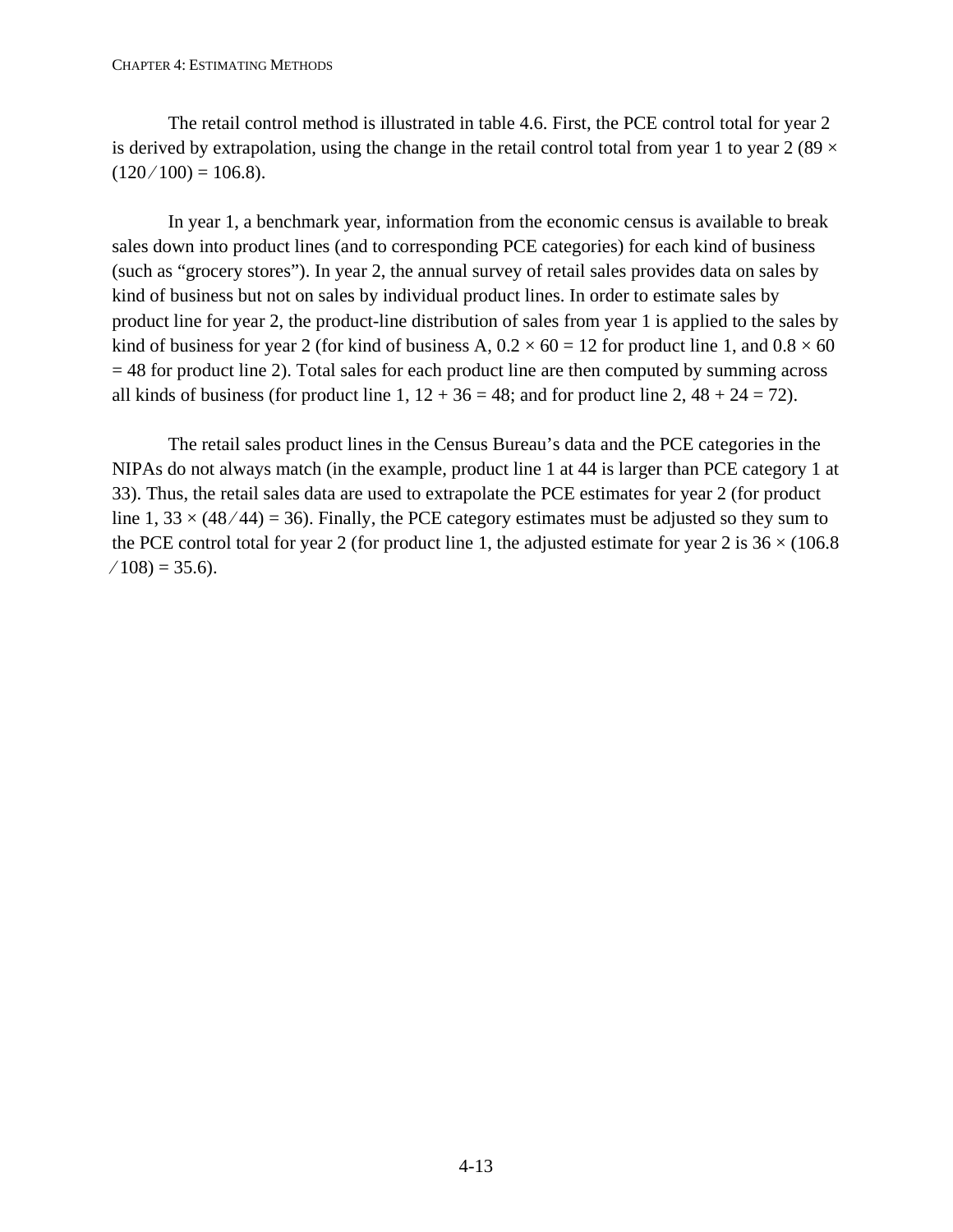The retail control method is illustrated in table 4.6. First, the PCE control total for year 2 is derived by extrapolation, using the change in the retail control total from year 1 to year 2 (89 × (120 ⁄ 100) = 106.8).

In year 1, a benchmark year, information from the economic census is available to break sales down into product lines (and to corresponding PCE categories) for each kind of business (such as "grocery stores"). In year 2, the annual survey of retail sales provides data on sales by kind of business but not on sales by individual product lines. In order to estimate sales by product line for year 2, the product-line distribution of sales from year 1 is applied to the sales by kind of business for year 2 (for kind of business A, 0.2 × 60 = 12 for product line 1, and 0.8 × 60 = 48 for product line 2). Total sales for each product line are then computed by summing across all kinds of business (for product line 1, 12 + 36 = 48; and for product line 2, 48 + 24 = 72).

The retail sales product lines in the Census Bureau's data and the PCE categories in the NIPAs do not always match (in the example, product line 1 at 44 is larger than PCE category 1 at 33). Thus, the retail sales data are used to extrapolate the PCE estimates for year 2 (for product line 1, 33 × (48 ⁄ 44) = 36). Finally, the PCE category estimates must be adjusted so they sum to the PCE control total for year 2 (for product line 1, the adjusted estimate for year 2 is 36 × (106.8 ⁄ 108) = 35.6).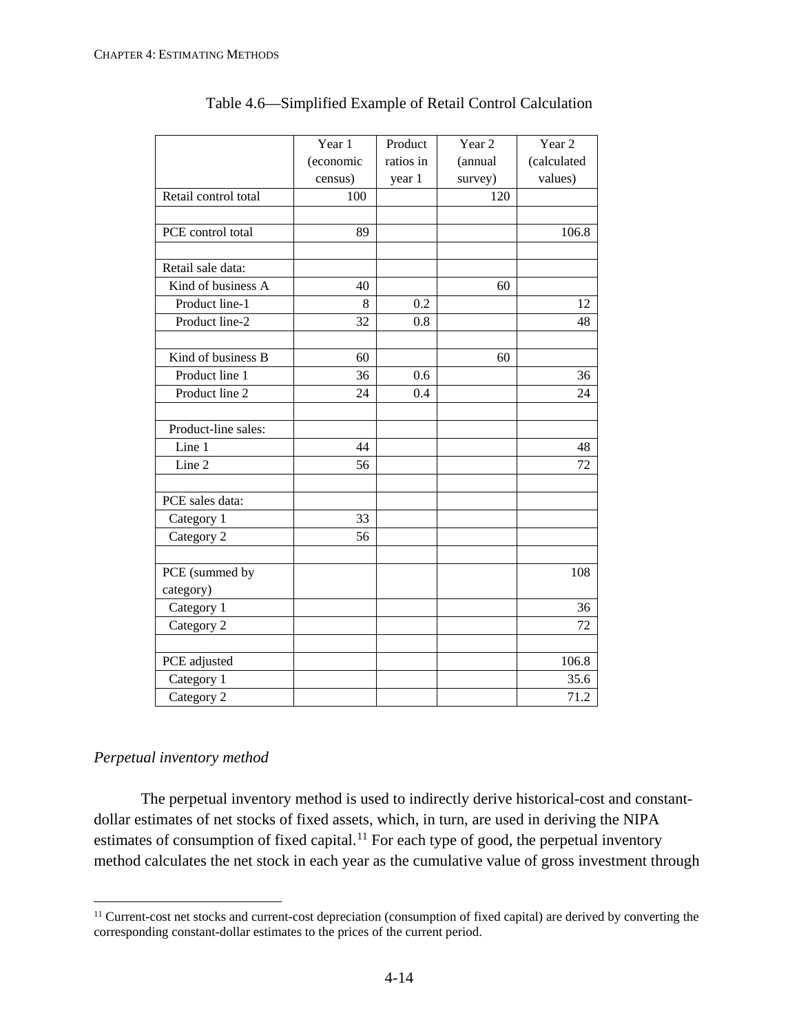Table 4.6—Simplified Example of Retail Control Calculation

| | Year 1 (economic census) | Product ratios in year 1 | Year 2 (annual survey) | Year 2 (calculated values) |
|---|---|---|---|---|
| Retail control total | 100 | | 120 | |
| | | | | |
| PCE control total | 89 | | | 106.8 |
| | | | | |
| Retail sale data: | | | | |
| Kind of business A | 40 | | 60 | |
| Product line-1 | 8 | 0.2 | | 12 |
| Product line-2 | 32 | 0.8 | | 48 |
| | | | | |
| Kind of business B | 60 | | 60 | |
| Product line 1 | 36 | 0.6 | | 36 |
| Product line 2 | 24 | 0.4 | | 24 |
| | | | | |
| Product-line sales: | | | | |
| Line 1 | 44 | | | 48 |
| Line 2 | 56 | | | 72 |
| | | | | |
| PCE sales data: | | | | |
| Category 1 | 33 | | | |
| Category 2 | 56 | | | |
| | | | | |
| PCE (summed by category) | | | | 108 |
| Category 1 | | | | 36 |
| Category 2 | | | | 72 |
| | | | | |
| PCE adjusted | | | | 106.8 |
| Category 1 | | | | 35.6 |
| Category 2 | | | | 71.2 |

### *Perpetual inventory method*

The perpetual inventory method is used to indirectly derive historical-cost and constant-dollar estimates of net stocks of fixed assets, which, in turn, are used in deriving the NIPA estimates of consumption of fixed capital.[11] For each type of good, the perpetual inventory method calculates the net stock in each year as the cumulative value of gross investment through

[11] Current-cost net stocks and current-cost depreciation (consumption of fixed capital) are derived by converting the corresponding constant-dollar estimates to the prices of the current period.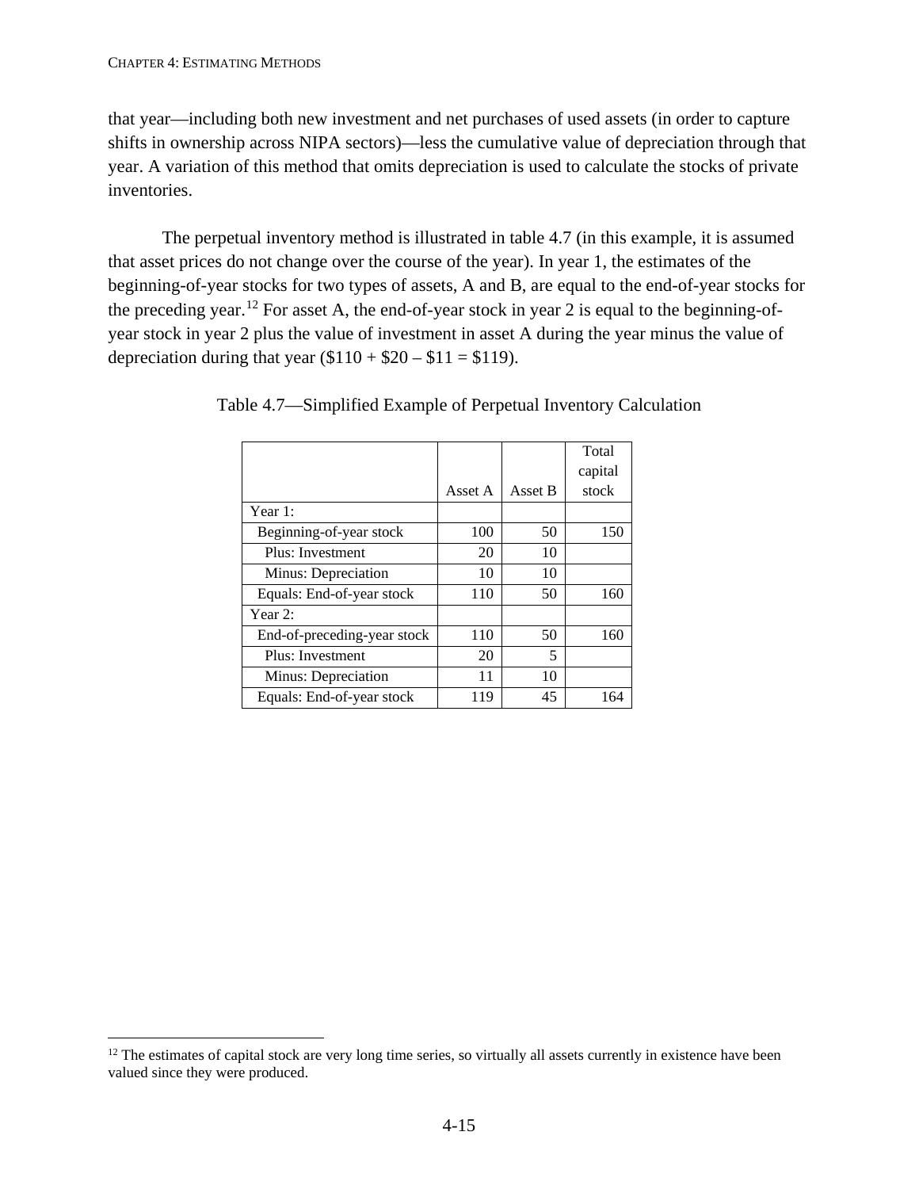that year—including both new investment and net purchases of used assets (in order to capture shifts in ownership across NIPA sectors)—less the cumulative value of depreciation through that year. A variation of this method that omits depreciation is used to calculate the stocks of private inventories.

The perpetual inventory method is illustrated in table 4.7 (in this example, it is assumed that asset prices do not change over the course of the year). In year 1, the estimates of the beginning-of-year stocks for two types of assets, A and B, are equal to the end-of-year stocks for the preceding year.[12] For asset A, the end-of-year stock in year 2 is equal to the beginning-of-year stock in year 2 plus the value of investment in asset A during the year minus the value of depreciation during that year ($110 + $20 – $11 = $119).

Table 4.7—Simplified Example of Perpetual Inventory Calculation

| | Asset A | Asset B | Total capital stock |
|---|---|---|---|
| Year 1: | | | |
| Beginning-of-year stock | 100 | 50 | 150 |
| Plus: Investment | 20 | 10 | |
| Minus: Depreciation | 10 | 10 | |
| Equals: End-of-year stock | 110 | 50 | 160 |
| Year 2: | | | |
| End-of-preceding-year stock | 110 | 50 | 160 |
| Plus: Investment | 20 | 5 | |
| Minus: Depreciation | 11 | 10 | |
| Equals: End-of-year stock | 119 | 45 | 164 |

[12] The estimates of capital stock are very long time series, so virtually all assets currently in existence have been valued since they were produced.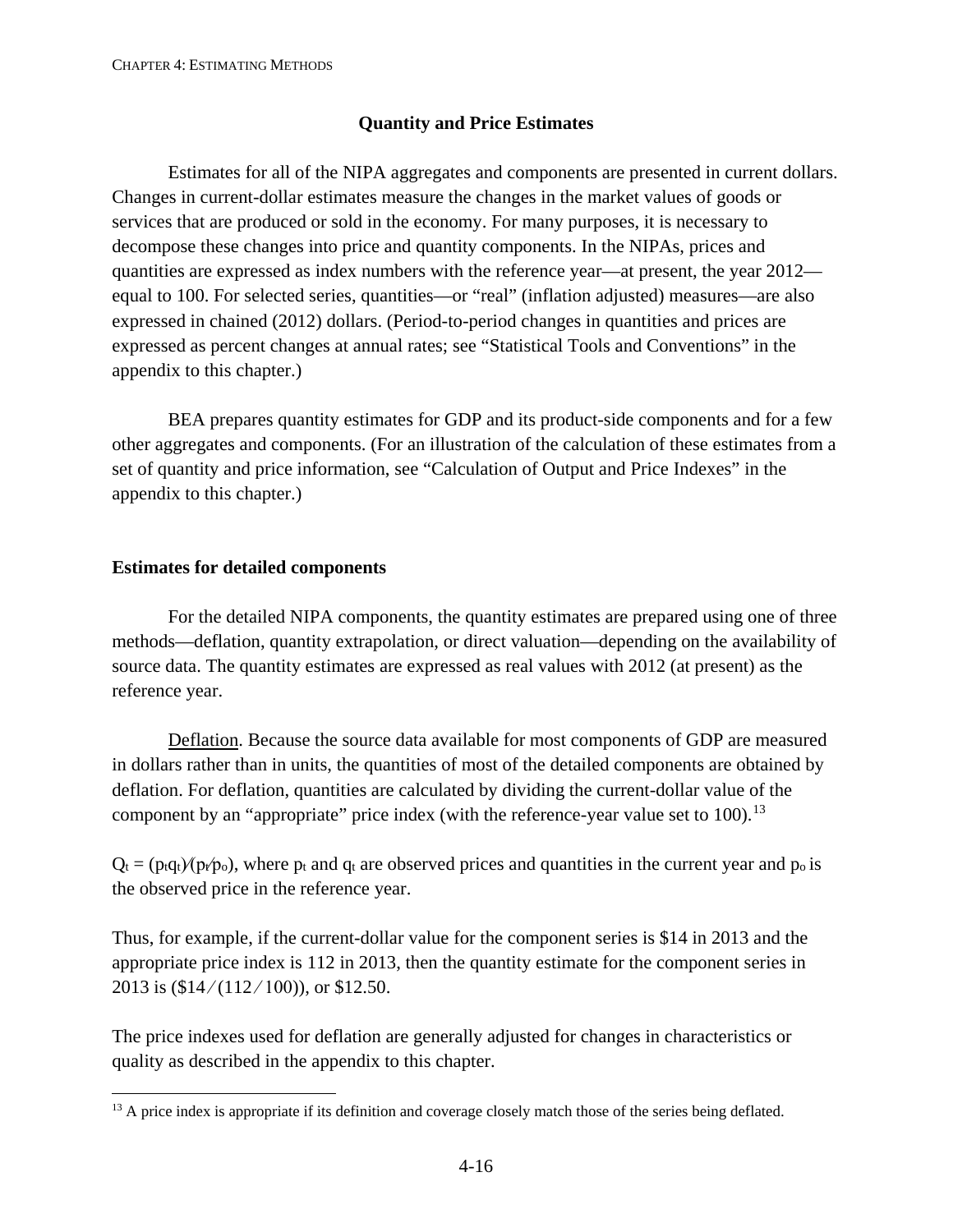## Quantity and Price Estimates

Estimates for all of the NIPA aggregates and components are presented in current dollars. Changes in current-dollar estimates measure the changes in the market values of goods or services that are produced or sold in the economy. For many purposes, it is necessary to decompose these changes into price and quantity components. In the NIPAs, prices and quantities are expressed as index numbers with the reference year—at present, the year 2012—equal to 100. For selected series, quantities—or "real" (inflation adjusted) measures—are also expressed in chained (2012) dollars. (Period-to-period changes in quantities and prices are expressed as percent changes at annual rates; see "Statistical Tools and Conventions" in the appendix to this chapter.)

BEA prepares quantity estimates for GDP and its product-side components and for a few other aggregates and components. (For an illustration of the calculation of these estimates from a set of quantity and price information, see "Calculation of Output and Price Indexes" in the appendix to this chapter.)

### Estimates for detailed components

For the detailed NIPA components, the quantity estimates are prepared using one of three methods—deflation, quantity extrapolation, or direct valuation—depending on the availability of source data. The quantity estimates are expressed as real values with 2012 (at present) as the reference year.

Deflation. Because the source data available for most components of GDP are measured in dollars rather than in units, the quantities of most of the detailed components are obtained by deflation. For deflation, quantities are calculated by dividing the current-dollar value of the component by an "appropriate" price index (with the reference-year value set to 100).[13]

$Q_t = (p_t q_t)/(p_t/p_o)$, where $p_t$ and $q_t$ are observed prices and quantities in the current year and $p_o$ is the observed price in the reference year.

Thus, for example, if the current-dollar value for the component series is $14 in 2013 and the appropriate price index is 112 in 2013, then the quantity estimate for the component series in 2013 is ($14 / (112 / 100)), or $12.50.

The price indexes used for deflation are generally adjusted for changes in characteristics or quality as described in the appendix to this chapter.

[13] A price index is appropriate if its definition and coverage closely match those of the series being deflated.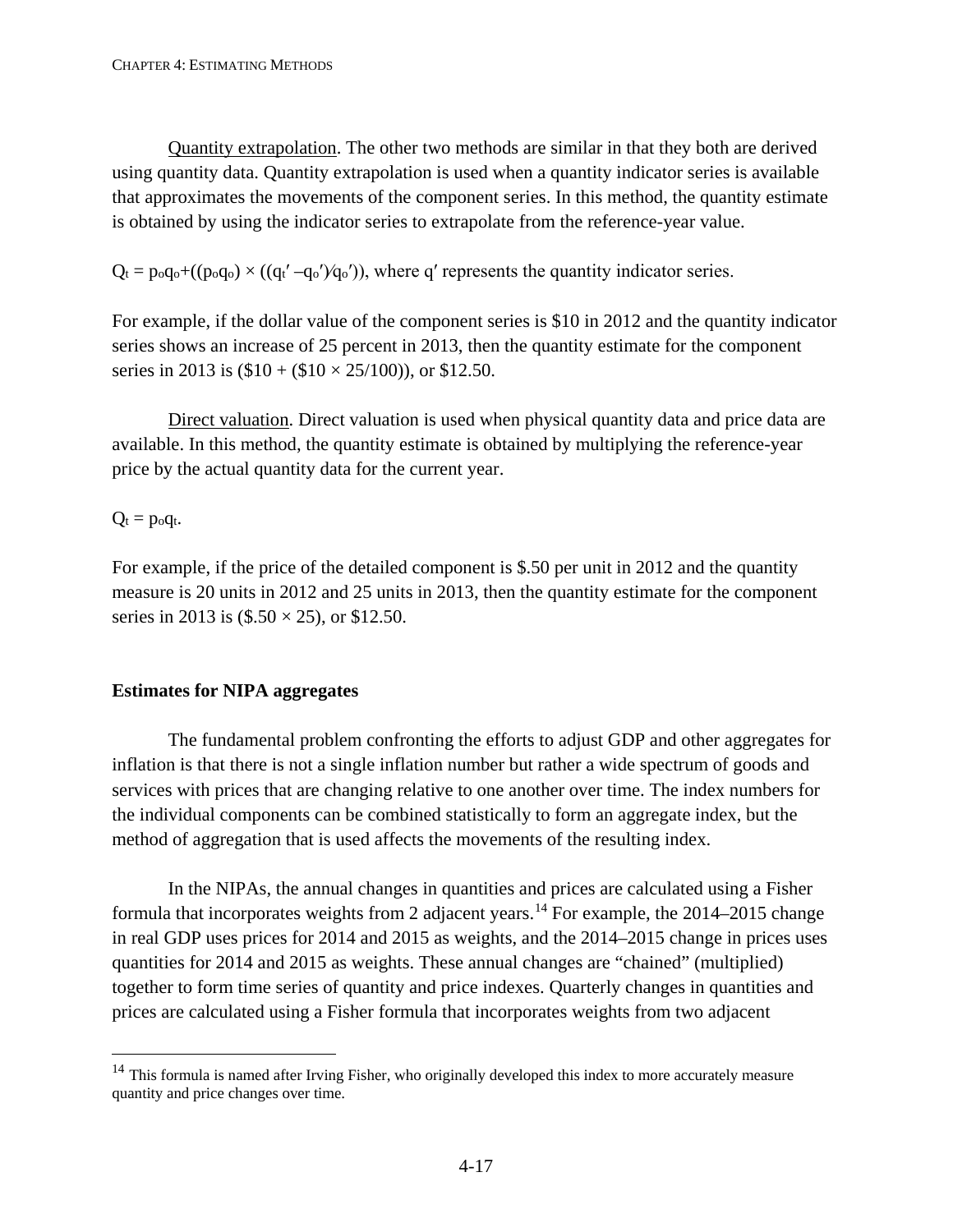<u>Quantity extrapolation</u>. The other two methods are similar in that they both are derived using quantity data. Quantity extrapolation is used when a quantity indicator series is available that approximates the movements of the component series. In this method, the quantity estimate is obtained by using the indicator series to extrapolate from the reference-year value.

$Q_t = p_o q_o + ((p_o q_o) \times ((q_t' - q_o')/q_o'))$, where $q'$ represents the quantity indicator series.

For example, if the dollar value of the component series is $10 in 2012 and the quantity indicator series shows an increase of 25 percent in 2013, then the quantity estimate for the component series in 2013 is ($10 + ($10 × 25/100)), or $12.50.

<u>Direct valuation</u>. Direct valuation is used when physical quantity data and price data are available. In this method, the quantity estimate is obtained by multiplying the reference-year price by the actual quantity data for the current year.

$Q_t = p_o q_t$.

For example, if the price of the detailed component is $.50 per unit in 2012 and the quantity measure is 20 units in 2012 and 25 units in 2013, then the quantity estimate for the component series in 2013 is ($.50 × 25), or $12.50.

### Estimates for NIPA aggregates

The fundamental problem confronting the efforts to adjust GDP and other aggregates for inflation is that there is not a single inflation number but rather a wide spectrum of goods and services with prices that are changing relative to one another over time. The index numbers for the individual components can be combined statistically to form an aggregate index, but the method of aggregation that is used affects the movements of the resulting index.

In the NIPAs, the annual changes in quantities and prices are calculated using a Fisher formula that incorporates weights from 2 adjacent years.[14] For example, the 2014–2015 change in real GDP uses prices for 2014 and 2015 as weights, and the 2014–2015 change in prices uses quantities for 2014 and 2015 as weights. These annual changes are "chained" (multiplied) together to form time series of quantity and price indexes. Quarterly changes in quantities and prices are calculated using a Fisher formula that incorporates weights from two adjacent

[14] This formula is named after Irving Fisher, who originally developed this index to more accurately measure quantity and price changes over time.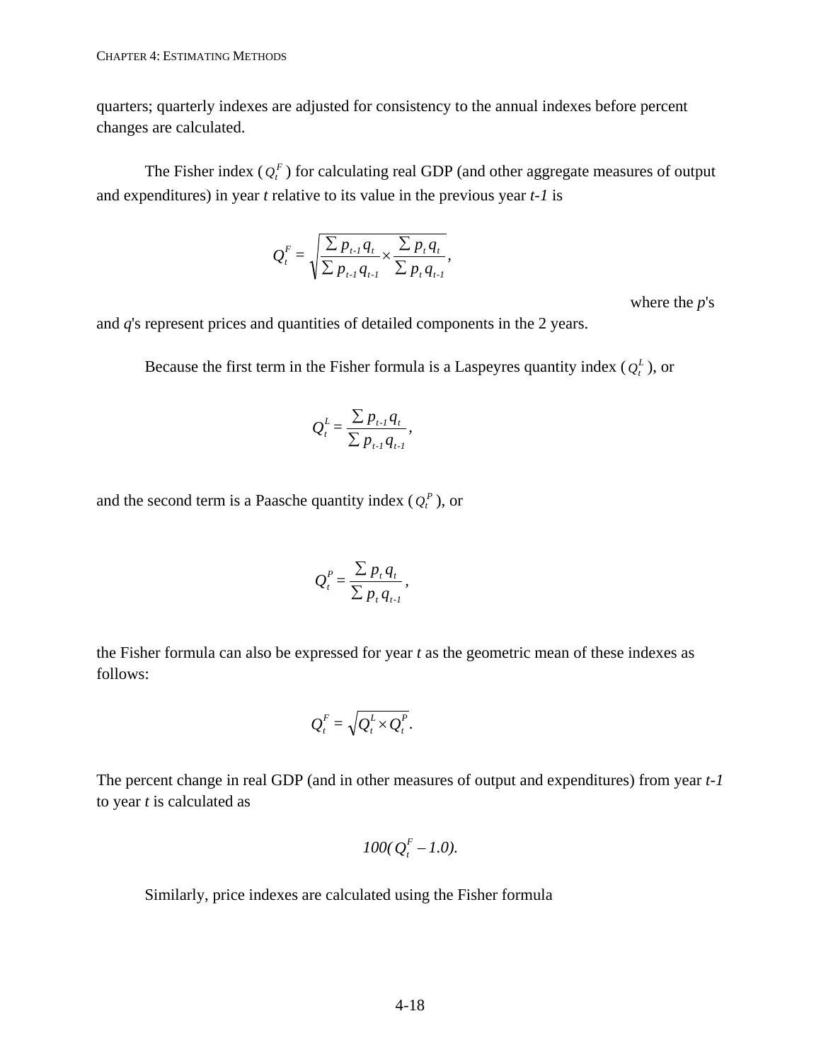quarters; quarterly indexes are adjusted for consistency to the annual indexes before percent changes are calculated.

The Fisher index ($Q_t^F$) for calculating real GDP (and other aggregate measures of output and expenditures) in year *t* relative to its value in the previous year *t-1* is

$$Q_t^F = \sqrt{\frac{\sum p_{t-1} q_t}{\sum p_{t-1} q_{t-1}} \times \frac{\sum p_t q_t}{\sum p_t q_{t-1}}},$$

where the *p*'s and *q*'s represent prices and quantities of detailed components in the 2 years.

Because the first term in the Fisher formula is a Laspeyres quantity index ($Q_t^L$), or

$$Q_t^L = \frac{\sum p_{t-1} q_t}{\sum p_{t-1} q_{t-1}},$$

and the second term is a Paasche quantity index ($Q_t^P$), or

$$Q_t^P = \frac{\sum p_t q_t}{\sum p_t q_{t-1}},$$

the Fisher formula can also be expressed for year *t* as the geometric mean of these indexes as follows:

$$Q_t^F = \sqrt{Q_t^L \times Q_t^P}.$$

The percent change in real GDP (and in other measures of output and expenditures) from year *t-1* to year *t* is calculated as

$$100(Q_t^F - 1.0).$$

Similarly, price indexes are calculated using the Fisher formula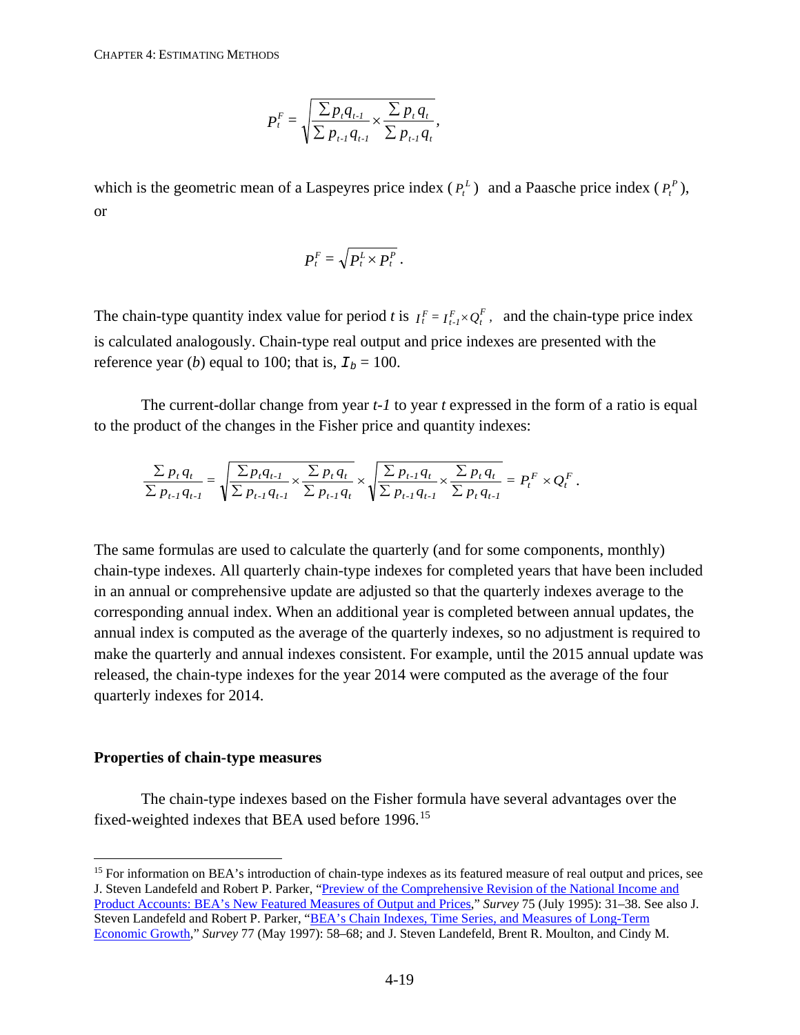$$P_t^F = \sqrt{\frac{\sum p_t q_{t-1}}{\sum p_{t-1} q_{t-1}} \times \frac{\sum p_t q_t}{\sum p_{t-1} q_t}},$$

which is the geometric mean of a Laspeyres price index ($P_t^L$) and a Paasche price index ($P_t^P$), or

$$P_t^F = \sqrt{P_t^L \times P_t^P}.$$

The chain-type quantity index value for period *t* is $I_t^F = I_{t-1}^F \times Q_t^F$, and the chain-type price index is calculated analogously. Chain-type real output and price indexes are presented with the reference year (*b*) equal to 100; that is, $I_b = 100$.

The current-dollar change from year *t-1* to year *t* expressed in the form of a ratio is equal to the product of the changes in the Fisher price and quantity indexes:

$$\frac{\sum p_t q_t}{\sum p_{t-1} q_{t-1}} = \sqrt{\frac{\sum p_t q_{t-1}}{\sum p_{t-1} q_{t-1}} \times \frac{\sum p_t q_t}{\sum p_{t-1} q_t}} \times \sqrt{\frac{\sum p_{t-1} q_t}{\sum p_{t-1} q_{t-1}} \times \frac{\sum p_t q_t}{\sum p_t q_{t-1}}} = P_t^F \times Q_t^F.$$

The same formulas are used to calculate the quarterly (and for some components, monthly) chain-type indexes. All quarterly chain-type indexes for completed years that have been included in an annual or comprehensive update are adjusted so that the quarterly indexes average to the corresponding annual index. When an additional year is completed between annual updates, the annual index is computed as the average of the quarterly indexes, so no adjustment is required to make the quarterly and annual indexes consistent. For example, until the 2015 annual update was released, the chain-type indexes for the year 2014 were computed as the average of the four quarterly indexes for 2014.

### Properties of chain-type measures

The chain-type indexes based on the Fisher formula have several advantages over the fixed-weighted indexes that BEA used before 1996.[15]

---

[15] For information on BEA's introduction of chain-type indexes as its featured measure of real output and prices, see J. Steven Landefeld and Robert P. Parker, "Preview of the Comprehensive Revision of the National Income and Product Accounts: BEA's New Featured Measures of Output and Prices," *Survey* 75 (July 1995): 31–38. See also J. Steven Landefeld and Robert P. Parker, "BEA's Chain Indexes, Time Series, and Measures of Long-Term Economic Growth," *Survey* 77 (May 1997): 58–68; and J. Steven Landefeld, Brent R. Moulton, and Cindy M.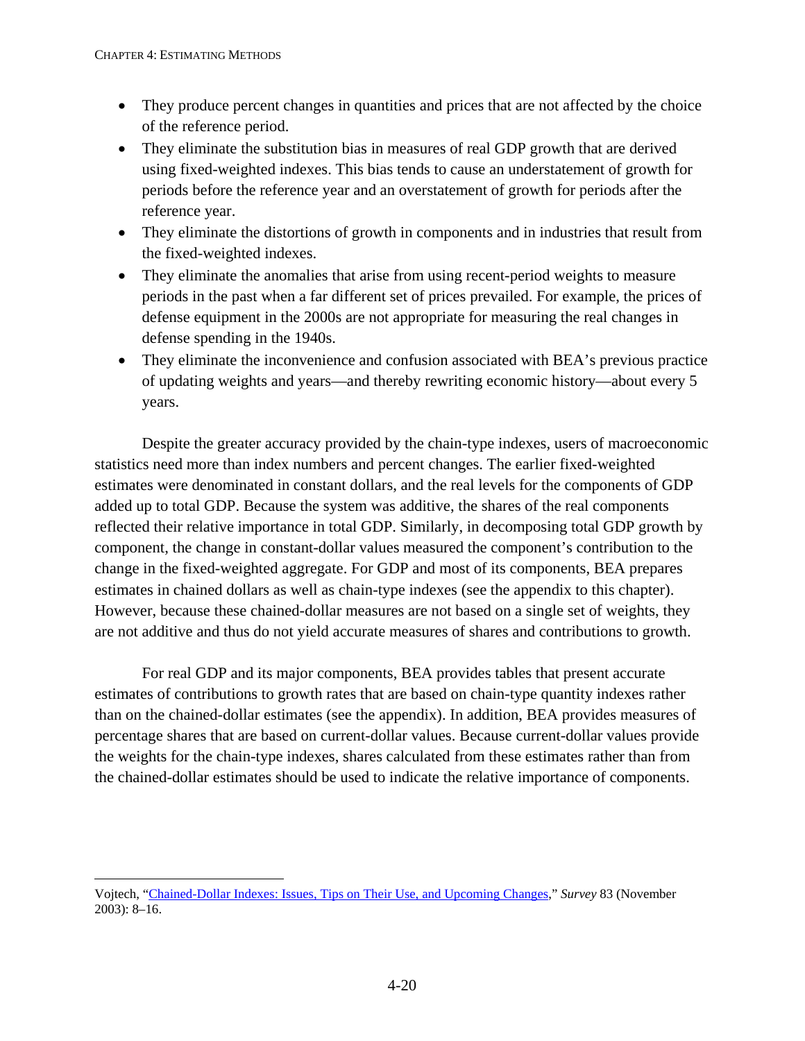- They produce percent changes in quantities and prices that are not affected by the choice of the reference period.
- They eliminate the substitution bias in measures of real GDP growth that are derived using fixed-weighted indexes. This bias tends to cause an understatement of growth for periods before the reference year and an overstatement of growth for periods after the reference year.
- They eliminate the distortions of growth in components and in industries that result from the fixed-weighted indexes.
- They eliminate the anomalies that arise from using recent-period weights to measure periods in the past when a far different set of prices prevailed. For example, the prices of defense equipment in the 2000s are not appropriate for measuring the real changes in defense spending in the 1940s.
- They eliminate the inconvenience and confusion associated with BEA's previous practice of updating weights and years—and thereby rewriting economic history—about every 5 years.

Despite the greater accuracy provided by the chain-type indexes, users of macroeconomic statistics need more than index numbers and percent changes. The earlier fixed-weighted estimates were denominated in constant dollars, and the real levels for the components of GDP added up to total GDP. Because the system was additive, the shares of the real components reflected their relative importance in total GDP. Similarly, in decomposing total GDP growth by component, the change in constant-dollar values measured the component's contribution to the change in the fixed-weighted aggregate. For GDP and most of its components, BEA prepares estimates in chained dollars as well as chain-type indexes (see the appendix to this chapter). However, because these chained-dollar measures are not based on a single set of weights, they are not additive and thus do not yield accurate measures of shares and contributions to growth.

For real GDP and its major components, BEA provides tables that present accurate estimates of contributions to growth rates that are based on chain-type quantity indexes rather than on the chained-dollar estimates (see the appendix). In addition, BEA provides measures of percentage shares that are based on current-dollar values. Because current-dollar values provide the weights for the chain-type indexes, shares calculated from these estimates rather than from the chained-dollar estimates should be used to indicate the relative importance of components.

---

Vojtech, "Chained-Dollar Indexes: Issues, Tips on Their Use, and Upcoming Changes," *Survey* 83 (November 2003): 8–16.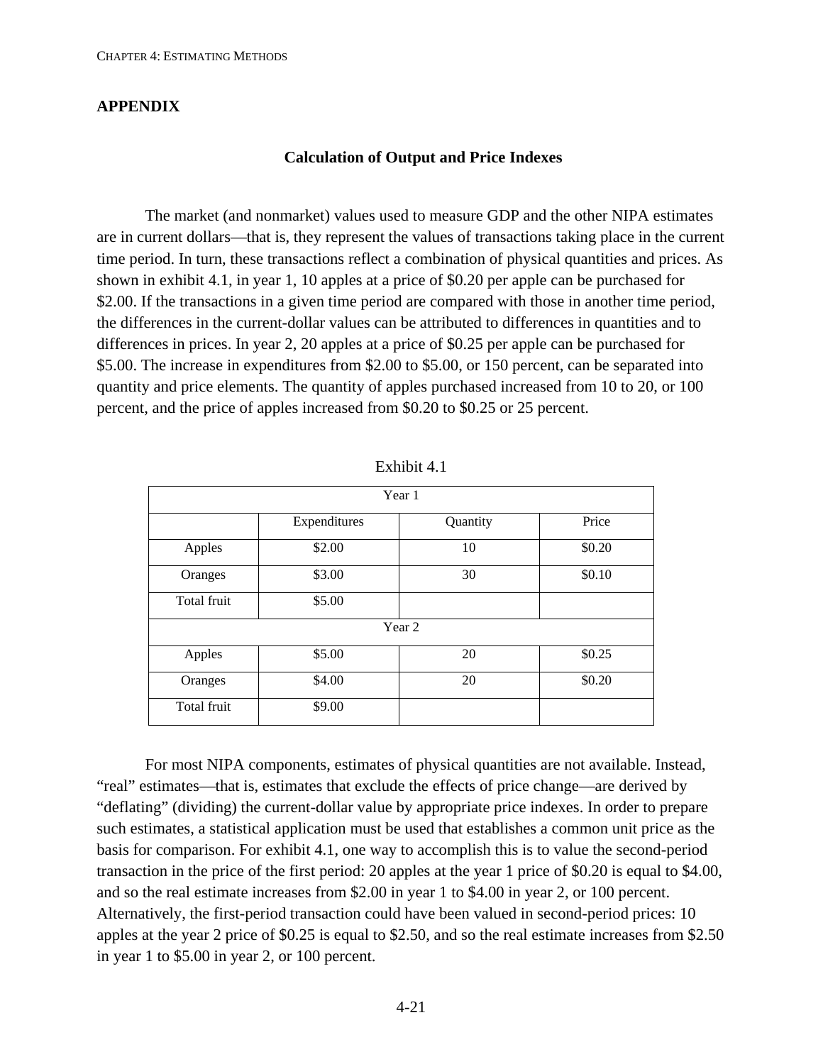## APPENDIX

### Calculation of Output and Price Indexes

The market (and nonmarket) values used to measure GDP and the other NIPA estimates are in current dollars—that is, they represent the values of transactions taking place in the current time period. In turn, these transactions reflect a combination of physical quantities and prices. As shown in exhibit 4.1, in year 1, 10 apples at a price of $0.20 per apple can be purchased for $2.00. If the transactions in a given time period are compared with those in another time period, the differences in the current-dollar values can be attributed to differences in quantities and to differences in prices. In year 2, 20 apples at a price of $0.25 per apple can be purchased for $5.00. The increase in expenditures from $2.00 to $5.00, or 150 percent, can be separated into quantity and price elements. The quantity of apples purchased increased from 10 to 20, or 100 percent, and the price of apples increased from $0.20 to $0.25 or 25 percent.

Exhibit 4.1

| Year 1 | | | |
|---|---|---|---|
| | Expenditures | Quantity | Price |
| Apples | $2.00 | 10 | $0.20 |
| Oranges | $3.00 | 30 | $0.10 |
| Total fruit | $5.00 | | |
| **Year 2** | | | |
| Apples | $5.00 | 20 | $0.25 |
| Oranges | $4.00 | 20 | $0.20 |
| Total fruit | $9.00 | | |

For most NIPA components, estimates of physical quantities are not available. Instead, "real" estimates—that is, estimates that exclude the effects of price change—are derived by "deflating" (dividing) the current-dollar value by appropriate price indexes. In order to prepare such estimates, a statistical application must be used that establishes a common unit price as the basis for comparison. For exhibit 4.1, one way to accomplish this is to value the second-period transaction in the price of the first period: 20 apples at the year 1 price of $0.20 is equal to $4.00, and so the real estimate increases from $2.00 in year 1 to $4.00 in year 2, or 100 percent. Alternatively, the first-period transaction could have been valued in second-period prices: 10 apples at the year 2 price of $0.25 is equal to $2.50, and so the real estimate increases from $2.50 in year 1 to $5.00 in year 2, or 100 percent.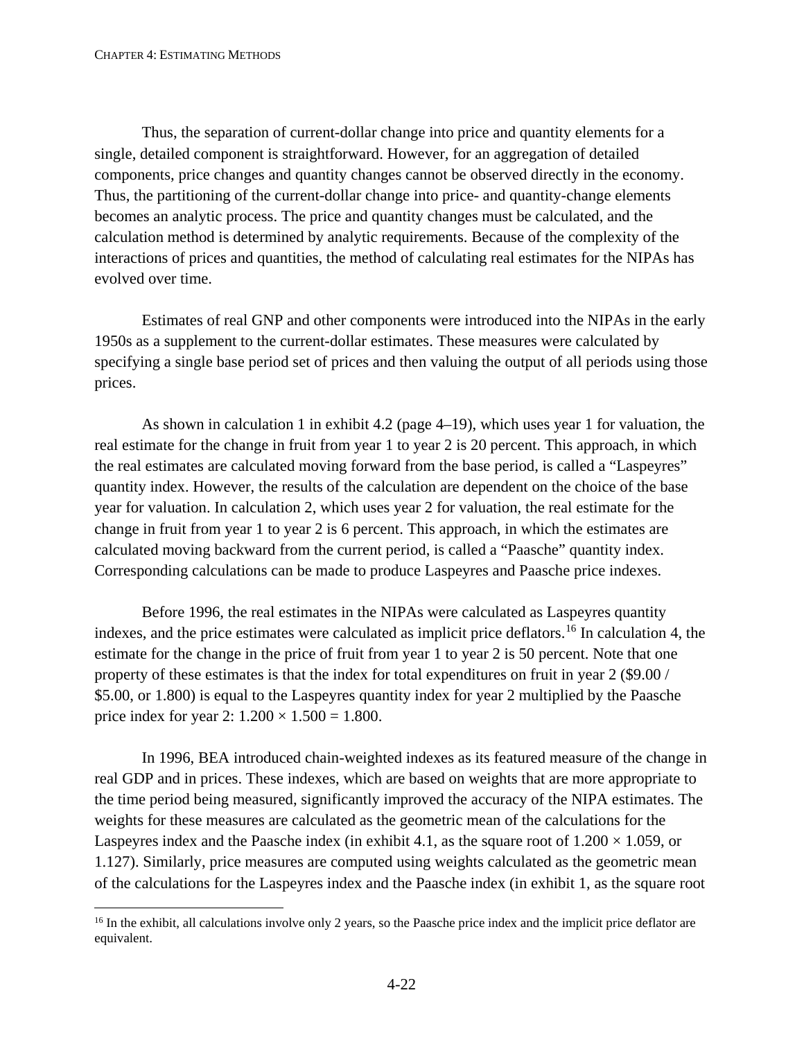Thus, the separation of current-dollar change into price and quantity elements for a single, detailed component is straightforward. However, for an aggregation of detailed components, price changes and quantity changes cannot be observed directly in the economy. Thus, the partitioning of the current-dollar change into price- and quantity-change elements becomes an analytic process. The price and quantity changes must be calculated, and the calculation method is determined by analytic requirements. Because of the complexity of the interactions of prices and quantities, the method of calculating real estimates for the NIPAs has evolved over time.

Estimates of real GNP and other components were introduced into the NIPAs in the early 1950s as a supplement to the current-dollar estimates. These measures were calculated by specifying a single base period set of prices and then valuing the output of all periods using those prices.

As shown in calculation 1 in exhibit 4.2 (page 4–19), which uses year 1 for valuation, the real estimate for the change in fruit from year 1 to year 2 is 20 percent. This approach, in which the real estimates are calculated moving forward from the base period, is called a "Laspeyres" quantity index. However, the results of the calculation are dependent on the choice of the base year for valuation. In calculation 2, which uses year 2 for valuation, the real estimate for the change in fruit from year 1 to year 2 is 6 percent. This approach, in which the estimates are calculated moving backward from the current period, is called a "Paasche" quantity index. Corresponding calculations can be made to produce Laspeyres and Paasche price indexes.

Before 1996, the real estimates in the NIPAs were calculated as Laspeyres quantity indexes, and the price estimates were calculated as implicit price deflators.[16] In calculation 4, the estimate for the change in the price of fruit from year 1 to year 2 is 50 percent. Note that one property of these estimates is that the index for total expenditures on fruit in year 2 ($9.00 / $5.00, or 1.800) is equal to the Laspeyres quantity index for year 2 multiplied by the Paasche price index for year 2: $1.200 \times 1.500 = 1.800$.

In 1996, BEA introduced chain-weighted indexes as its featured measure of the change in real GDP and in prices. These indexes, which are based on weights that are more appropriate to the time period being measured, significantly improved the accuracy of the NIPA estimates. The weights for these measures are calculated as the geometric mean of the calculations for the Laspeyres index and the Paasche index (in exhibit 4.1, as the square root of $1.200 \times 1.059$, or 1.127). Similarly, price measures are computed using weights calculated as the geometric mean of the calculations for the Laspeyres index and the Paasche index (in exhibit 1, as the square root

[16] In the exhibit, all calculations involve only 2 years, so the Paasche price index and the implicit price deflator are equivalent.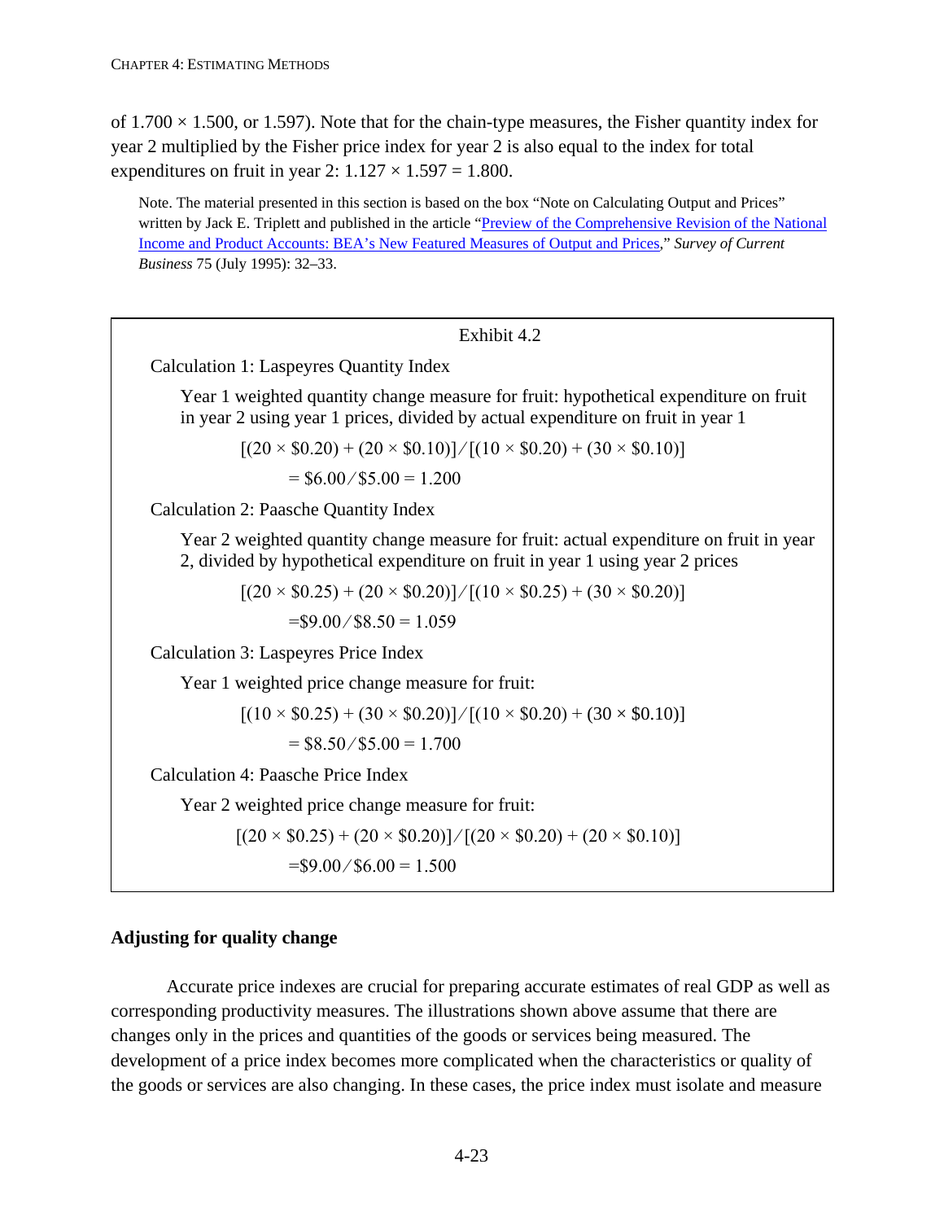of $1.700 \times 1.500$, or 1.597). Note that for the chain-type measures, the Fisher quantity index for year 2 multiplied by the Fisher price index for year 2 is also equal to the index for total expenditures on fruit in year 2: $1.127 \times 1.597 = 1.800$.

Note. The material presented in this section is based on the box "Note on Calculating Output and Prices" written by Jack E. Triplett and published in the article "Preview of the Comprehensive Revision of the National Income and Product Accounts: BEA's New Featured Measures of Output and Prices," *Survey of Current Business* 75 (July 1995): 32–33.

---

**Exhibit 4.2**

Calculation 1: Laspeyres Quantity Index

Year 1 weighted quantity change measure for fruit: hypothetical expenditure on fruit in year 2 using year 1 prices, divided by actual expenditure on fruit in year 1

$$[(20 \times \$0.20) + (20 \times \$0.10)] / [(10 \times \$0.20) + (30 \times \$0.10)]$$

$$= \$6.00 / \$5.00 = 1.200$$

Calculation 2: Paasche Quantity Index

Year 2 weighted quantity change measure for fruit: actual expenditure on fruit in year 2, divided by hypothetical expenditure on fruit in year 1 using year 2 prices

$$[(20 \times \$0.25) + (20 \times \$0.20)] / [(10 \times \$0.25) + (30 \times \$0.20)]$$

$$= \$9.00 / \$8.50 = 1.059$$

Calculation 3: Laspeyres Price Index

Year 1 weighted price change measure for fruit:

$$[(10 \times \$0.25) + (30 \times \$0.20)] / [(10 \times \$0.20) + (30 \times \$0.10)]$$

$$= \$8.50 / \$5.00 = 1.700$$

Calculation 4: Paasche Price Index

Year 2 weighted price change measure for fruit:

$$[(20 \times \$0.25) + (20 \times \$0.20)] / [(20 \times \$0.20) + (20 \times \$0.10)]$$

$$= \$9.00 / \$6.00 = 1.500$$

---

### Adjusting for quality change

Accurate price indexes are crucial for preparing accurate estimates of real GDP as well as corresponding productivity measures. The illustrations shown above assume that there are changes only in the prices and quantities of the goods or services being measured. The development of a price index becomes more complicated when the characteristics or quality of the goods or services are also changing. In these cases, the price index must isolate and measure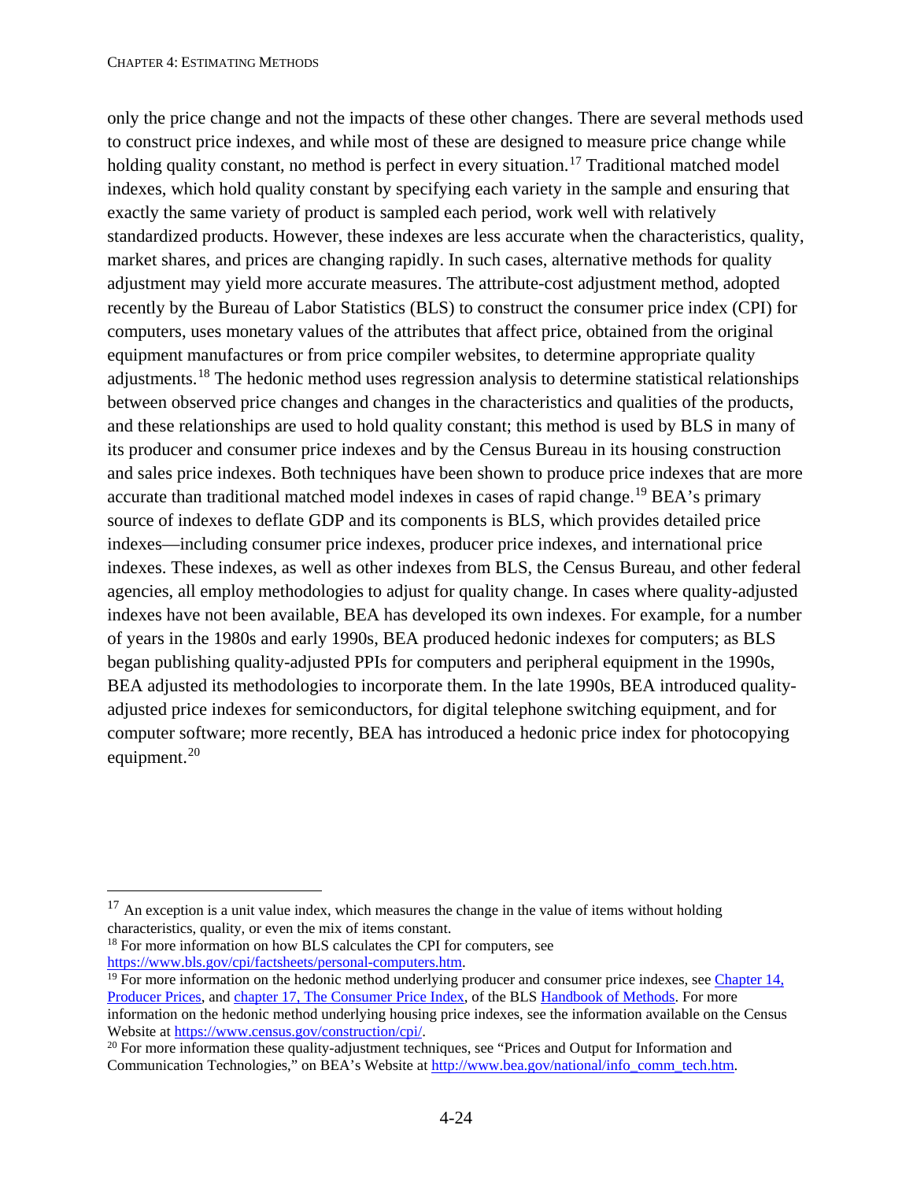only the price change and not the impacts of these other changes. There are several methods used to construct price indexes, and while most of these are designed to measure price change while holding quality constant, no method is perfect in every situation.[17] Traditional matched model indexes, which hold quality constant by specifying each variety in the sample and ensuring that exactly the same variety of product is sampled each period, work well with relatively standardized products. However, these indexes are less accurate when the characteristics, quality, market shares, and prices are changing rapidly. In such cases, alternative methods for quality adjustment may yield more accurate measures. The attribute-cost adjustment method, adopted recently by the Bureau of Labor Statistics (BLS) to construct the consumer price index (CPI) for computers, uses monetary values of the attributes that affect price, obtained from the original equipment manufactures or from price compiler websites, to determine appropriate quality adjustments.[18] The hedonic method uses regression analysis to determine statistical relationships between observed price changes and changes in the characteristics and qualities of the products, and these relationships are used to hold quality constant; this method is used by BLS in many of its producer and consumer price indexes and by the Census Bureau in its housing construction and sales price indexes. Both techniques have been shown to produce price indexes that are more accurate than traditional matched model indexes in cases of rapid change.[19] BEA's primary source of indexes to deflate GDP and its components is BLS, which provides detailed price indexes—including consumer price indexes, producer price indexes, and international price indexes. These indexes, as well as other indexes from BLS, the Census Bureau, and other federal agencies, all employ methodologies to adjust for quality change. In cases where quality-adjusted indexes have not been available, BEA has developed its own indexes. For example, for a number of years in the 1980s and early 1990s, BEA produced hedonic indexes for computers; as BLS began publishing quality-adjusted PPIs for computers and peripheral equipment in the 1990s, BEA adjusted its methodologies to incorporate them. In the late 1990s, BEA introduced quality-adjusted price indexes for semiconductors, for digital telephone switching equipment, and for computer software; more recently, BEA has introduced a hedonic price index for photocopying equipment.[20]

---

[17] An exception is a unit value index, which measures the change in the value of items without holding characteristics, quality, or even the mix of items constant.

[18] For more information on how BLS calculates the CPI for computers, see https://www.bls.gov/cpi/factsheets/personal-computers.htm.

[19] For more information on the hedonic method underlying producer and consumer price indexes, see Chapter 14, Producer Prices, and chapter 17, The Consumer Price Index, of the BLS Handbook of Methods. For more information on the hedonic method underlying housing price indexes, see the information available on the Census Website at https://www.census.gov/construction/cpi/.

[20] For more information these quality-adjustment techniques, see "Prices and Output for Information and Communication Technologies," on BEA's Website at http://www.bea.gov/national/info_comm_tech.htm.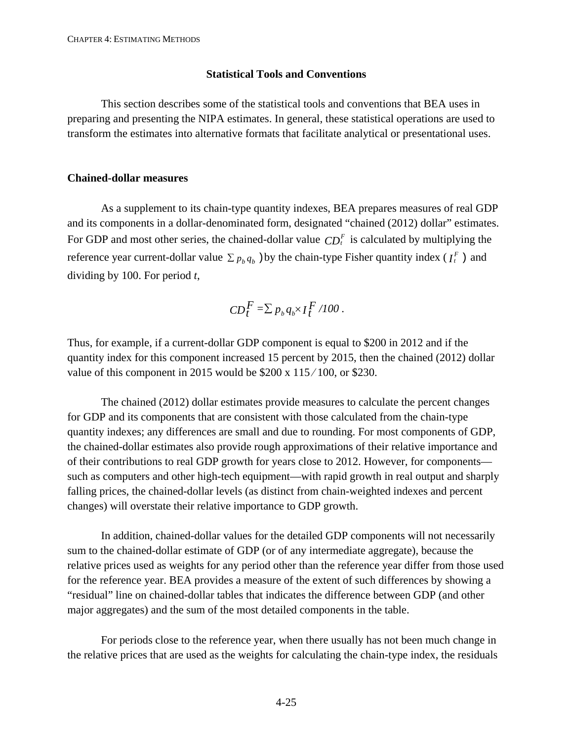## Statistical Tools and Conventions

This section describes some of the statistical tools and conventions that BEA uses in preparing and presenting the NIPA estimates. In general, these statistical operations are used to transform the estimates into alternative formats that facilitate analytical or presentational uses.

### Chained-dollar measures

As a supplement to its chain-type quantity indexes, BEA prepares measures of real GDP and its components in a dollar-denominated form, designated "chained (2012) dollar" estimates. For GDP and most other series, the chained-dollar value $CD_t^F$ is calculated by multiplying the reference year current-dollar value $\sum p_b q_b$ ) by the chain-type Fisher quantity index ( $I_t^F$ ) and dividing by 100. For period *t*,

$$CD_t^F = \sum p_b q_b \times I_t^F / 100 \, .$$

Thus, for example, if a current-dollar GDP component is equal to \$200 in 2012 and if the quantity index for this component increased 15 percent by 2015, then the chained (2012) dollar value of this component in 2015 would be \$200 x 115 ⁄ 100, or \$230.

The chained (2012) dollar estimates provide measures to calculate the percent changes for GDP and its components that are consistent with those calculated from the chain-type quantity indexes; any differences are small and due to rounding. For most components of GDP, the chained-dollar estimates also provide rough approximations of their relative importance and of their contributions to real GDP growth for years close to 2012. However, for components—such as computers and other high-tech equipment—with rapid growth in real output and sharply falling prices, the chained-dollar levels (as distinct from chain-weighted indexes and percent changes) will overstate their relative importance to GDP growth.

In addition, chained-dollar values for the detailed GDP components will not necessarily sum to the chained-dollar estimate of GDP (or of any intermediate aggregate), because the relative prices used as weights for any period other than the reference year differ from those used for the reference year. BEA provides a measure of the extent of such differences by showing a "residual" line on chained-dollar tables that indicates the difference between GDP (and other major aggregates) and the sum of the most detailed components in the table.

For periods close to the reference year, when there usually has not been much change in the relative prices that are used as the weights for calculating the chain-type index, the residuals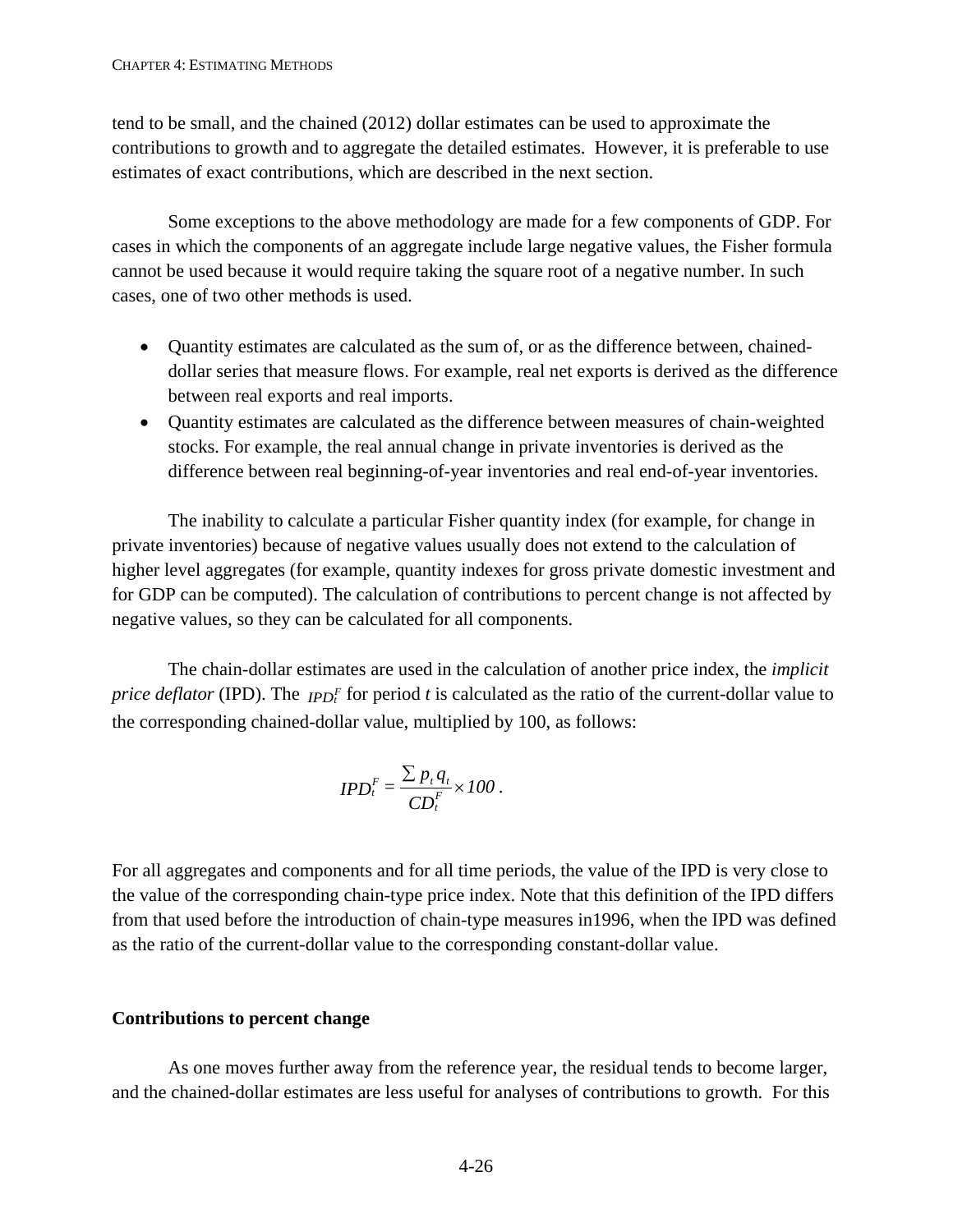tend to be small, and the chained (2012) dollar estimates can be used to approximate the contributions to growth and to aggregate the detailed estimates. However, it is preferable to use estimates of exact contributions, which are described in the next section.

Some exceptions to the above methodology are made for a few components of GDP. For cases in which the components of an aggregate include large negative values, the Fisher formula cannot be used because it would require taking the square root of a negative number. In such cases, one of two other methods is used.

- Quantity estimates are calculated as the sum of, or as the difference between, chained-dollar series that measure flows. For example, real net exports is derived as the difference between real exports and real imports.
- Quantity estimates are calculated as the difference between measures of chain-weighted stocks. For example, the real annual change in private inventories is derived as the difference between real beginning-of-year inventories and real end-of-year inventories.

The inability to calculate a particular Fisher quantity index (for example, for change in private inventories) because of negative values usually does not extend to the calculation of higher level aggregates (for example, quantity indexes for gross private domestic investment and for GDP can be computed). The calculation of contributions to percent change is not affected by negative values, so they can be calculated for all components.

The chain-dollar estimates are used in the calculation of another price index, the *implicit price deflator* (IPD). The $IPD_t^F$ for period *t* is calculated as the ratio of the current-dollar value to the corresponding chained-dollar value, multiplied by 100, as follows:

$$IPD_t^F = \frac{\sum p_t q_t}{CD_t^F} \times 100 \, .$$

For all aggregates and components and for all time periods, the value of the IPD is very close to the value of the corresponding chain-type price index. Note that this definition of the IPD differs from that used before the introduction of chain-type measures in1996, when the IPD was defined as the ratio of the current-dollar value to the corresponding constant-dollar value.

## Contributions to percent change

As one moves further away from the reference year, the residual tends to become larger, and the chained-dollar estimates are less useful for analyses of contributions to growth. For this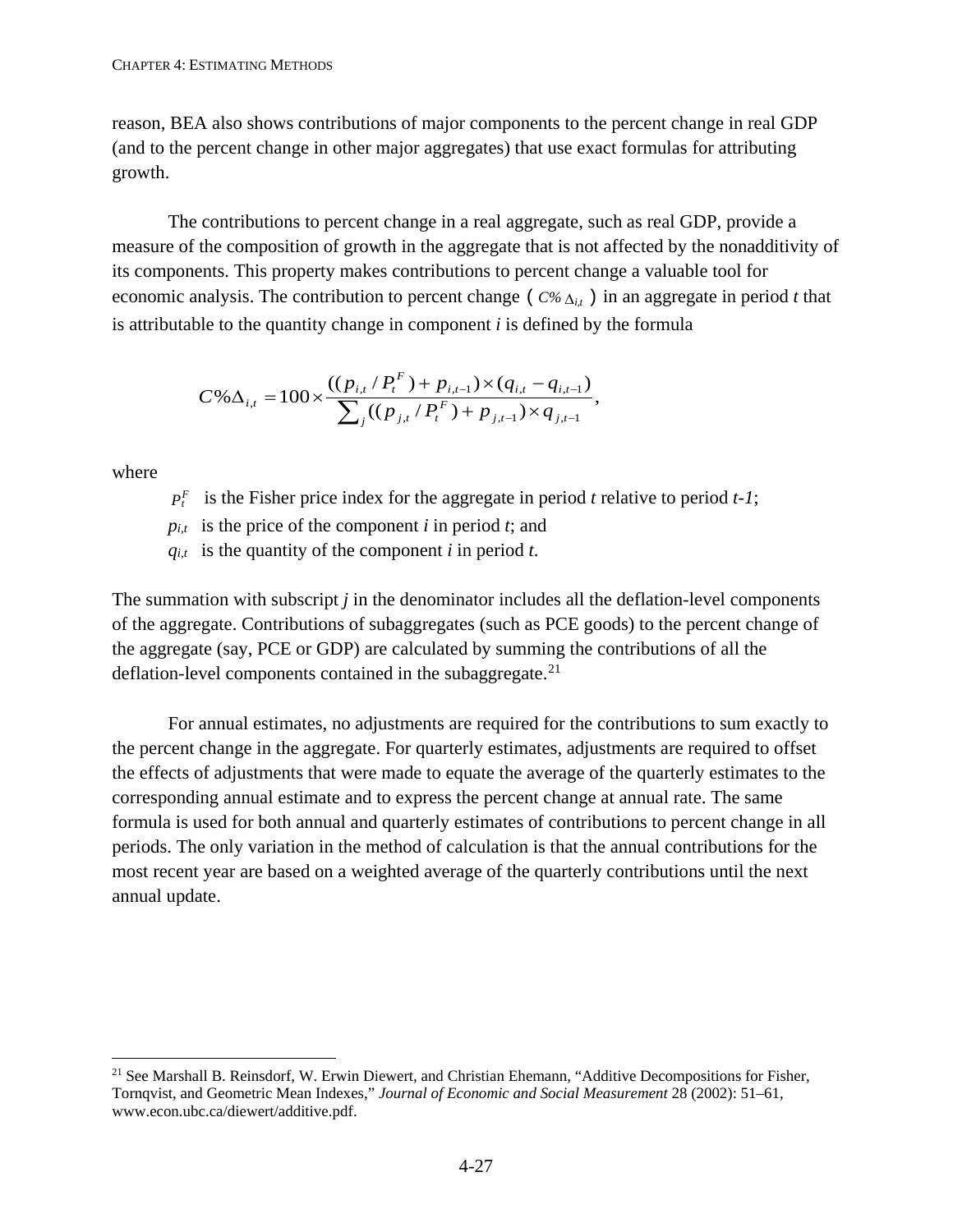reason, BEA also shows contributions of major components to the percent change in real GDP (and to the percent change in other major aggregates) that use exact formulas for attributing growth.

The contributions to percent change in a real aggregate, such as real GDP, provide a measure of the composition of growth in the aggregate that is not affected by the nonadditivity of its components. This property makes contributions to percent change a valuable tool for economic analysis. The contribution to percent change ( $C\%\Delta_{i,t}$ ) in an aggregate in period *t* that is attributable to the quantity change in component *i* is defined by the formula

$$C\%\Delta_{i,t} = 100 \times \frac{((p_{i,t} / P_t^F) + p_{i,t-1}) \times (q_{i,t} - q_{i,t-1})}{\sum_j ((p_{j,t} / P_t^F) + p_{j,t-1}) \times q_{j,t-1}},$$

where

- $P_t^F$ is the Fisher price index for the aggregate in period *t* relative to period *t-1*;
- $p_{i,t}$ is the price of the component *i* in period *t*; and
- $q_{i,t}$ is the quantity of the component *i* in period *t*.

The summation with subscript *j* in the denominator includes all the deflation-level components of the aggregate. Contributions of subaggregates (such as PCE goods) to the percent change of the aggregate (say, PCE or GDP) are calculated by summing the contributions of all the deflation-level components contained in the subaggregate.[21]

For annual estimates, no adjustments are required for the contributions to sum exactly to the percent change in the aggregate. For quarterly estimates, adjustments are required to offset the effects of adjustments that were made to equate the average of the quarterly estimates to the corresponding annual estimate and to express the percent change at annual rate. The same formula is used for both annual and quarterly estimates of contributions to percent change in all periods. The only variation in the method of calculation is that the annual contributions for the most recent year are based on a weighted average of the quarterly contributions until the next annual update.

---

[21] See Marshall B. Reinsdorf, W. Erwin Diewert, and Christian Ehemann, "Additive Decompositions for Fisher, Tornqvist, and Geometric Mean Indexes," *Journal of Economic and Social Measurement* 28 (2002): 51–61, www.econ.ubc.ca/diewert/additive.pdf.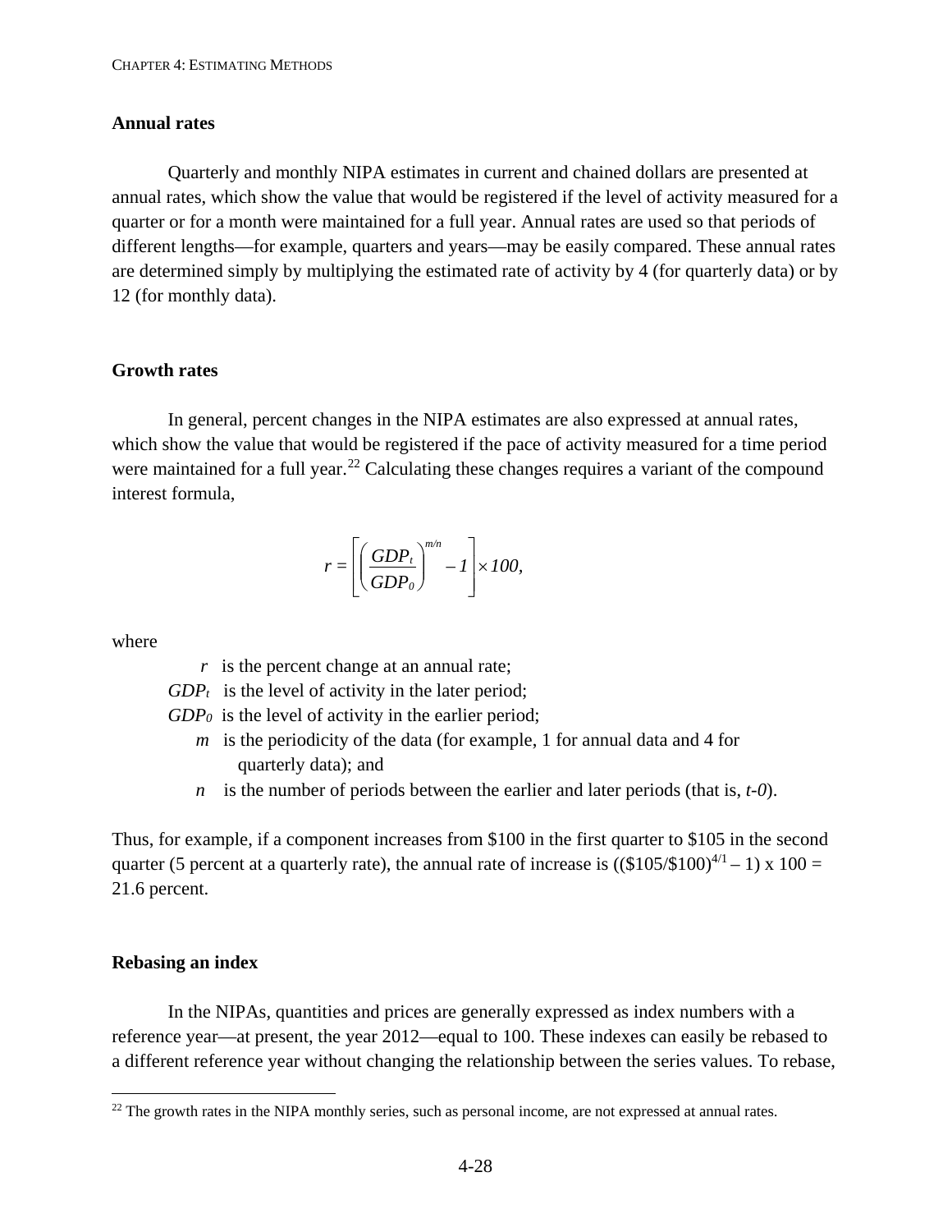### Annual rates

Quarterly and monthly NIPA estimates in current and chained dollars are presented at annual rates, which show the value that would be registered if the level of activity measured for a quarter or for a month were maintained for a full year. Annual rates are used so that periods of different lengths—for example, quarters and years—may be easily compared. These annual rates are determined simply by multiplying the estimated rate of activity by 4 (for quarterly data) or by 12 (for monthly data).

### Growth rates

In general, percent changes in the NIPA estimates are also expressed at annual rates, which show the value that would be registered if the pace of activity measured for a time period were maintained for a full year.[22] Calculating these changes requires a variant of the compound interest formula,

$$r = \left[ \left( \frac{GDP_t}{GDP_0} \right)^{m/n} - 1 \right] \times 100,$$

where

- $r$ is the percent change at an annual rate;
- $GDP_t$ is the level of activity in the later period;
- $GDP_0$ is the level of activity in the earlier period;
- $m$ is the periodicity of the data (for example, 1 for annual data and 4 for quarterly data); and
- $n$ is the number of periods between the earlier and later periods (that is, $t\text{-}0$).

Thus, for example, if a component increases from \$100 in the first quarter to \$105 in the second quarter (5 percent at a quarterly rate), the annual rate of increase is $((\$105/\$100)^{4/1} - 1) \times 100 =$ 21.6 percent.

### Rebasing an index

In the NIPAs, quantities and prices are generally expressed as index numbers with a reference year—at present, the year 2012—equal to 100. These indexes can easily be rebased to a different reference year without changing the relationship between the series values. To rebase,

[22] The growth rates in the NIPA monthly series, such as personal income, are not expressed at annual rates.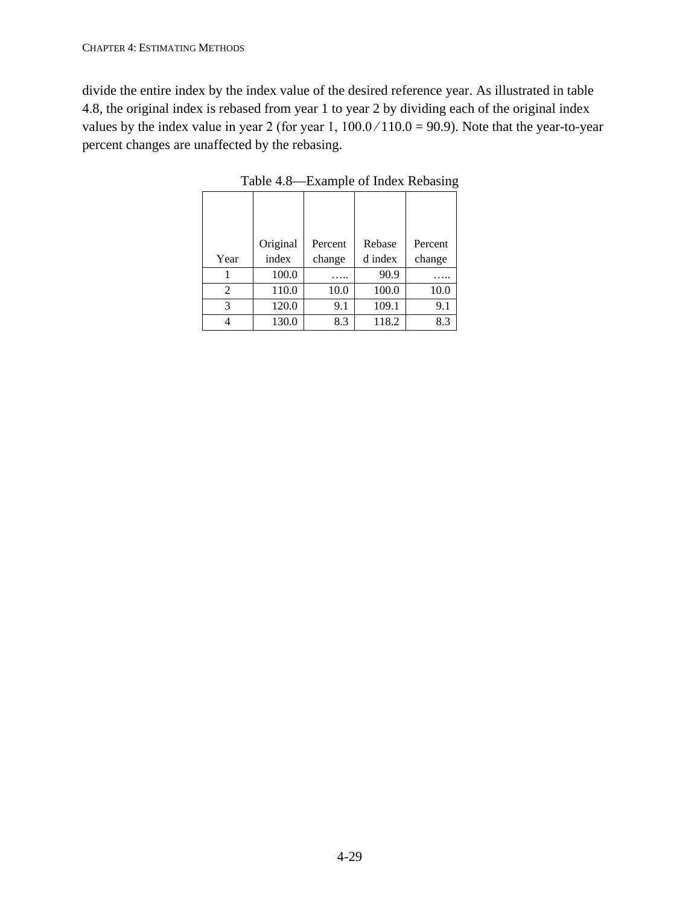divide the entire index by the index value of the desired reference year. As illustrated in table 4.8, the original index is rebased from year 1 to year 2 by dividing each of the original index values by the index value in year 2 (for year 1, 100.0 ⁄ 110.0 = 90.9). Note that the year-to-year percent changes are unaffected by the rebasing.

Table 4.8—Example of Index Rebasing

| Year | Original index | Percent change | Rebased index | Percent change |
|---|---|---|---|---|
| 1 | 100.0 | ….. | 90.9 | ….. |
| 2 | 110.0 | 10.0 | 100.0 | 10.0 |
| 3 | 120.0 | 9.1 | 109.1 | 9.1 |
| 4 | 130.0 | 8.3 | 118.2 | 8.3 |